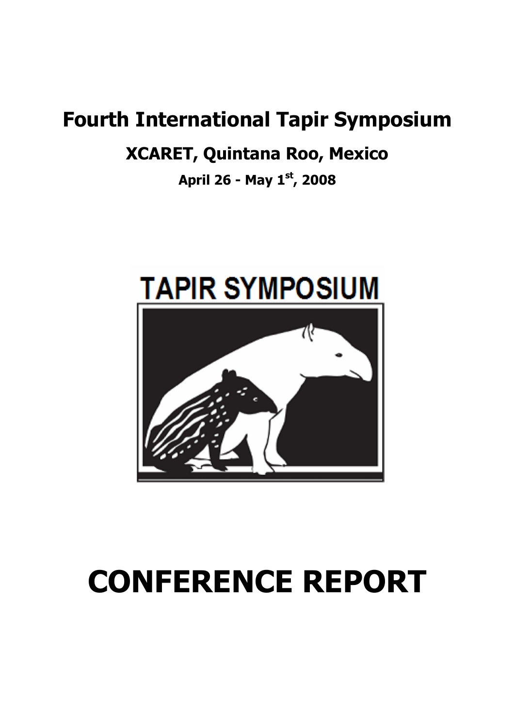# Fourth International Tapir Symposium

## XCARET, Quintana Roo, Mexico

**April 26 - May 1st, 2008**

# CONFERENCE REPORT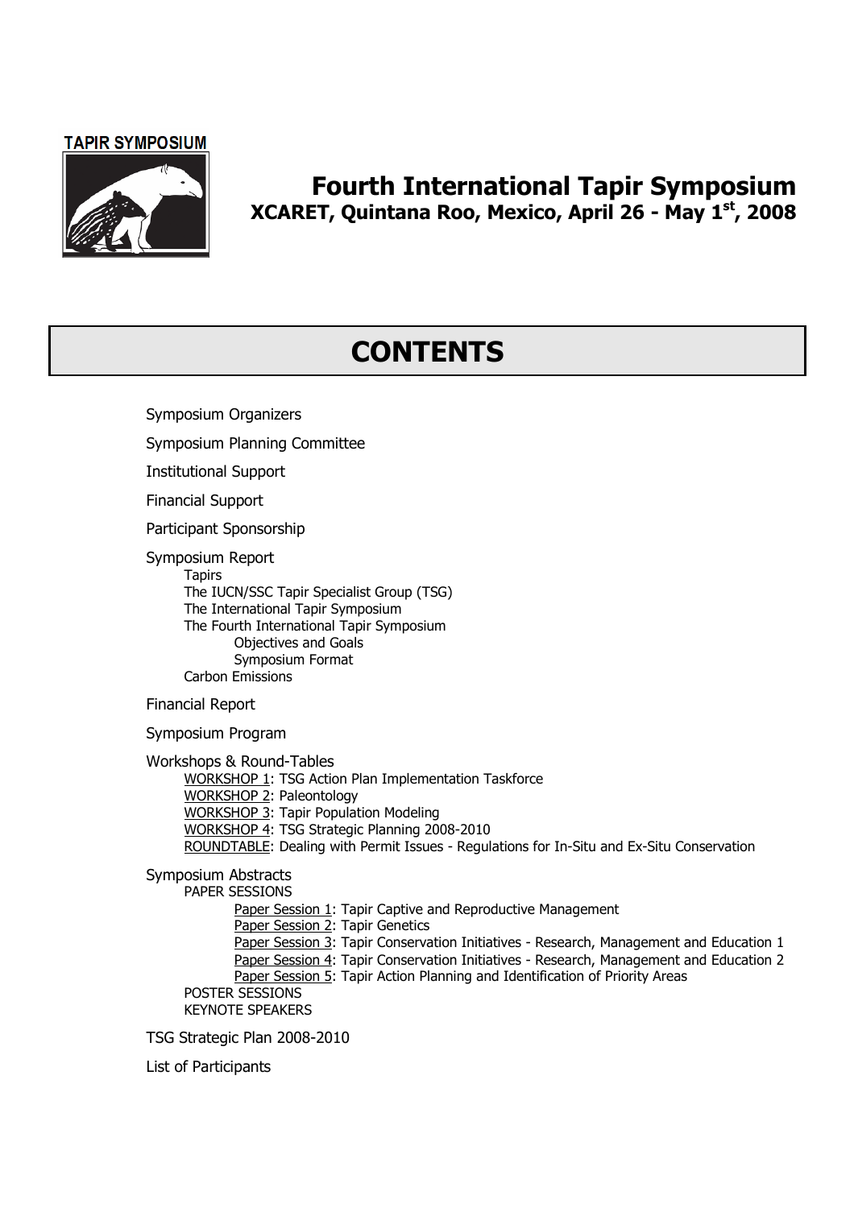TAPIR SYMPOSIUM

# Fourth International Tapir Symposium

**XCARET, Quintana Roo, Mexico, April 26 - May 1st, 2008**

## CONTENTS

- Symposium Organizers
- Symposium Planning Committee
- Institutional Support
- Financial Support
- Participant Sponsorship
- Symposium Report
  - Tapirs
  - The IUCN/SSC Tapir Specialist Group (TSG)
  - The International Tapir Symposium
  - The Fourth International Tapir Symposium
    - Objectives and Goals
    - Symposium Format
  - Carbon Emissions
- Financial Report
- Symposium Program
- Workshops & Round-Tables
  - WORKSHOP 1: TSG Action Plan Implementation Taskforce
  - WORKSHOP 2: Paleontology
  - WORKSHOP 3: Tapir Population Modeling
  - WORKSHOP 4: TSG Strategic Planning 2008-2010
  - ROUNDTABLE: Dealing with Permit Issues - Regulations for In-Situ and Ex-Situ Conservation
- Symposium Abstracts
  - PAPER SESSIONS
    - Paper Session 1: Tapir Captive and Reproductive Management
    - Paper Session 2: Tapir Genetics
    - Paper Session 3: Tapir Conservation Initiatives - Research, Management and Education 1
    - Paper Session 4: Tapir Conservation Initiatives - Research, Management and Education 2
    - Paper Session 5: Tapir Action Planning and Identification of Priority Areas
  - POSTER SESSIONS
  - KEYNOTE SPEAKERS
- TSG Strategic Plan 2008-2010
- List of Participants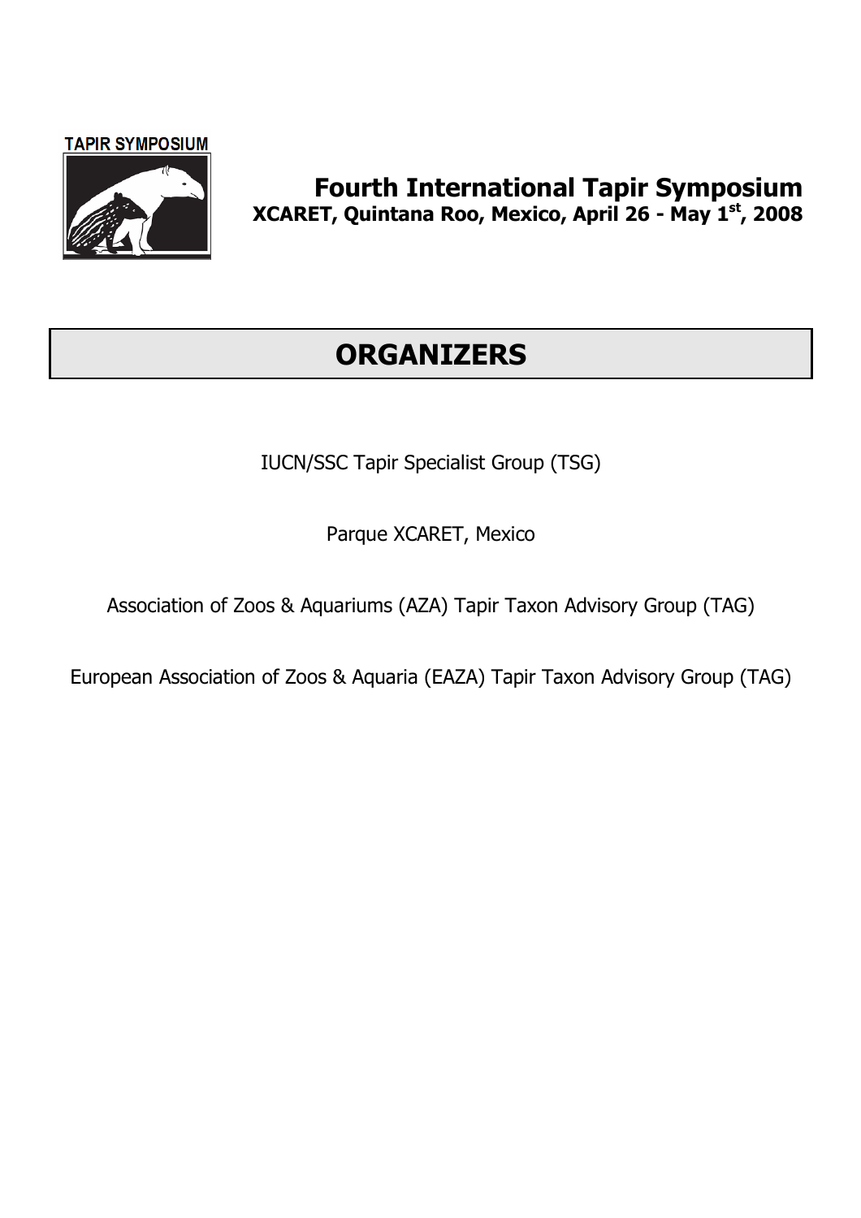TAPIR SYMPOSIUM

**Fourth International Tapir Symposium**
**XCARET, Quintana Roo, Mexico, April 26 - May 1st, 2008**

# ORGANIZERS

IUCN/SSC Tapir Specialist Group (TSG)

Parque XCARET, Mexico

Association of Zoos & Aquariums (AZA) Tapir Taxon Advisory Group (TAG)

European Association of Zoos & Aquaria (EAZA) Tapir Taxon Advisory Group (TAG)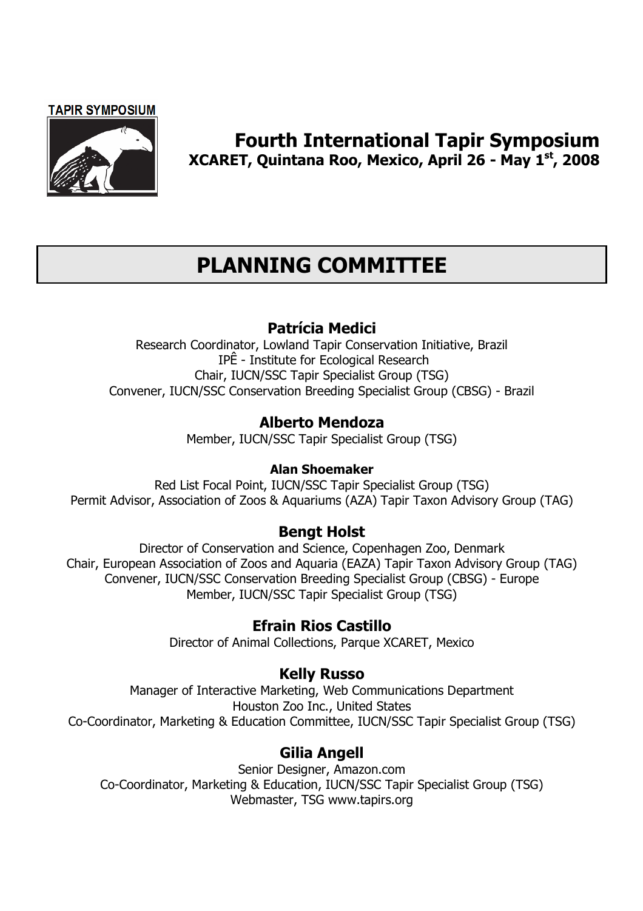TAPIR SYMPOSIUM

# Fourth International Tapir Symposium

**XCARET, Quintana Roo, Mexico, April 26 - May 1st, 2008**

## PLANNING COMMITTEE

### Patrícia Medici

Research Coordinator, Lowland Tapir Conservation Initiative, Brazil
IPÊ - Institute for Ecological Research
Chair, IUCN/SSC Tapir Specialist Group (TSG)
Convener, IUCN/SSC Conservation Breeding Specialist Group (CBSG) - Brazil

### Alberto Mendoza

Member, IUCN/SSC Tapir Specialist Group (TSG)

**Alan Shoemaker**

Red List Focal Point, IUCN/SSC Tapir Specialist Group (TSG)
Permit Advisor, Association of Zoos & Aquariums (AZA) Tapir Taxon Advisory Group (TAG)

### Bengt Holst

Director of Conservation and Science, Copenhagen Zoo, Denmark
Chair, European Association of Zoos and Aquaria (EAZA) Tapir Taxon Advisory Group (TAG)
Convener, IUCN/SSC Conservation Breeding Specialist Group (CBSG) - Europe
Member, IUCN/SSC Tapir Specialist Group (TSG)

### Efrain Rios Castillo

Director of Animal Collections, Parque XCARET, Mexico

### Kelly Russo

Manager of Interactive Marketing, Web Communications Department
Houston Zoo Inc., United States
Co-Coordinator, Marketing & Education Committee, IUCN/SSC Tapir Specialist Group (TSG)

### Gilia Angell

Senior Designer, Amazon.com
Co-Coordinator, Marketing & Education, IUCN/SSC Tapir Specialist Group (TSG)
Webmaster, TSG www.tapirs.org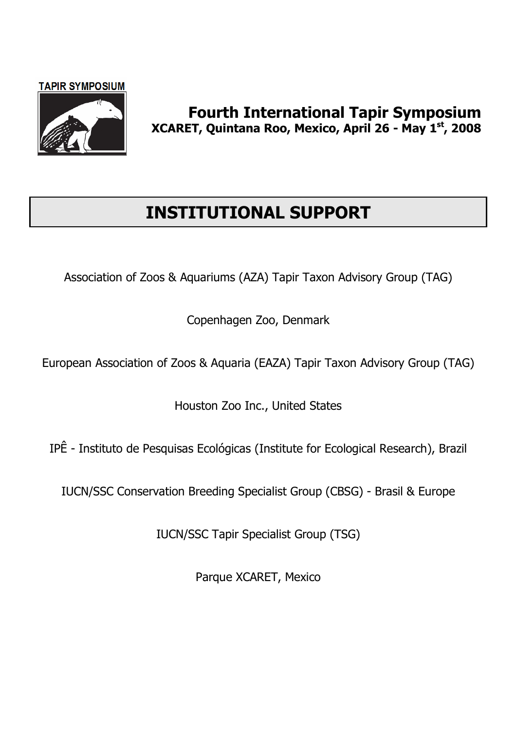TAPIR SYMPOSIUM

**Fourth International Tapir Symposium**
**XCARET, Quintana Roo, Mexico, April 26 - May 1st, 2008**

# INSTITUTIONAL SUPPORT

Association of Zoos & Aquariums (AZA) Tapir Taxon Advisory Group (TAG)

Copenhagen Zoo, Denmark

European Association of Zoos & Aquaria (EAZA) Tapir Taxon Advisory Group (TAG)

Houston Zoo Inc., United States

IPÊ - Instituto de Pesquisas Ecológicas (Institute for Ecological Research), Brazil

IUCN/SSC Conservation Breeding Specialist Group (CBSG) - Brasil & Europe

IUCN/SSC Tapir Specialist Group (TSG)

Parque XCARET, Mexico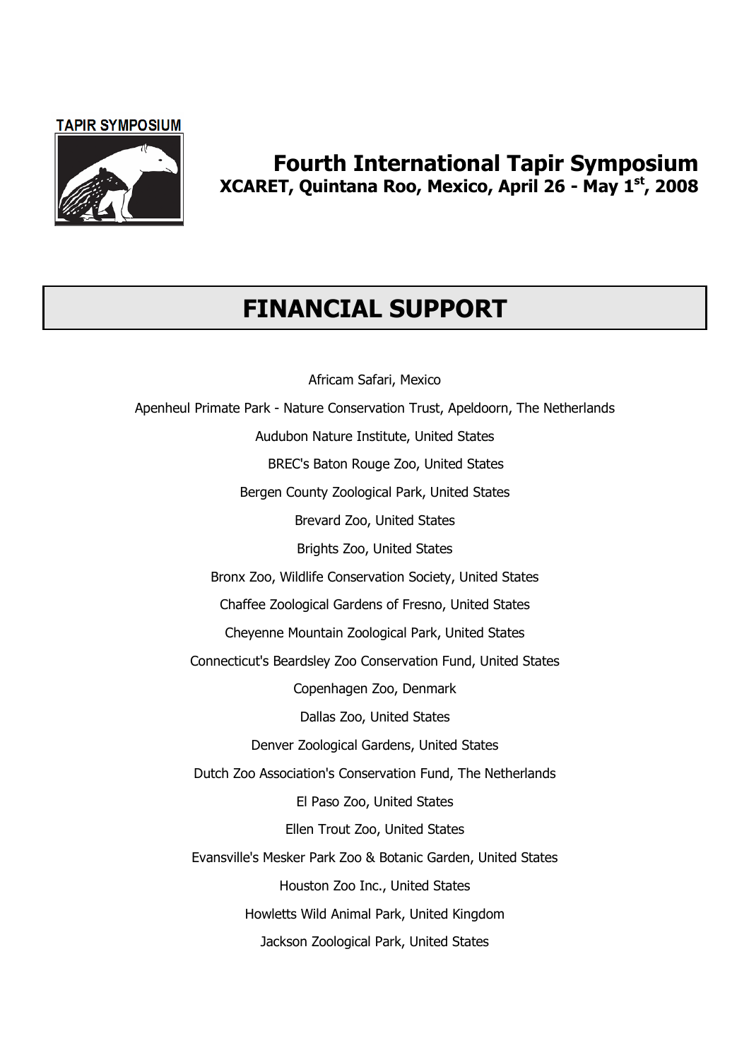TAPIR SYMPOSIUM

# Fourth International Tapir Symposium

**XCARET, Quintana Roo, Mexico, April 26 - May 1st, 2008**

## FINANCIAL SUPPORT

Africam Safari, Mexico

Apenheul Primate Park - Nature Conservation Trust, Apeldoorn, The Netherlands

Audubon Nature Institute, United States

BREC's Baton Rouge Zoo, United States

Bergen County Zoological Park, United States

Brevard Zoo, United States

Brights Zoo, United States

Bronx Zoo, Wildlife Conservation Society, United States

Chaffee Zoological Gardens of Fresno, United States

Cheyenne Mountain Zoological Park, United States

Connecticut's Beardsley Zoo Conservation Fund, United States

Copenhagen Zoo, Denmark

Dallas Zoo, United States

Denver Zoological Gardens, United States

Dutch Zoo Association's Conservation Fund, The Netherlands

El Paso Zoo, United States

Ellen Trout Zoo, United States

Evansville's Mesker Park Zoo & Botanic Garden, United States

Houston Zoo Inc., United States

Howletts Wild Animal Park, United Kingdom

Jackson Zoological Park, United States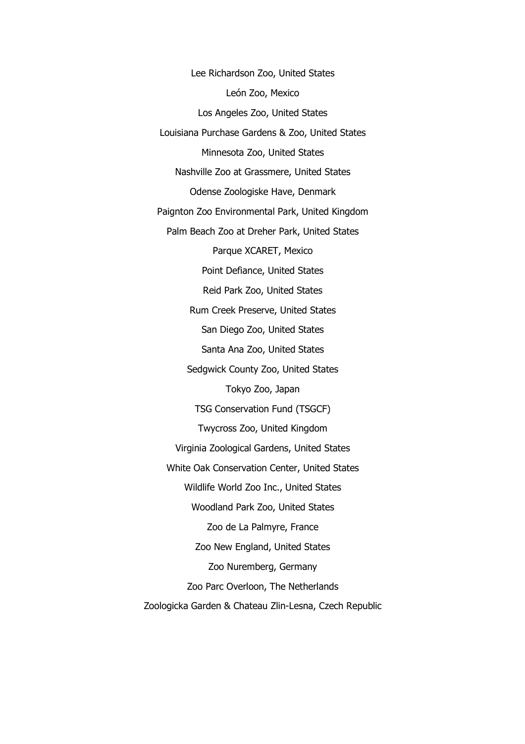Lee Richardson Zoo, United States

León Zoo, Mexico

Los Angeles Zoo, United States

Louisiana Purchase Gardens & Zoo, United States

Minnesota Zoo, United States

Nashville Zoo at Grassmere, United States

Odense Zoologiske Have, Denmark

Paignton Zoo Environmental Park, United Kingdom

Palm Beach Zoo at Dreher Park, United States

Parque XCARET, Mexico

Point Defiance, United States

Reid Park Zoo, United States

Rum Creek Preserve, United States

San Diego Zoo, United States

Santa Ana Zoo, United States

Sedgwick County Zoo, United States

Tokyo Zoo, Japan

TSG Conservation Fund (TSGCF)

Twycross Zoo, United Kingdom

Virginia Zoological Gardens, United States

White Oak Conservation Center, United States

Wildlife World Zoo Inc., United States

Woodland Park Zoo, United States

Zoo de La Palmyre, France

Zoo New England, United States

Zoo Nuremberg, Germany

Zoo Parc Overloon, The Netherlands

Zoologicka Garden & Chateau Zlin-Lesna, Czech Republic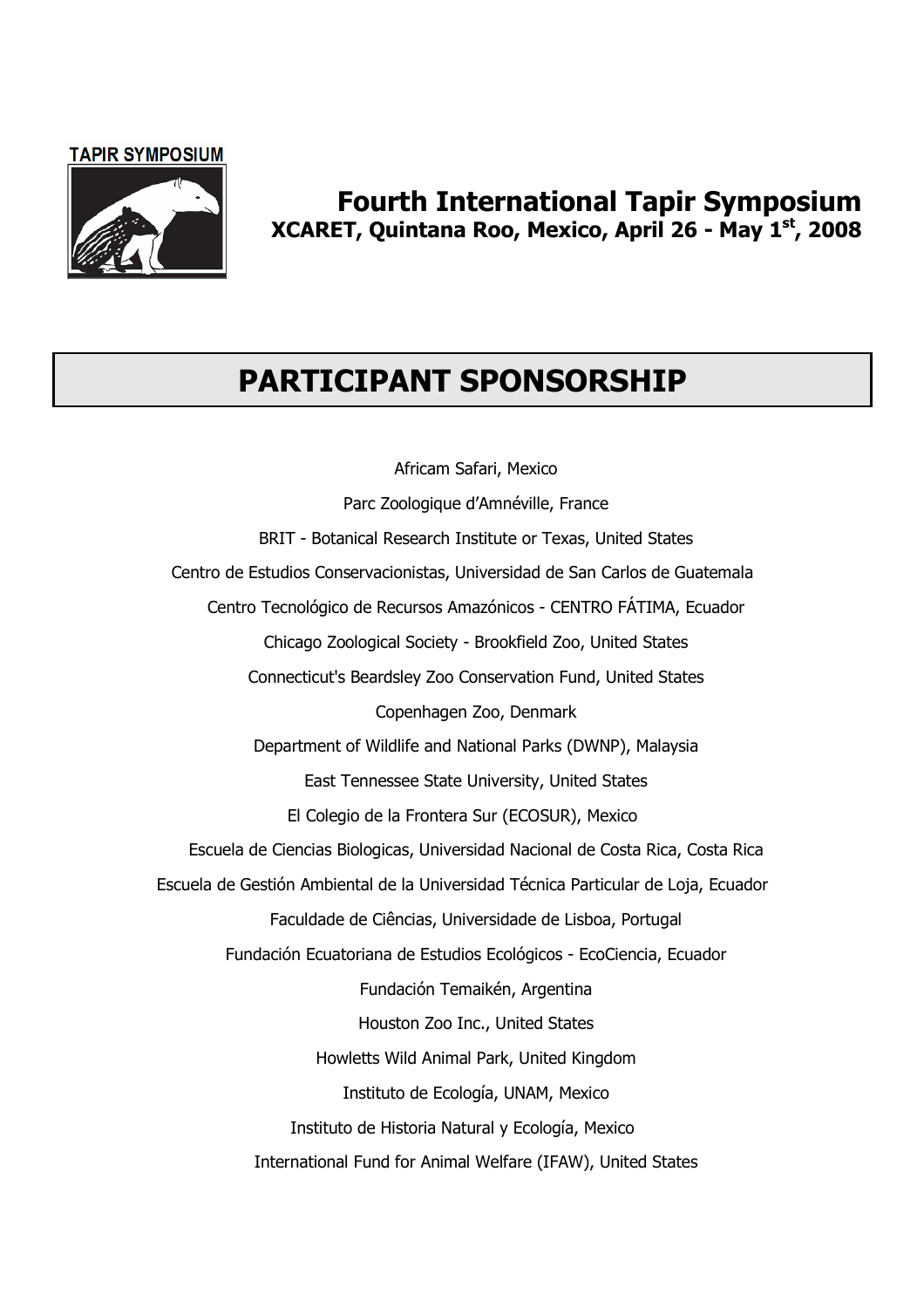TAPIR SYMPOSIUM

# Fourth International Tapir Symposium

**XCARET, Quintana Roo, Mexico, April 26 - May 1st, 2008**

## PARTICIPANT SPONSORSHIP

Africam Safari, Mexico

Parc Zoologique d'Amnéville, France

BRIT - Botanical Research Institute or Texas, United States

Centro de Estudios Conservacionistas, Universidad de San Carlos de Guatemala

Centro Tecnológico de Recursos Amazónicos - CENTRO FÁTIMA, Ecuador

Chicago Zoological Society - Brookfield Zoo, United States

Connecticut's Beardsley Zoo Conservation Fund, United States

Copenhagen Zoo, Denmark

Department of Wildlife and National Parks (DWNP), Malaysia

East Tennessee State University, United States

El Colegio de la Frontera Sur (ECOSUR), Mexico

Escuela de Ciencias Biologicas, Universidad Nacional de Costa Rica, Costa Rica

Escuela de Gestión Ambiental de la Universidad Técnica Particular de Loja, Ecuador

Faculdade de Ciências, Universidade de Lisboa, Portugal

Fundación Ecuatoriana de Estudios Ecológicos - EcoCiencia, Ecuador

Fundación Temaikén, Argentina

Houston Zoo Inc., United States

Howletts Wild Animal Park, United Kingdom

Instituto de Ecología, UNAM, Mexico

Instituto de Historia Natural y Ecología, Mexico

International Fund for Animal Welfare (IFAW), United States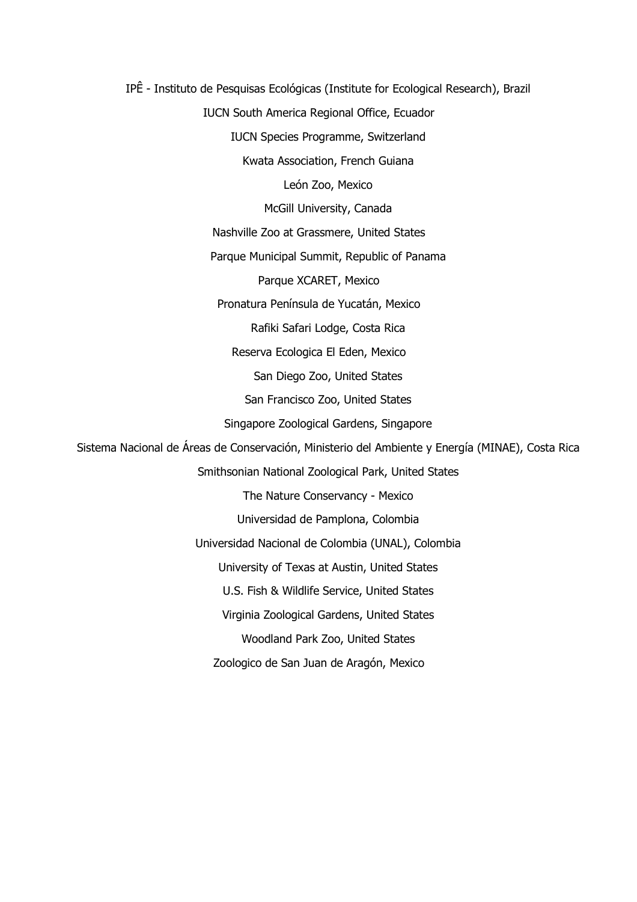IPÊ - Instituto de Pesquisas Ecológicas (Institute for Ecological Research), Brazil

IUCN South America Regional Office, Ecuador

IUCN Species Programme, Switzerland

Kwata Association, French Guiana

León Zoo, Mexico

McGill University, Canada

Nashville Zoo at Grassmere, United States

Parque Municipal Summit, Republic of Panama

Parque XCARET, Mexico

Pronatura Península de Yucatán, Mexico

Rafiki Safari Lodge, Costa Rica

Reserva Ecologica El Eden, Mexico

San Diego Zoo, United States

San Francisco Zoo, United States

Singapore Zoological Gardens, Singapore

Sistema Nacional de Áreas de Conservación, Ministerio del Ambiente y Energía (MINAE), Costa Rica

Smithsonian National Zoological Park, United States

The Nature Conservancy - Mexico

Universidad de Pamplona, Colombia

Universidad Nacional de Colombia (UNAL), Colombia

University of Texas at Austin, United States

U.S. Fish & Wildlife Service, United States

Virginia Zoological Gardens, United States

Woodland Park Zoo, United States

Zoologico de San Juan de Aragón, Mexico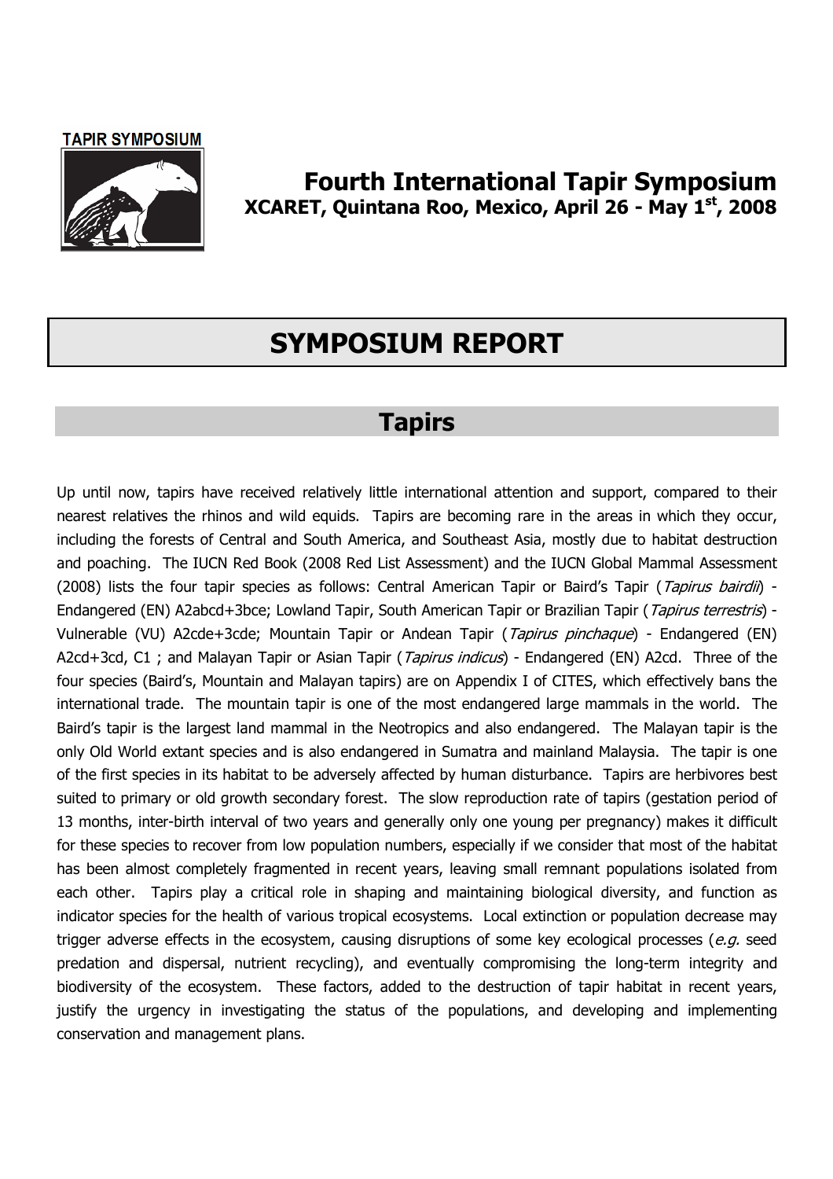**TAPIR SYMPOSIUM**

## Fourth International Tapir Symposium

**XCARET, Quintana Roo, Mexico, April 26 - May 1st, 2008**

# SYMPOSIUM REPORT

## Tapirs

Up until now, tapirs have received relatively little international attention and support, compared to their nearest relatives the rhinos and wild equids. Tapirs are becoming rare in the areas in which they occur, including the forests of Central and South America, and Southeast Asia, mostly due to habitat destruction and poaching. The IUCN Red Book (2008 Red List Assessment) and the IUCN Global Mammal Assessment (2008) lists the four tapir species as follows: Central American Tapir or Baird's Tapir (*Tapirus bairdii*) - Endangered (EN) A2abcd+3bce; Lowland Tapir, South American Tapir or Brazilian Tapir (*Tapirus terrestris*) - Vulnerable (VU) A2cde+3cde; Mountain Tapir or Andean Tapir (*Tapirus pinchaque*) - Endangered (EN) A2cd+3cd, C1 ; and Malayan Tapir or Asian Tapir (*Tapirus indicus*) - Endangered (EN) A2cd. Three of the four species (Baird's, Mountain and Malayan tapirs) are on Appendix I of CITES, which effectively bans the international trade. The mountain tapir is one of the most endangered large mammals in the world. The Baird's tapir is the largest land mammal in the Neotropics and also endangered. The Malayan tapir is the only Old World extant species and is also endangered in Sumatra and mainland Malaysia. The tapir is one of the first species in its habitat to be adversely affected by human disturbance. Tapirs are herbivores best suited to primary or old growth secondary forest. The slow reproduction rate of tapirs (gestation period of 13 months, inter-birth interval of two years and generally only one young per pregnancy) makes it difficult for these species to recover from low population numbers, especially if we consider that most of the habitat has been almost completely fragmented in recent years, leaving small remnant populations isolated from each other. Tapirs play a critical role in shaping and maintaining biological diversity, and function as indicator species for the health of various tropical ecosystems. Local extinction or population decrease may trigger adverse effects in the ecosystem, causing disruptions of some key ecological processes (*e.g.* seed predation and dispersal, nutrient recycling), and eventually compromising the long-term integrity and biodiversity of the ecosystem. These factors, added to the destruction of tapir habitat in recent years, justify the urgency in investigating the status of the populations, and developing and implementing conservation and management plans.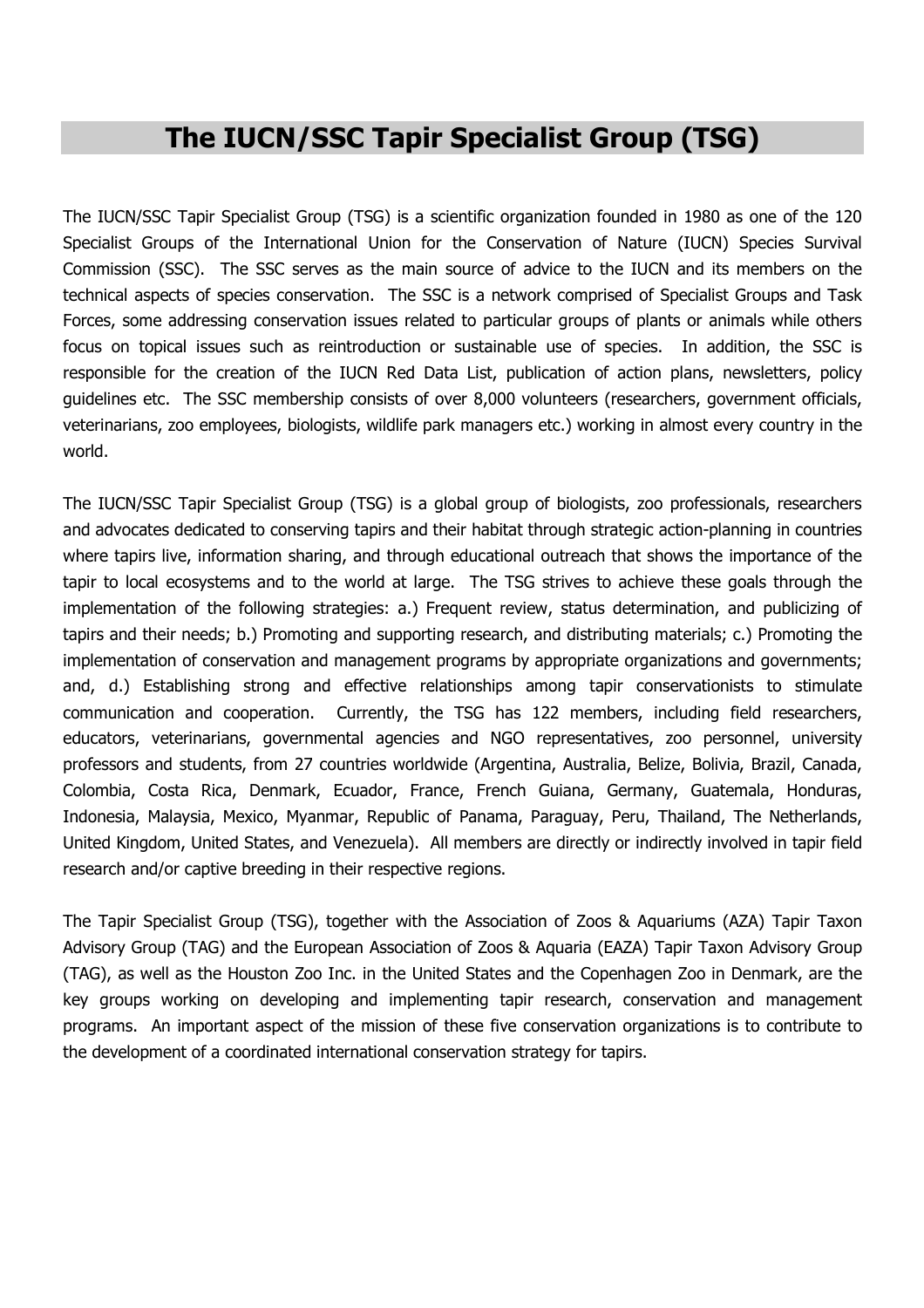# The IUCN/SSC Tapir Specialist Group (TSG)

The IUCN/SSC Tapir Specialist Group (TSG) is a scientific organization founded in 1980 as one of the 120 Specialist Groups of the International Union for the Conservation of Nature (IUCN) Species Survival Commission (SSC). The SSC serves as the main source of advice to the IUCN and its members on the technical aspects of species conservation. The SSC is a network comprised of Specialist Groups and Task Forces, some addressing conservation issues related to particular groups of plants or animals while others focus on topical issues such as reintroduction or sustainable use of species. In addition, the SSC is responsible for the creation of the IUCN Red Data List, publication of action plans, newsletters, policy guidelines etc. The SSC membership consists of over 8,000 volunteers (researchers, government officials, veterinarians, zoo employees, biologists, wildlife park managers etc.) working in almost every country in the world.

The IUCN/SSC Tapir Specialist Group (TSG) is a global group of biologists, zoo professionals, researchers and advocates dedicated to conserving tapirs and their habitat through strategic action-planning in countries where tapirs live, information sharing, and through educational outreach that shows the importance of the tapir to local ecosystems and to the world at large. The TSG strives to achieve these goals through the implementation of the following strategies: a.) Frequent review, status determination, and publicizing of tapirs and their needs; b.) Promoting and supporting research, and distributing materials; c.) Promoting the implementation of conservation and management programs by appropriate organizations and governments; and, d.) Establishing strong and effective relationships among tapir conservationists to stimulate communication and cooperation. Currently, the TSG has 122 members, including field researchers, educators, veterinarians, governmental agencies and NGO representatives, zoo personnel, university professors and students, from 27 countries worldwide (Argentina, Australia, Belize, Bolivia, Brazil, Canada, Colombia, Costa Rica, Denmark, Ecuador, France, French Guiana, Germany, Guatemala, Honduras, Indonesia, Malaysia, Mexico, Myanmar, Republic of Panama, Paraguay, Peru, Thailand, The Netherlands, United Kingdom, United States, and Venezuela). All members are directly or indirectly involved in tapir field research and/or captive breeding in their respective regions.

The Tapir Specialist Group (TSG), together with the Association of Zoos & Aquariums (AZA) Tapir Taxon Advisory Group (TAG) and the European Association of Zoos & Aquaria (EAZA) Tapir Taxon Advisory Group (TAG), as well as the Houston Zoo Inc. in the United States and the Copenhagen Zoo in Denmark, are the key groups working on developing and implementing tapir research, conservation and management programs. An important aspect of the mission of these five conservation organizations is to contribute to the development of a coordinated international conservation strategy for tapirs.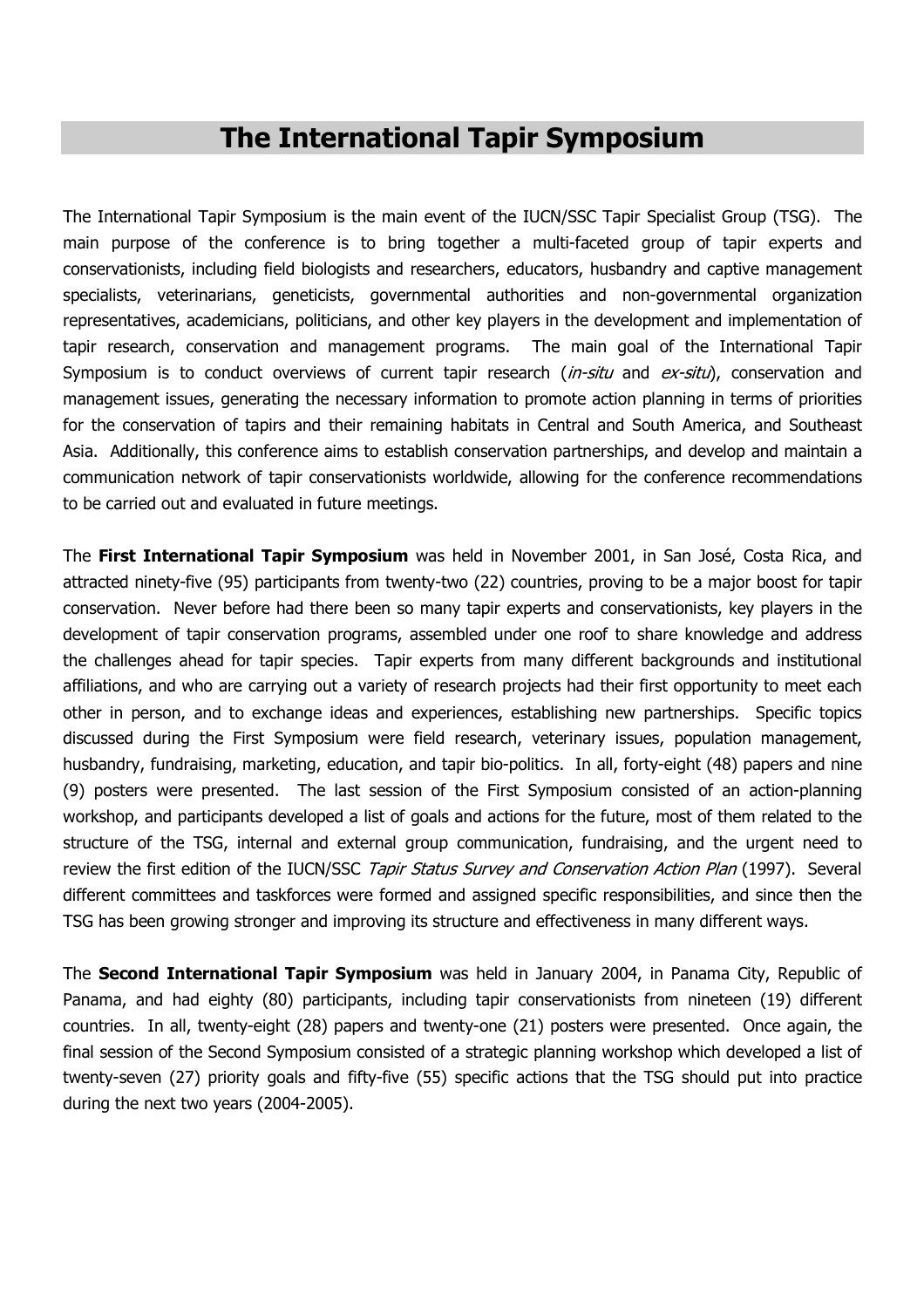# The International Tapir Symposium

The International Tapir Symposium is the main event of the IUCN/SSC Tapir Specialist Group (TSG). The main purpose of the conference is to bring together a multi-faceted group of tapir experts and conservationists, including field biologists and researchers, educators, husbandry and captive management specialists, veterinarians, geneticists, governmental authorities and non-governmental organization representatives, academicians, politicians, and other key players in the development and implementation of tapir research, conservation and management programs. The main goal of the International Tapir Symposium is to conduct overviews of current tapir research (*in-situ* and *ex-situ*), conservation and management issues, generating the necessary information to promote action planning in terms of priorities for the conservation of tapirs and their remaining habitats in Central and South America, and Southeast Asia. Additionally, this conference aims to establish conservation partnerships, and develop and maintain a communication network of tapir conservationists worldwide, allowing for the conference recommendations to be carried out and evaluated in future meetings.

The **First International Tapir Symposium** was held in November 2001, in San José, Costa Rica, and attracted ninety-five (95) participants from twenty-two (22) countries, proving to be a major boost for tapir conservation. Never before had there been so many tapir experts and conservationists, key players in the development of tapir conservation programs, assembled under one roof to share knowledge and address the challenges ahead for tapir species. Tapir experts from many different backgrounds and institutional affiliations, and who are carrying out a variety of research projects had their first opportunity to meet each other in person, and to exchange ideas and experiences, establishing new partnerships. Specific topics discussed during the First Symposium were field research, veterinary issues, population management, husbandry, fundraising, marketing, education, and tapir bio-politics. In all, forty-eight (48) papers and nine (9) posters were presented. The last session of the First Symposium consisted of an action-planning workshop, and participants developed a list of goals and actions for the future, most of them related to the structure of the TSG, internal and external group communication, fundraising, and the urgent need to review the first edition of the IUCN/SSC *Tapir Status Survey and Conservation Action Plan* (1997). Several different committees and taskforces were formed and assigned specific responsibilities, and since then the TSG has been growing stronger and improving its structure and effectiveness in many different ways.

The **Second International Tapir Symposium** was held in January 2004, in Panama City, Republic of Panama, and had eighty (80) participants, including tapir conservationists from nineteen (19) different countries. In all, twenty-eight (28) papers and twenty-one (21) posters were presented. Once again, the final session of the Second Symposium consisted of a strategic planning workshop which developed a list of twenty-seven (27) priority goals and fifty-five (55) specific actions that the TSG should put into practice during the next two years (2004-2005).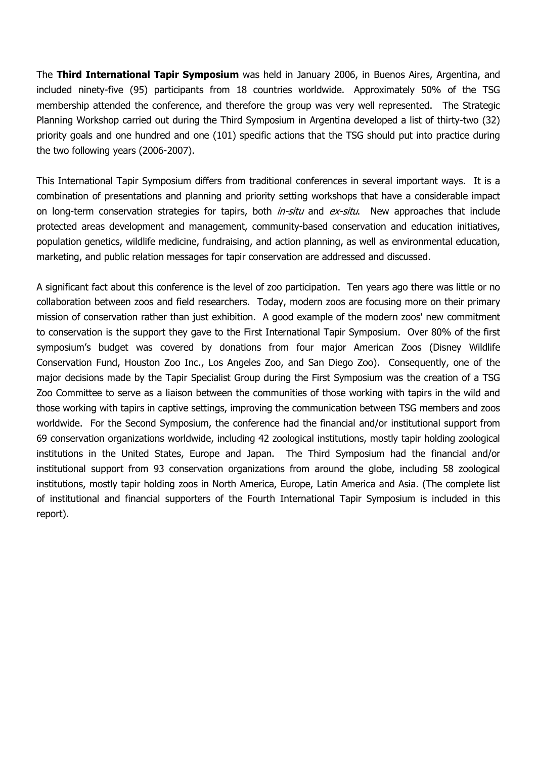The **Third International Tapir Symposium** was held in January 2006, in Buenos Aires, Argentina, and included ninety-five (95) participants from 18 countries worldwide. Approximately 50% of the TSG membership attended the conference, and therefore the group was very well represented. The Strategic Planning Workshop carried out during the Third Symposium in Argentina developed a list of thirty-two (32) priority goals and one hundred and one (101) specific actions that the TSG should put into practice during the two following years (2006-2007).

This International Tapir Symposium differs from traditional conferences in several important ways. It is a combination of presentations and planning and priority setting workshops that have a considerable impact on long-term conservation strategies for tapirs, both *in-situ* and *ex-situ*. New approaches that include protected areas development and management, community-based conservation and education initiatives, population genetics, wildlife medicine, fundraising, and action planning, as well as environmental education, marketing, and public relation messages for tapir conservation are addressed and discussed.

A significant fact about this conference is the level of zoo participation. Ten years ago there was little or no collaboration between zoos and field researchers. Today, modern zoos are focusing more on their primary mission of conservation rather than just exhibition. A good example of the modern zoos' new commitment to conservation is the support they gave to the First International Tapir Symposium. Over 80% of the first symposium's budget was covered by donations from four major American Zoos (Disney Wildlife Conservation Fund, Houston Zoo Inc., Los Angeles Zoo, and San Diego Zoo). Consequently, one of the major decisions made by the Tapir Specialist Group during the First Symposium was the creation of a TSG Zoo Committee to serve as a liaison between the communities of those working with tapirs in the wild and those working with tapirs in captive settings, improving the communication between TSG members and zoos worldwide. For the Second Symposium, the conference had the financial and/or institutional support from 69 conservation organizations worldwide, including 42 zoological institutions, mostly tapir holding zoological institutions in the United States, Europe and Japan. The Third Symposium had the financial and/or institutional support from 93 conservation organizations from around the globe, including 58 zoological institutions, mostly tapir holding zoos in North America, Europe, Latin America and Asia. (The complete list of institutional and financial supporters of the Fourth International Tapir Symposium is included in this report).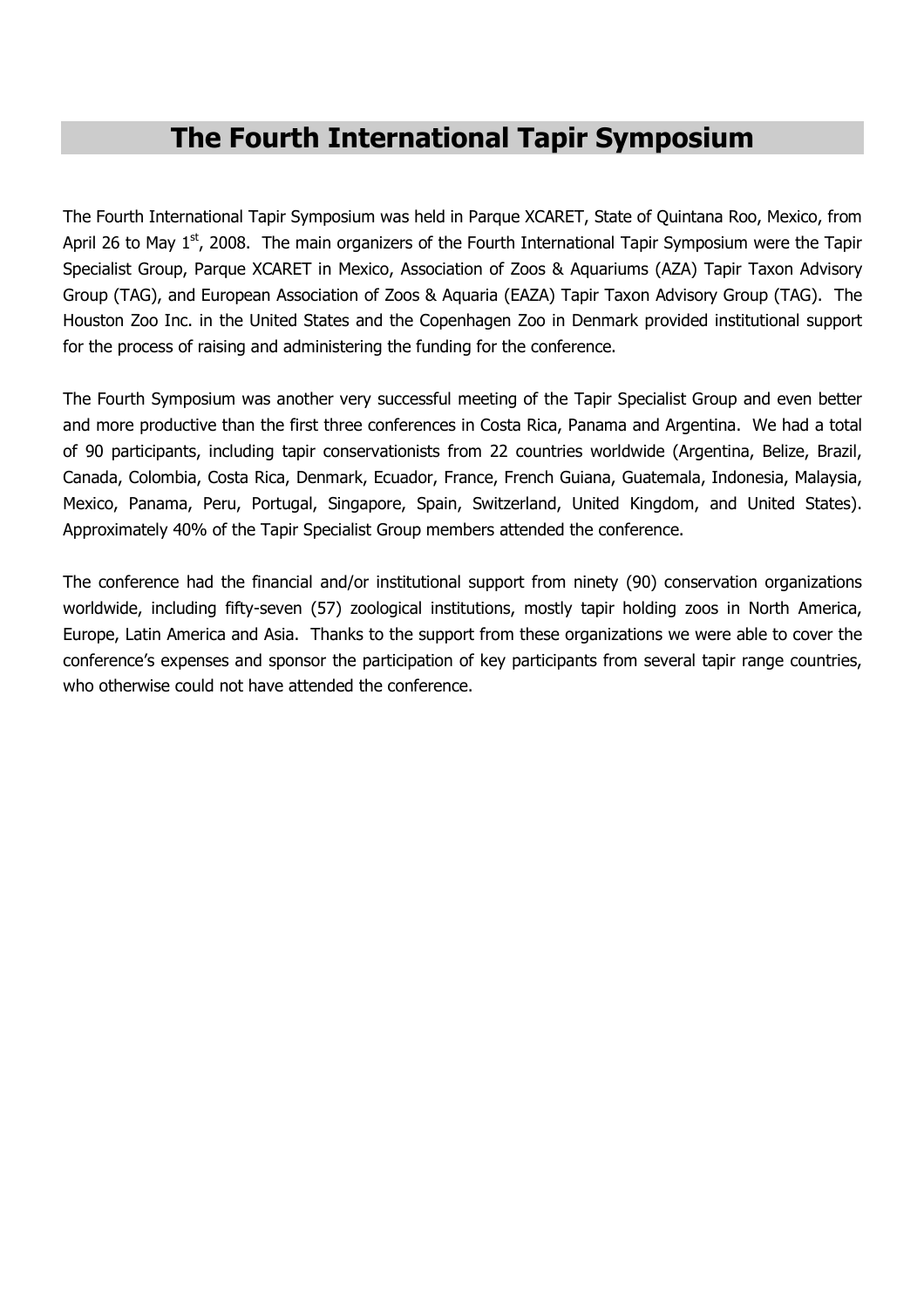# The Fourth International Tapir Symposium

The Fourth International Tapir Symposium was held in Parque XCARET, State of Quintana Roo, Mexico, from April 26 to May 1st, 2008. The main organizers of the Fourth International Tapir Symposium were the Tapir Specialist Group, Parque XCARET in Mexico, Association of Zoos & Aquariums (AZA) Tapir Taxon Advisory Group (TAG), and European Association of Zoos & Aquaria (EAZA) Tapir Taxon Advisory Group (TAG). The Houston Zoo Inc. in the United States and the Copenhagen Zoo in Denmark provided institutional support for the process of raising and administering the funding for the conference.

The Fourth Symposium was another very successful meeting of the Tapir Specialist Group and even better and more productive than the first three conferences in Costa Rica, Panama and Argentina. We had a total of 90 participants, including tapir conservationists from 22 countries worldwide (Argentina, Belize, Brazil, Canada, Colombia, Costa Rica, Denmark, Ecuador, France, French Guiana, Guatemala, Indonesia, Malaysia, Mexico, Panama, Peru, Portugal, Singapore, Spain, Switzerland, United Kingdom, and United States). Approximately 40% of the Tapir Specialist Group members attended the conference.

The conference had the financial and/or institutional support from ninety (90) conservation organizations worldwide, including fifty-seven (57) zoological institutions, mostly tapir holding zoos in North America, Europe, Latin America and Asia. Thanks to the support from these organizations we were able to cover the conference's expenses and sponsor the participation of key participants from several tapir range countries, who otherwise could not have attended the conference.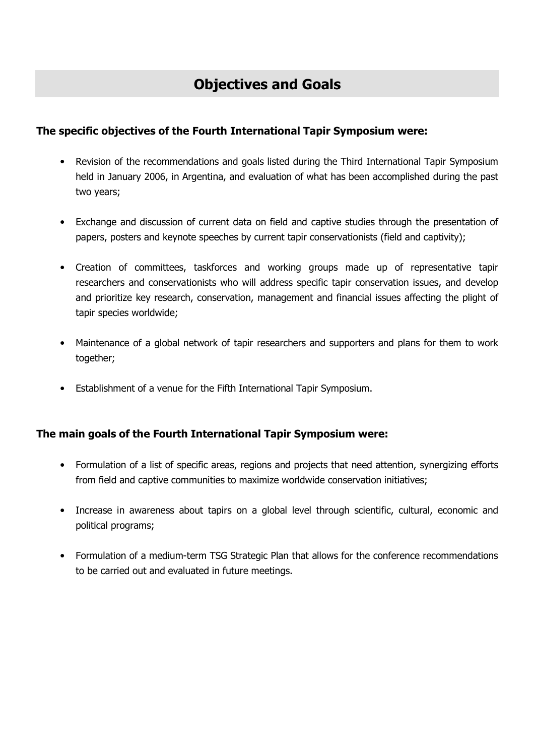# Objectives and Goals

**The specific objectives of the Fourth International Tapir Symposium were:**

- Revision of the recommendations and goals listed during the Third International Tapir Symposium held in January 2006, in Argentina, and evaluation of what has been accomplished during the past two years;
- Exchange and discussion of current data on field and captive studies through the presentation of papers, posters and keynote speeches by current tapir conservationists (field and captivity);
- Creation of committees, taskforces and working groups made up of representative tapir researchers and conservationists who will address specific tapir conservation issues, and develop and prioritize key research, conservation, management and financial issues affecting the plight of tapir species worldwide;
- Maintenance of a global network of tapir researchers and supporters and plans for them to work together;
- Establishment of a venue for the Fifth International Tapir Symposium.

**The main goals of the Fourth International Tapir Symposium were:**

- Formulation of a list of specific areas, regions and projects that need attention, synergizing efforts from field and captive communities to maximize worldwide conservation initiatives;
- Increase in awareness about tapirs on a global level through scientific, cultural, economic and political programs;
- Formulation of a medium-term TSG Strategic Plan that allows for the conference recommendations to be carried out and evaluated in future meetings.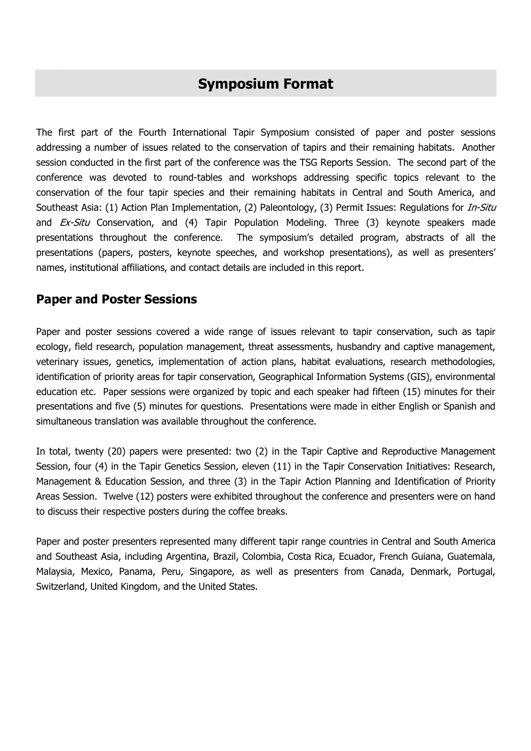# Symposium Format

The first part of the Fourth International Tapir Symposium consisted of paper and poster sessions addressing a number of issues related to the conservation of tapirs and their remaining habitats. Another session conducted in the first part of the conference was the TSG Reports Session. The second part of the conference was devoted to round-tables and workshops addressing specific topics relevant to the conservation of the four tapir species and their remaining habitats in Central and South America, and Southeast Asia: (1) Action Plan Implementation, (2) Paleontology, (3) Permit Issues: Regulations for *In-Situ* and *Ex-Situ* Conservation, and (4) Tapir Population Modeling. Three (3) keynote speakers made presentations throughout the conference. The symposium's detailed program, abstracts of all the presentations (papers, posters, keynote speeches, and workshop presentations), as well as presenters' names, institutional affiliations, and contact details are included in this report.

## Paper and Poster Sessions

Paper and poster sessions covered a wide range of issues relevant to tapir conservation, such as tapir ecology, field research, population management, threat assessments, husbandry and captive management, veterinary issues, genetics, implementation of action plans, habitat evaluations, research methodologies, identification of priority areas for tapir conservation, Geographical Information Systems (GIS), environmental education etc. Paper sessions were organized by topic and each speaker had fifteen (15) minutes for their presentations and five (5) minutes for questions. Presentations were made in either English or Spanish and simultaneous translation was available throughout the conference.

In total, twenty (20) papers were presented: two (2) in the Tapir Captive and Reproductive Management Session, four (4) in the Tapir Genetics Session, eleven (11) in the Tapir Conservation Initiatives: Research, Management & Education Session, and three (3) in the Tapir Action Planning and Identification of Priority Areas Session. Twelve (12) posters were exhibited throughout the conference and presenters were on hand to discuss their respective posters during the coffee breaks.

Paper and poster presenters represented many different tapir range countries in Central and South America and Southeast Asia, including Argentina, Brazil, Colombia, Costa Rica, Ecuador, French Guiana, Guatemala, Malaysia, Mexico, Panama, Peru, Singapore, as well as presenters from Canada, Denmark, Portugal, Switzerland, United Kingdom, and the United States.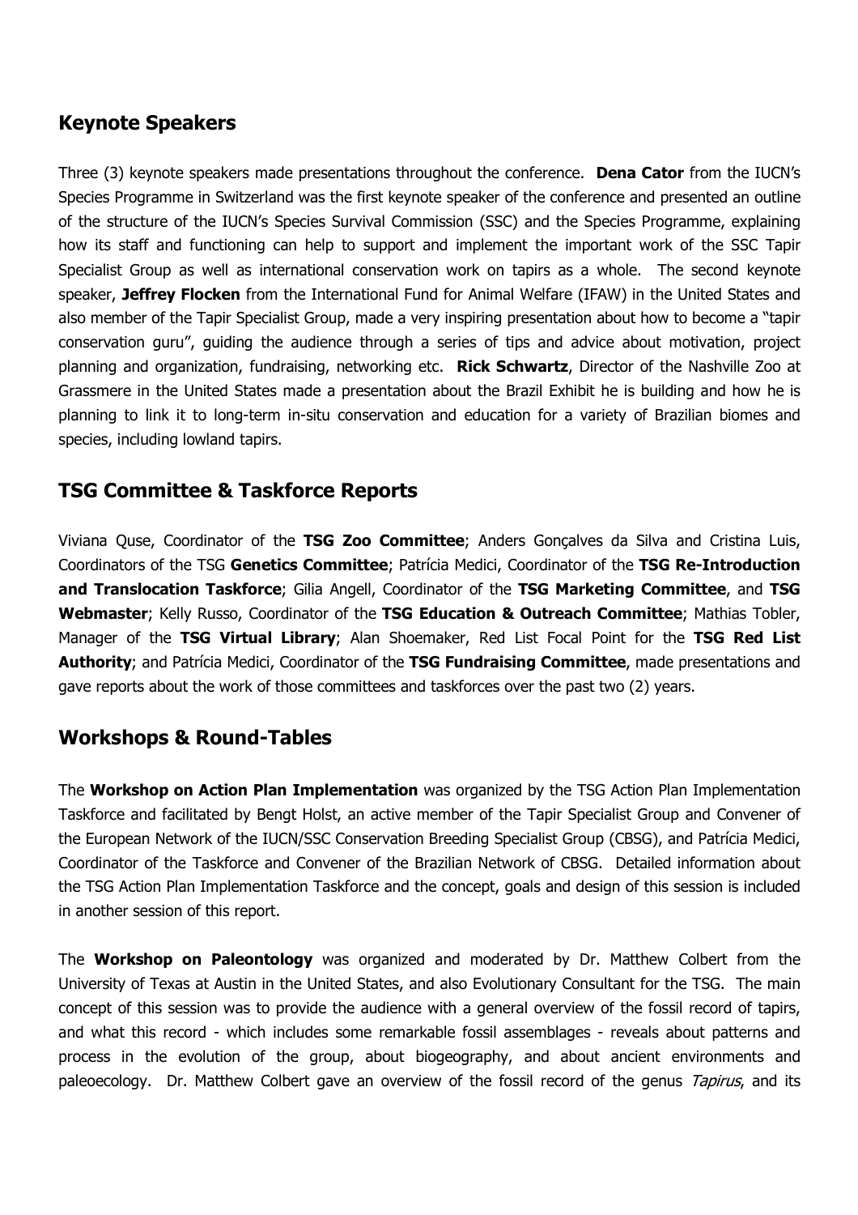## Keynote Speakers

Three (3) keynote speakers made presentations throughout the conference. **Dena Cator** from the IUCN's Species Programme in Switzerland was the first keynote speaker of the conference and presented an outline of the structure of the IUCN's Species Survival Commission (SSC) and the Species Programme, explaining how its staff and functioning can help to support and implement the important work of the SSC Tapir Specialist Group as well as international conservation work on tapirs as a whole. The second keynote speaker, **Jeffrey Flocken** from the International Fund for Animal Welfare (IFAW) in the United States and also member of the Tapir Specialist Group, made a very inspiring presentation about how to become a "tapir conservation guru", guiding the audience through a series of tips and advice about motivation, project planning and organization, fundraising, networking etc. **Rick Schwartz**, Director of the Nashville Zoo at Grassmere in the United States made a presentation about the Brazil Exhibit he is building and how he is planning to link it to long-term in-situ conservation and education for a variety of Brazilian biomes and species, including lowland tapirs.

## TSG Committee & Taskforce Reports

Viviana Quse, Coordinator of the **TSG Zoo Committee**; Anders Gonçalves da Silva and Cristina Luis, Coordinators of the TSG **Genetics Committee**; Patrícia Medici, Coordinator of the **TSG Re-Introduction and Translocation Taskforce**; Gilia Angell, Coordinator of the **TSG Marketing Committee**, and **TSG Webmaster**; Kelly Russo, Coordinator of the **TSG Education & Outreach Committee**; Mathias Tobler, Manager of the **TSG Virtual Library**; Alan Shoemaker, Red List Focal Point for the **TSG Red List Authority**; and Patrícia Medici, Coordinator of the **TSG Fundraising Committee**, made presentations and gave reports about the work of those committees and taskforces over the past two (2) years.

## Workshops & Round-Tables

The **Workshop on Action Plan Implementation** was organized by the TSG Action Plan Implementation Taskforce and facilitated by Bengt Holst, an active member of the Tapir Specialist Group and Convener of the European Network of the IUCN/SSC Conservation Breeding Specialist Group (CBSG), and Patrícia Medici, Coordinator of the Taskforce and Convener of the Brazilian Network of CBSG. Detailed information about the TSG Action Plan Implementation Taskforce and the concept, goals and design of this session is included in another session of this report.

The **Workshop on Paleontology** was organized and moderated by Dr. Matthew Colbert from the University of Texas at Austin in the United States, and also Evolutionary Consultant for the TSG. The main concept of this session was to provide the audience with a general overview of the fossil record of tapirs, and what this record - which includes some remarkable fossil assemblages - reveals about patterns and process in the evolution of the group, about biogeography, and about ancient environments and paleoecology. Dr. Matthew Colbert gave an overview of the fossil record of the genus *Tapirus*, and its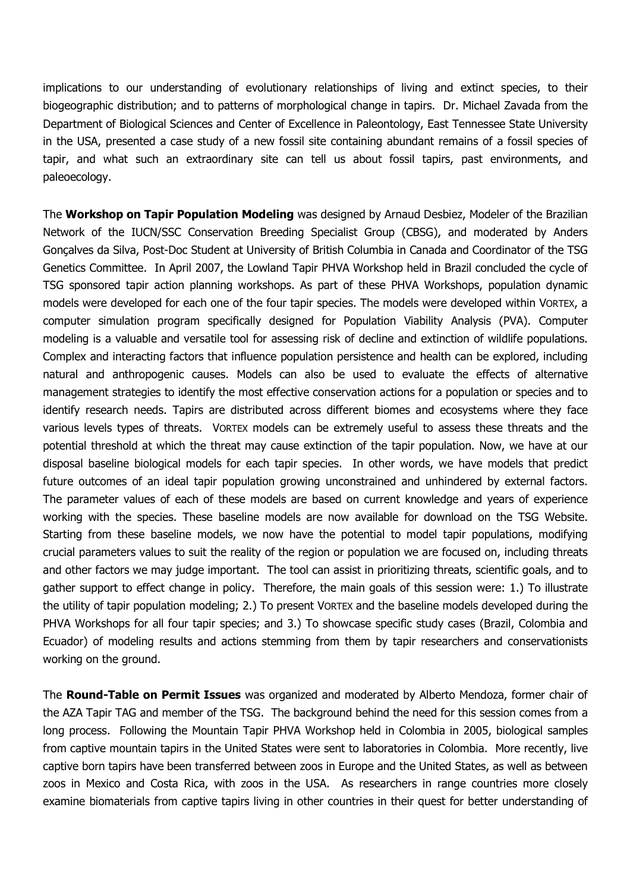implications to our understanding of evolutionary relationships of living and extinct species, to their biogeographic distribution; and to patterns of morphological change in tapirs. Dr. Michael Zavada from the Department of Biological Sciences and Center of Excellence in Paleontology, East Tennessee State University in the USA, presented a case study of a new fossil site containing abundant remains of a fossil species of tapir, and what such an extraordinary site can tell us about fossil tapirs, past environments, and paleoecology.

The **Workshop on Tapir Population Modeling** was designed by Arnaud Desbiez, Modeler of the Brazilian Network of the IUCN/SSC Conservation Breeding Specialist Group (CBSG), and moderated by Anders Gonçalves da Silva, Post-Doc Student at University of British Columbia in Canada and Coordinator of the TSG Genetics Committee. In April 2007, the Lowland Tapir PHVA Workshop held in Brazil concluded the cycle of TSG sponsored tapir action planning workshops. As part of these PHVA Workshops, population dynamic models were developed for each one of the four tapir species. The models were developed within VORTEX, a computer simulation program specifically designed for Population Viability Analysis (PVA). Computer modeling is a valuable and versatile tool for assessing risk of decline and extinction of wildlife populations. Complex and interacting factors that influence population persistence and health can be explored, including natural and anthropogenic causes. Models can also be used to evaluate the effects of alternative management strategies to identify the most effective conservation actions for a population or species and to identify research needs. Tapirs are distributed across different biomes and ecosystems where they face various levels types of threats. VORTEX models can be extremely useful to assess these threats and the potential threshold at which the threat may cause extinction of the tapir population. Now, we have at our disposal baseline biological models for each tapir species. In other words, we have models that predict future outcomes of an ideal tapir population growing unconstrained and unhindered by external factors. The parameter values of each of these models are based on current knowledge and years of experience working with the species. These baseline models are now available for download on the TSG Website. Starting from these baseline models, we now have the potential to model tapir populations, modifying crucial parameters values to suit the reality of the region or population we are focused on, including threats and other factors we may judge important. The tool can assist in prioritizing threats, scientific goals, and to gather support to effect change in policy. Therefore, the main goals of this session were: 1.) To illustrate the utility of tapir population modeling; 2.) To present VORTEX and the baseline models developed during the PHVA Workshops for all four tapir species; and 3.) To showcase specific study cases (Brazil, Colombia and Ecuador) of modeling results and actions stemming from them by tapir researchers and conservationists working on the ground.

The **Round-Table on Permit Issues** was organized and moderated by Alberto Mendoza, former chair of the AZA Tapir TAG and member of the TSG. The background behind the need for this session comes from a long process. Following the Mountain Tapir PHVA Workshop held in Colombia in 2005, biological samples from captive mountain tapirs in the United States were sent to laboratories in Colombia. More recently, live captive born tapirs have been transferred between zoos in Europe and the United States, as well as between zoos in Mexico and Costa Rica, with zoos in the USA. As researchers in range countries more closely examine biomaterials from captive tapirs living in other countries in their quest for better understanding of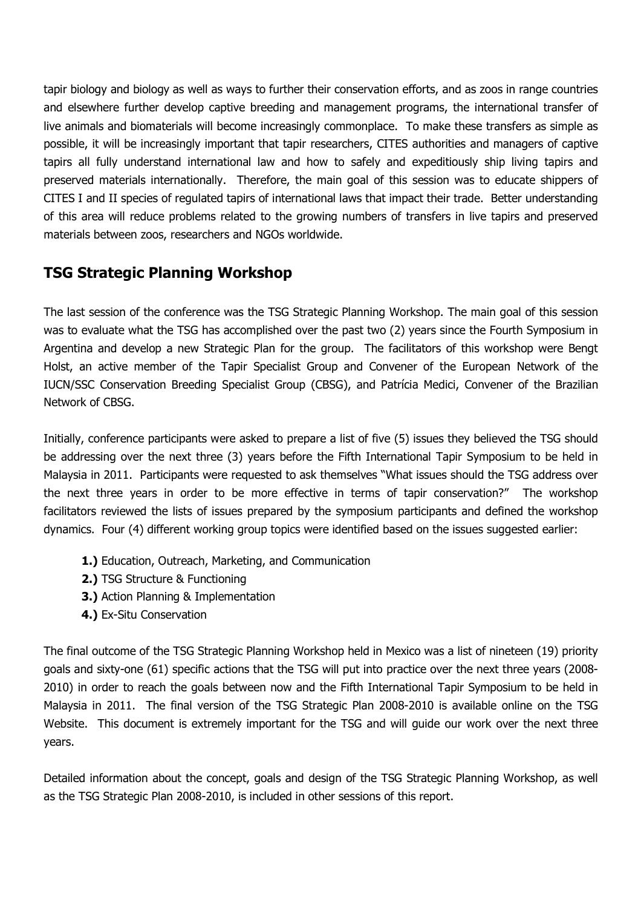tapir biology and biology as well as ways to further their conservation efforts, and as zoos in range countries and elsewhere further develop captive breeding and management programs, the international transfer of live animals and biomaterials will become increasingly commonplace. To make these transfers as simple as possible, it will be increasingly important that tapir researchers, CITES authorities and managers of captive tapirs all fully understand international law and how to safely and expeditiously ship living tapirs and preserved materials internationally. Therefore, the main goal of this session was to educate shippers of CITES I and II species of regulated tapirs of international laws that impact their trade. Better understanding of this area will reduce problems related to the growing numbers of transfers in live tapirs and preserved materials between zoos, researchers and NGOs worldwide.

## TSG Strategic Planning Workshop

The last session of the conference was the TSG Strategic Planning Workshop. The main goal of this session was to evaluate what the TSG has accomplished over the past two (2) years since the Fourth Symposium in Argentina and develop a new Strategic Plan for the group. The facilitators of this workshop were Bengt Holst, an active member of the Tapir Specialist Group and Convener of the European Network of the IUCN/SSC Conservation Breeding Specialist Group (CBSG), and Patrícia Medici, Convener of the Brazilian Network of CBSG.

Initially, conference participants were asked to prepare a list of five (5) issues they believed the TSG should be addressing over the next three (3) years before the Fifth International Tapir Symposium to be held in Malaysia in 2011. Participants were requested to ask themselves "What issues should the TSG address over the next three years in order to be more effective in terms of tapir conservation?" The workshop facilitators reviewed the lists of issues prepared by the symposium participants and defined the workshop dynamics. Four (4) different working group topics were identified based on the issues suggested earlier:

- **1.)** Education, Outreach, Marketing, and Communication
- **2.)** TSG Structure & Functioning
- **3.)** Action Planning & Implementation
- **4.)** Ex-Situ Conservation

The final outcome of the TSG Strategic Planning Workshop held in Mexico was a list of nineteen (19) priority goals and sixty-one (61) specific actions that the TSG will put into practice over the next three years (2008-2010) in order to reach the goals between now and the Fifth International Tapir Symposium to be held in Malaysia in 2011. The final version of the TSG Strategic Plan 2008-2010 is available online on the TSG Website. This document is extremely important for the TSG and will guide our work over the next three years.

Detailed information about the concept, goals and design of the TSG Strategic Planning Workshop, as well as the TSG Strategic Plan 2008-2010, is included in other sessions of this report.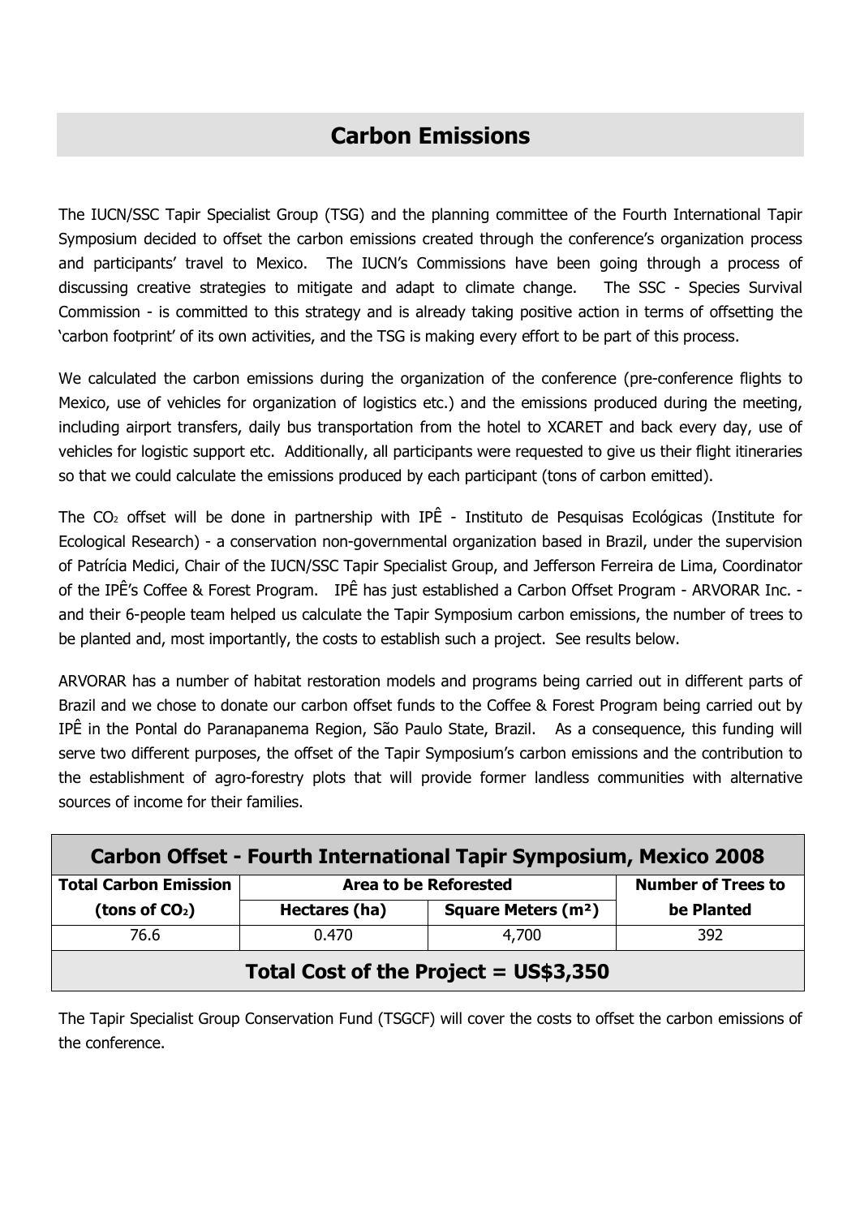# Carbon Emissions

The IUCN/SSC Tapir Specialist Group (TSG) and the planning committee of the Fourth International Tapir Symposium decided to offset the carbon emissions created through the conference's organization process and participants' travel to Mexico. The IUCN's Commissions have been going through a process of discussing creative strategies to mitigate and adapt to climate change. The SSC - Species Survival Commission - is committed to this strategy and is already taking positive action in terms of offsetting the 'carbon footprint' of its own activities, and the TSG is making every effort to be part of this process.

We calculated the carbon emissions during the organization of the conference (pre-conference flights to Mexico, use of vehicles for organization of logistics etc.) and the emissions produced during the meeting, including airport transfers, daily bus transportation from the hotel to XCARET and back every day, use of vehicles for logistic support etc. Additionally, all participants were requested to give us their flight itineraries so that we could calculate the emissions produced by each participant (tons of carbon emitted).

The $CO_2$ offset will be done in partnership with IPÊ - Instituto de Pesquisas Ecológicas (Institute for Ecological Research) - a conservation non-governmental organization based in Brazil, under the supervision of Patrícia Medici, Chair of the IUCN/SSC Tapir Specialist Group, and Jefferson Ferreira de Lima, Coordinator of the IPÊ's Coffee & Forest Program. IPÊ has just established a Carbon Offset Program - ARVORAR Inc. - and their 6-people team helped us calculate the Tapir Symposium carbon emissions, the number of trees to be planted and, most importantly, the costs to establish such a project. See results below.

ARVORAR has a number of habitat restoration models and programs being carried out in different parts of Brazil and we chose to donate our carbon offset funds to the Coffee & Forest Program being carried out by IPÊ in the Pontal do Paranapanema Region, São Paulo State, Brazil. As a consequence, this funding will serve two different purposes, the offset of the Tapir Symposium's carbon emissions and the contribution to the establishment of agro-forestry plots that will provide former landless communities with alternative sources of income for their families.

| Carbon Offset - Fourth International Tapir Symposium, Mexico 2008 | | | |
|---|---|---|---|
| **Total Carbon Emission (tons of $CO_2$)** | **Area to be Reforested** | | **Number of Trees to be Planted** |
| | **Hectares (ha)** | **Square Meters ($m^2$)** | |
| 76.6 | 0.470 | 4,700 | 392 |
| **Total Cost of the Project = US$3,350** | | | |

The Tapir Specialist Group Conservation Fund (TSGCF) will cover the costs to offset the carbon emissions of the conference.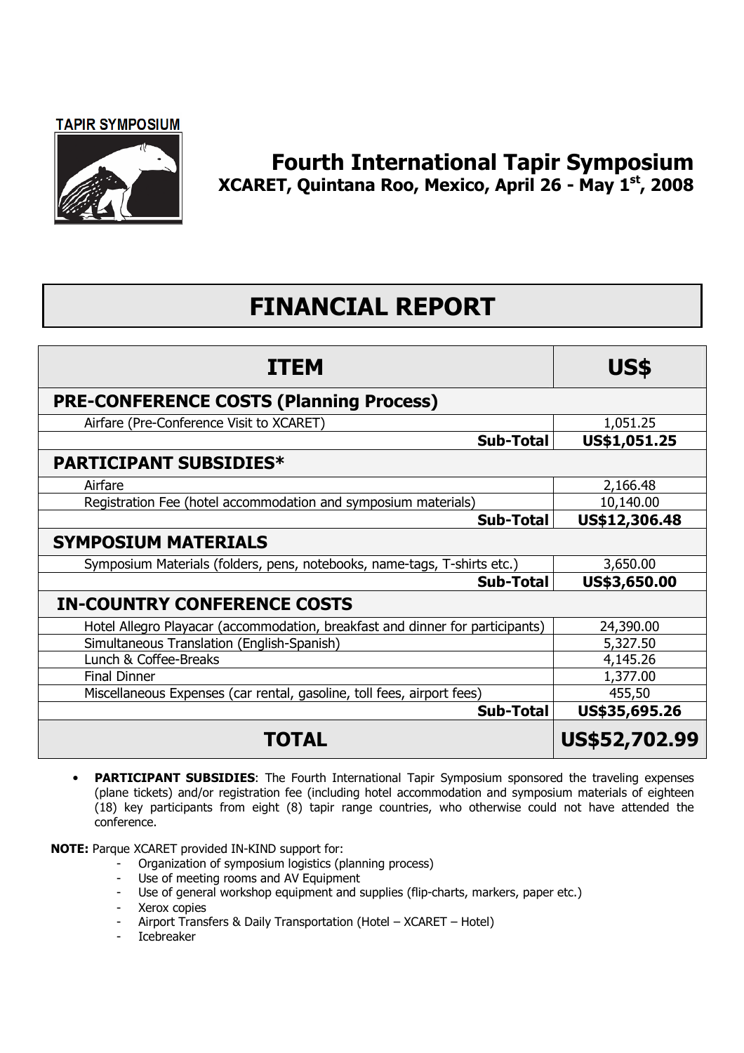TAPIR SYMPOSIUM

# Fourth International Tapir Symposium

**XCARET, Quintana Roo, Mexico, April 26 - May 1st, 2008**

# FINANCIAL REPORT

| ITEM | US$ |
|---|---|
| **PRE-CONFERENCE COSTS (Planning Process)** | |
| Airfare (Pre-Conference Visit to XCARET) | 1,051.25 |
| **Sub-Total** | **US$1,051.25** |
| **PARTICIPANT SUBSIDIES*** | |
| Airfare | 2,166.48 |
| Registration Fee (hotel accommodation and symposium materials) | 10,140.00 |
| **Sub-Total** | **US$12,306.48** |
| **SYMPOSIUM MATERIALS** | |
| Symposium Materials (folders, pens, notebooks, name-tags, T-shirts etc.) | 3,650.00 |
| **Sub-Total** | **US$3,650.00** |
| **IN-COUNTRY CONFERENCE COSTS** | |
| Hotel Allegro Playacar (accommodation, breakfast and dinner for participants) | 24,390.00 |
| Simultaneous Translation (English-Spanish) | 5,327.50 |
| Lunch & Coffee-Breaks | 4,145.26 |
| Final Dinner | 1,377.00 |
| Miscellaneous Expenses (car rental, gasoline, toll fees, airport fees) | 455,50 |
| **Sub-Total** | **US$35,695.26** |
| **TOTAL** | **US$52,702.99** |

- **PARTICIPANT SUBSIDIES**: The Fourth International Tapir Symposium sponsored the traveling expenses (plane tickets) and/or registration fee (including hotel accommodation and symposium materials of eighteen (18) key participants from eight (8) tapir range countries, who otherwise could not have attended the conference.

**NOTE:** Parque XCARET provided IN-KIND support for:

- Organization of symposium logistics (planning process)
- Use of meeting rooms and AV Equipment
- Use of general workshop equipment and supplies (flip-charts, markers, paper etc.)
- Xerox copies
- Airport Transfers & Daily Transportation (Hotel – XCARET – Hotel)
- Icebreaker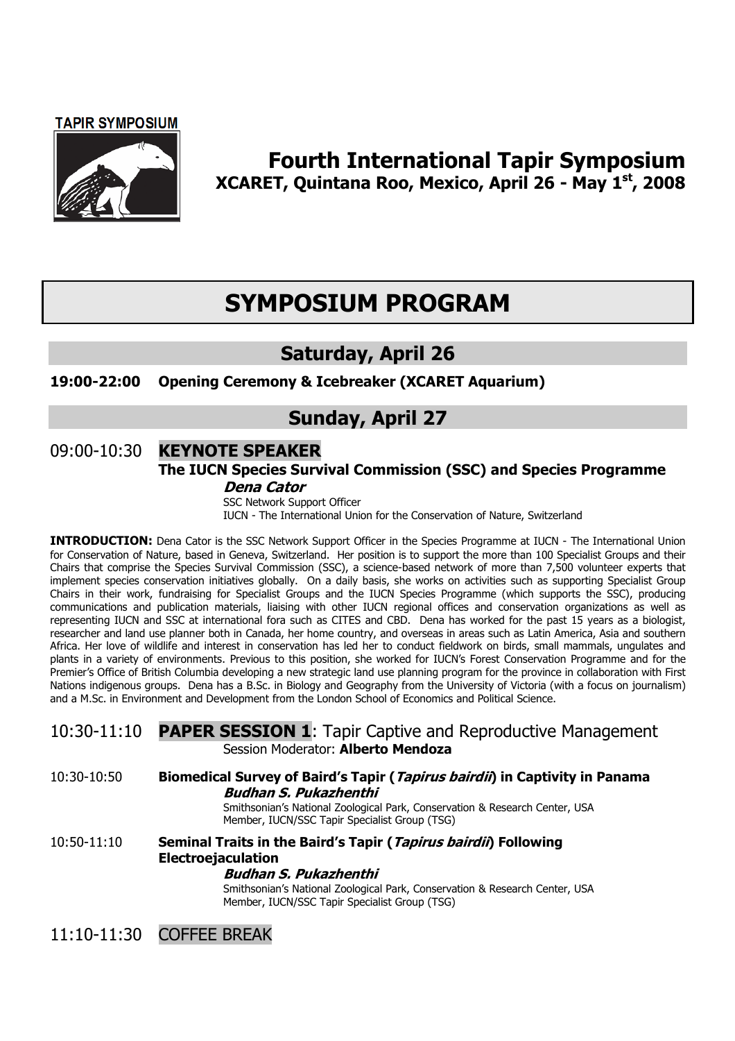TAPIR SYMPOSIUM

# Fourth International Tapir Symposium

**XCARET, Quintana Roo, Mexico, April 26 - May 1st, 2008**

# SYMPOSIUM PROGRAM

## Saturday, April 26

**19:00-22:00 Opening Ceremony & Icebreaker (XCARET Aquarium)**

## Sunday, April 27

09:00-10:30 **KEYNOTE SPEAKER**

**The IUCN Species Survival Commission (SSC) and Species Programme**

***Dena Cator***

SSC Network Support Officer
IUCN - The International Union for the Conservation of Nature, Switzerland

**INTRODUCTION:** Dena Cator is the SSC Network Support Officer in the Species Programme at IUCN - The International Union for Conservation of Nature, based in Geneva, Switzerland. Her position is to support the more than 100 Specialist Groups and their Chairs that comprise the Species Survival Commission (SSC), a science-based network of more than 7,500 volunteer experts that implement species conservation initiatives globally. On a daily basis, she works on activities such as supporting Specialist Group Chairs in their work, fundraising for Specialist Groups and the IUCN Species Programme (which supports the SSC), producing communications and publication materials, liaising with other IUCN regional offices and conservation organizations as well as representing IUCN and SSC at international fora such as CITES and CBD. Dena has worked for the past 15 years as a biologist, researcher and land use planner both in Canada, her home country, and overseas in areas such as Latin America, Asia and southern Africa. Her love of wildlife and interest in conservation has led her to conduct fieldwork on birds, small mammals, ungulates and plants in a variety of environments. Previous to this position, she worked for IUCN's Forest Conservation Programme and for the Premier's Office of British Columbia developing a new strategic land use planning program for the province in collaboration with First Nations indigenous groups. Dena has a B.Sc. in Biology and Geography from the University of Victoria (with a focus on journalism) and a M.Sc. in Environment and Development from the London School of Economics and Political Science.

10:30-11:10 **PAPER SESSION 1**: Tapir Captive and Reproductive Management
Session Moderator: **Alberto Mendoza**

10:30-10:50 **Biomedical Survey of Baird's Tapir (*Tapirus bairdii*) in Captivity in Panama**

***Budhan S. Pukazhenthi***

Smithsonian's National Zoological Park, Conservation & Research Center, USA
Member, IUCN/SSC Tapir Specialist Group (TSG)

10:50-11:10 **Seminal Traits in the Baird's Tapir (*Tapirus bairdii*) Following Electroejaculation**

***Budhan S. Pukazhenthi***

Smithsonian's National Zoological Park, Conservation & Research Center, USA
Member, IUCN/SSC Tapir Specialist Group (TSG)

11:10-11:30 COFFEE BREAK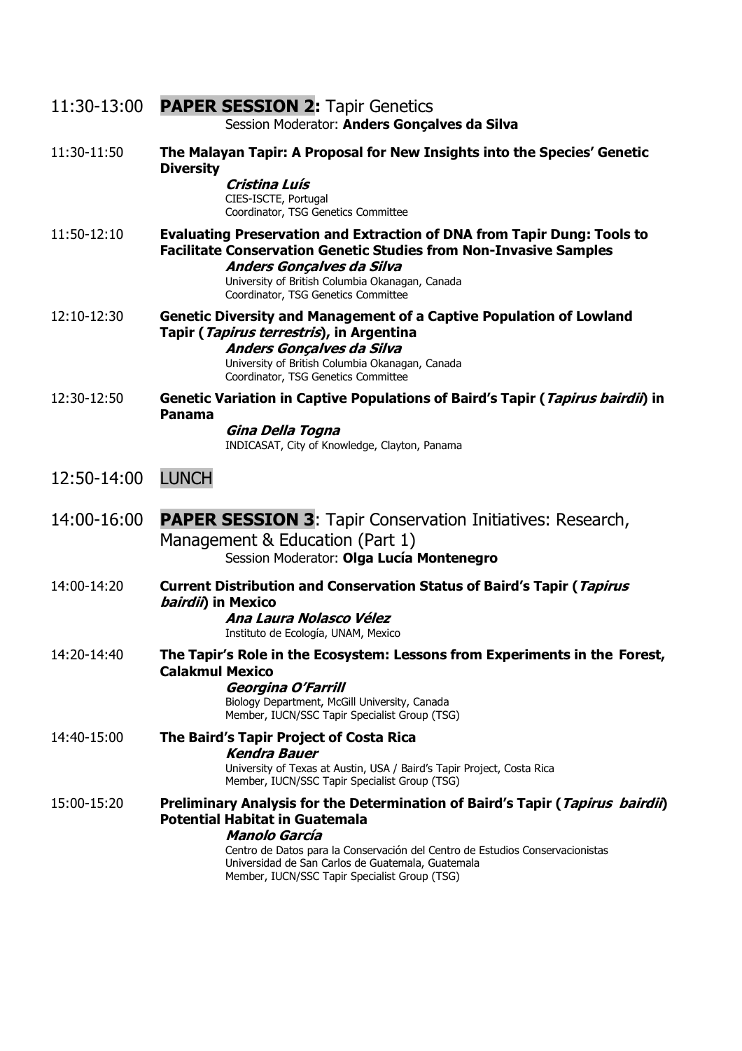## 11:30-13:00 **PAPER SESSION 2:** Tapir Genetics

Session Moderator: **Anders Gonçalves da Silva**

**11:30-11:50** **The Malayan Tapir: A Proposal for New Insights into the Species' Genetic Diversity**

***Cristina Luís***
CIES-ISCTE, Portugal
Coordinator, TSG Genetics Committee

**11:50-12:10** **Evaluating Preservation and Extraction of DNA from Tapir Dung: Tools to Facilitate Conservation Genetic Studies from Non-Invasive Samples**

***Anders Gonçalves da Silva***
University of British Columbia Okanagan, Canada
Coordinator, TSG Genetics Committee

**12:10-12:30** **Genetic Diversity and Management of a Captive Population of Lowland Tapir (*Tapirus terrestris*), in Argentina**

***Anders Gonçalves da Silva***
University of British Columbia Okanagan, Canada
Coordinator, TSG Genetics Committee

**12:30-12:50** **Genetic Variation in Captive Populations of Baird's Tapir (*Tapirus bairdii*) in Panama**

***Gina Della Togna***
INDICASAT, City of Knowledge, Clayton, Panama

## 12:50-14:00 LUNCH

## 14:00-16:00 **PAPER SESSION 3**: Tapir Conservation Initiatives: Research, Management & Education (Part 1)

Session Moderator: **Olga Lucía Montenegro**

**14:00-14:20** **Current Distribution and Conservation Status of Baird's Tapir (*Tapirus bairdii*) in Mexico**

***Ana Laura Nolasco Vélez***
Instituto de Ecología, UNAM, Mexico

**14:20-14:40** **The Tapir's Role in the Ecosystem: Lessons from Experiments in the Forest, Calakmul Mexico**

***Georgina O'Farrill***
Biology Department, McGill University, Canada
Member, IUCN/SSC Tapir Specialist Group (TSG)

**14:40-15:00** **The Baird's Tapir Project of Costa Rica**

***Kendra Bauer***
University of Texas at Austin, USA / Baird's Tapir Project, Costa Rica
Member, IUCN/SSC Tapir Specialist Group (TSG)

**15:00-15:20** **Preliminary Analysis for the Determination of Baird's Tapir (*Tapirus bairdii*) Potential Habitat in Guatemala**

***Manolo García***
Centro de Datos para la Conservación del Centro de Estudios Conservacionistas
Universidad de San Carlos de Guatemala, Guatemala
Member, IUCN/SSC Tapir Specialist Group (TSG)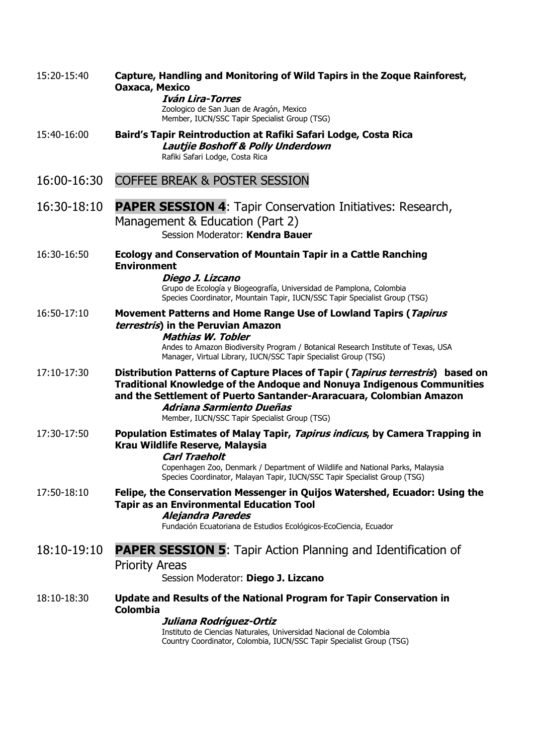15:20-15:40 **Capture, Handling and Monitoring of Wild Tapirs in the Zoque Rainforest, Oaxaca, Mexico**
***Iván Lira-Torres***
Zoologico de San Juan de Aragón, Mexico
Member, IUCN/SSC Tapir Specialist Group (TSG)

15:40-16:00 **Baird's Tapir Reintroduction at Rafiki Safari Lodge, Costa Rica**
***Lautjie Boshoff & Polly Underdown***
Rafiki Safari Lodge, Costa Rica

## 16:00-16:30 COFFEE BREAK & POSTER SESSION

## 16:30-18:10 **PAPER SESSION 4**: Tapir Conservation Initiatives: Research, Management & Education (Part 2)

Session Moderator: **Kendra Bauer**

16:30-16:50 **Ecology and Conservation of Mountain Tapir in a Cattle Ranching Environment**
***Diego J. Lizcano***
Grupo de Ecología y Biogeografía, Universidad de Pamplona, Colombia
Species Coordinator, Mountain Tapir, IUCN/SSC Tapir Specialist Group (TSG)

16:50-17:10 **Movement Patterns and Home Range Use of Lowland Tapirs (*Tapirus terrestris*) in the Peruvian Amazon**
***Mathias W. Tobler***
Andes to Amazon Biodiversity Program / Botanical Research Institute of Texas, USA
Manager, Virtual Library, IUCN/SSC Tapir Specialist Group (TSG)

17:10-17:30 **Distribution Patterns of Capture Places of Tapir (*Tapirus terrestris*) based on Traditional Knowledge of the Andoque and Nonuya Indigenous Communities and the Settlement of Puerto Santander-Araracuara, Colombian Amazon**
***Adriana Sarmiento Dueñas***
Member, IUCN/SSC Tapir Specialist Group (TSG)

17:30-17:50 **Population Estimates of Malay Tapir, *Tapirus indicus*, by Camera Trapping in Krau Wildlife Reserve, Malaysia**
***Carl Traeholt***
Copenhagen Zoo, Denmark / Department of Wildlife and National Parks, Malaysia
Species Coordinator, Malayan Tapir, IUCN/SSC Tapir Specialist Group (TSG)

17:50-18:10 **Felipe, the Conservation Messenger in Quijos Watershed, Ecuador: Using the Tapir as an Environmental Education Tool**
***Alejandra Paredes***
Fundación Ecuatoriana de Estudios Ecológicos-EcoCiencia, Ecuador

## 18:10-19:10 **PAPER SESSION 5**: Tapir Action Planning and Identification of Priority Areas

Session Moderator: **Diego J. Lizcano**

18:10-18:30 **Update and Results of the National Program for Tapir Conservation in Colombia**
***Juliana Rodríguez-Ortiz***
Instituto de Ciencias Naturales, Universidad Nacional de Colombia
Country Coordinator, Colombia, IUCN/SSC Tapir Specialist Group (TSG)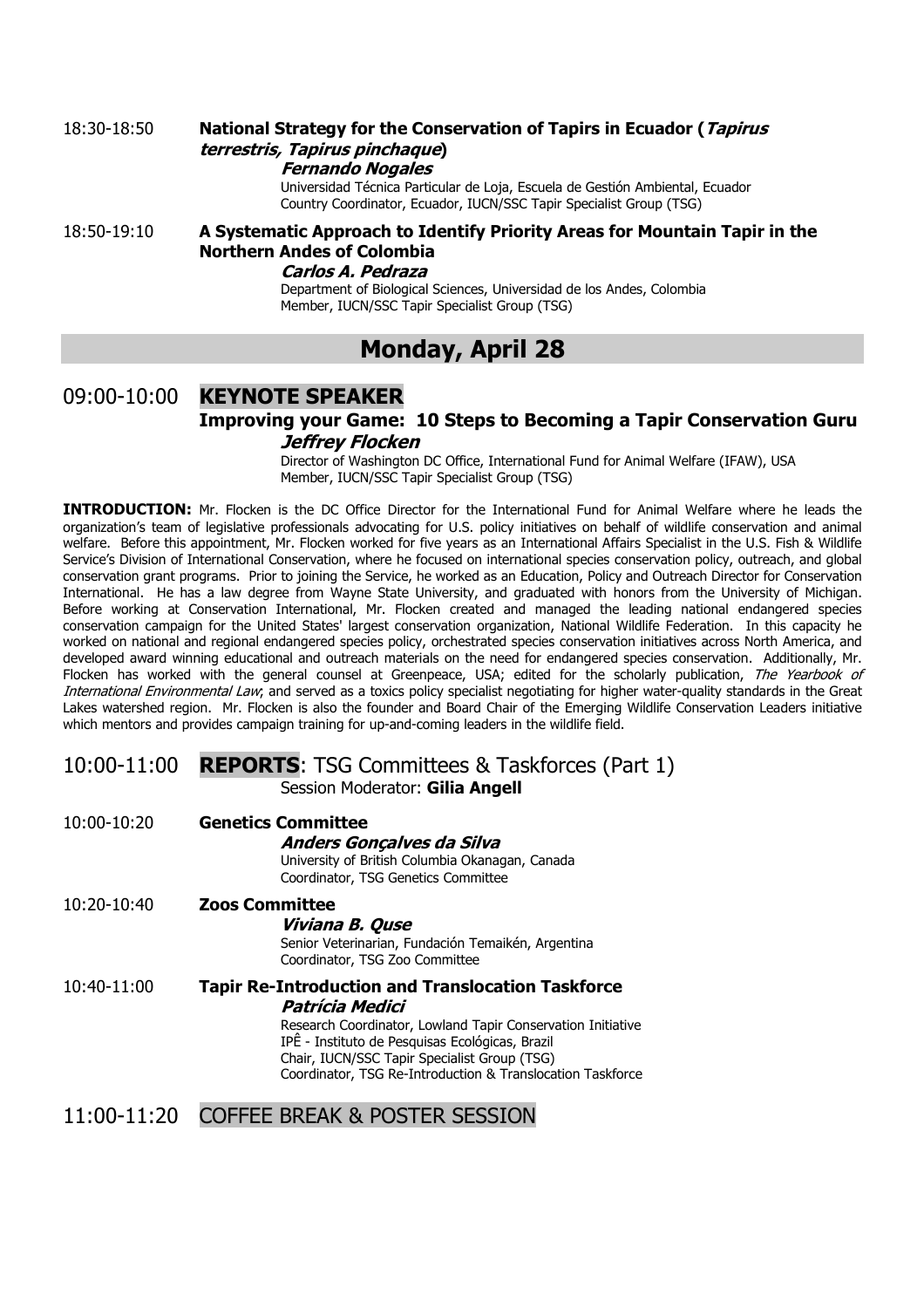18:30-18:50 **National Strategy for the Conservation of Tapirs in Ecuador (*Tapirus terrestris, Tapirus pinchaque*)**

***Fernando Nogales***

Universidad Técnica Particular de Loja, Escuela de Gestión Ambiental, Ecuador
Country Coordinator, Ecuador, IUCN/SSC Tapir Specialist Group (TSG)

18:50-19:10 **A Systematic Approach to Identify Priority Areas for Mountain Tapir in the Northern Andes of Colombia**

***Carlos A. Pedraza***

Department of Biological Sciences, Universidad de los Andes, Colombia
Member, IUCN/SSC Tapir Specialist Group (TSG)

## Monday, April 28

### 09:00-10:00 KEYNOTE SPEAKER

**Improving your Game: 10 Steps to Becoming a Tapir Conservation Guru**

***Jeffrey Flocken***

Director of Washington DC Office, International Fund for Animal Welfare (IFAW), USA
Member, IUCN/SSC Tapir Specialist Group (TSG)

**INTRODUCTION:** Mr. Flocken is the DC Office Director for the International Fund for Animal Welfare where he leads the organization's team of legislative professionals advocating for U.S. policy initiatives on behalf of wildlife conservation and animal welfare. Before this appointment, Mr. Flocken worked for five years as an International Affairs Specialist in the U.S. Fish & Wildlife Service's Division of International Conservation, where he focused on international species conservation policy, outreach, and global conservation grant programs. Prior to joining the Service, he worked as an Education, Policy and Outreach Director for Conservation International. He has a law degree from Wayne State University, and graduated with honors from the University of Michigan. Before working at Conservation International, Mr. Flocken created and managed the leading national endangered species conservation campaign for the United States' largest conservation organization, National Wildlife Federation. In this capacity he worked on national and regional endangered species policy, orchestrated species conservation initiatives across North America, and developed award winning educational and outreach materials on the need for endangered species conservation. Additionally, Mr. Flocken has worked with the general counsel at Greenpeace, USA; edited for the scholarly publication, *The Yearbook of International Environmental Law*; and served as a toxics policy specialist negotiating for higher water-quality standards in the Great Lakes watershed region. Mr. Flocken is also the founder and Board Chair of the Emerging Wildlife Conservation Leaders initiative which mentors and provides campaign training for up-and-coming leaders in the wildlife field.

### 10:00-11:00 REPORTS: TSG Committees & Taskforces (Part 1)

Session Moderator: **Gilia Angell**

10:00-10:20 **Genetics Committee**

***Anders Gonçalves da Silva***

University of British Columbia Okanagan, Canada
Coordinator, TSG Genetics Committee

10:20-10:40 **Zoos Committee**

***Viviana B. Quse***

Senior Veterinarian, Fundación Temaikén, Argentina
Coordinator, TSG Zoo Committee

10:40-11:00 **Tapir Re-Introduction and Translocation Taskforce**

***Patrícia Medici***

Research Coordinator, Lowland Tapir Conservation Initiative
IPÊ - Instituto de Pesquisas Ecológicas, Brazil
Chair, IUCN/SSC Tapir Specialist Group (TSG)
Coordinator, TSG Re-Introduction & Translocation Taskforce

### 11:00-11:20 COFFEE BREAK & POSTER SESSION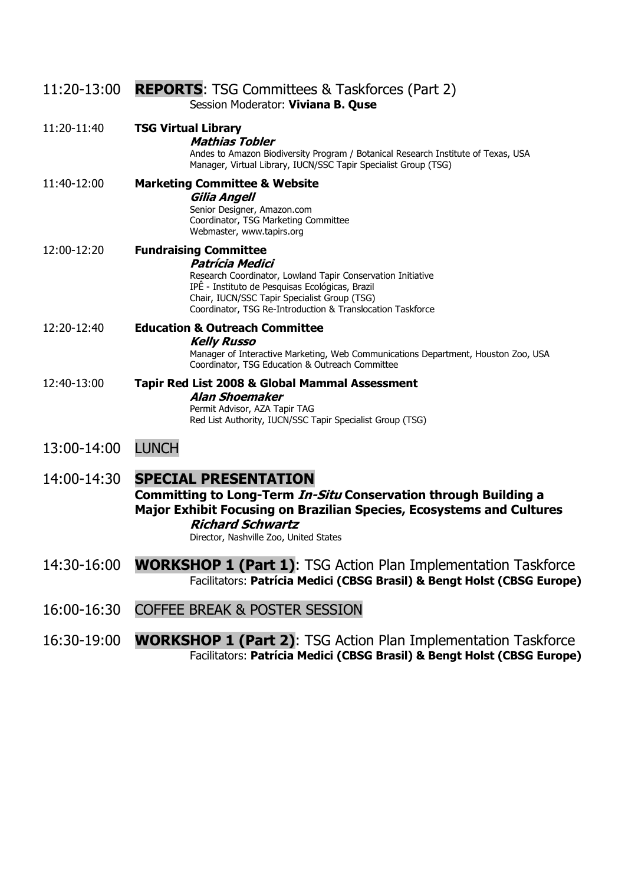11:20-13:00 **REPORTS**: TSG Committees & Taskforces (Part 2)
Session Moderator: **Viviana B. Quse**

11:20-11:40 **TSG Virtual Library**
***Mathias Tobler***
Andes to Amazon Biodiversity Program / Botanical Research Institute of Texas, USA
Manager, Virtual Library, IUCN/SSC Tapir Specialist Group (TSG)

11:40-12:00 **Marketing Committee & Website**
***Gilia Angell***
Senior Designer, Amazon.com
Coordinator, TSG Marketing Committee
Webmaster, www.tapirs.org

12:00-12:20 **Fundraising Committee**
***Patrícia Medici***
Research Coordinator, Lowland Tapir Conservation Initiative
IPÊ - Instituto de Pesquisas Ecológicas, Brazil
Chair, IUCN/SSC Tapir Specialist Group (TSG)
Coordinator, TSG Re-Introduction & Translocation Taskforce

12:20-12:40 **Education & Outreach Committee**
***Kelly Russo***
Manager of Interactive Marketing, Web Communications Department, Houston Zoo, USA
Coordinator, TSG Education & Outreach Committee

12:40-13:00 **Tapir Red List 2008 & Global Mammal Assessment**
***Alan Shoemaker***
Permit Advisor, AZA Tapir TAG
Red List Authority, IUCN/SSC Tapir Specialist Group (TSG)

13:00-14:00 LUNCH

14:00-14:30 **SPECIAL PRESENTATION**
**Committing to Long-Term *In-Situ* Conservation through Building a Major Exhibit Focusing on Brazilian Species, Ecosystems and Cultures**
***Richard Schwartz***
Director, Nashville Zoo, United States

14:30-16:00 **WORKSHOP 1 (Part 1)**: TSG Action Plan Implementation Taskforce
Facilitators: **Patrícia Medici (CBSG Brasil) & Bengt Holst (CBSG Europe)**

16:00-16:30 COFFEE BREAK & POSTER SESSION

16:30-19:00 **WORKSHOP 1 (Part 2)**: TSG Action Plan Implementation Taskforce
Facilitators: **Patrícia Medici (CBSG Brasil) & Bengt Holst (CBSG Europe)**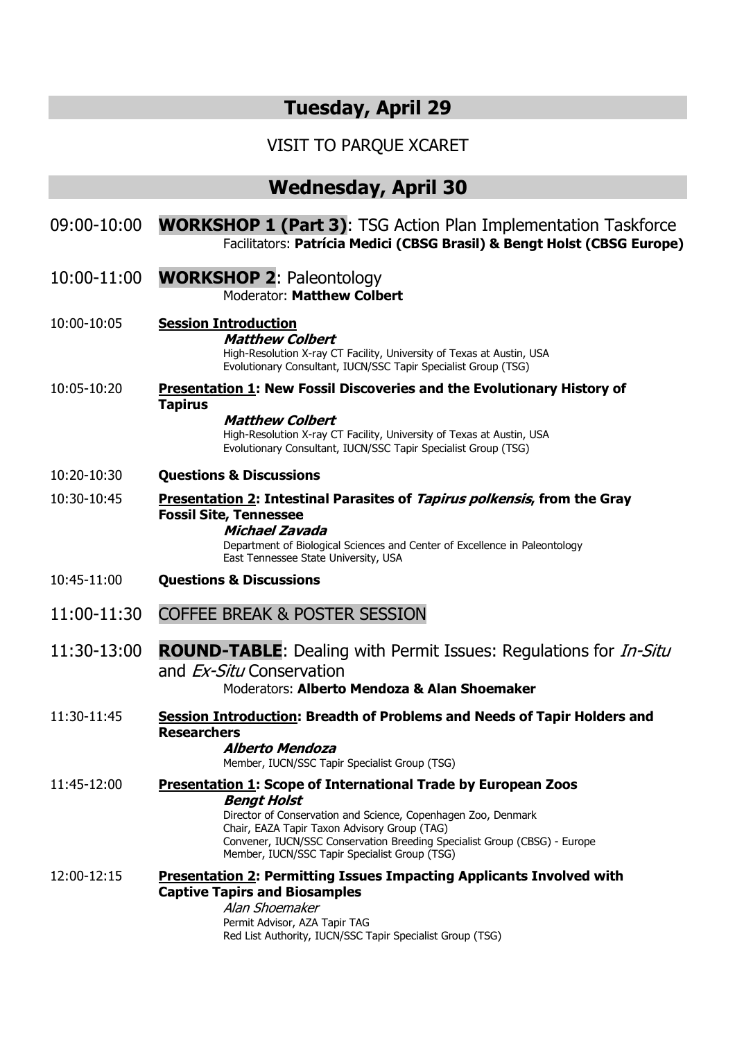## Tuesday, April 29

VISIT TO PARQUE XCARET

## Wednesday, April 30

09:00-10:00 **WORKSHOP 1 (Part 3)**: TSG Action Plan Implementation Taskforce
Facilitators: **Patrícia Medici (CBSG Brasil) & Bengt Holst (CBSG Europe)**

10:00-11:00 **WORKSHOP 2**: Paleontology
Moderator: **Matthew Colbert**

10:00-10:05 **Session Introduction**
***Matthew Colbert***
High-Resolution X-ray CT Facility, University of Texas at Austin, USA
Evolutionary Consultant, IUCN/SSC Tapir Specialist Group (TSG)

10:05-10:20 **Presentation 1: New Fossil Discoveries and the Evolutionary History of Tapirus**
***Matthew Colbert***
High-Resolution X-ray CT Facility, University of Texas at Austin, USA
Evolutionary Consultant, IUCN/SSC Tapir Specialist Group (TSG)

10:20-10:30 **Questions & Discussions**

10:30-10:45 **Presentation 2: Intestinal Parasites of *Tapirus polkensis*, from the Gray Fossil Site, Tennessee**
***Michael Zavada***
Department of Biological Sciences and Center of Excellence in Paleontology
East Tennessee State University, USA

10:45-11:00 **Questions & Discussions**

11:00-11:30 COFFEE BREAK & POSTER SESSION

11:30-13:00 **ROUND-TABLE**: Dealing with Permit Issues: Regulations for *In-Situ* and *Ex-Situ* Conservation
Moderators: **Alberto Mendoza & Alan Shoemaker**

11:30-11:45 **Session Introduction: Breadth of Problems and Needs of Tapir Holders and Researchers**
***Alberto Mendoza***
Member, IUCN/SSC Tapir Specialist Group (TSG)

11:45-12:00 **Presentation 1: Scope of International Trade by European Zoos**
***Bengt Holst***
Director of Conservation and Science, Copenhagen Zoo, Denmark
Chair, EAZA Tapir Taxon Advisory Group (TAG)
Convener, IUCN/SSC Conservation Breeding Specialist Group (CBSG) - Europe
Member, IUCN/SSC Tapir Specialist Group (TSG)

12:00-12:15 **Presentation 2: Permitting Issues Impacting Applicants Involved with Captive Tapirs and Biosamples**
*Alan Shoemaker*
Permit Advisor, AZA Tapir TAG
Red List Authority, IUCN/SSC Tapir Specialist Group (TSG)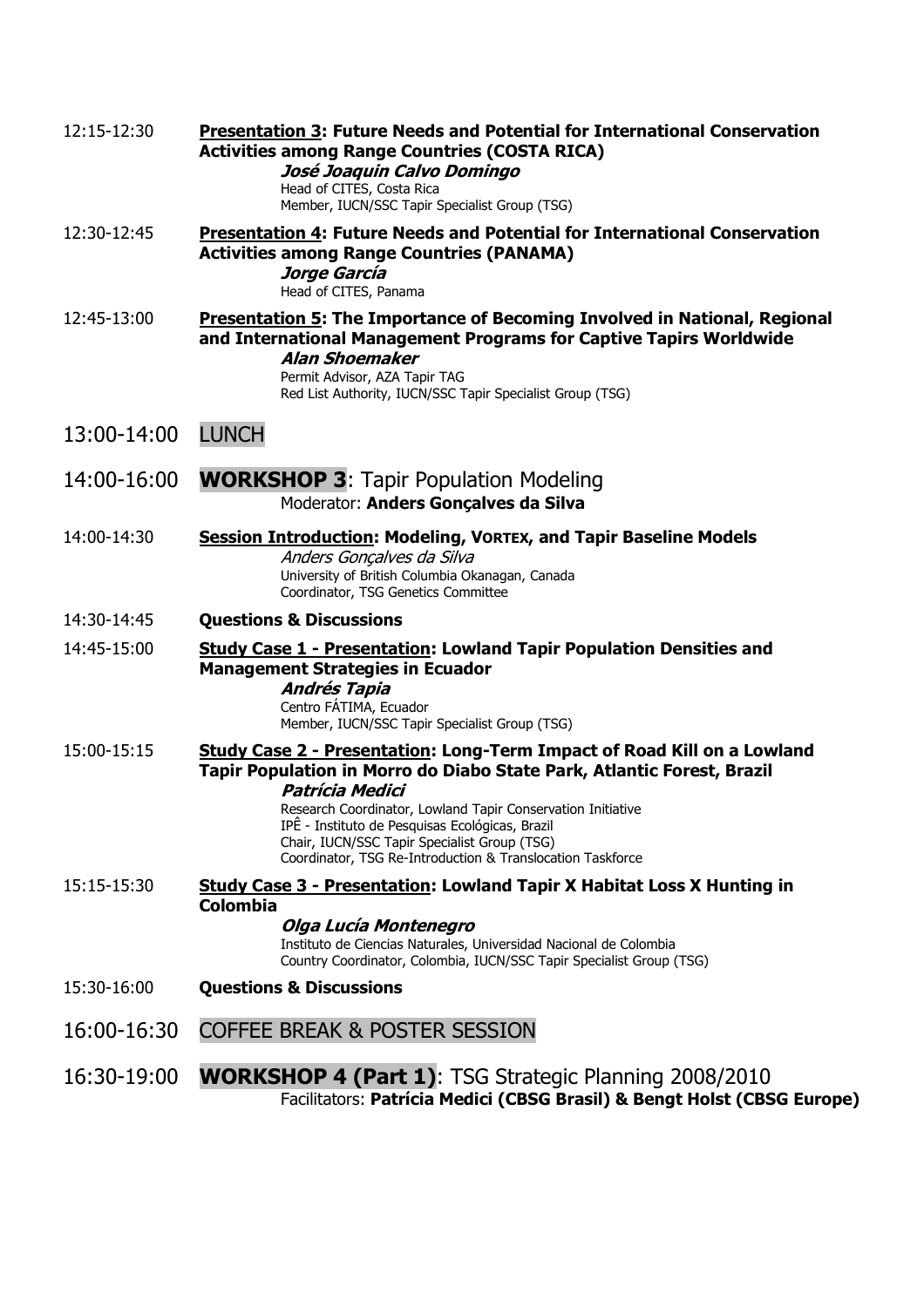12:15-12:30 **Presentation 3: Future Needs and Potential for International Conservation Activities among Range Countries (COSTA RICA)**
***José Joaquin Calvo Domingo***
Head of CITES, Costa Rica
Member, IUCN/SSC Tapir Specialist Group (TSG)

12:30-12:45 **Presentation 4: Future Needs and Potential for International Conservation Activities among Range Countries (PANAMA)**
***Jorge García***
Head of CITES, Panama

12:45-13:00 **Presentation 5: The Importance of Becoming Involved in National, Regional and International Management Programs for Captive Tapirs Worldwide**
***Alan Shoemaker***
Permit Advisor, AZA Tapir TAG
Red List Authority, IUCN/SSC Tapir Specialist Group (TSG)

## 13:00-14:00 LUNCH

## 14:00-16:00 **WORKSHOP 3**: Tapir Population Modeling

Moderator: **Anders Gonçalves da Silva**

14:00-14:30 **Session Introduction: Modeling, VORTEX, and Tapir Baseline Models**
*Anders Gonçalves da Silva*
University of British Columbia Okanagan, Canada
Coordinator, TSG Genetics Committee

14:30-14:45 **Questions & Discussions**

14:45-15:00 **Study Case 1 - Presentation: Lowland Tapir Population Densities and Management Strategies in Ecuador**
***Andrés Tapia***
Centro FÁTIMA, Ecuador
Member, IUCN/SSC Tapir Specialist Group (TSG)

15:00-15:15 **Study Case 2 - Presentation: Long-Term Impact of Road Kill on a Lowland Tapir Population in Morro do Diabo State Park, Atlantic Forest, Brazil**
***Patrícia Medici***
Research Coordinator, Lowland Tapir Conservation Initiative
IPÊ - Instituto de Pesquisas Ecológicas, Brazil
Chair, IUCN/SSC Tapir Specialist Group (TSG)
Coordinator, TSG Re-Introduction & Translocation Taskforce

15:15-15:30 **Study Case 3 - Presentation: Lowland Tapir X Habitat Loss X Hunting in Colombia**
***Olga Lucía Montenegro***
Instituto de Ciencias Naturales, Universidad Nacional de Colombia
Country Coordinator, Colombia, IUCN/SSC Tapir Specialist Group (TSG)

15:30-16:00 **Questions & Discussions**

## 16:00-16:30 COFFEE BREAK & POSTER SESSION

## 16:30-19:00 **WORKSHOP 4 (Part 1)**: TSG Strategic Planning 2008/2010

Facilitators: **Patrícia Medici (CBSG Brasil) & Bengt Holst (CBSG Europe)**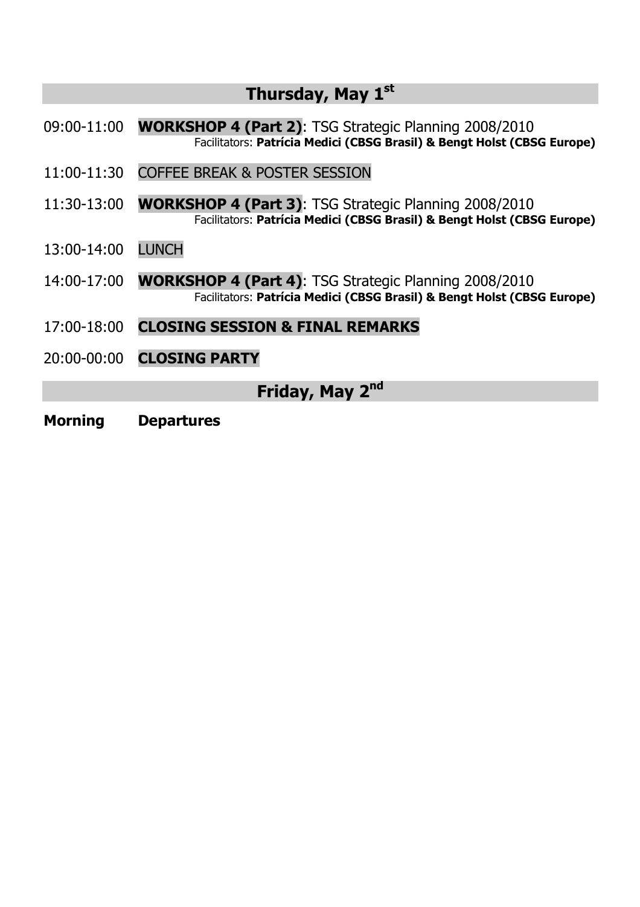## Thursday, May 1st

09:00-11:00 **WORKSHOP 4 (Part 2)**: TSG Strategic Planning 2008/2010
Facilitators: **Patrícia Medici (CBSG Brasil) & Bengt Holst (CBSG Europe)**

11:00-11:30 COFFEE BREAK & POSTER SESSION

11:30-13:00 **WORKSHOP 4 (Part 3)**: TSG Strategic Planning 2008/2010
Facilitators: **Patrícia Medici (CBSG Brasil) & Bengt Holst (CBSG Europe)**

13:00-14:00 LUNCH

14:00-17:00 **WORKSHOP 4 (Part 4)**: TSG Strategic Planning 2008/2010
Facilitators: **Patrícia Medici (CBSG Brasil) & Bengt Holst (CBSG Europe)**

17:00-18:00 **CLOSING SESSION & FINAL REMARKS**

20:00-00:00 **CLOSING PARTY**

## Friday, May 2nd

**Morning** **Departures**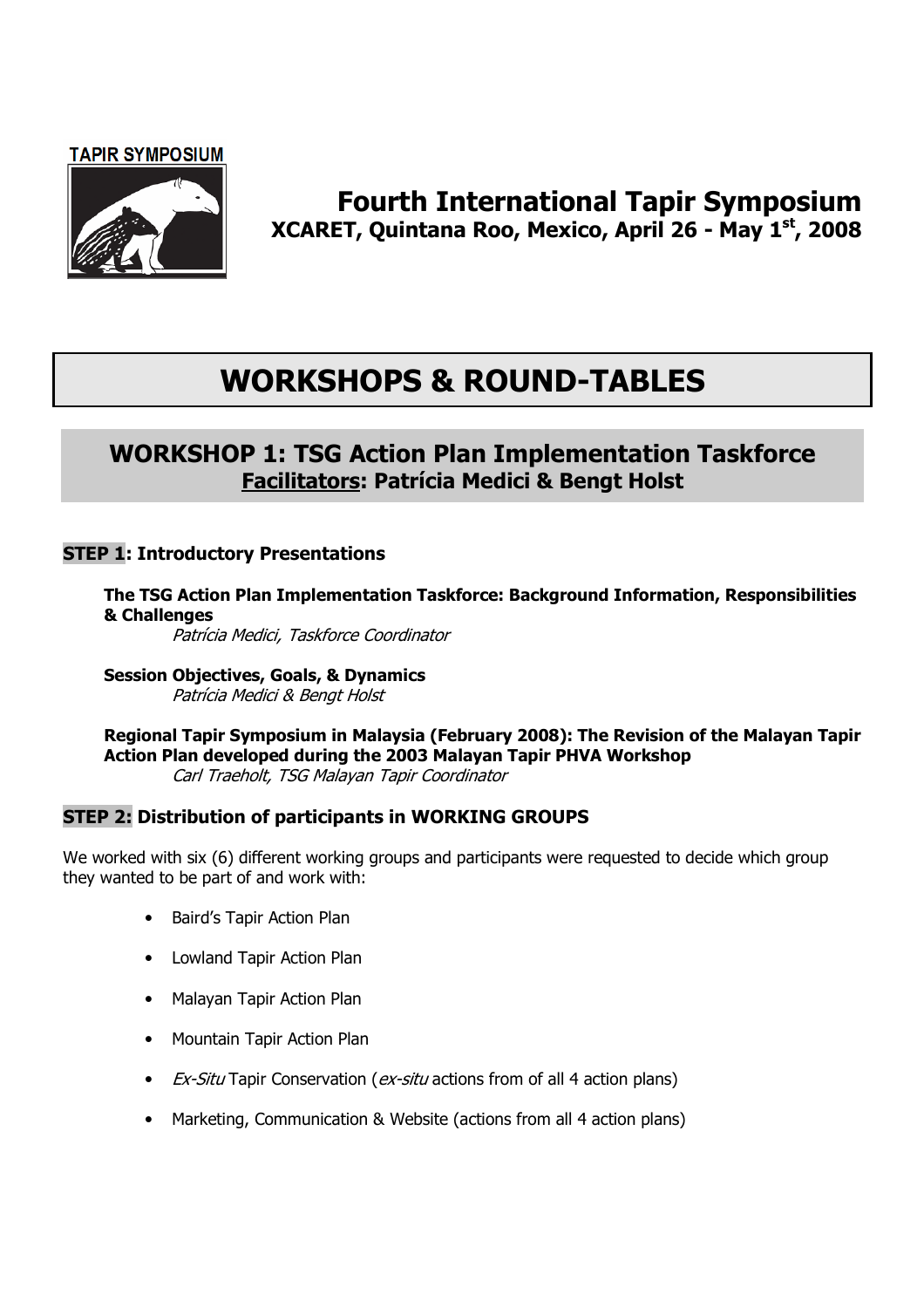**TAPIR SYMPOSIUM**

# Fourth International Tapir Symposium

**XCARET, Quintana Roo, Mexico, April 26 - May 1st, 2008**

# WORKSHOPS & ROUND-TABLES

## WORKSHOP 1: TSG Action Plan Implementation Taskforce

**Facilitators: Patrícia Medici & Bengt Holst**

### STEP 1: Introductory Presentations

**The TSG Action Plan Implementation Taskforce: Background Information, Responsibilities & Challenges**
*Patrícia Medici, Taskforce Coordinator*

**Session Objectives, Goals, & Dynamics**
*Patrícia Medici & Bengt Holst*

**Regional Tapir Symposium in Malaysia (February 2008): The Revision of the Malayan Tapir Action Plan developed during the 2003 Malayan Tapir PHVA Workshop**
*Carl Traeholt, TSG Malayan Tapir Coordinator*

### STEP 2: Distribution of participants in WORKING GROUPS

We worked with six (6) different working groups and participants were requested to decide which group they wanted to be part of and work with:

- Baird's Tapir Action Plan
- Lowland Tapir Action Plan
- Malayan Tapir Action Plan
- Mountain Tapir Action Plan
- *Ex-Situ* Tapir Conservation (*ex-situ* actions from of all 4 action plans)
- Marketing, Communication & Website (actions from all 4 action plans)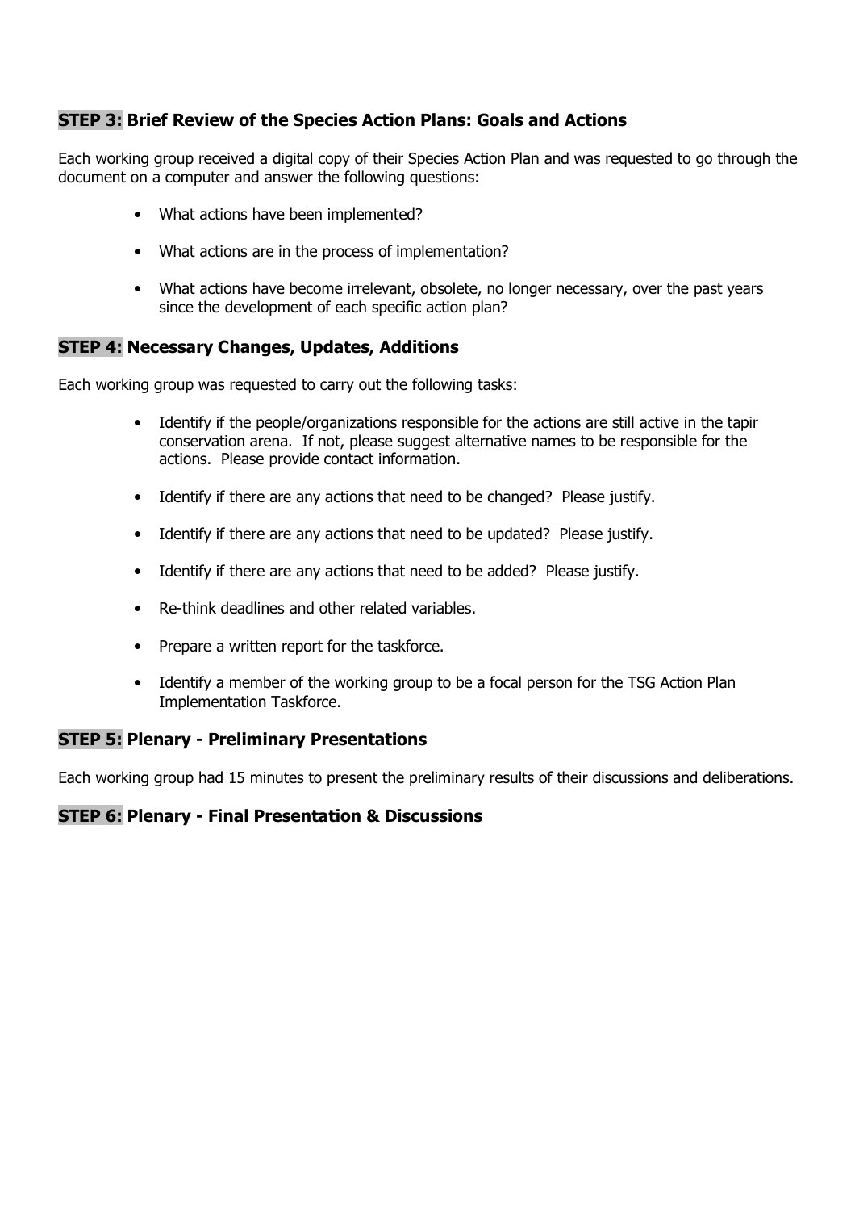### **STEP 3:** Brief Review of the Species Action Plans: Goals and Actions

Each working group received a digital copy of their Species Action Plan and was requested to go through the document on a computer and answer the following questions:

- What actions have been implemented?
- What actions are in the process of implementation?
- What actions have become irrelevant, obsolete, no longer necessary, over the past years since the development of each specific action plan?

### **STEP 4:** Necessary Changes, Updates, Additions

Each working group was requested to carry out the following tasks:

- Identify if the people/organizations responsible for the actions are still active in the tapir conservation arena. If not, please suggest alternative names to be responsible for the actions. Please provide contact information.
- Identify if there are any actions that need to be changed? Please justify.
- Identify if there are any actions that need to be updated? Please justify.
- Identify if there are any actions that need to be added? Please justify.
- Re-think deadlines and other related variables.
- Prepare a written report for the taskforce.
- Identify a member of the working group to be a focal person for the TSG Action Plan Implementation Taskforce.

### **STEP 5:** Plenary - Preliminary Presentations

Each working group had 15 minutes to present the preliminary results of their discussions and deliberations.

### **STEP 6:** Plenary - Final Presentation & Discussions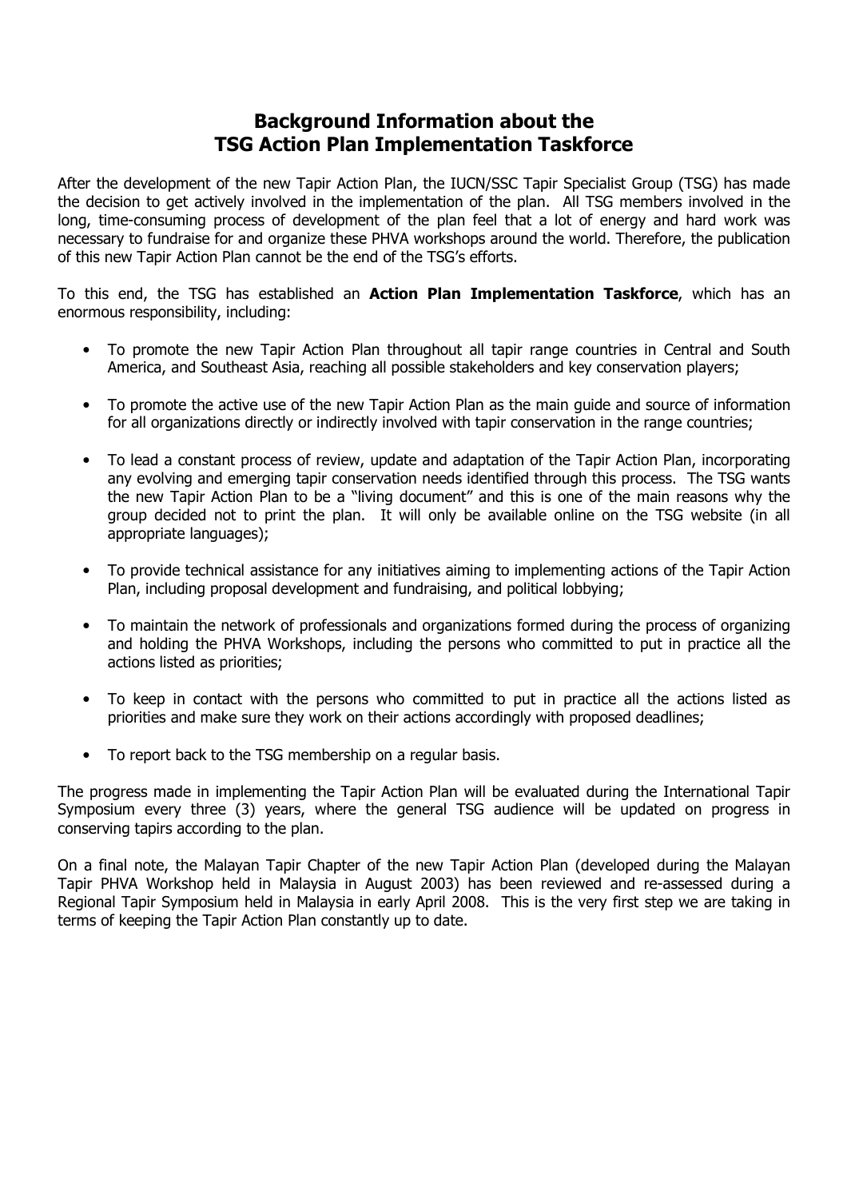# Background Information about the TSG Action Plan Implementation Taskforce

After the development of the new Tapir Action Plan, the IUCN/SSC Tapir Specialist Group (TSG) has made the decision to get actively involved in the implementation of the plan. All TSG members involved in the long, time-consuming process of development of the plan feel that a lot of energy and hard work was necessary to fundraise for and organize these PHVA workshops around the world. Therefore, the publication of this new Tapir Action Plan cannot be the end of the TSG's efforts.

To this end, the TSG has established an **Action Plan Implementation Taskforce**, which has an enormous responsibility, including:

- To promote the new Tapir Action Plan throughout all tapir range countries in Central and South America, and Southeast Asia, reaching all possible stakeholders and key conservation players;
- To promote the active use of the new Tapir Action Plan as the main guide and source of information for all organizations directly or indirectly involved with tapir conservation in the range countries;
- To lead a constant process of review, update and adaptation of the Tapir Action Plan, incorporating any evolving and emerging tapir conservation needs identified through this process. The TSG wants the new Tapir Action Plan to be a "living document" and this is one of the main reasons why the group decided not to print the plan. It will only be available online on the TSG website (in all appropriate languages);
- To provide technical assistance for any initiatives aiming to implementing actions of the Tapir Action Plan, including proposal development and fundraising, and political lobbying;
- To maintain the network of professionals and organizations formed during the process of organizing and holding the PHVA Workshops, including the persons who committed to put in practice all the actions listed as priorities;
- To keep in contact with the persons who committed to put in practice all the actions listed as priorities and make sure they work on their actions accordingly with proposed deadlines;
- To report back to the TSG membership on a regular basis.

The progress made in implementing the Tapir Action Plan will be evaluated during the International Tapir Symposium every three (3) years, where the general TSG audience will be updated on progress in conserving tapirs according to the plan.

On a final note, the Malayan Tapir Chapter of the new Tapir Action Plan (developed during the Malayan Tapir PHVA Workshop held in Malaysia in August 2003) has been reviewed and re-assessed during a Regional Tapir Symposium held in Malaysia in early April 2008. This is the very first step we are taking in terms of keeping the Tapir Action Plan constantly up to date.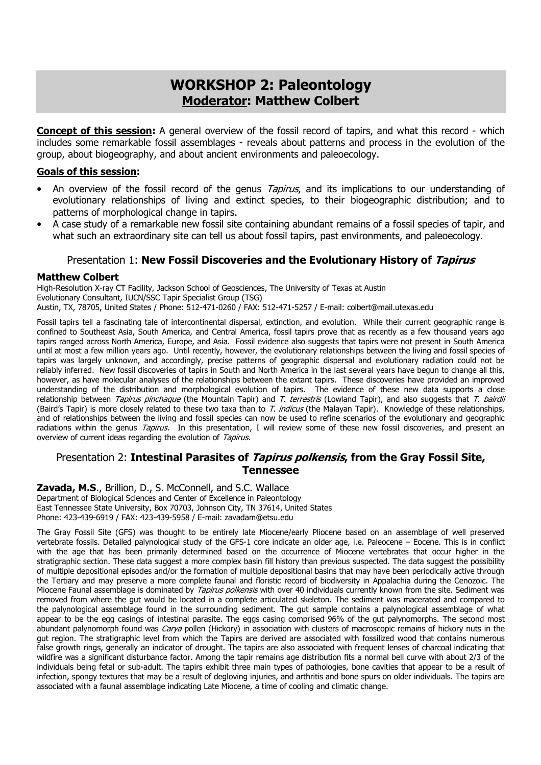# WORKSHOP 2: Paleontology
## <u>Moderator</u>: Matthew Colbert

**<u>Concept of this session</u>:** A general overview of the fossil record of tapirs, and what this record - which includes some remarkable fossil assemblages - reveals about patterns and process in the evolution of the group, about biogeography, and about ancient environments and paleoecology.

**<u>Goals of this session</u>:**

- An overview of the fossil record of the genus *Tapirus*, and its implications to our understanding of evolutionary relationships of living and extinct species, to their biogeographic distribution; and to patterns of morphological change in tapirs.
- A case study of a remarkable new fossil site containing abundant remains of a fossil species of tapir, and what such an extraordinary site can tell us about fossil tapirs, past environments, and paleoecology.

### Presentation 1: **New Fossil Discoveries and the Evolutionary History of *Tapirus***

**Matthew Colbert**
High-Resolution X-ray CT Facility, Jackson School of Geosciences, The University of Texas at Austin
Evolutionary Consultant, IUCN/SSC Tapir Specialist Group (TSG)
Austin, TX, 78705, United States / Phone: 512-471-0260 / FAX: 512-471-5257 / E-mail: colbert@mail.utexas.edu

Fossil tapirs tell a fascinating tale of intercontinental dispersal, extinction, and evolution. While their current geographic range is confined to Southeast Asia, South America, and Central America, fossil tapirs prove that as recently as a few thousand years ago tapirs ranged across North America, Europe, and Asia. Fossil evidence also suggests that tapirs were not present in South America until at most a few million years ago. Until recently, however, the evolutionary relationships between the living and fossil species of tapirs was largely unknown, and accordingly, precise patterns of geographic dispersal and evolutionary radiation could not be reliably inferred. New fossil discoveries of tapirs in South and North America in the last several years have begun to change all this, however, as have molecular analyses of the relationships between the extant tapirs. These discoveries have provided an improved understanding of the distribution and morphological evolution of tapirs. The evidence of these new data supports a close relationship between *Tapirus pinchaque* (the Mountain Tapir) and *T. terrestris* (Lowland Tapir), and also suggests that *T. bairdii* (Baird's Tapir) is more closely related to these two taxa than to *T. indicus* (the Malayan Tapir). Knowledge of these relationships, and of relationships between the living and fossil species can now be used to refine scenarios of the evolutionary and geographic radiations within the genus *Tapirus.* In this presentation, I will review some of these new fossil discoveries, and present an overview of current ideas regarding the evolution of *Tapirus.*

### Presentation 2: **Intestinal Parasites of *Tapirus polkensis*, from the Gray Fossil Site, Tennessee**

**Zavada, M.S**., Brillion, D., S. McConnell, and S.C. Wallace
Department of Biological Sciences and Center of Excellence in Paleontology
East Tennessee State University, Box 70703, Johnson City, TN 37614, United States
Phone: 423-439-6919 / FAX: 423-439-5958 / E-mail: zavadam@etsu.edu

The Gray Fossil Site (GFS) was thought to be entirely late Miocene/early Pliocene based on an assemblage of well preserved vertebrate fossils. Detailed palynological study of the GFS-1 core indicate an older age, i.e. Paleocene – Eocene. This is in conflict with the age that has been primarily determined based on the occurrence of Miocene vertebrates that occur higher in the stratigraphic section. These data suggest a more complex basin fill history than previous suspected. The data suggest the possibility of multiple depositional episodes and/or the formation of multiple depositional basins that may have been periodically active through the Tertiary and may preserve a more complete faunal and floristic record of biodiversity in Appalachia during the Cenozoic. The Miocene Faunal assemblage is dominated by *Tapirus polkensis* with over 40 individuals currently known from the site. Sediment was removed from where the gut would be located in a complete articulated skeleton. The sediment was macerated and compared to the palynological assemblage found in the surrounding sediment. The gut sample contains a palynological assemblage of what appear to be the egg casings of intestinal parasite. The eggs casing comprised 96% of the gut palynomorphs. The second most abundant palynomorph found was *Carya* pollen (Hickory) in association with clusters of macroscopic remains of hickory nuts in the gut region. The stratigraphic level from which the Tapirs are derived are associated with fossilized wood that contains numerous false growth rings, generally an indicator of drought. The tapirs are also associated with frequent lenses of charcoal indicating that wildfire was a significant disturbance factor. Among the tapir remains age distribution fits a normal bell curve with about 2/3 of the individuals being fetal or sub-adult. The tapirs exhibit three main types of pathologies, bone cavities that appear to be a result of infection, spongy textures that may be a result of degloving injuries, and arthritis and bone spurs on older individuals. The tapirs are associated with a faunal assemblage indicating Late Miocene, a time of cooling and climatic change.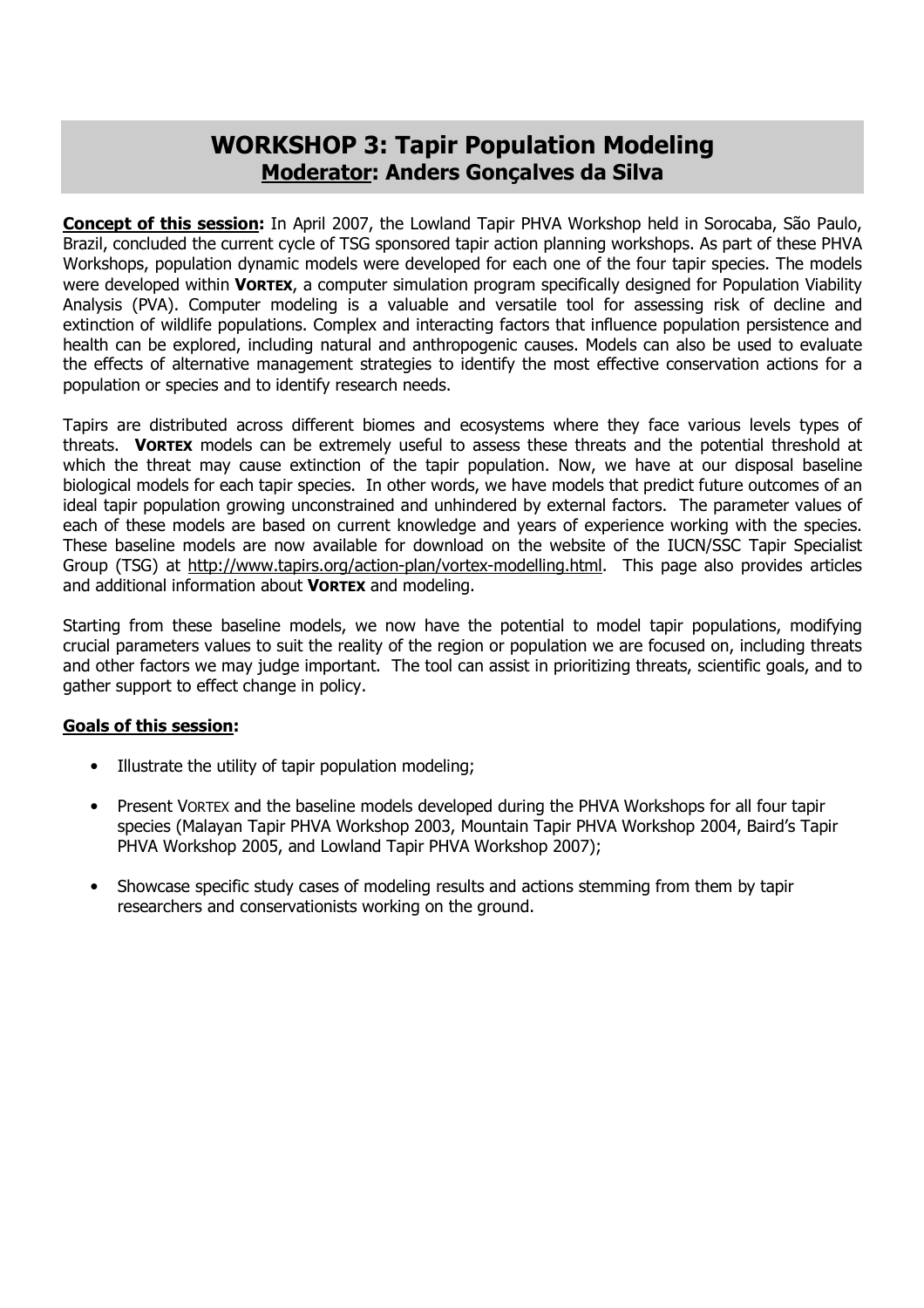# WORKSHOP 3: Tapir Population Modeling
## <u>Moderator</u>: Anders Gonçalves da Silva

**<u>Concept of this session</u>:** In April 2007, the Lowland Tapir PHVA Workshop held in Sorocaba, São Paulo, Brazil, concluded the current cycle of TSG sponsored tapir action planning workshops. As part of these PHVA Workshops, population dynamic models were developed for each one of the four tapir species. The models were developed within **VORTEX**, a computer simulation program specifically designed for Population Viability Analysis (PVA). Computer modeling is a valuable and versatile tool for assessing risk of decline and extinction of wildlife populations. Complex and interacting factors that influence population persistence and health can be explored, including natural and anthropogenic causes. Models can also be used to evaluate the effects of alternative management strategies to identify the most effective conservation actions for a population or species and to identify research needs.

Tapirs are distributed across different biomes and ecosystems where they face various levels types of threats. **VORTEX** models can be extremely useful to assess these threats and the potential threshold at which the threat may cause extinction of the tapir population. Now, we have at our disposal baseline biological models for each tapir species. In other words, we have models that predict future outcomes of an ideal tapir population growing unconstrained and unhindered by external factors. The parameter values of each of these models are based on current knowledge and years of experience working with the species. These baseline models are now available for download on the website of the IUCN/SSC Tapir Specialist Group (TSG) at http://www.tapirs.org/action-plan/vortex-modelling.html. This page also provides articles and additional information about **VORTEX** and modeling.

Starting from these baseline models, we now have the potential to model tapir populations, modifying crucial parameters values to suit the reality of the region or population we are focused on, including threats and other factors we may judge important. The tool can assist in prioritizing threats, scientific goals, and to gather support to effect change in policy.

**<u>Goals of this session</u>:**

- Illustrate the utility of tapir population modeling;
- Present VORTEX and the baseline models developed during the PHVA Workshops for all four tapir species (Malayan Tapir PHVA Workshop 2003, Mountain Tapir PHVA Workshop 2004, Baird's Tapir PHVA Workshop 2005, and Lowland Tapir PHVA Workshop 2007);
- Showcase specific study cases of modeling results and actions stemming from them by tapir researchers and conservationists working on the ground.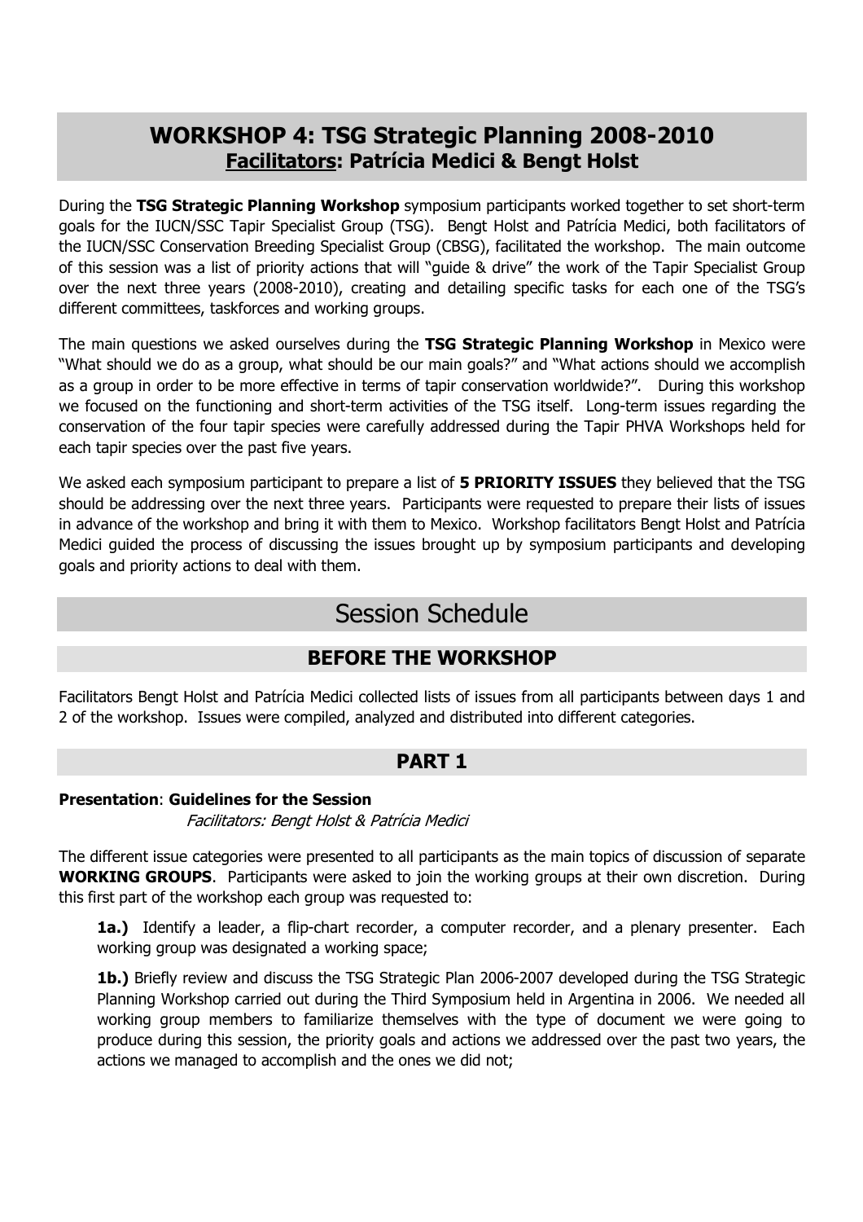## WORKSHOP 4: TSG Strategic Planning 2008-2010

### <u>Facilitators</u>: Patrícia Medici & Bengt Holst

During the **TSG Strategic Planning Workshop** symposium participants worked together to set short-term goals for the IUCN/SSC Tapir Specialist Group (TSG). Bengt Holst and Patrícia Medici, both facilitators of the IUCN/SSC Conservation Breeding Specialist Group (CBSG), facilitated the workshop. The main outcome of this session was a list of priority actions that will "guide & drive" the work of the Tapir Specialist Group over the next three years (2008-2010), creating and detailing specific tasks for each one of the TSG's different committees, taskforces and working groups.

The main questions we asked ourselves during the **TSG Strategic Planning Workshop** in Mexico were "What should we do as a group, what should be our main goals?" and "What actions should we accomplish as a group in order to be more effective in terms of tapir conservation worldwide?". During this workshop we focused on the functioning and short-term activities of the TSG itself. Long-term issues regarding the conservation of the four tapir species were carefully addressed during the Tapir PHVA Workshops held for each tapir species over the past five years.

We asked each symposium participant to prepare a list of **5 PRIORITY ISSUES** they believed that the TSG should be addressing over the next three years. Participants were requested to prepare their lists of issues in advance of the workshop and bring it with them to Mexico. Workshop facilitators Bengt Holst and Patrícia Medici guided the process of discussing the issues brought up by symposium participants and developing goals and priority actions to deal with them.

# Session Schedule

## BEFORE THE WORKSHOP

Facilitators Bengt Holst and Patrícia Medici collected lists of issues from all participants between days 1 and 2 of the workshop. Issues were compiled, analyzed and distributed into different categories.

## PART 1

**Presentation**: **Guidelines for the Session**
*Facilitators: Bengt Holst & Patrícia Medici*

The different issue categories were presented to all participants as the main topics of discussion of separate **WORKING GROUPS**. Participants were asked to join the working groups at their own discretion. During this first part of the workshop each group was requested to:

**1a.)** Identify a leader, a flip-chart recorder, a computer recorder, and a plenary presenter. Each working group was designated a working space;

**1b.)** Briefly review and discuss the TSG Strategic Plan 2006-2007 developed during the TSG Strategic Planning Workshop carried out during the Third Symposium held in Argentina in 2006. We needed all working group members to familiarize themselves with the type of document we were going to produce during this session, the priority goals and actions we addressed over the past two years, the actions we managed to accomplish and the ones we did not;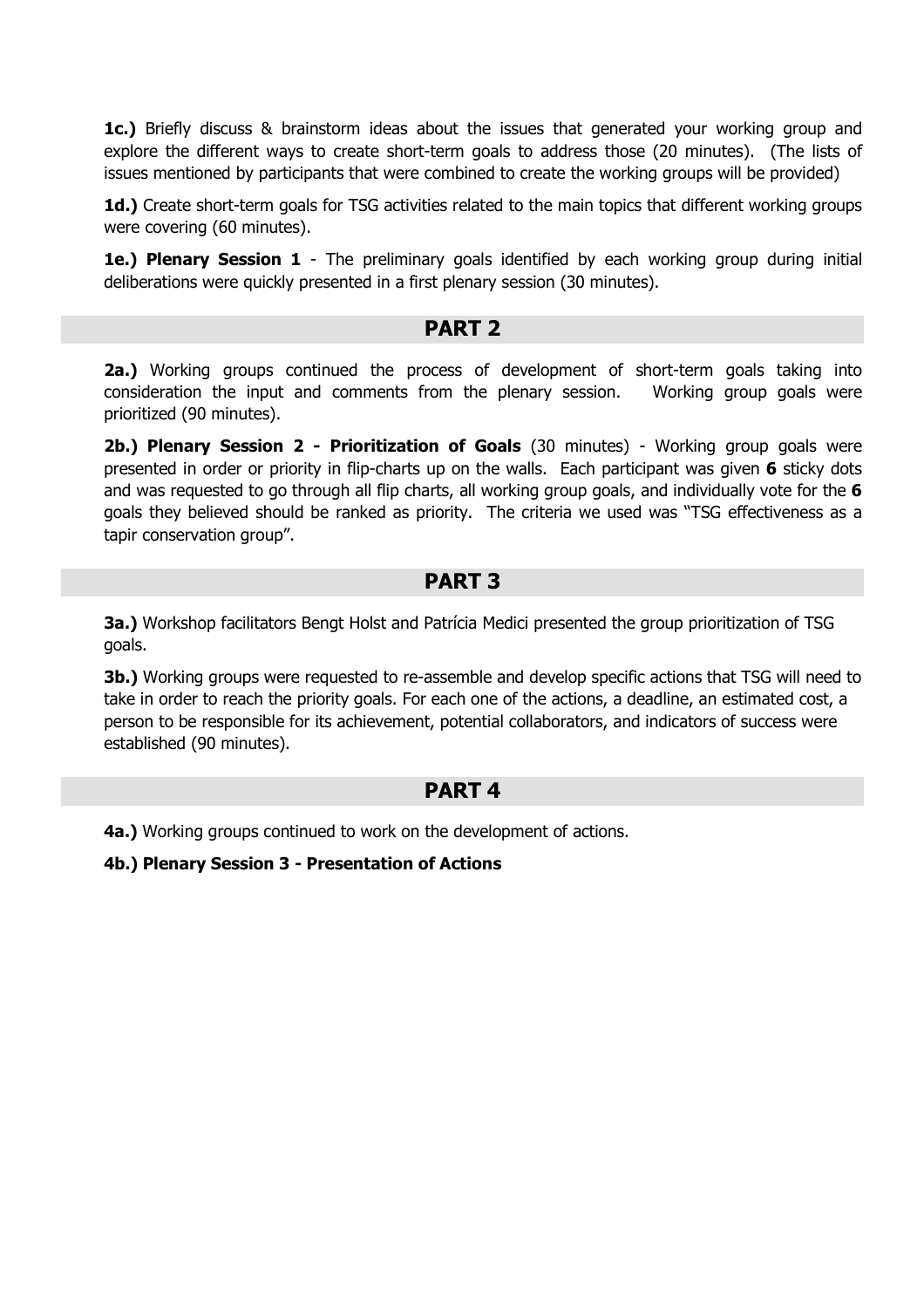**1c.)** Briefly discuss & brainstorm ideas about the issues that generated your working group and explore the different ways to create short-term goals to address those (20 minutes). (The lists of issues mentioned by participants that were combined to create the working groups will be provided)

**1d.)** Create short-term goals for TSG activities related to the main topics that different working groups were covering (60 minutes).

**1e.) Plenary Session 1** - The preliminary goals identified by each working group during initial deliberations were quickly presented in a first plenary session (30 minutes).

## PART 2

**2a.)** Working groups continued the process of development of short-term goals taking into consideration the input and comments from the plenary session. Working group goals were prioritized (90 minutes).

**2b.) Plenary Session 2 - Prioritization of Goals** (30 minutes) - Working group goals were presented in order or priority in flip-charts up on the walls. Each participant was given **6** sticky dots and was requested to go through all flip charts, all working group goals, and individually vote for the **6** goals they believed should be ranked as priority. The criteria we used was "TSG effectiveness as a tapir conservation group".

## PART 3

**3a.)** Workshop facilitators Bengt Holst and Patrícia Medici presented the group prioritization of TSG goals.

**3b.)** Working groups were requested to re-assemble and develop specific actions that TSG will need to take in order to reach the priority goals. For each one of the actions, a deadline, an estimated cost, a person to be responsible for its achievement, potential collaborators, and indicators of success were established (90 minutes).

## PART 4

**4a.)** Working groups continued to work on the development of actions.

**4b.) Plenary Session 3 - Presentation of Actions**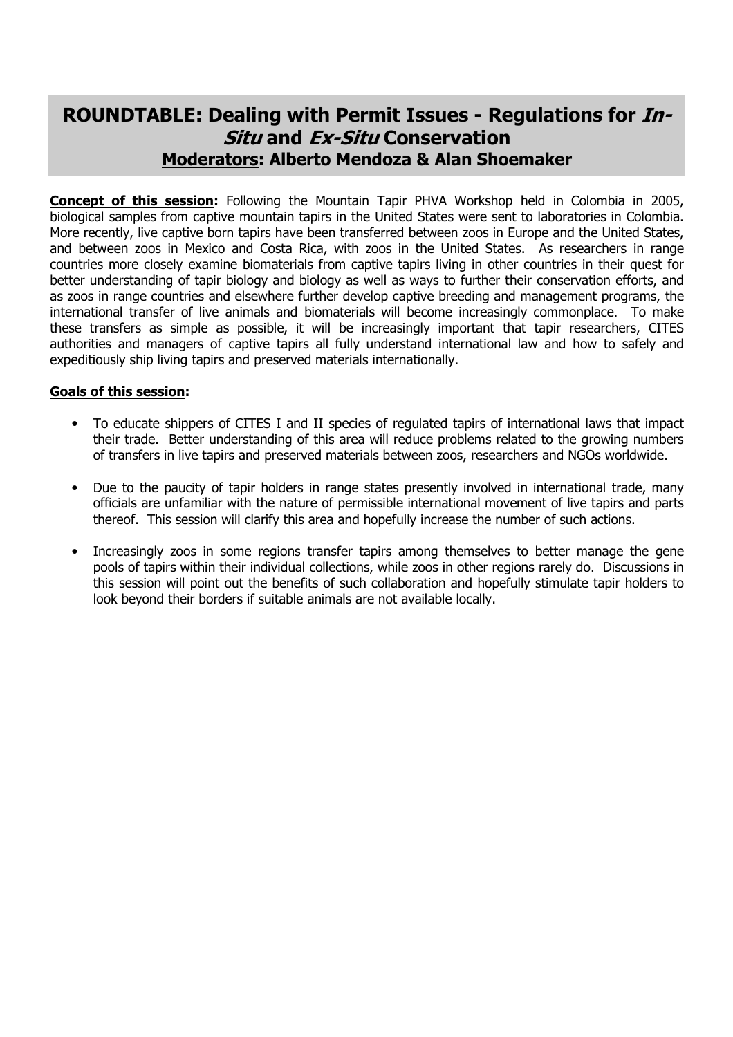# ROUNDTABLE: Dealing with Permit Issues - Regulations for *In-Situ* and *Ex-Situ* Conservation

**Moderators: Alberto Mendoza & Alan Shoemaker**

**Concept of this session:** Following the Mountain Tapir PHVA Workshop held in Colombia in 2005, biological samples from captive mountain tapirs in the United States were sent to laboratories in Colombia. More recently, live captive born tapirs have been transferred between zoos in Europe and the United States, and between zoos in Mexico and Costa Rica, with zoos in the United States. As researchers in range countries more closely examine biomaterials from captive tapirs living in other countries in their quest for better understanding of tapir biology and biology as well as ways to further their conservation efforts, and as zoos in range countries and elsewhere further develop captive breeding and management programs, the international transfer of live animals and biomaterials will become increasingly commonplace. To make these transfers as simple as possible, it will be increasingly important that tapir researchers, CITES authorities and managers of captive tapirs all fully understand international law and how to safely and expeditiously ship living tapirs and preserved materials internationally.

**Goals of this session:**

- To educate shippers of CITES I and II species of regulated tapirs of international laws that impact their trade. Better understanding of this area will reduce problems related to the growing numbers of transfers in live tapirs and preserved materials between zoos, researchers and NGOs worldwide.
- Due to the paucity of tapir holders in range states presently involved in international trade, many officials are unfamiliar with the nature of permissible international movement of live tapirs and parts thereof. This session will clarify this area and hopefully increase the number of such actions.
- Increasingly zoos in some regions transfer tapirs among themselves to better manage the gene pools of tapirs within their individual collections, while zoos in other regions rarely do. Discussions in this session will point out the benefits of such collaboration and hopefully stimulate tapir holders to look beyond their borders if suitable animals are not available locally.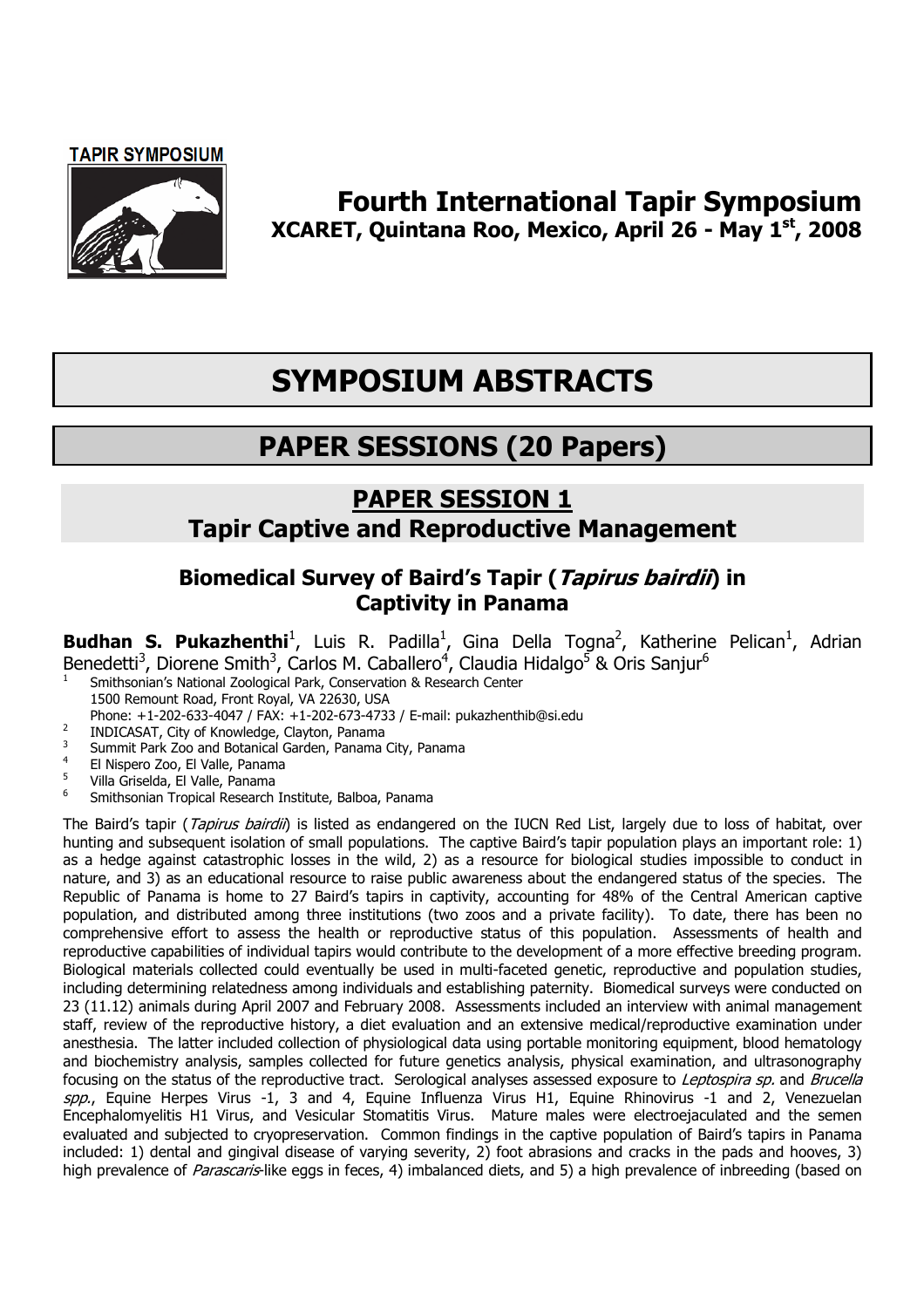**TAPIR SYMPOSIUM**

# Fourth International Tapir Symposium

**XCARET, Quintana Roo, Mexico, April 26 - May 1st, 2008**

# SYMPOSIUM ABSTRACTS

# PAPER SESSIONS (20 Papers)

## PAPER SESSION 1
## Tapir Captive and Reproductive Management

### Biomedical Survey of Baird's Tapir (*Tapirus bairdii*) in Captivity in Panama

**Budhan S. Pukazhenthi**[1], Luis R. Padilla[1], Gina Della Togna[2], Katherine Pelican[1], Adrian Benedetti[3], Diorene Smith[3], Carlos M. Caballero[4], Claudia Hidalgo[5] & Oris Sanjur[6]

1. Smithsonian's National Zoological Park, Conservation & Research Center
   1500 Remount Road, Front Royal, VA 22630, USA
   Phone: +1-202-633-4047 / FAX: +1-202-673-4733 / E-mail: pukazhenthib@si.edu
2. INDICASAT, City of Knowledge, Clayton, Panama
3. Summit Park Zoo and Botanical Garden, Panama City, Panama
4. El Nispero Zoo, El Valle, Panama
5. Villa Griselda, El Valle, Panama
6. Smithsonian Tropical Research Institute, Balboa, Panama

The Baird's tapir (*Tapirus bairdii*) is listed as endangered on the IUCN Red List, largely due to loss of habitat, over hunting and subsequent isolation of small populations. The captive Baird's tapir population plays an important role: 1) as a hedge against catastrophic losses in the wild, 2) as a resource for biological studies impossible to conduct in nature, and 3) as an educational resource to raise public awareness about the endangered status of the species. The Republic of Panama is home to 27 Baird's tapirs in captivity, accounting for 48% of the Central American captive population, and distributed among three institutions (two zoos and a private facility). To date, there has been no comprehensive effort to assess the health or reproductive status of this population. Assessments of health and reproductive capabilities of individual tapirs would contribute to the development of a more effective breeding program. Biological materials collected could eventually be used in multi-faceted genetic, reproductive and population studies, including determining relatedness among individuals and establishing paternity. Biomedical surveys were conducted on 23 (11.12) animals during April 2007 and February 2008. Assessments included an interview with animal management staff, review of the reproductive history, a diet evaluation and an extensive medical/reproductive examination under anesthesia. The latter included collection of physiological data using portable monitoring equipment, blood hematology and biochemistry analysis, samples collected for future genetics analysis, physical examination, and ultrasonography focusing on the status of the reproductive tract. Serological analyses assessed exposure to *Leptospira sp.* and *Brucella spp.*, Equine Herpes Virus -1, 3 and 4, Equine Influenza Virus H1, Equine Rhinovirus -1 and 2, Venezuelan Encephalomyelitis H1 Virus, and Vesicular Stomatitis Virus. Mature males were electroejaculated and the semen evaluated and subjected to cryopreservation. Common findings in the captive population of Baird's tapirs in Panama included: 1) dental and gingival disease of varying severity, 2) foot abrasions and cracks in the pads and hooves, 3) high prevalence of *Parascaris*-like eggs in feces, 4) imbalanced diets, and 5) a high prevalence of inbreeding (based on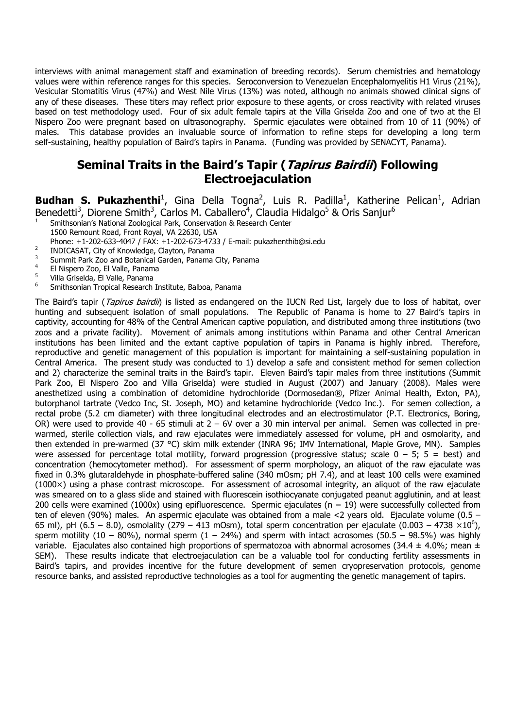interviews with animal management staff and examination of breeding records). Serum chemistries and hematology values were within reference ranges for this species. Seroconversion to Venezuelan Encephalomyelitis H1 Virus (21%), Vesicular Stomatitis Virus (47%) and West Nile Virus (13%) was noted, although no animals showed clinical signs of any of these diseases. These titers may reflect prior exposure to these agents, or cross reactivity with related viruses based on test methodology used. Four of six adult female tapirs at the Villa Griselda Zoo and one of two at the El Nispero Zoo were pregnant based on ultrasonography. Spermic ejaculates were obtained from 10 of 11 (90%) of males. This database provides an invaluable source of information to refine steps for developing a long term self-sustaining, healthy population of Baird's tapirs in Panama. (Funding was provided by SENACYT, Panama).

## Seminal Traits in the Baird's Tapir (*Tapirus Bairdii*) Following Electroejaculation

**Budhan S. Pukazhenthi**[1], Gina Della Togna[2], Luis R. Padilla[1], Katherine Pelican[1], Adrian Benedetti[3], Diorene Smith[3], Carlos M. Caballero[4], Claudia Hidalgo[5] & Oris Sanjur[6]

[1] Smithsonian's National Zoological Park, Conservation & Research Center
1500 Remount Road, Front Royal, VA 22630, USA
Phone: +1-202-633-4047 / FAX: +1-202-673-4733 / E-mail: pukazhenthib@si.edu

[2] INDICASAT, City of Knowledge, Clayton, Panama

[3] Summit Park Zoo and Botanical Garden, Panama City, Panama

[4] El Nispero Zoo, El Valle, Panama

[5] Villa Griselda, El Valle, Panama

[6] Smithsonian Tropical Research Institute, Balboa, Panama

The Baird's tapir (*Tapirus bairdii*) is listed as endangered on the IUCN Red List, largely due to loss of habitat, over hunting and subsequent isolation of small populations. The Republic of Panama is home to 27 Baird's tapirs in captivity, accounting for 48% of the Central American captive population, and distributed among three institutions (two zoos and a private facility). Movement of animals among institutions within Panama and other Central American institutions has been limited and the extant captive population of tapirs in Panama is highly inbred. Therefore, reproductive and genetic management of this population is important for maintaining a self-sustaining population in Central America. The present study was conducted to 1) develop a safe and consistent method for semen collection and 2) characterize the seminal traits in the Baird's tapir. Eleven Baird's tapir males from three institutions (Summit Park Zoo, El Nispero Zoo and Villa Griselda) were studied in August (2007) and January (2008). Males were anesthetized using a combination of detomidine hydrochloride (Dormosedan®, Pfizer Animal Health, Exton, PA), butorphanol tartrate (Vedco Inc, St. Joseph, MO) and ketamine hydrochloride (Vedco Inc.). For semen collection, a rectal probe (5.2 cm diameter) with three longitudinal electrodes and an electrostimulator (P.T. Electronics, Boring, OR) were used to provide 40 - 65 stimuli at 2 – 6V over a 30 min interval per animal. Semen was collected in pre-warmed, sterile collection vials, and raw ejaculates were immediately assessed for volume, pH and osmolarity, and then extended in pre-warmed (37 °C) skim milk extender (INRA 96; IMV International, Maple Grove, MN). Samples were assessed for percentage total motility, forward progression (progressive status; scale 0 – 5; 5 = best) and concentration (hemocytometer method). For assessment of sperm morphology, an aliquot of the raw ejaculate was fixed in 0.3% glutaraldehyde in phosphate-buffered saline (340 mOsm; pH 7.4), and at least 100 cells were examined (1000×) using a phase contrast microscope. For assessment of acrosomal integrity, an aliquot of the raw ejaculate was smeared on to a glass slide and stained with fluorescein isothiocyanate conjugated peanut agglutinin, and at least 200 cells were examined (1000x) using epifluorescence. Spermic ejaculates ($n = 19$) were successfully collected from ten of eleven (90%) males. An aspermic ejaculate was obtained from a male <2 years old. Ejaculate volume (0.5 – 65 ml), pH (6.5 – 8.0), osmolality (279 – 413 mOsm), total sperm concentration per ejaculate ($0.003 – 4738 \times 10^6$), sperm motility (10 – 80%), normal sperm (1 – 24%) and sperm with intact acrosomes (50.5 – 98.5%) was highly variable. Ejaculates also contained high proportions of spermatozoa with abnormal acrosomes ($34.4 \pm 4.0\%$; mean ± SEM). These results indicate that electroejaculation can be a valuable tool for conducting fertility assessments in Baird's tapirs, and provides incentive for the future development of semen cryopreservation protocols, genome resource banks, and assisted reproductive technologies as a tool for augmenting the genetic management of tapirs.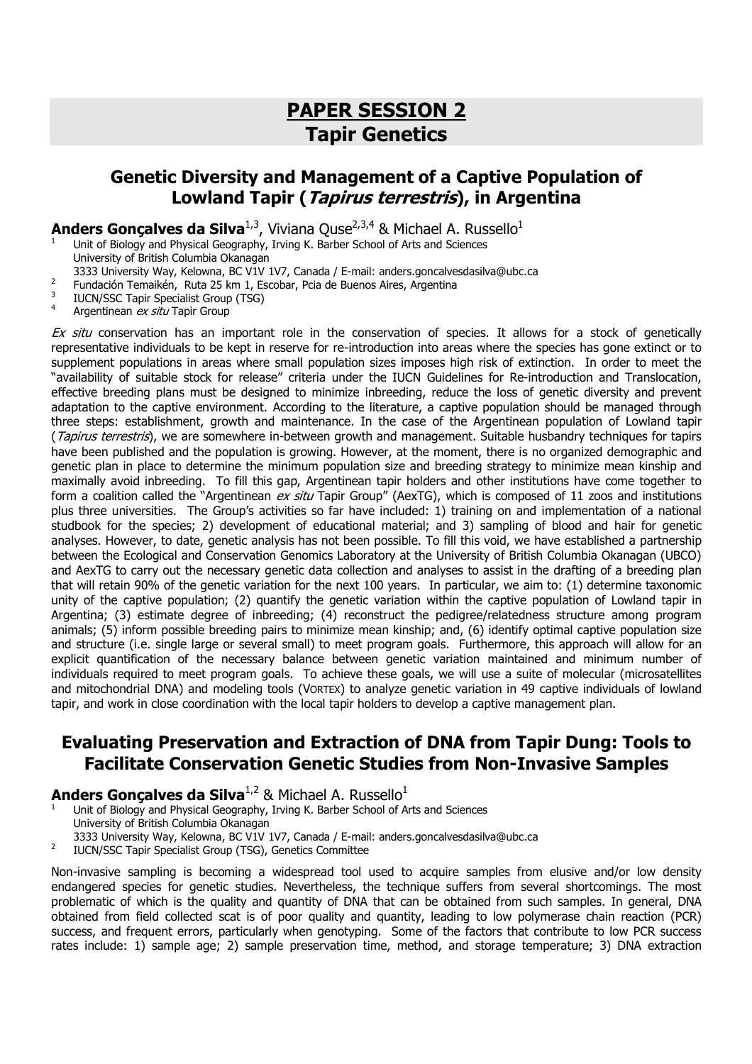# PAPER SESSION 2
# Tapir Genetics

## Genetic Diversity and Management of a Captive Population of Lowland Tapir (*Tapirus terrestris*), in Argentina

**Anders Gonçalves da Silva**[1,3], Viviana Quse[2,3,4] & Michael A. Russello[1]

[1] Unit of Biology and Physical Geography, Irving K. Barber School of Arts and Sciences University of British Columbia Okanagan 3333 University Way, Kelowna, BC V1V 1V7, Canada / E-mail: anders.goncalvesdasilva@ubc.ca
[2] Fundación Temaikén, Ruta 25 km 1, Escobar, Pcia de Buenos Aires, Argentina
[3] IUCN/SSC Tapir Specialist Group (TSG)
[4] Argentinean *ex situ* Tapir Group

*Ex situ* conservation has an important role in the conservation of species. It allows for a stock of genetically representative individuals to be kept in reserve for re-introduction into areas where the species has gone extinct or to supplement populations in areas where small population sizes imposes high risk of extinction. In order to meet the "availability of suitable stock for release" criteria under the IUCN Guidelines for Re-introduction and Translocation, effective breeding plans must be designed to minimize inbreeding, reduce the loss of genetic diversity and prevent adaptation to the captive environment. According to the literature, a captive population should be managed through three steps: establishment, growth and maintenance. In the case of the Argentinean population of Lowland tapir (*Tapirus terrestris*), we are somewhere in-between growth and management. Suitable husbandry techniques for tapirs have been published and the population is growing. However, at the moment, there is no organized demographic and genetic plan in place to determine the minimum population size and breeding strategy to minimize mean kinship and maximally avoid inbreeding. To fill this gap, Argentinean tapir holders and other institutions have come together to form a coalition called the "Argentinean *ex situ* Tapir Group" (AexTG), which is composed of 11 zoos and institutions plus three universities. The Group's activities so far have included: 1) training on and implementation of a national studbook for the species; 2) development of educational material; and 3) sampling of blood and hair for genetic analyses. However, to date, genetic analysis has not been possible. To fill this void, we have established a partnership between the Ecological and Conservation Genomics Laboratory at the University of British Columbia Okanagan (UBCO) and AexTG to carry out the necessary genetic data collection and analyses to assist in the drafting of a breeding plan that will retain 90% of the genetic variation for the next 100 years. In particular, we aim to: (1) determine taxonomic unity of the captive population; (2) quantify the genetic variation within the captive population of Lowland tapir in Argentina; (3) estimate degree of inbreeding; (4) reconstruct the pedigree/relatedness structure among program animals; (5) inform possible breeding pairs to minimize mean kinship; and, (6) identify optimal captive population size and structure (i.e. single large or several small) to meet program goals. Furthermore, this approach will allow for an explicit quantification of the necessary balance between genetic variation maintained and minimum number of individuals required to meet program goals. To achieve these goals, we will use a suite of molecular (microsatellites and mitochondrial DNA) and modeling tools (VORTEX) to analyze genetic variation in 49 captive individuals of lowland tapir, and work in close coordination with the local tapir holders to develop a captive management plan.

## Evaluating Preservation and Extraction of DNA from Tapir Dung: Tools to Facilitate Conservation Genetic Studies from Non-Invasive Samples

**Anders Gonçalves da Silva**[1,2] & Michael A. Russello[1]

[1] Unit of Biology and Physical Geography, Irving K. Barber School of Arts and Sciences University of British Columbia Okanagan 3333 University Way, Kelowna, BC V1V 1V7, Canada / E-mail: anders.goncalvesdasilva@ubc.ca
[2] IUCN/SSC Tapir Specialist Group (TSG), Genetics Committee

Non-invasive sampling is becoming a widespread tool used to acquire samples from elusive and/or low density endangered species for genetic studies. Nevertheless, the technique suffers from several shortcomings. The most problematic of which is the quality and quantity of DNA that can be obtained from such samples. In general, DNA obtained from field collected scat is of poor quality and quantity, leading to low polymerase chain reaction (PCR) success, and frequent errors, particularly when genotyping. Some of the factors that contribute to low PCR success rates include: 1) sample age; 2) sample preservation time, method, and storage temperature; 3) DNA extraction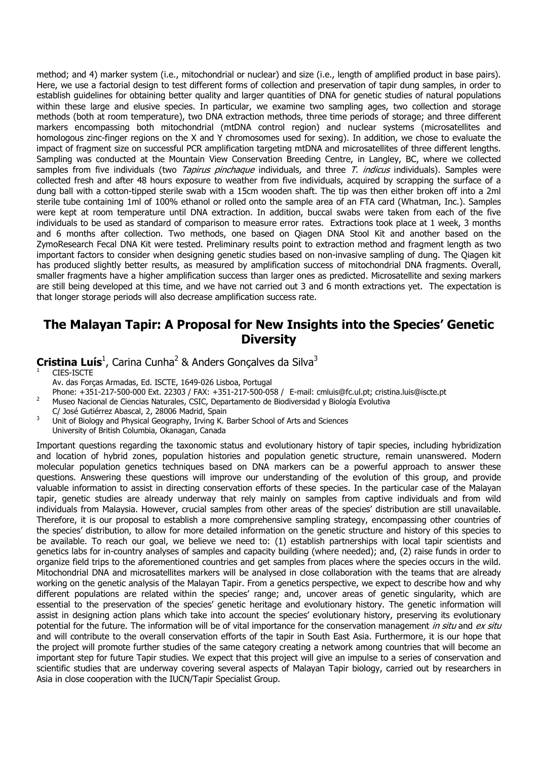method; and 4) marker system (i.e., mitochondrial or nuclear) and size (i.e., length of amplified product in base pairs). Here, we use a factorial design to test different forms of collection and preservation of tapir dung samples, in order to establish guidelines for obtaining better quality and larger quantities of DNA for genetic studies of natural populations within these large and elusive species. In particular, we examine two sampling ages, two collection and storage methods (both at room temperature), two DNA extraction methods, three time periods of storage; and three different markers encompassing both mitochondrial (mtDNA control region) and nuclear systems (microsatellites and homologous zinc-finger regions on the X and Y chromosomes used for sexing). In addition, we chose to evaluate the impact of fragment size on successful PCR amplification targeting mtDNA and microsatellites of three different lengths. Sampling was conducted at the Mountain View Conservation Breeding Centre, in Langley, BC, where we collected samples from five individuals (two *Tapirus pinchaque* individuals, and three *T. indicus* individuals). Samples were collected fresh and after 48 hours exposure to weather from five individuals, acquired by scrapping the surface of a dung ball with a cotton-tipped sterile swab with a 15cm wooden shaft. The tip was then either broken off into a 2ml sterile tube containing 1ml of 100% ethanol or rolled onto the sample area of an FTA card (Whatman, Inc.). Samples were kept at room temperature until DNA extraction. In addition, buccal swabs were taken from each of the five individuals to be used as standard of comparison to measure error rates. Extractions took place at 1 week, 3 months and 6 months after collection. Two methods, one based on Qiagen DNA Stool Kit and another based on the ZymoResearch Fecal DNA Kit were tested. Preliminary results point to extraction method and fragment length as two important factors to consider when designing genetic studies based on non-invasive sampling of dung. The Qiagen kit has produced slightly better results, as measured by amplification success of mitochondrial DNA fragments. Overall, smaller fragments have a higher amplification success than larger ones as predicted. Microsatellite and sexing markers are still being developed at this time, and we have not carried out 3 and 6 month extractions yet. The expectation is that longer storage periods will also decrease amplification success rate.

## The Malayan Tapir: A Proposal for New Insights into the Species' Genetic Diversity

**Cristina Luís**[1], Carina Cunha[2] & Anders Gonçalves da Silva[3]

[1] CIES-ISCTE
Av. das Forças Armadas, Ed. ISCTE, 1649-026 Lisboa, Portugal
Phone: +351-217-500-000 Ext. 22303 / FAX: +351-217-500-058 / E-mail: cmluis@fc.ul.pt; cristina.luis@iscte.pt

[2] Museo Nacional de Ciencias Naturales, CSIC, Departamento de Biodiversidad y Biología Evolutiva
C/ José Gutiérrez Abascal, 2, 28006 Madrid, Spain

[3] Unit of Biology and Physical Geography, Irving K. Barber School of Arts and Sciences
University of British Columbia, Okanagan, Canada

Important questions regarding the taxonomic status and evolutionary history of tapir species, including hybridization and location of hybrid zones, population histories and population genetic structure, remain unanswered. Modern molecular population genetics techniques based on DNA markers can be a powerful approach to answer these questions. Answering these questions will improve our understanding of the evolution of this group, and provide valuable information to assist in directing conservation efforts of these species. In the particular case of the Malayan tapir, genetic studies are already underway that rely mainly on samples from captive individuals and from wild individuals from Malaysia. However, crucial samples from other areas of the species' distribution are still unavailable. Therefore, it is our proposal to establish a more comprehensive sampling strategy, encompassing other countries of the species' distribution, to allow for more detailed information on the genetic structure and history of this species to be available. To reach our goal, we believe we need to: (1) establish partnerships with local tapir scientists and genetics labs for in-country analyses of samples and capacity building (where needed); and, (2) raise funds in order to organize field trips to the aforementioned countries and get samples from places where the species occurs in the wild. Mitochondrial DNA and microsatellites markers will be analysed in close collaboration with the teams that are already working on the genetic analysis of the Malayan Tapir. From a genetics perspective, we expect to describe how and why different populations are related within the species' range; and, uncover areas of genetic singularity, which are essential to the preservation of the species' genetic heritage and evolutionary history. The genetic information will assist in designing action plans which take into account the species' evolutionary history, preserving its evolutionary potential for the future. The information will be of vital importance for the conservation management *in situ* and *ex situ* and will contribute to the overall conservation efforts of the tapir in South East Asia. Furthermore, it is our hope that the project will promote further studies of the same category creating a network among countries that will become an important step for future Tapir studies. We expect that this project will give an impulse to a series of conservation and scientific studies that are underway covering several aspects of Malayan Tapir biology, carried out by researchers in Asia in close cooperation with the IUCN/Tapir Specialist Group.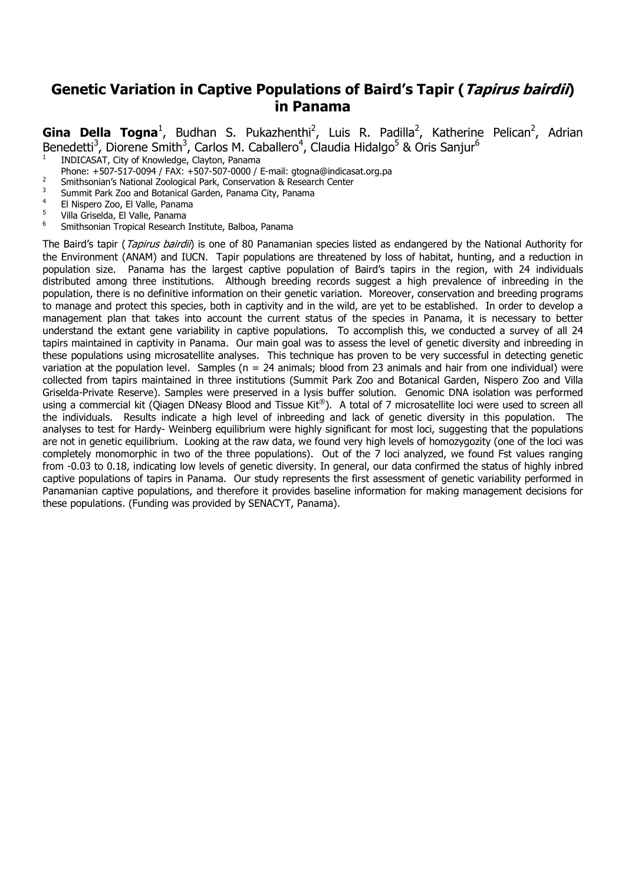# Genetic Variation in Captive Populations of Baird's Tapir (*Tapirus bairdii*) in Panama

**Gina Della Togna**[1], Budhan S. Pukazhenthi[2], Luis R. Padilla[2], Katherine Pelican[2], Adrian Benedetti[3], Diorene Smith[3], Carlos M. Caballero[4], Claudia Hidalgo[5] & Oris Sanjur[6]

[1] INDICASAT, City of Knowledge, Clayton, Panama
Phone: +507-517-0094 / FAX: +507-507-0000 / E-mail: gtogna@indicasat.org.pa
[2] Smithsonian's National Zoological Park, Conservation & Research Center
[3] Summit Park Zoo and Botanical Garden, Panama City, Panama
[4] El Nispero Zoo, El Valle, Panama
[5] Villa Griselda, El Valle, Panama
[6] Smithsonian Tropical Research Institute, Balboa, Panama

The Baird's tapir (*Tapirus bairdii*) is one of 80 Panamanian species listed as endangered by the National Authority for the Environment (ANAM) and IUCN. Tapir populations are threatened by loss of habitat, hunting, and a reduction in population size. Panama has the largest captive population of Baird's tapirs in the region, with 24 individuals distributed among three institutions. Although breeding records suggest a high prevalence of inbreeding in the population, there is no definitive information on their genetic variation. Moreover, conservation and breeding programs to manage and protect this species, both in captivity and in the wild, are yet to be established. In order to develop a management plan that takes into account the current status of the species in Panama, it is necessary to better understand the extant gene variability in captive populations. To accomplish this, we conducted a survey of all 24 tapirs maintained in captivity in Panama. Our main goal was to assess the level of genetic diversity and inbreeding in these populations using microsatellite analyses. This technique has proven to be very successful in detecting genetic variation at the population level. Samples (n = 24 animals; blood from 23 animals and hair from one individual) were collected from tapirs maintained in three institutions (Summit Park Zoo and Botanical Garden, Nispero Zoo and Villa Griselda-Private Reserve). Samples were preserved in a lysis buffer solution. Genomic DNA isolation was performed using a commercial kit (Qiagen DNeasy Blood and Tissue Kit®). A total of 7 microsatellite loci were used to screen all the individuals. Results indicate a high level of inbreeding and lack of genetic diversity in this population. The analyses to test for Hardy- Weinberg equilibrium were highly significant for most loci, suggesting that the populations are not in genetic equilibrium. Looking at the raw data, we found very high levels of homozygozity (one of the loci was completely monomorphic in two of the three populations). Out of the 7 loci analyzed, we found Fst values ranging from -0.03 to 0.18, indicating low levels of genetic diversity. In general, our data confirmed the status of highly inbred captive populations of tapirs in Panama. Our study represents the first assessment of genetic variability performed in Panamanian captive populations, and therefore it provides baseline information for making management decisions for these populations. (Funding was provided by SENACYT, Panama).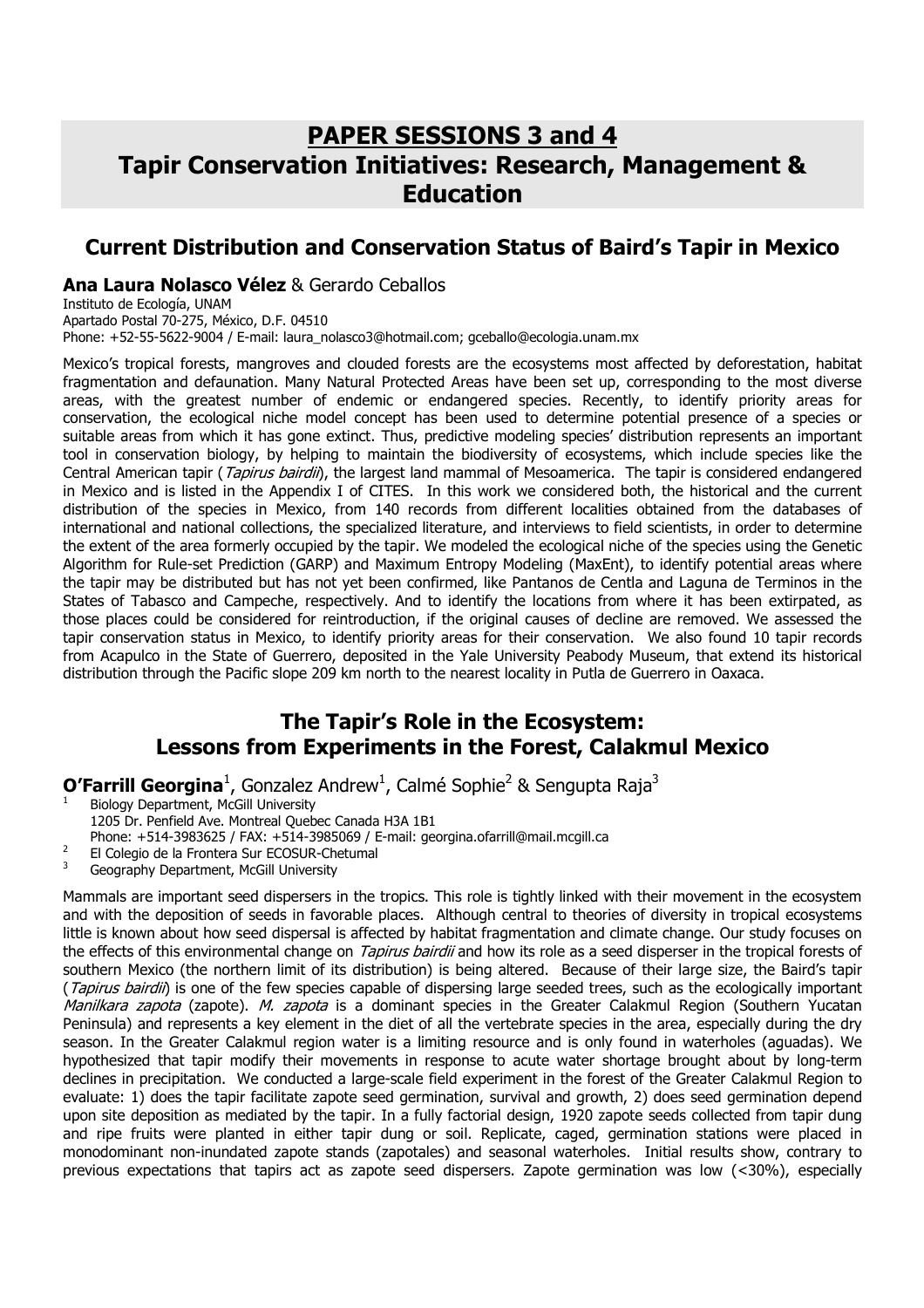# PAPER SESSIONS 3 and 4
# Tapir Conservation Initiatives: Research, Management & Education

## Current Distribution and Conservation Status of Baird's Tapir in Mexico

**Ana Laura Nolasco Vélez** & Gerardo Ceballos

Instituto de Ecología, UNAM
Apartado Postal 70-275, México, D.F. 04510
Phone: +52-55-5622-9004 / E-mail: laura_nolasco3@hotmail.com; gceballo@ecologia.unam.mx

Mexico's tropical forests, mangroves and clouded forests are the ecosystems most affected by deforestation, habitat fragmentation and defaunation. Many Natural Protected Areas have been set up, corresponding to the most diverse areas, with the greatest number of endemic or endangered species. Recently, to identify priority areas for conservation, the ecological niche model concept has been used to determine potential presence of a species or suitable areas from which it has gone extinct. Thus, predictive modeling species' distribution represents an important tool in conservation biology, by helping to maintain the biodiversity of ecosystems, which include species like the Central American tapir (*Tapirus bairdii*), the largest land mammal of Mesoamerica. The tapir is considered endangered in Mexico and is listed in the Appendix I of CITES. In this work we considered both, the historical and the current distribution of the species in Mexico, from 140 records from different localities obtained from the databases of international and national collections, the specialized literature, and interviews to field scientists, in order to determine the extent of the area formerly occupied by the tapir. We modeled the ecological niche of the species using the Genetic Algorithm for Rule-set Prediction (GARP) and Maximum Entropy Modeling (MaxEnt), to identify potential areas where the tapir may be distributed but has not yet been confirmed, like Pantanos de Centla and Laguna de Terminos in the States of Tabasco and Campeche, respectively. And to identify the locations from where it has been extirpated, as those places could be considered for reintroduction, if the original causes of decline are removed. We assessed the tapir conservation status in Mexico, to identify priority areas for their conservation. We also found 10 tapir records from Acapulco in the State of Guerrero, deposited in the Yale University Peabody Museum, that extend its historical distribution through the Pacific slope 209 km north to the nearest locality in Putla de Guerrero in Oaxaca.

## The Tapir's Role in the Ecosystem: Lessons from Experiments in the Forest, Calakmul Mexico

**O'Farrill Georgina**[1], Gonzalez Andrew[1], Calmé Sophie[2] & Sengupta Raja[3]

[1] Biology Department, McGill University
1205 Dr. Penfield Ave. Montreal Quebec Canada H3A 1B1
Phone: +514-3983625 / FAX: +514-3985069 / E-mail: georgina.ofarrill@mail.mcgill.ca
[2] El Colegio de la Frontera Sur ECOSUR-Chetumal
[3] Geography Department, McGill University

Mammals are important seed dispersers in the tropics. This role is tightly linked with their movement in the ecosystem and with the deposition of seeds in favorable places. Although central to theories of diversity in tropical ecosystems little is known about how seed dispersal is affected by habitat fragmentation and climate change. Our study focuses on the effects of this environmental change on *Tapirus bairdii* and how its role as a seed disperser in the tropical forests of southern Mexico (the northern limit of its distribution) is being altered. Because of their large size, the Baird's tapir (*Tapirus bairdii*) is one of the few species capable of dispersing large seeded trees, such as the ecologically important *Manilkara zapota* (zapote). *M. zapota* is a dominant species in the Greater Calakmul Region (Southern Yucatan Peninsula) and represents a key element in the diet of all the vertebrate species in the area, especially during the dry season. In the Greater Calakmul region water is a limiting resource and is only found in waterholes (aguadas). We hypothesized that tapir modify their movements in response to acute water shortage brought about by long-term declines in precipitation. We conducted a large-scale field experiment in the forest of the Greater Calakmul Region to evaluate: 1) does the tapir facilitate zapote seed germination, survival and growth, 2) does seed germination depend upon site deposition as mediated by the tapir. In a fully factorial design, 1920 zapote seeds collected from tapir dung and ripe fruits were planted in either tapir dung or soil. Replicate, caged, germination stations were placed in monodominant non-inundated zapote stands (zapotales) and seasonal waterholes. Initial results show, contrary to previous expectations that tapirs act as zapote seed dispersers. Zapote germination was low (<30%), especially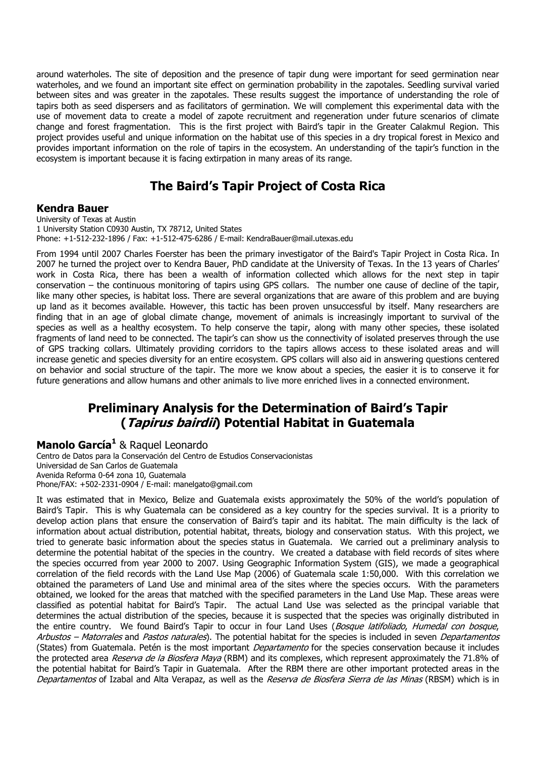around waterholes. The site of deposition and the presence of tapir dung were important for seed germination near waterholes, and we found an important site effect on germination probability in the zapotales. Seedling survival varied between sites and was greater in the zapotales. These results suggest the importance of understanding the role of tapirs both as seed dispersers and as facilitators of germination. We will complement this experimental data with the use of movement data to create a model of zapote recruitment and regeneration under future scenarios of climate change and forest fragmentation. This is the first project with Baird's tapir in the Greater Calakmul Region. This project provides useful and unique information on the habitat use of this species in a dry tropical forest in Mexico and provides important information on the role of tapirs in the ecosystem. An understanding of the tapir's function in the ecosystem is important because it is facing extirpation in many areas of its range.

## The Baird's Tapir Project of Costa Rica

### Kendra Bauer

University of Texas at Austin
1 University Station C0930 Austin, TX 78712, United States
Phone: +1-512-232-1896 / Fax: +1-512-475-6286 / E-mail: KendraBauer@mail.utexas.edu

From 1994 until 2007 Charles Foerster has been the primary investigator of the Baird's Tapir Project in Costa Rica. In 2007 he turned the project over to Kendra Bauer, PhD candidate at the University of Texas. In the 13 years of Charles' work in Costa Rica, there has been a wealth of information collected which allows for the next step in tapir conservation – the continuous monitoring of tapirs using GPS collars. The number one cause of decline of the tapir, like many other species, is habitat loss. There are several organizations that are aware of this problem and are buying up land as it becomes available. However, this tactic has been proven unsuccessful by itself. Many researchers are finding that in an age of global climate change, movement of animals is increasingly important to survival of the species as well as a healthy ecosystem. To help conserve the tapir, along with many other species, these isolated fragments of land need to be connected. The tapir's can show us the connectivity of isolated preserves through the use of GPS tracking collars. Ultimately providing corridors to the tapirs allows access to these isolated areas and will increase genetic and species diversity for an entire ecosystem. GPS collars will also aid in answering questions centered on behavior and social structure of the tapir. The more we know about a species, the easier it is to conserve it for future generations and allow humans and other animals to live more enriched lives in a connected environment.

## Preliminary Analysis for the Determination of Baird's Tapir (*Tapirus bairdii*) Potential Habitat in Guatemala

### Manolo García[1] & Raquel Leonardo

Centro de Datos para la Conservación del Centro de Estudios Conservacionistas
Universidad de San Carlos de Guatemala
Avenida Reforma 0-64 zona 10, Guatemala
Phone/FAX: +502-2331-0904 / E-mail: manelgato@gmail.com

It was estimated that in Mexico, Belize and Guatemala exists approximately the 50% of the world's population of Baird's Tapir. This is why Guatemala can be considered as a key country for the species survival. It is a priority to develop action plans that ensure the conservation of Baird's tapir and its habitat. The main difficulty is the lack of information about actual distribution, potential habitat, threats, biology and conservation status. With this project, we tried to generate basic information about the species status in Guatemala. We carried out a preliminary analysis to determine the potential habitat of the species in the country. We created a database with field records of sites where the species occurred from year 2000 to 2007. Using Geographic Information System (GIS), we made a geographical correlation of the field records with the Land Use Map (2006) of Guatemala scale 1:50,000. With this correlation we obtained the parameters of Land Use and minimal area of the sites where the species occurs. With the parameters obtained, we looked for the areas that matched with the specified parameters in the Land Use Map. These areas were classified as potential habitat for Baird's Tapir. The actual Land Use was selected as the principal variable that determines the actual distribution of the species, because it is suspected that the species was originally distributed in the entire country. We found Baird's Tapir to occur in four Land Uses (*Bosque latifoliado*, *Humedal con bosque*, *Arbustos – Matorrales* and *Pastos naturales*). The potential habitat for the species is included in seven *Departamentos* (States) from Guatemala. Petén is the most important *Departamento* for the species conservation because it includes the protected area *Reserva de la Biosfera Maya* (RBM) and its complexes, which represent approximately the 71.8% of the potential habitat for Baird's Tapir in Guatemala. After the RBM there are other important protected areas in the *Departamentos* of Izabal and Alta Verapaz, as well as the *Reserva de Biosfera Sierra de las Minas* (RBSM) which is in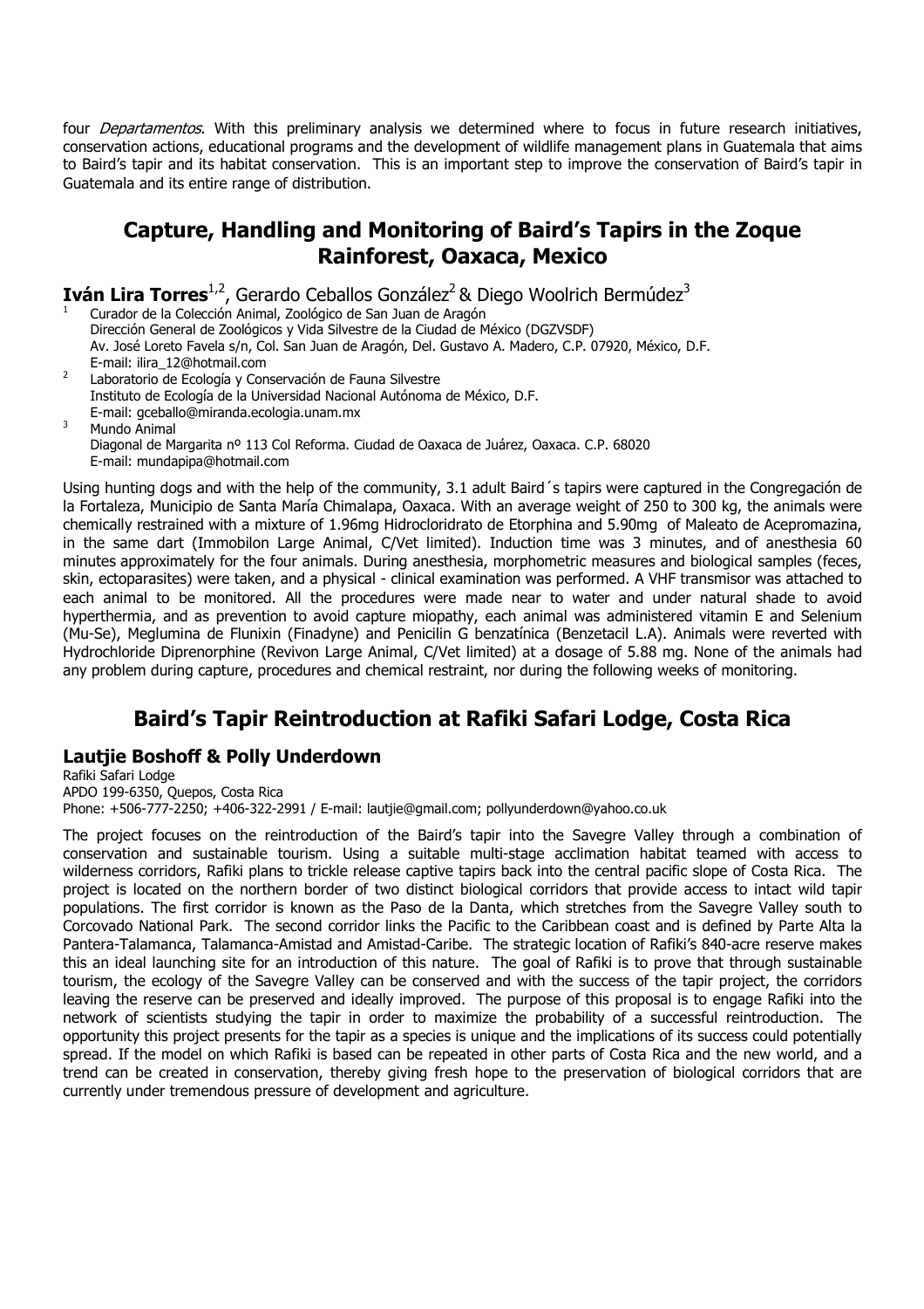four *Departamentos*. With this preliminary analysis we determined where to focus in future research initiatives, conservation actions, educational programs and the development of wildlife management plans in Guatemala that aims to Baird's tapir and its habitat conservation. This is an important step to improve the conservation of Baird's tapir in Guatemala and its entire range of distribution.

## Capture, Handling and Monitoring of Baird's Tapirs in the Zoque Rainforest, Oaxaca, Mexico

**Iván Lira Torres**[1,2], Gerardo Ceballos González[2] & Diego Woolrich Bermúdez[3]

1. Curador de la Colección Animal, Zoológico de San Juan de Aragón
   Dirección General de Zoológicos y Vida Silvestre de la Ciudad de México (DGZVSDF)
   Av. José Loreto Favela s/n, Col. San Juan de Aragón, Del. Gustavo A. Madero, C.P. 07920, México, D.F.
   E-mail: ilira_12@hotmail.com
2. Laboratorio de Ecología y Conservación de Fauna Silvestre
   Instituto de Ecología de la Universidad Nacional Autónoma de México, D.F.
   E-mail: gceballo@miranda.ecologia.unam.mx
3. Mundo Animal
   Diagonal de Margarita nº 113 Col Reforma. Ciudad de Oaxaca de Juárez, Oaxaca. C.P. 68020
   E-mail: mundapipa@hotmail.com

Using hunting dogs and with the help of the community, 3.1 adult Baird´s tapirs were captured in the Congregación de la Fortaleza, Municipio de Santa María Chimalapa, Oaxaca. With an average weight of 250 to 300 kg, the animals were chemically restrained with a mixture of 1.96mg Hidrocloridrato de Etorphina and 5.90mg of Maleato de Acepromazina, in the same dart (Immobilon Large Animal, C/Vet limited). Induction time was 3 minutes, and of anesthesia 60 minutes approximately for the four animals. During anesthesia, morphometric measures and biological samples (feces, skin, ectoparasites) were taken, and a physical - clinical examination was performed. A VHF transmisor was attached to each animal to be monitored. All the procedures were made near to water and under natural shade to avoid hyperthermia, and as prevention to avoid capture miopathy, each animal was administered vitamin E and Selenium (Mu-Se), Meglumina de Flunixin (Finadyne) and Penicilin G benzatínica (Benzetacil L.A). Animals were reverted with Hydrochloride Diprenorphine (Revivon Large Animal, C/Vet limited) at a dosage of 5.88 mg. None of the animals had any problem during capture, procedures and chemical restraint, nor during the following weeks of monitoring.

## Baird's Tapir Reintroduction at Rafiki Safari Lodge, Costa Rica

### Lautjie Boshoff & Polly Underdown

Rafiki Safari Lodge
APDO 199-6350, Quepos, Costa Rica
Phone: +506-777-2250; +406-322-2991 / E-mail: lautjie@gmail.com; pollyunderdown@yahoo.co.uk

The project focuses on the reintroduction of the Baird's tapir into the Savegre Valley through a combination of conservation and sustainable tourism. Using a suitable multi-stage acclimation habitat teamed with access to wilderness corridors, Rafiki plans to trickle release captive tapirs back into the central pacific slope of Costa Rica. The project is located on the northern border of two distinct biological corridors that provide access to intact wild tapir populations. The first corridor is known as the Paso de la Danta, which stretches from the Savegre Valley south to Corcovado National Park. The second corridor links the Pacific to the Caribbean coast and is defined by Parte Alta la Pantera-Talamanca, Talamanca-Amistad and Amistad-Caribe. The strategic location of Rafiki's 840-acre reserve makes this an ideal launching site for an introduction of this nature. The goal of Rafiki is to prove that through sustainable tourism, the ecology of the Savegre Valley can be conserved and with the success of the tapir project, the corridors leaving the reserve can be preserved and ideally improved. The purpose of this proposal is to engage Rafiki into the network of scientists studying the tapir in order to maximize the probability of a successful reintroduction. The opportunity this project presents for the tapir as a species is unique and the implications of its success could potentially spread. If the model on which Rafiki is based can be repeated in other parts of Costa Rica and the new world, and a trend can be created in conservation, thereby giving fresh hope to the preservation of biological corridors that are currently under tremendous pressure of development and agriculture.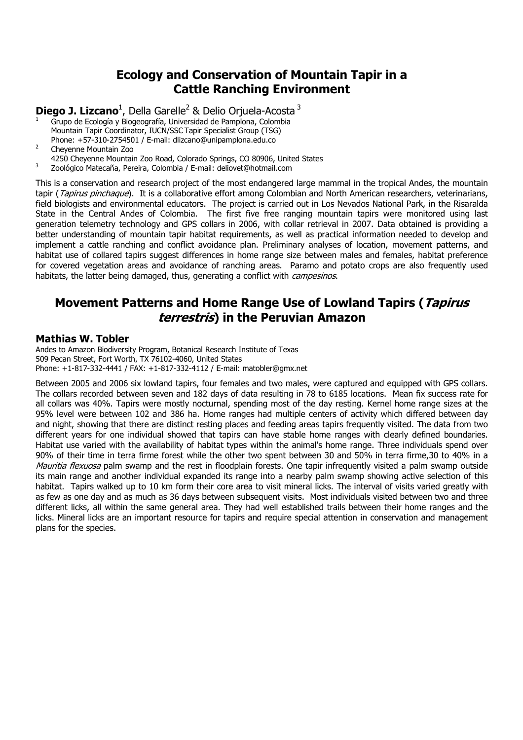## Ecology and Conservation of Mountain Tapir in a Cattle Ranching Environment

**Diego J. Lizcano**[1], Della Garelle[2] & Delio Orjuela-Acosta[3]

[1] Grupo de Ecología y Biogeografía, Universidad de Pamplona, Colombia
Mountain Tapir Coordinator, IUCN/SSC Tapir Specialist Group (TSG)
Phone: +57-310-2754501 / E-mail: dlizcano@unipamplona.edu.co

[2] Cheyenne Mountain Zoo
4250 Cheyenne Mountain Zoo Road, Colorado Springs, CO 80906, United States

[3] Zoológico Matecaña, Pereira, Colombia / E-mail: deliovet@hotmail.com

This is a conservation and research project of the most endangered large mammal in the tropical Andes, the mountain tapir (*Tapirus pinchaque*). It is a collaborative effort among Colombian and North American researchers, veterinarians, field biologists and environmental educators. The project is carried out in Los Nevados National Park, in the Risaralda State in the Central Andes of Colombia. The first five free ranging mountain tapirs were monitored using last generation telemetry technology and GPS collars in 2006, with collar retrieval in 2007. Data obtained is providing a better understanding of mountain tapir habitat requirements, as well as practical information needed to develop and implement a cattle ranching and conflict avoidance plan. Preliminary analyses of location, movement patterns, and habitat use of collared tapirs suggest differences in home range size between males and females, habitat preference for covered vegetation areas and avoidance of ranching areas. Paramo and potato crops are also frequently used habitats, the latter being damaged, thus, generating a conflict with *campesinos*.

## Movement Patterns and Home Range Use of Lowland Tapirs (*Tapirus terrestris*) in the Peruvian Amazon

**Mathias W. Tobler**

Andes to Amazon Biodiversity Program, Botanical Research Institute of Texas
509 Pecan Street, Fort Worth, TX 76102-4060, United States
Phone: +1-817-332-4441 / FAX: +1-817-332-4112 / E-mail: matobler@gmx.net

Between 2005 and 2006 six lowland tapirs, four females and two males, were captured and equipped with GPS collars. The collars recorded between seven and 182 days of data resulting in 78 to 6185 locations. Mean fix success rate for all collars was 40%. Tapirs were mostly nocturnal, spending most of the day resting. Kernel home range sizes at the 95% level were between 102 and 386 ha. Home ranges had multiple centers of activity which differed between day and night, showing that there are distinct resting places and feeding areas tapirs frequently visited. The data from two different years for one individual showed that tapirs can have stable home ranges with clearly defined boundaries. Habitat use varied with the availability of habitat types within the animal's home range. Three individuals spend over 90% of their time in terra firme forest while the other two spent between 30 and 50% in terra firme,30 to 40% in a *Mauritia flexuosa* palm swamp and the rest in floodplain forests. One tapir infrequently visited a palm swamp outside its main range and another individual expanded its range into a nearby palm swamp showing active selection of this habitat. Tapirs walked up to 10 km form their core area to visit mineral licks. The interval of visits varied greatly with as few as one day and as much as 36 days between subsequent visits. Most individuals visited between two and three different licks, all within the same general area. They had well established trails between their home ranges and the licks. Mineral licks are an important resource for tapirs and require special attention in conservation and management plans for the species.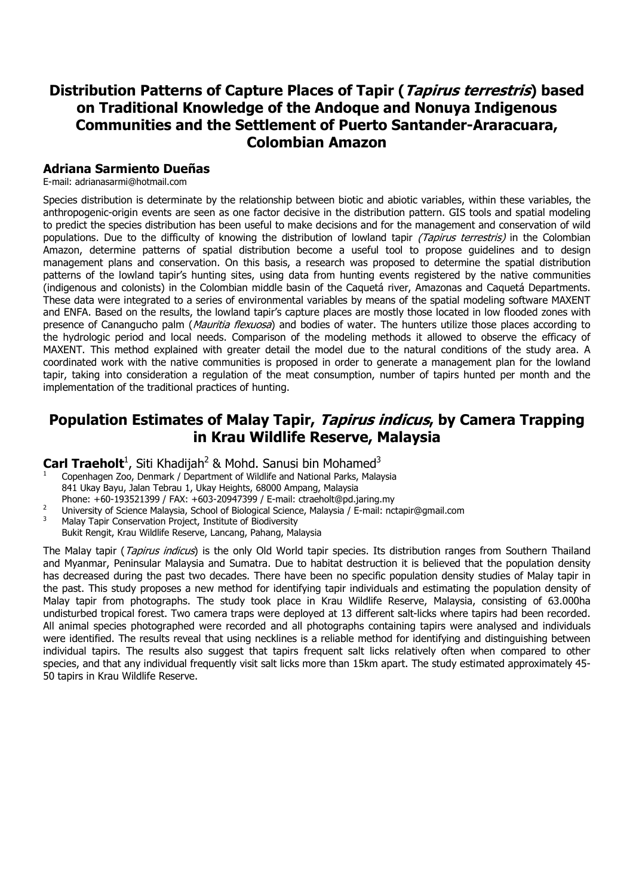## Distribution Patterns of Capture Places of Tapir (*Tapirus terrestris*) based on Traditional Knowledge of the Andoque and Nonuya Indigenous Communities and the Settlement of Puerto Santander-Araracuara, Colombian Amazon

**Adriana Sarmiento Dueñas**
E-mail: adrianasarmi@hotmail.com

Species distribution is determinate by the relationship between biotic and abiotic variables, within these variables, the anthropogenic-origin events are seen as one factor decisive in the distribution pattern. GIS tools and spatial modeling to predict the species distribution has been useful to make decisions and for the management and conservation of wild populations. Due to the difficulty of knowing the distribution of lowland tapir *(Tapirus terrestris)* in the Colombian Amazon, determine patterns of spatial distribution become a useful tool to propose guidelines and to design management plans and conservation. On this basis, a research was proposed to determine the spatial distribution patterns of the lowland tapir's hunting sites, using data from hunting events registered by the native communities (indigenous and colonists) in the Colombian middle basin of the Caquetá river, Amazonas and Caquetá Departments. These data were integrated to a series of environmental variables by means of the spatial modeling software MAXENT and ENFA. Based on the results, the lowland tapir's capture places are mostly those located in low flooded zones with presence of Canangucho palm (*Mauritia flexuosa*) and bodies of water. The hunters utilize those places according to the hydrologic period and local needs. Comparison of the modeling methods it allowed to observe the efficacy of MAXENT. This method explained with greater detail the model due to the natural conditions of the study area. A coordinated work with the native communities is proposed in order to generate a management plan for the lowland tapir, taking into consideration a regulation of the meat consumption, number of tapirs hunted per month and the implementation of the traditional practices of hunting.

## Population Estimates of Malay Tapir, *Tapirus indicus*, by Camera Trapping in Krau Wildlife Reserve, Malaysia

**Carl Traeholt**[1], Siti Khadijah[2] & Mohd. Sanusi bin Mohamed[3]

[1] Copenhagen Zoo, Denmark / Department of Wildlife and National Parks, Malaysia
841 Ukay Bayu, Jalan Tebrau 1, Ukay Heights, 68000 Ampang, Malaysia
Phone: +60-193521399 / FAX: +603-20947399 / E-mail: ctraeholt@pd.jaring.my

[2] University of Science Malaysia, School of Biological Science, Malaysia / E-mail: nctapir@gmail.com

[3] Malay Tapir Conservation Project, Institute of Biodiversity
Bukit Rengit, Krau Wildlife Reserve, Lancang, Pahang, Malaysia

The Malay tapir (*Tapirus indicus*) is the only Old World tapir species. Its distribution ranges from Southern Thailand and Myanmar, Peninsular Malaysia and Sumatra. Due to habitat destruction it is believed that the population density has decreased during the past two decades. There have been no specific population density studies of Malay tapir in the past. This study proposes a new method for identifying tapir individuals and estimating the population density of Malay tapir from photographs. The study took place in Krau Wildlife Reserve, Malaysia, consisting of 63.000ha undisturbed tropical forest. Two camera traps were deployed at 13 different salt-licks where tapirs had been recorded. All animal species photographed were recorded and all photographs containing tapirs were analysed and individuals were identified. The results reveal that using necklines is a reliable method for identifying and distinguishing between individual tapirs. The results also suggest that tapirs frequent salt licks relatively often when compared to other species, and that any individual frequently visit salt licks more than 15km apart. The study estimated approximately 45-50 tapirs in Krau Wildlife Reserve.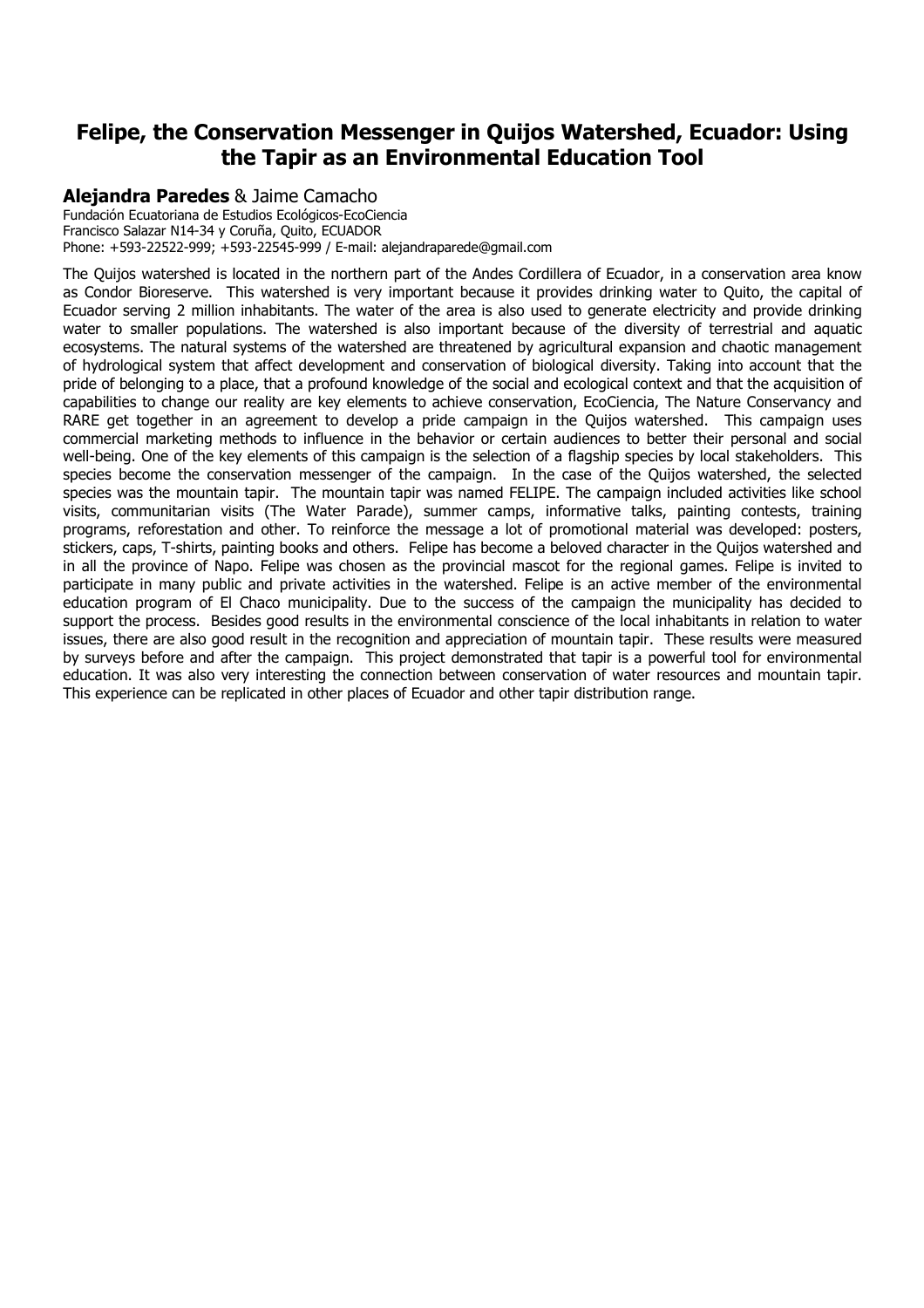# Felipe, the Conservation Messenger in Quijos Watershed, Ecuador: Using the Tapir as an Environmental Education Tool

**Alejandra Paredes** & Jaime Camacho

Fundación Ecuatoriana de Estudios Ecológicos-EcoCiencia
Francisco Salazar N14-34 y Coruña, Quito, ECUADOR
Phone: +593-22522-999; +593-22545-999 / E-mail: alejandraparede@gmail.com

The Quijos watershed is located in the northern part of the Andes Cordillera of Ecuador, in a conservation area know as Condor Bioreserve. This watershed is very important because it provides drinking water to Quito, the capital of Ecuador serving 2 million inhabitants. The water of the area is also used to generate electricity and provide drinking water to smaller populations. The watershed is also important because of the diversity of terrestrial and aquatic ecosystems. The natural systems of the watershed are threatened by agricultural expansion and chaotic management of hydrological system that affect development and conservation of biological diversity. Taking into account that the pride of belonging to a place, that a profound knowledge of the social and ecological context and that the acquisition of capabilities to change our reality are key elements to achieve conservation, EcoCiencia, The Nature Conservancy and RARE get together in an agreement to develop a pride campaign in the Quijos watershed. This campaign uses commercial marketing methods to influence in the behavior or certain audiences to better their personal and social well-being. One of the key elements of this campaign is the selection of a flagship species by local stakeholders. This species become the conservation messenger of the campaign. In the case of the Quijos watershed, the selected species was the mountain tapir. The mountain tapir was named FELIPE. The campaign included activities like school visits, communitarian visits (The Water Parade), summer camps, informative talks, painting contests, training programs, reforestation and other. To reinforce the message a lot of promotional material was developed: posters, stickers, caps, T-shirts, painting books and others. Felipe has become a beloved character in the Quijos watershed and in all the province of Napo. Felipe was chosen as the provincial mascot for the regional games. Felipe is invited to participate in many public and private activities in the watershed. Felipe is an active member of the environmental education program of El Chaco municipality. Due to the success of the campaign the municipality has decided to support the process. Besides good results in the environmental conscience of the local inhabitants in relation to water issues, there are also good result in the recognition and appreciation of mountain tapir. These results were measured by surveys before and after the campaign. This project demonstrated that tapir is a powerful tool for environmental education. It was also very interesting the connection between conservation of water resources and mountain tapir. This experience can be replicated in other places of Ecuador and other tapir distribution range.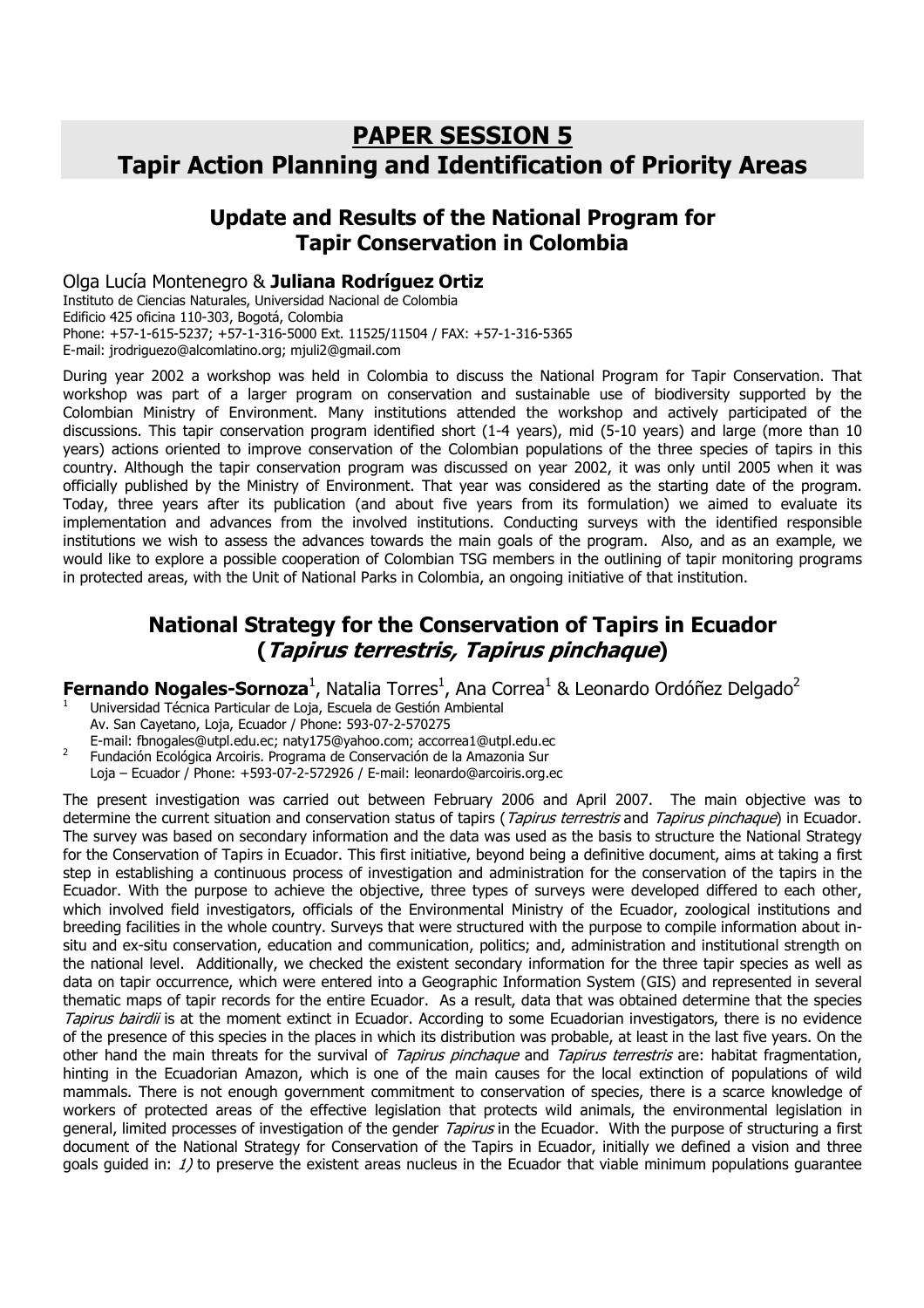# PAPER SESSION 5
# Tapir Action Planning and Identification of Priority Areas

## Update and Results of the National Program for Tapir Conservation in Colombia

Olga Lucía Montenegro & **Juliana Rodríguez Ortiz**

Instituto de Ciencias Naturales, Universidad Nacional de Colombia
Edificio 425 oficina 110-303, Bogotá, Colombia
Phone: +57-1-615-5237; +57-1-316-5000 Ext. 11525/11504 / FAX: +57-1-316-5365
E-mail: jrodriguezo@alcomlatino.org; mjuli2@gmail.com

During year 2002 a workshop was held in Colombia to discuss the National Program for Tapir Conservation. That workshop was part of a larger program on conservation and sustainable use of biodiversity supported by the Colombian Ministry of Environment. Many institutions attended the workshop and actively participated of the discussions. This tapir conservation program identified short (1-4 years), mid (5-10 years) and large (more than 10 years) actions oriented to improve conservation of the Colombian populations of the three species of tapirs in this country. Although the tapir conservation program was discussed on year 2002, it was only until 2005 when it was officially published by the Ministry of Environment. That year was considered as the starting date of the program. Today, three years after its publication (and about five years from its formulation) we aimed to evaluate its implementation and advances from the involved institutions. Conducting surveys with the identified responsible institutions we wish to assess the advances towards the main goals of the program. Also, and as an example, we would like to explore a possible cooperation of Colombian TSG members in the outlining of tapir monitoring programs in protected areas, with the Unit of National Parks in Colombia, an ongoing initiative of that institution.

## National Strategy for the Conservation of Tapirs in Ecuador (*Tapirus terrestris, Tapirus pinchaque*)

**Fernando Nogales-Sornoza**[1], Natalia Torres[1], Ana Correa[1] & Leonardo Ordóñez Delgado[2]

[1] Universidad Técnica Particular de Loja, Escuela de Gestión Ambiental
Av. San Cayetano, Loja, Ecuador / Phone: 593-07-2-570275
E-mail: fbnogales@utpl.edu.ec; naty175@yahoo.com; accorrea1@utpl.edu.ec

[2] Fundación Ecológica Arcoiris. Programa de Conservación de la Amazonia Sur
Loja – Ecuador / Phone: +593-07-2-572926 / E-mail: leonardo@arcoiris.org.ec

The present investigation was carried out between February 2006 and April 2007. The main objective was to determine the current situation and conservation status of tapirs (*Tapirus terrestris* and *Tapirus pinchaque*) in Ecuador. The survey was based on secondary information and the data was used as the basis to structure the National Strategy for the Conservation of Tapirs in Ecuador. This first initiative, beyond being a definitive document, aims at taking a first step in establishing a continuous process of investigation and administration for the conservation of the tapirs in the Ecuador. With the purpose to achieve the objective, three types of surveys were developed differed to each other, which involved field investigators, officials of the Environmental Ministry of the Ecuador, zoological institutions and breeding facilities in the whole country. Surveys that were structured with the purpose to compile information about in-situ and ex-situ conservation, education and communication, politics; and, administration and institutional strength on the national level. Additionally, we checked the existent secondary information for the three tapir species as well as data on tapir occurrence, which were entered into a Geographic Information System (GIS) and represented in several thematic maps of tapir records for the entire Ecuador. As a result, data that was obtained determine that the species *Tapirus bairdii* is at the moment extinct in Ecuador. According to some Ecuadorian investigators, there is no evidence of the presence of this species in the places in which its distribution was probable, at least in the last five years. On the other hand the main threats for the survival of *Tapirus pinchaque* and *Tapirus terrestris* are: habitat fragmentation, hinting in the Ecuadorian Amazon, which is one of the main causes for the local extinction of populations of wild mammals. There is not enough government commitment to conservation of species, there is a scarce knowledge of workers of protected areas of the effective legislation that protects wild animals, the environmental legislation in general, limited processes of investigation of the gender *Tapirus* in the Ecuador. With the purpose of structuring a first document of the National Strategy for Conservation of the Tapirs in Ecuador, initially we defined a vision and three goals guided in: *1)* to preserve the existent areas nucleus in the Ecuador that viable minimum populations guarantee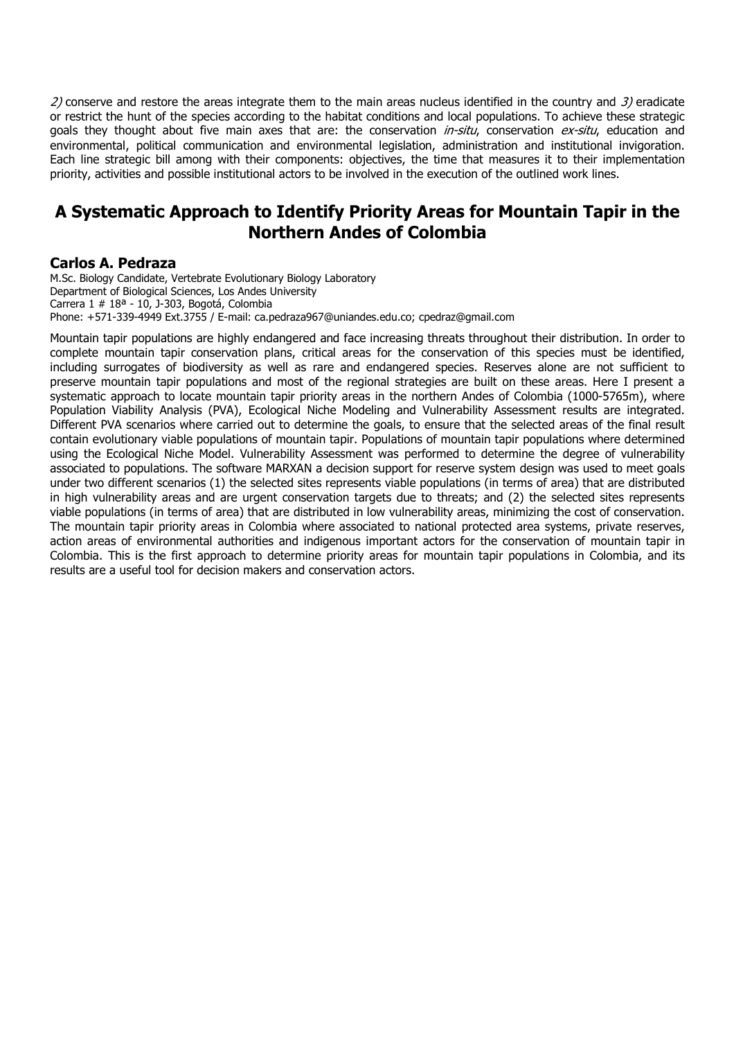*2)* conserve and restore the areas integrate them to the main areas nucleus identified in the country and *3)* eradicate or restrict the hunt of the species according to the habitat conditions and local populations. To achieve these strategic goals they thought about five main axes that are: the conservation *in-situ*, conservation *ex-situ*, education and environmental, political communication and environmental legislation, administration and institutional invigoration. Each line strategic bill among with their components: objectives, the time that measures it to their implementation priority, activities and possible institutional actors to be involved in the execution of the outlined work lines.

## A Systematic Approach to Identify Priority Areas for Mountain Tapir in the Northern Andes of Colombia

### Carlos A. Pedraza

M.Sc. Biology Candidate, Vertebrate Evolutionary Biology Laboratory
Department of Biological Sciences, Los Andes University
Carrera 1 # 18ª - 10, J-303, Bogotá, Colombia
Phone: +571-339-4949 Ext.3755 / E-mail: ca.pedraza967@uniandes.edu.co; cpedraz@gmail.com

Mountain tapir populations are highly endangered and face increasing threats throughout their distribution. In order to complete mountain tapir conservation plans, critical areas for the conservation of this species must be identified, including surrogates of biodiversity as well as rare and endangered species. Reserves alone are not sufficient to preserve mountain tapir populations and most of the regional strategies are built on these areas. Here I present a systematic approach to locate mountain tapir priority areas in the northern Andes of Colombia (1000-5765m), where Population Viability Analysis (PVA), Ecological Niche Modeling and Vulnerability Assessment results are integrated. Different PVA scenarios where carried out to determine the goals, to ensure that the selected areas of the final result contain evolutionary viable populations of mountain tapir. Populations of mountain tapir populations where determined using the Ecological Niche Model. Vulnerability Assessment was performed to determine the degree of vulnerability associated to populations. The software MARXAN a decision support for reserve system design was used to meet goals under two different scenarios (1) the selected sites represents viable populations (in terms of area) that are distributed in high vulnerability areas and are urgent conservation targets due to threats; and (2) the selected sites represents viable populations (in terms of area) that are distributed in low vulnerability areas, minimizing the cost of conservation. The mountain tapir priority areas in Colombia where associated to national protected area systems, private reserves, action areas of environmental authorities and indigenous important actors for the conservation of mountain tapir in Colombia. This is the first approach to determine priority areas for mountain tapir populations in Colombia, and its results are a useful tool for decision makers and conservation actors.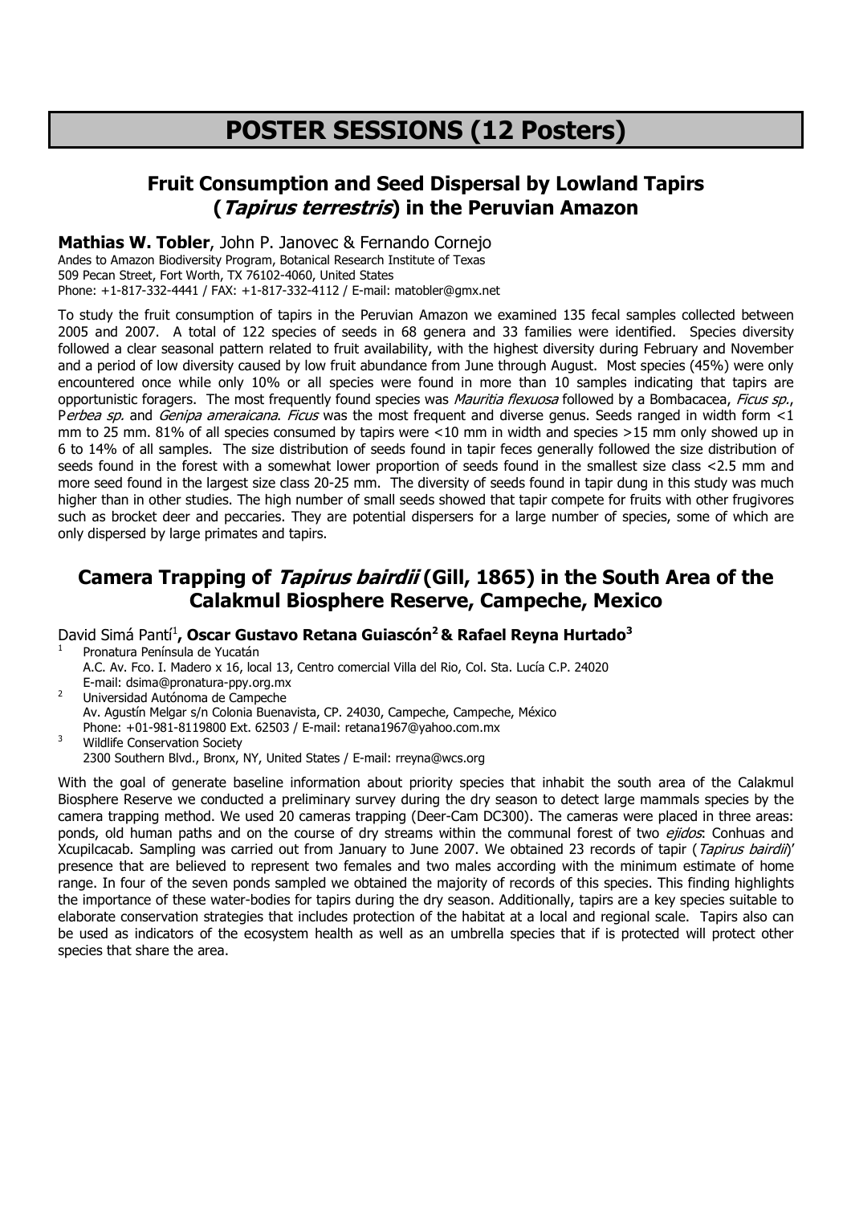# POSTER SESSIONS (12 Posters)

## Fruit Consumption and Seed Dispersal by Lowland Tapirs (*Tapirus terrestris*) in the Peruvian Amazon

**Mathias W. Tobler**, John P. Janovec & Fernando Cornejo
Andes to Amazon Biodiversity Program, Botanical Research Institute of Texas
509 Pecan Street, Fort Worth, TX 76102-4060, United States
Phone: +1-817-332-4441 / FAX: +1-817-332-4112 / E-mail: matobler@gmx.net

To study the fruit consumption of tapirs in the Peruvian Amazon we examined 135 fecal samples collected between 2005 and 2007. A total of 122 species of seeds in 68 genera and 33 families were identified. Species diversity followed a clear seasonal pattern related to fruit availability, with the highest diversity during February and November and a period of low diversity caused by low fruit abundance from June through August. Most species (45%) were only encountered once while only 10% or all species were found in more than 10 samples indicating that tapirs are opportunistic foragers. The most frequently found species was *Mauritia flexuosa* followed by a Bombacacea, *Ficus sp.*, P*erbea sp.* and *Genipa ameraicana*. *Ficus* was the most frequent and diverse genus. Seeds ranged in width form <1 mm to 25 mm. 81% of all species consumed by tapirs were <10 mm in width and species >15 mm only showed up in 6 to 14% of all samples. The size distribution of seeds found in tapir feces generally followed the size distribution of seeds found in the forest with a somewhat lower proportion of seeds found in the smallest size class <2.5 mm and more seed found in the largest size class 20-25 mm. The diversity of seeds found in tapir dung in this study was much higher than in other studies. The high number of small seeds showed that tapir compete for fruits with other frugivores such as brocket deer and peccaries. They are potential dispersers for a large number of species, some of which are only dispersed by large primates and tapirs.

## Camera Trapping of *Tapirus bairdii* (Gill, 1865) in the South Area of the Calakmul Biosphere Reserve, Campeche, Mexico

David Simá Pantí[1], **Oscar Gustavo Retana Guiascón[2] & Rafael Reyna Hurtado[3]**

[1] Pronatura Península de Yucatán
A.C. Av. Fco. I. Madero x 16, local 13, Centro comercial Villa del Rio, Col. Sta. Lucía C.P. 24020
E-mail: dsima@pronatura-ppy.org.mx

[2] Universidad Autónoma de Campeche
Av. Agustín Melgar s/n Colonia Buenavista, CP. 24030, Campeche, Campeche, México
Phone: +01-981-8119800 Ext. 62503 / E-mail: retana1967@yahoo.com.mx

[3] Wildlife Conservation Society
2300 Southern Blvd., Bronx, NY, United States / E-mail: rreyna@wcs.org

With the goal of generate baseline information about priority species that inhabit the south area of the Calakmul Biosphere Reserve we conducted a preliminary survey during the dry season to detect large mammals species by the camera trapping method. We used 20 cameras trapping (Deer-Cam DC300). The cameras were placed in three areas: ponds, old human paths and on the course of dry streams within the communal forest of two *ejidos*: Conhuas and Xcupilcacab. Sampling was carried out from January to June 2007. We obtained 23 records of tapir (*Tapirus bairdii*)' presence that are believed to represent two females and two males according with the minimum estimate of home range. In four of the seven ponds sampled we obtained the majority of records of this species. This finding highlights the importance of these water-bodies for tapirs during the dry season. Additionally, tapirs are a key species suitable to elaborate conservation strategies that includes protection of the habitat at a local and regional scale. Tapirs also can be used as indicators of the ecosystem health as well as an umbrella species that if is protected will protect other species that share the area.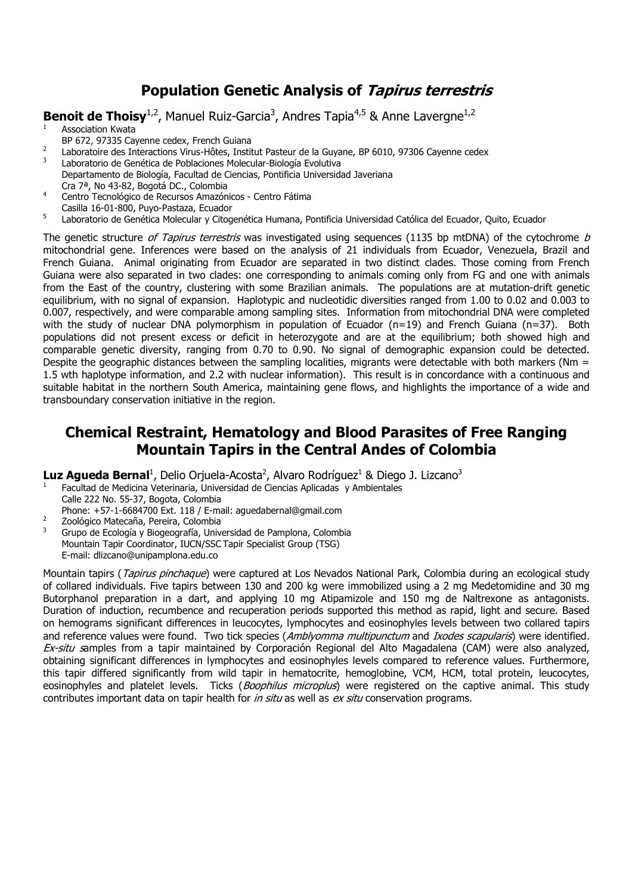# Population Genetic Analysis of *Tapirus terrestris*

**Benoit de Thoisy**[1,2], Manuel Ruiz-Garcia[3], Andres Tapia[4,5] & Anne Lavergne[1,2]

[1] Association Kwata
BP 672, 97335 Cayenne cedex, French Guiana
[2] Laboratoire des Interactions Virus-Hôtes, Institut Pasteur de la Guyane, BP 6010, 97306 Cayenne cedex
[3] Laboratorio de Genética de Poblaciones Molecular-Biología Evolutiva
Departamento de Biología, Facultad de Ciencias, Pontificia Universidad Javeriana
Cra 7ª, No 43-82, Bogotá DC., Colombia
[4] Centro Tecnológico de Recursos Amazónicos - Centro Fátima
Casilla 16-01-800, Puyo-Pastaza, Ecuador
[5] Laboratorio de Genética Molecular y Citogenética Humana, Pontificia Universidad Católica del Ecuador, Quito, Ecuador

The genetic structure *of Tapirus terrestris* was investigated using sequences (1135 bp mtDNA) of the cytochrome *b* mitochondrial gene. Inferences were based on the analysis of 21 individuals from Ecuador, Venezuela, Brazil and French Guiana. Animal originating from Ecuador are separated in two distinct clades. Those coming from French Guiana were also separated in two clades: one corresponding to animals coming only from FG and one with animals from the East of the country, clustering with some Brazilian animals. The populations are at mutation-drift genetic equilibrium, with no signal of expansion. Haplotypic and nucleotidic diversities ranged from 1.00 to 0.02 and 0.003 to 0.007, respectively, and were comparable among sampling sites. Information from mitochondrial DNA were completed with the study of nuclear DNA polymorphism in population of Ecuador (n=19) and French Guiana (n=37). Both populations did not present excess or deficit in heterozygote and are at the equilibrium; both showed high and comparable genetic diversity, ranging from 0.70 to 0.90. No signal of demographic expansion could be detected. Despite the geographic distances between the sampling localities, migrants were detectable with both markers (Nm = 1.5 wth haplotype information, and 2.2 with nuclear information). This result is in concordance with a continuous and suitable habitat in the northern South America, maintaining gene flows, and highlights the importance of a wide and transboundary conservation initiative in the region.

# Chemical Restraint, Hematology and Blood Parasites of Free Ranging Mountain Tapirs in the Central Andes of Colombia

**Luz Agueda Bernal**[1], Delio Orjuela-Acosta[2], Alvaro Rodríguez[1] & Diego J. Lizcano[3]

[1] Facultad de Medicina Veterinaria, Universidad de Ciencias Aplicadas y Ambientales
Calle 222 No. 55-37, Bogota, Colombia
Phone: +57-1-6684700 Ext. 118 / E-mail: aguedabernal@gmail.com
[2] Zoológico Matecaña, Pereira, Colombia
[3] Grupo de Ecología y Biogeografía, Universidad de Pamplona, Colombia
Mountain Tapir Coordinator, IUCN/SSC Tapir Specialist Group (TSG)
E-mail: dlizcano@unipamplona.edu.co

Mountain tapirs (*Tapirus pinchaque*) were captured at Los Nevados National Park, Colombia during an ecological study of collared individuals. Five tapirs between 130 and 200 kg were immobilized using a 2 mg Medetomidine and 30 mg Butorphanol preparation in a dart, and applying 10 mg Atipamizole and 150 mg de Naltrexone as antagonists. Duration of induction, recumbence and recuperation periods supported this method as rapid, light and secure. Based on hemograms significant differences in leucocytes, lymphocytes and eosinophyles levels between two collared tapirs and reference values were found. Two tick species (*Amblyomma multipunctum* and *Ixodes scapularis*) were identified. *Ex-situ* samples from a tapir maintained by Corporación Regional del Alto Magadalena (CAM) were also analyzed, obtaining significant differences in lymphocytes and eosinophyles levels compared to reference values. Furthermore, this tapir differed significantly from wild tapir in hematocrite, hemoglobine, VCM, HCM, total protein, leucocytes, eosinophyles and platelet levels. Ticks (*Boophilus microplus*) were registered on the captive animal. This study contributes important data on tapir health for *in situ* as well as *ex situ* conservation programs.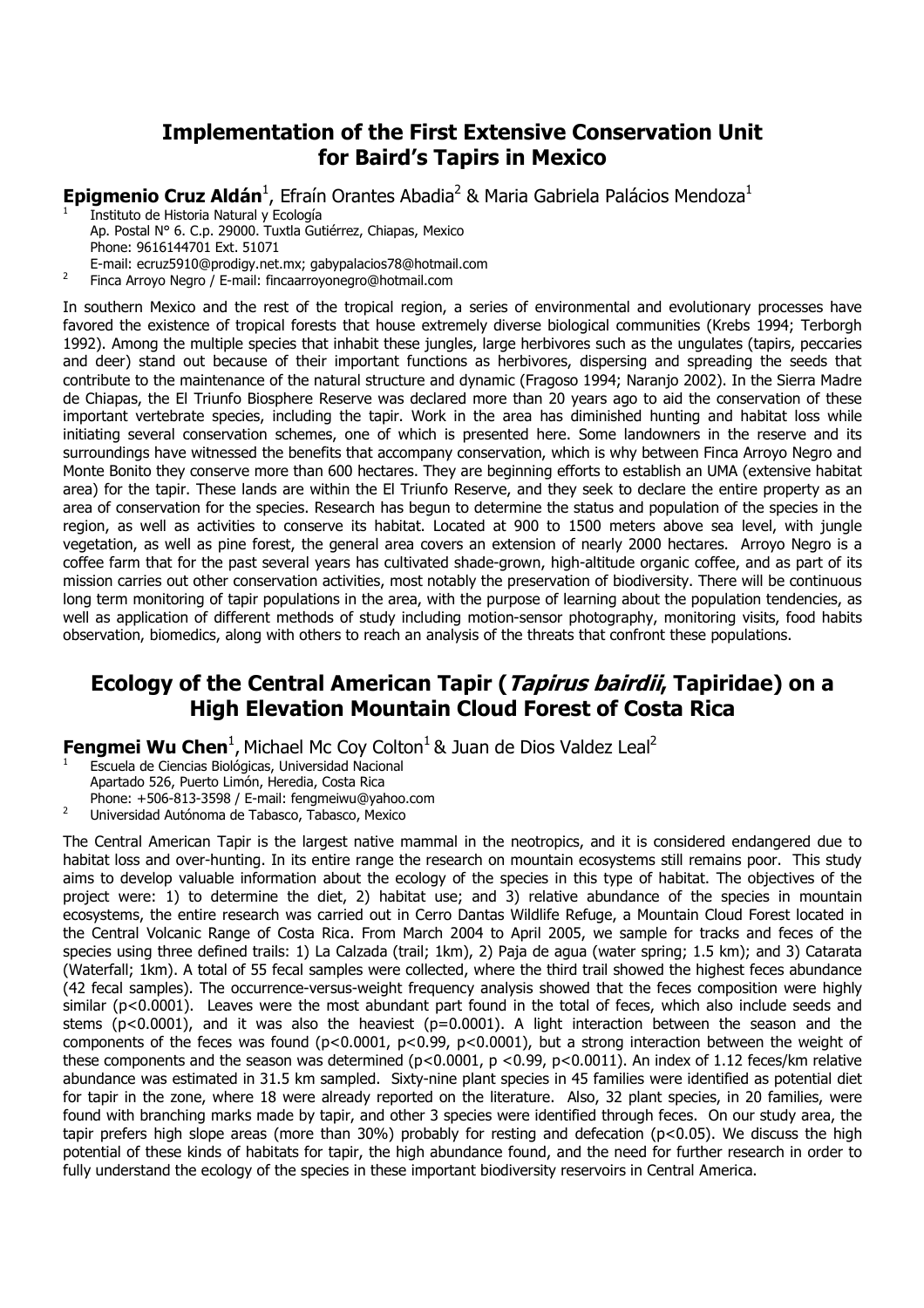## Implementation of the First Extensive Conservation Unit for Baird's Tapirs in Mexico

**Epigmenio Cruz Aldán**[1], Efraín Orantes Abadia[2] & Maria Gabriela Palácios Mendoza[1]

[1] Instituto de Historia Natural y Ecología
Ap. Postal N° 6. C.p. 29000. Tuxtla Gutiérrez, Chiapas, Mexico
Phone: 9616144701 Ext. 51071
E-mail: ecruz5910@prodigy.net.mx; gabypalacios78@hotmail.com

[2] Finca Arroyo Negro / E-mail: fincaarroyonegro@hotmail.com

In southern Mexico and the rest of the tropical region, a series of environmental and evolutionary processes have favored the existence of tropical forests that house extremely diverse biological communities (Krebs 1994; Terborgh 1992). Among the multiple species that inhabit these jungles, large herbivores such as the ungulates (tapirs, peccaries and deer) stand out because of their important functions as herbivores, dispersing and spreading the seeds that contribute to the maintenance of the natural structure and dynamic (Fragoso 1994; Naranjo 2002). In the Sierra Madre de Chiapas, the El Triunfo Biosphere Reserve was declared more than 20 years ago to aid the conservation of these important vertebrate species, including the tapir. Work in the area has diminished hunting and habitat loss while initiating several conservation schemes, one of which is presented here. Some landowners in the reserve and its surroundings have witnessed the benefits that accompany conservation, which is why between Finca Arroyo Negro and Monte Bonito they conserve more than 600 hectares. They are beginning efforts to establish an UMA (extensive habitat area) for the tapir. These lands are within the El Triunfo Reserve, and they seek to declare the entire property as an area of conservation for the species. Research has begun to determine the status and population of the species in the region, as well as activities to conserve its habitat. Located at 900 to 1500 meters above sea level, with jungle vegetation, as well as pine forest, the general area covers an extension of nearly 2000 hectares. Arroyo Negro is a coffee farm that for the past several years has cultivated shade-grown, high-altitude organic coffee, and as part of its mission carries out other conservation activities, most notably the preservation of biodiversity. There will be continuous long term monitoring of tapir populations in the area, with the purpose of learning about the population tendencies, as well as application of different methods of study including motion-sensor photography, monitoring visits, food habits observation, biomedics, along with others to reach an analysis of the threats that confront these populations.

## Ecology of the Central American Tapir (*Tapirus bairdii*, Tapiridae) on a High Elevation Mountain Cloud Forest of Costa Rica

**Fengmei Wu Chen**[1], Michael Mc Coy Colton[1] & Juan de Dios Valdez Leal[2]

[1] Escuela de Ciencias Biológicas, Universidad Nacional
Apartado 526, Puerto Limón, Heredia, Costa Rica
Phone: +506-813-3598 / E-mail: fengmeiwu@yahoo.com

[2] Universidad Autónoma de Tabasco, Tabasco, Mexico

The Central American Tapir is the largest native mammal in the neotropics, and it is considered endangered due to habitat loss and over-hunting. In its entire range the research on mountain ecosystems still remains poor. This study aims to develop valuable information about the ecology of the species in this type of habitat. The objectives of the project were: 1) to determine the diet, 2) habitat use; and 3) relative abundance of the species in mountain ecosystems, the entire research was carried out in Cerro Dantas Wildlife Refuge, a Mountain Cloud Forest located in the Central Volcanic Range of Costa Rica. From March 2004 to April 2005, we sample for tracks and feces of the species using three defined trails: 1) La Calzada (trail; 1km), 2) Paja de agua (water spring; 1.5 km); and 3) Catarata (Waterfall; 1km). A total of 55 fecal samples were collected, where the third trail showed the highest feces abundance (42 fecal samples). The occurrence-versus-weight frequency analysis showed that the feces composition were highly similar ($p<0.0001$). Leaves were the most abundant part found in the total of feces, which also include seeds and stems ($p<0.0001$), and it was also the heaviest ($p=0.0001$). A light interaction between the season and the components of the feces was found ($p<0.0001$, $p<0.99$, $p<0.0001$), but a strong interaction between the weight of these components and the season was determined ($p<0.0001$, $p<0.99$, $p<0.0011$). An index of 1.12 feces/km relative abundance was estimated in 31.5 km sampled. Sixty-nine plant species in 45 families were identified as potential diet for tapir in the zone, where 18 were already reported on the literature. Also, 32 plant species, in 20 families, were found with branching marks made by tapir, and other 3 species were identified through feces. On our study area, the tapir prefers high slope areas (more than 30%) probably for resting and defecation ($p<0.05$). We discuss the high potential of these kinds of habitats for tapir, the high abundance found, and the need for further research in order to fully understand the ecology of the species in these important biodiversity reservoirs in Central America.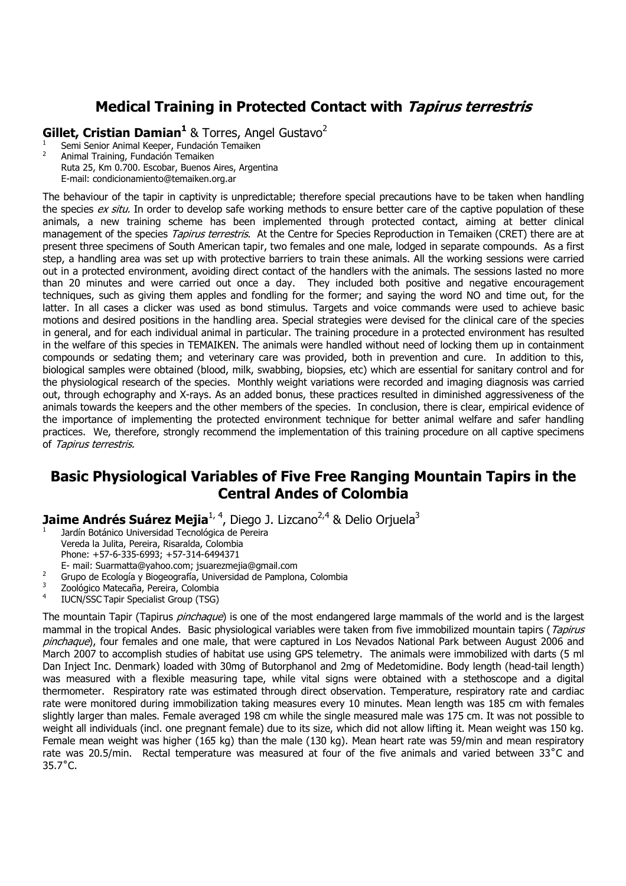## Medical Training in Protected Contact with *Tapirus terrestris*

**Gillet, Cristian Damian**[1] & Torres, Angel Gustavo[2]

[1] Semi Senior Animal Keeper, Fundación Temaiken
[2] Animal Training, Fundación Temaiken
Ruta 25, Km 0.700. Escobar, Buenos Aires, Argentina
E-mail: condicionamiento@temaiken.org.ar

The behaviour of the tapir in captivity is unpredictable; therefore special precautions have to be taken when handling the species *ex situ.* In order to develop safe working methods to ensure better care of the captive population of these animals, a new training scheme has been implemented through protected contact, aiming at better clinical management of the species *Tapirus terrestris*. At the Centre for Species Reproduction in Temaiken (CRET) there are at present three specimens of South American tapir, two females and one male, lodged in separate compounds. As a first step, a handling area was set up with protective barriers to train these animals. All the working sessions were carried out in a protected environment, avoiding direct contact of the handlers with the animals. The sessions lasted no more than 20 minutes and were carried out once a day. They included both positive and negative encouragement techniques, such as giving them apples and fondling for the former; and saying the word NO and time out, for the latter. In all cases a clicker was used as bond stimulus. Targets and voice commands were used to achieve basic motions and desired positions in the handling area. Special strategies were devised for the clinical care of the species in general, and for each individual animal in particular. The training procedure in a protected environment has resulted in the welfare of this species in TEMAIKEN. The animals were handled without need of locking them up in containment compounds or sedating them; and veterinary care was provided, both in prevention and cure. In addition to this, biological samples were obtained (blood, milk, swabbing, biopsies, etc) which are essential for sanitary control and for the physiological research of the species. Monthly weight variations were recorded and imaging diagnosis was carried out, through echography and X-rays. As an added bonus, these practices resulted in diminished aggressiveness of the animals towards the keepers and the other members of the species. In conclusion, there is clear, empirical evidence of the importance of implementing the protected environment technique for better animal welfare and safer handling practices. We, therefore, strongly recommend the implementation of this training procedure on all captive specimens of *Tapirus terrestris.*

## Basic Physiological Variables of Five Free Ranging Mountain Tapirs in the Central Andes of Colombia

**Jaime Andrés Suárez Mejia**[1, 4], Diego J. Lizcano[2,4] & Delio Orjuela[3]

[1] Jardín Botánico Universidad Tecnológica de Pereira
Vereda la Julita, Pereira, Risaralda, Colombia
Phone: +57-6-335-6993; +57-314-6494371
E- mail: Suarmatta@yahoo.com; jsuarezmejia@gmail.com
[2] Grupo de Ecología y Biogeografía, Universidad de Pamplona, Colombia
[3] Zoológico Matecaña, Pereira, Colombia
[4] IUCN/SSC Tapir Specialist Group (TSG)

The mountain Tapir (Tapirus *pinchaque*) is one of the most endangered large mammals of the world and is the largest mammal in the tropical Andes. Basic physiological variables were taken from five immobilized mountain tapirs (*Tapirus pinchaque*), four females and one male, that were captured in Los Nevados National Park between August 2006 and March 2007 to accomplish studies of habitat use using GPS telemetry. The animals were immobilized with darts (5 ml Dan Inject Inc. Denmark) loaded with 30mg of Butorphanol and 2mg of Medetomidine. Body length (head-tail length) was measured with a flexible measuring tape, while vital signs were obtained with a stethoscope and a digital thermometer. Respiratory rate was estimated through direct observation. Temperature, respiratory rate and cardiac rate were monitored during immobilization taking measures every 10 minutes. Mean length was 185 cm with females slightly larger than males. Female averaged 198 cm while the single measured male was 175 cm. It was not possible to weight all individuals (incl. one pregnant female) due to its size, which did not allow lifting it. Mean weight was 150 kg. Female mean weight was higher (165 kg) than the male (130 kg). Mean heart rate was 59/min and mean respiratory rate was 20.5/min. Rectal temperature was measured at four of the five animals and varied between 33˚C and 35.7˚C.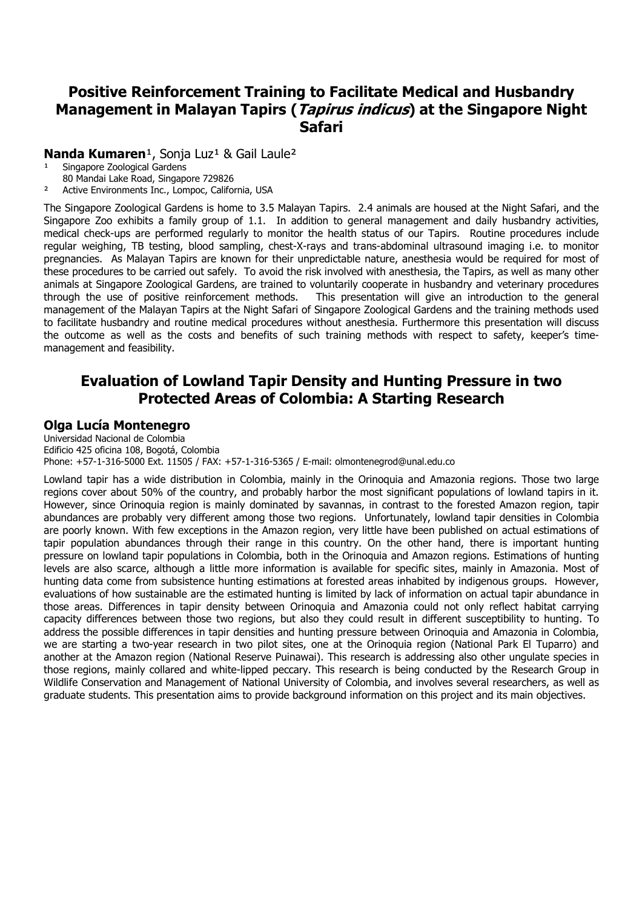## Positive Reinforcement Training to Facilitate Medical and Husbandry Management in Malayan Tapirs (*Tapirus indicus*) at the Singapore Night Safari

**Nanda Kumaren**[1], Sonja Luz[1] & Gail Laule[2]

[1] Singapore Zoological Gardens
80 Mandai Lake Road, Singapore 729826

[2] Active Environments Inc., Lompoc, California, USA

The Singapore Zoological Gardens is home to 3.5 Malayan Tapirs. 2.4 animals are housed at the Night Safari, and the Singapore Zoo exhibits a family group of 1.1. In addition to general management and daily husbandry activities, medical check-ups are performed regularly to monitor the health status of our Tapirs. Routine procedures include regular weighing, TB testing, blood sampling, chest-X-rays and trans-abdominal ultrasound imaging i.e. to monitor pregnancies. As Malayan Tapirs are known for their unpredictable nature, anesthesia would be required for most of these procedures to be carried out safely. To avoid the risk involved with anesthesia, the Tapirs, as well as many other animals at Singapore Zoological Gardens, are trained to voluntarily cooperate in husbandry and veterinary procedures through the use of positive reinforcement methods. This presentation will give an introduction to the general management of the Malayan Tapirs at the Night Safari of Singapore Zoological Gardens and the training methods used to facilitate husbandry and routine medical procedures without anesthesia. Furthermore this presentation will discuss the outcome as well as the costs and benefits of such training methods with respect to safety, keeper's time-management and feasibility.

## Evaluation of Lowland Tapir Density and Hunting Pressure in two Protected Areas of Colombia: A Starting Research

**Olga Lucía Montenegro**

Universidad Nacional de Colombia
Edificio 425 oficina 108, Bogotá, Colombia
Phone: +57-1-316-5000 Ext. 11505 / FAX: +57-1-316-5365 / E-mail: olmontenegrod@unal.edu.co

Lowland tapir has a wide distribution in Colombia, mainly in the Orinoquia and Amazonia regions. Those two large regions cover about 50% of the country, and probably harbor the most significant populations of lowland tapirs in it. However, since Orinoquia region is mainly dominated by savannas, in contrast to the forested Amazon region, tapir abundances are probably very different among those two regions. Unfortunately, lowland tapir densities in Colombia are poorly known. With few exceptions in the Amazon region, very little have been published on actual estimations of tapir population abundances through their range in this country. On the other hand, there is important hunting pressure on lowland tapir populations in Colombia, both in the Orinoquia and Amazon regions. Estimations of hunting levels are also scarce, although a little more information is available for specific sites, mainly in Amazonia. Most of hunting data come from subsistence hunting estimations at forested areas inhabited by indigenous groups. However, evaluations of how sustainable are the estimated hunting is limited by lack of information on actual tapir abundance in those areas. Differences in tapir density between Orinoquia and Amazonia could not only reflect habitat carrying capacity differences between those two regions, but also they could result in different susceptibility to hunting. To address the possible differences in tapir densities and hunting pressure between Orinoquia and Amazonia in Colombia, we are starting a two-year research in two pilot sites, one at the Orinoquia region (National Park El Tuparro) and another at the Amazon region (National Reserve Puinawai). This research is addressing also other ungulate species in those regions, mainly collared and white-lipped peccary. This research is being conducted by the Research Group in Wildlife Conservation and Management of National University of Colombia, and involves several researchers, as well as graduate students. This presentation aims to provide background information on this project and its main objectives.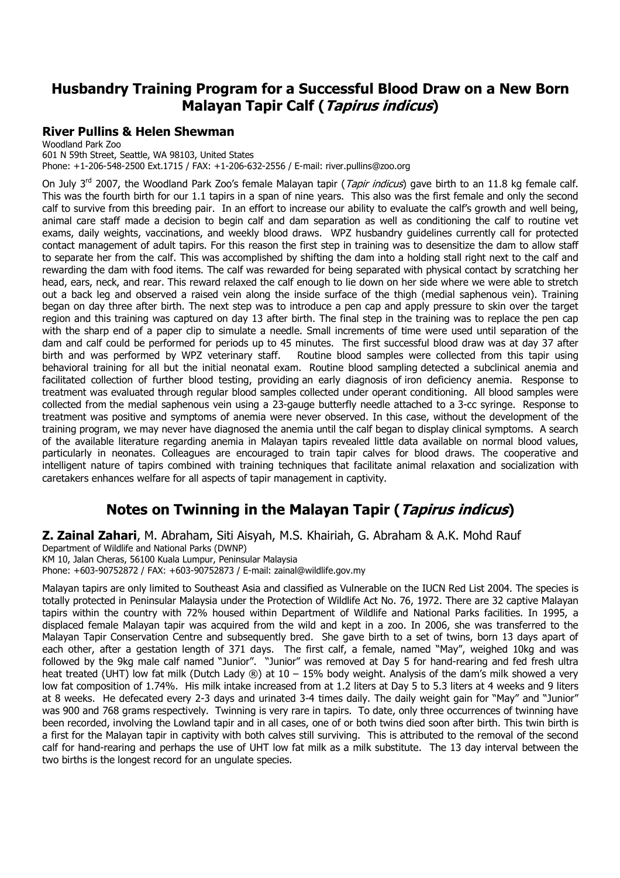## Husbandry Training Program for a Successful Blood Draw on a New Born Malayan Tapir Calf (*Tapirus indicus*)

### River Pullins & Helen Shewman

Woodland Park Zoo
601 N 59th Street, Seattle, WA 98103, United States
Phone: +1-206-548-2500 Ext.1715 / FAX: +1-206-632-2556 / E-mail: river.pullins@zoo.org

On July 3rd 2007, the Woodland Park Zoo's female Malayan tapir (*Tapir indicus*) gave birth to an 11.8 kg female calf. This was the fourth birth for our 1.1 tapirs in a span of nine years. This also was the first female and only the second calf to survive from this breeding pair. In an effort to increase our ability to evaluate the calf's growth and well being, animal care staff made a decision to begin calf and dam separation as well as conditioning the calf to routine vet exams, daily weights, vaccinations, and weekly blood draws. WPZ husbandry guidelines currently call for protected contact management of adult tapirs. For this reason the first step in training was to desensitize the dam to allow staff to separate her from the calf. This was accomplished by shifting the dam into a holding stall right next to the calf and rewarding the dam with food items. The calf was rewarded for being separated with physical contact by scratching her head, ears, neck, and rear. This reward relaxed the calf enough to lie down on her side where we were able to stretch out a back leg and observed a raised vein along the inside surface of the thigh (medial saphenous vein). Training began on day three after birth. The next step was to introduce a pen cap and apply pressure to skin over the target region and this training was captured on day 13 after birth. The final step in the training was to replace the pen cap with the sharp end of a paper clip to simulate a needle. Small increments of time were used until separation of the dam and calf could be performed for periods up to 45 minutes. The first successful blood draw was at day 37 after birth and was performed by WPZ veterinary staff. Routine blood samples were collected from this tapir using behavioral training for all but the initial neonatal exam. Routine blood sampling detected a subclinical anemia and facilitated collection of further blood testing, providing an early diagnosis of iron deficiency anemia. Response to treatment was evaluated through regular blood samples collected under operant conditioning. All blood samples were collected from the medial saphenous vein using a 23-gauge butterfly needle attached to a 3-cc syringe. Response to treatment was positive and symptoms of anemia were never observed. In this case, without the development of the training program, we may never have diagnosed the anemia until the calf began to display clinical symptoms. A search of the available literature regarding anemia in Malayan tapirs revealed little data available on normal blood values, particularly in neonates. Colleagues are encouraged to train tapir calves for blood draws. The cooperative and intelligent nature of tapirs combined with training techniques that facilitate animal relaxation and socialization with caretakers enhances welfare for all aspects of tapir management in captivity.

## Notes on Twinning in the Malayan Tapir (*Tapirus indicus*)

**Z. Zainal Zahari**, M. Abraham, Siti Aisyah, M.S. Khairiah, G. Abraham & A.K. Mohd Rauf

Department of Wildlife and National Parks (DWNP)
KM 10, Jalan Cheras, 56100 Kuala Lumpur, Peninsular Malaysia
Phone: +603-90752872 / FAX: +603-90752873 / E-mail: zainal@wildlife.gov.my

Malayan tapirs are only limited to Southeast Asia and classified as Vulnerable on the IUCN Red List 2004. The species is totally protected in Peninsular Malaysia under the Protection of Wildlife Act No. 76, 1972. There are 32 captive Malayan tapirs within the country with 72% housed within Department of Wildlife and National Parks facilities. In 1995, a displaced female Malayan tapir was acquired from the wild and kept in a zoo. In 2006, she was transferred to the Malayan Tapir Conservation Centre and subsequently bred. She gave birth to a set of twins, born 13 days apart of each other, after a gestation length of 371 days. The first calf, a female, named "May", weighed 10kg and was followed by the 9kg male calf named "Junior". "Junior" was removed at Day 5 for hand-rearing and fed fresh ultra heat treated (UHT) low fat milk (Dutch Lady ®) at 10 – 15% body weight. Analysis of the dam's milk showed a very low fat composition of 1.74%. His milk intake increased from at 1.2 liters at Day 5 to 5.3 liters at 4 weeks and 9 liters at 8 weeks. He defecated every 2-3 days and urinated 3-4 times daily. The daily weight gain for "May" and "Junior" was 900 and 768 grams respectively. Twinning is very rare in tapirs. To date, only three occurrences of twinning have been recorded, involving the Lowland tapir and in all cases, one of or both twins died soon after birth. This twin birth is a first for the Malayan tapir in captivity with both calves still surviving. This is attributed to the removal of the second calf for hand-rearing and perhaps the use of UHT low fat milk as a milk substitute. The 13 day interval between the two births is the longest record for an ungulate species.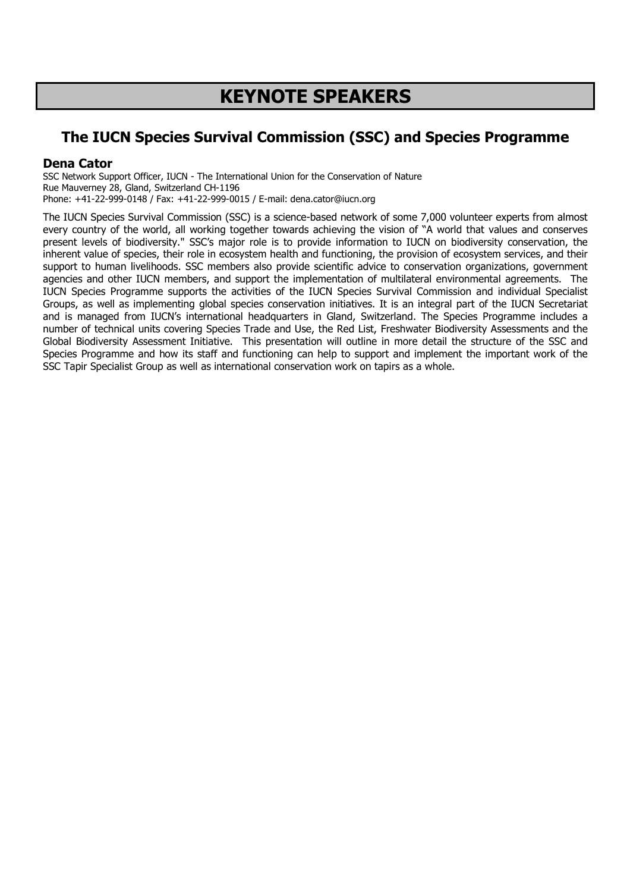# KEYNOTE SPEAKERS

## The IUCN Species Survival Commission (SSC) and Species Programme

### Dena Cator

SSC Network Support Officer, IUCN - The International Union for the Conservation of Nature
Rue Mauverney 28, Gland, Switzerland CH-1196
Phone: +41-22-999-0148 / Fax: +41-22-999-0015 / E-mail: dena.cator@iucn.org

The IUCN Species Survival Commission (SSC) is a science-based network of some 7,000 volunteer experts from almost every country of the world, all working together towards achieving the vision of "A world that values and conserves present levels of biodiversity." SSC's major role is to provide information to IUCN on biodiversity conservation, the inherent value of species, their role in ecosystem health and functioning, the provision of ecosystem services, and their support to human livelihoods. SSC members also provide scientific advice to conservation organizations, government agencies and other IUCN members, and support the implementation of multilateral environmental agreements. The IUCN Species Programme supports the activities of the IUCN Species Survival Commission and individual Specialist Groups, as well as implementing global species conservation initiatives. It is an integral part of the IUCN Secretariat and is managed from IUCN's international headquarters in Gland, Switzerland. The Species Programme includes a number of technical units covering Species Trade and Use, the Red List, Freshwater Biodiversity Assessments and the Global Biodiversity Assessment Initiative. This presentation will outline in more detail the structure of the SSC and Species Programme and how its staff and functioning can help to support and implement the important work of the SSC Tapir Specialist Group as well as international conservation work on tapirs as a whole.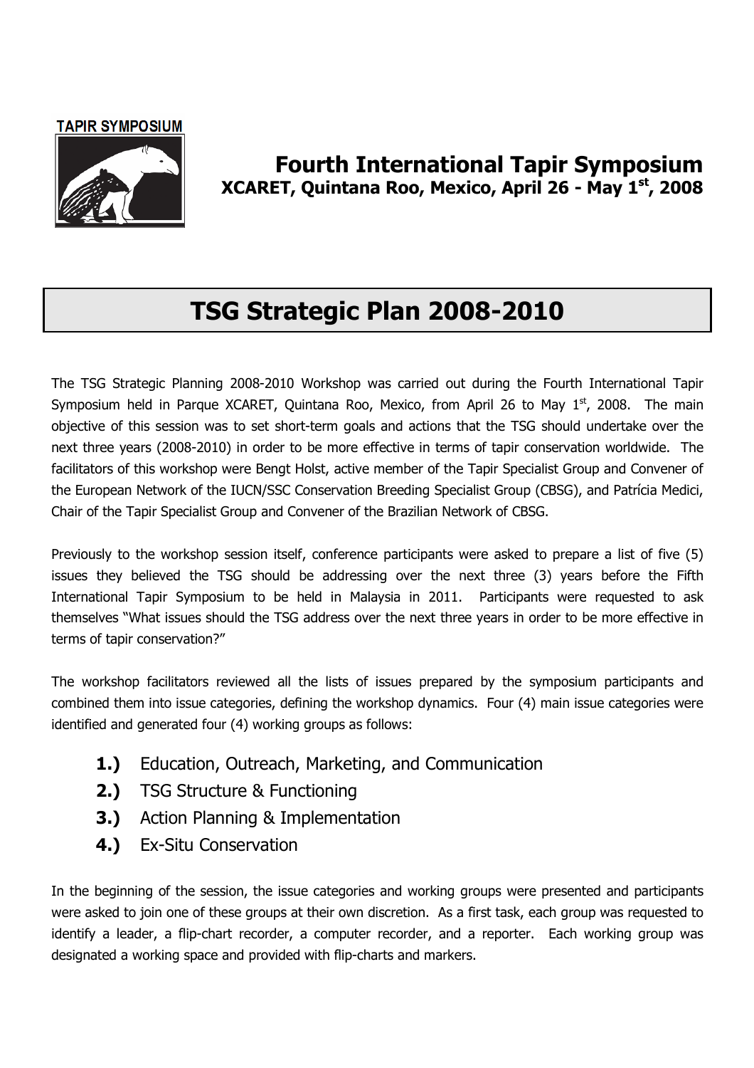**TAPIR SYMPOSIUM**

## Fourth International Tapir Symposium
**XCARET, Quintana Roo, Mexico, April 26 - May 1st, 2008**

# TSG Strategic Plan 2008-2010

The TSG Strategic Planning 2008-2010 Workshop was carried out during the Fourth International Tapir Symposium held in Parque XCARET, Quintana Roo, Mexico, from April 26 to May 1st, 2008. The main objective of this session was to set short-term goals and actions that the TSG should undertake over the next three years (2008-2010) in order to be more effective in terms of tapir conservation worldwide. The facilitators of this workshop were Bengt Holst, active member of the Tapir Specialist Group and Convener of the European Network of the IUCN/SSC Conservation Breeding Specialist Group (CBSG), and Patrícia Medici, Chair of the Tapir Specialist Group and Convener of the Brazilian Network of CBSG.

Previously to the workshop session itself, conference participants were asked to prepare a list of five (5) issues they believed the TSG should be addressing over the next three (3) years before the Fifth International Tapir Symposium to be held in Malaysia in 2011. Participants were requested to ask themselves "What issues should the TSG address over the next three years in order to be more effective in terms of tapir conservation?"

The workshop facilitators reviewed all the lists of issues prepared by the symposium participants and combined them into issue categories, defining the workshop dynamics. Four (4) main issue categories were identified and generated four (4) working groups as follows:

**1.)** Education, Outreach, Marketing, and Communication
**2.)** TSG Structure & Functioning
**3.)** Action Planning & Implementation
**4.)** Ex-Situ Conservation

In the beginning of the session, the issue categories and working groups were presented and participants were asked to join one of these groups at their own discretion. As a first task, each group was requested to identify a leader, a flip-chart recorder, a computer recorder, and a reporter. Each working group was designated a working space and provided with flip-charts and markers.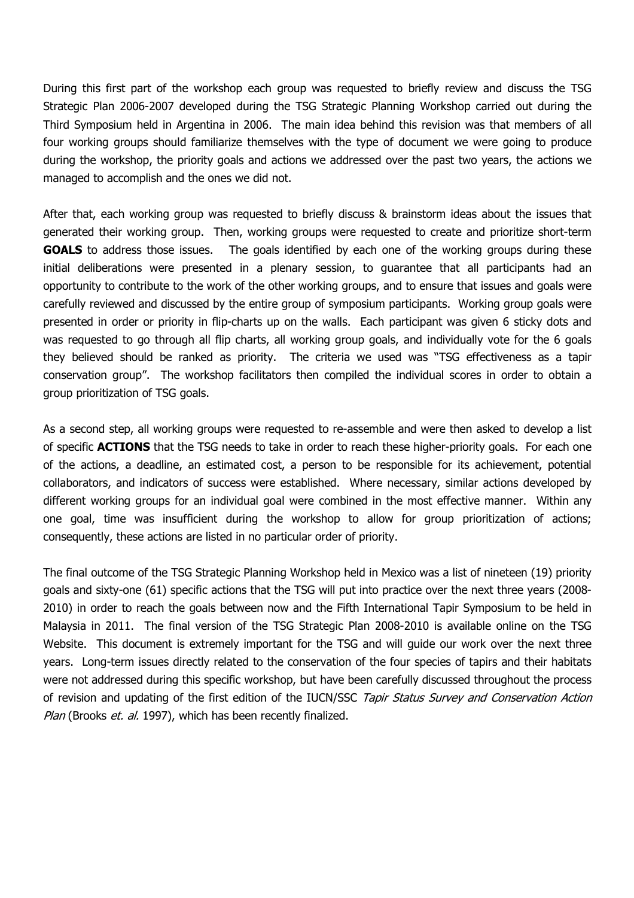During this first part of the workshop each group was requested to briefly review and discuss the TSG Strategic Plan 2006-2007 developed during the TSG Strategic Planning Workshop carried out during the Third Symposium held in Argentina in 2006. The main idea behind this revision was that members of all four working groups should familiarize themselves with the type of document we were going to produce during the workshop, the priority goals and actions we addressed over the past two years, the actions we managed to accomplish and the ones we did not.

After that, each working group was requested to briefly discuss & brainstorm ideas about the issues that generated their working group. Then, working groups were requested to create and prioritize short-term **GOALS** to address those issues. The goals identified by each one of the working groups during these initial deliberations were presented in a plenary session, to guarantee that all participants had an opportunity to contribute to the work of the other working groups, and to ensure that issues and goals were carefully reviewed and discussed by the entire group of symposium participants. Working group goals were presented in order or priority in flip-charts up on the walls. Each participant was given 6 sticky dots and was requested to go through all flip charts, all working group goals, and individually vote for the 6 goals they believed should be ranked as priority. The criteria we used was "TSG effectiveness as a tapir conservation group". The workshop facilitators then compiled the individual scores in order to obtain a group prioritization of TSG goals.

As a second step, all working groups were requested to re-assemble and were then asked to develop a list of specific **ACTIONS** that the TSG needs to take in order to reach these higher-priority goals. For each one of the actions, a deadline, an estimated cost, a person to be responsible for its achievement, potential collaborators, and indicators of success were established. Where necessary, similar actions developed by different working groups for an individual goal were combined in the most effective manner. Within any one goal, time was insufficient during the workshop to allow for group prioritization of actions; consequently, these actions are listed in no particular order of priority.

The final outcome of the TSG Strategic Planning Workshop held in Mexico was a list of nineteen (19) priority goals and sixty-one (61) specific actions that the TSG will put into practice over the next three years (2008-2010) in order to reach the goals between now and the Fifth International Tapir Symposium to be held in Malaysia in 2011. The final version of the TSG Strategic Plan 2008-2010 is available online on the TSG Website. This document is extremely important for the TSG and will guide our work over the next three years. Long-term issues directly related to the conservation of the four species of tapirs and their habitats were not addressed during this specific workshop, but have been carefully discussed throughout the process of revision and updating of the first edition of the IUCN/SSC *Tapir Status Survey and Conservation Action Plan* (Brooks *et. al.* 1997), which has been recently finalized.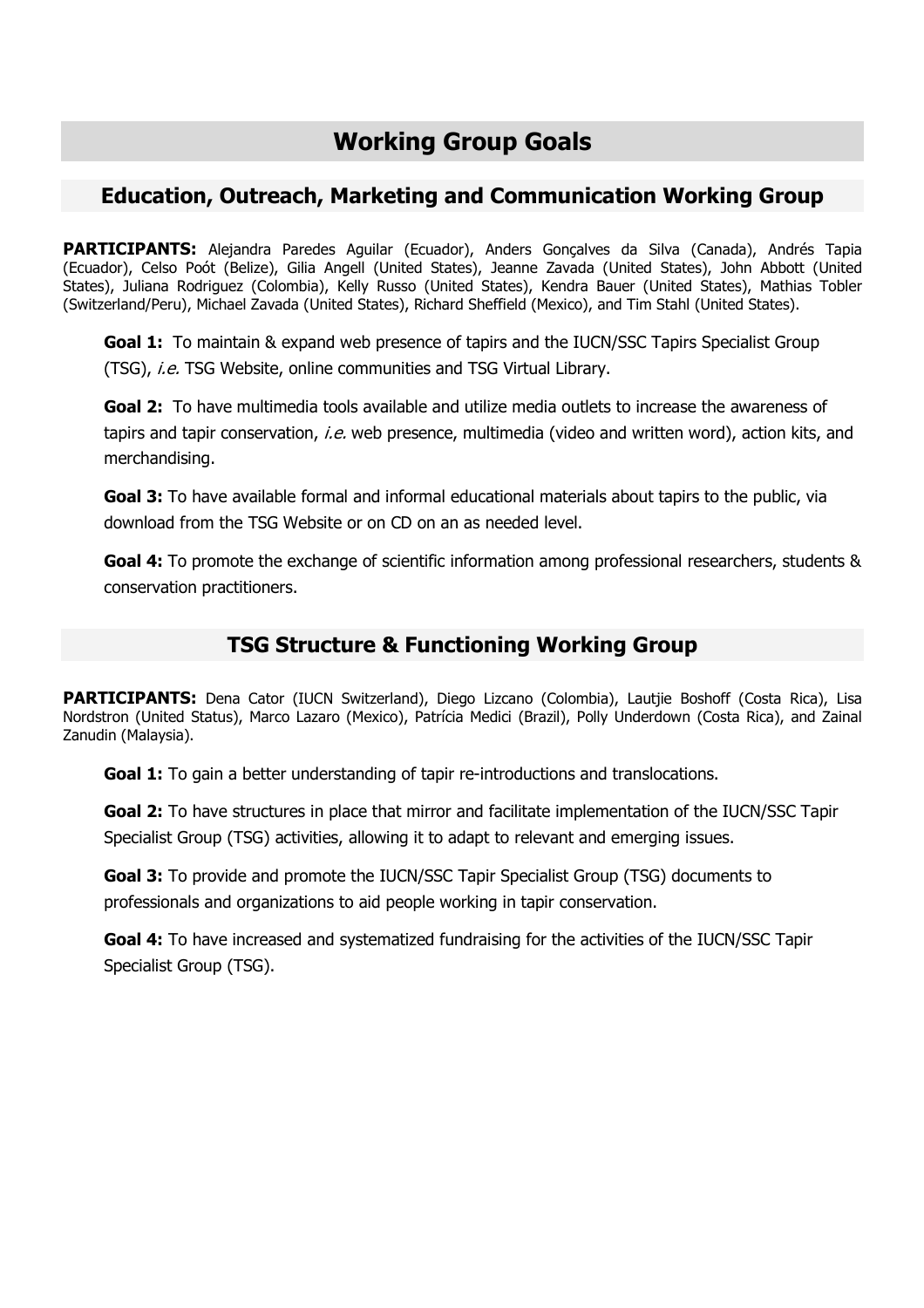# Working Group Goals

## Education, Outreach, Marketing and Communication Working Group

**PARTICIPANTS:** Alejandra Paredes Aguilar (Ecuador), Anders Gonçalves da Silva (Canada), Andrés Tapia (Ecuador), Celso Poót (Belize), Gilia Angell (United States), Jeanne Zavada (United States), John Abbott (United States), Juliana Rodriguez (Colombia), Kelly Russo (United States), Kendra Bauer (United States), Mathias Tobler (Switzerland/Peru), Michael Zavada (United States), Richard Sheffield (Mexico), and Tim Stahl (United States).

**Goal 1:** To maintain & expand web presence of tapirs and the IUCN/SSC Tapirs Specialist Group (TSG), *i.e.* TSG Website, online communities and TSG Virtual Library.

**Goal 2:** To have multimedia tools available and utilize media outlets to increase the awareness of tapirs and tapir conservation, *i.e.* web presence, multimedia (video and written word), action kits, and merchandising.

**Goal 3:** To have available formal and informal educational materials about tapirs to the public, via download from the TSG Website or on CD on an as needed level.

**Goal 4:** To promote the exchange of scientific information among professional researchers, students & conservation practitioners.

## TSG Structure & Functioning Working Group

**PARTICIPANTS:** Dena Cator (IUCN Switzerland), Diego Lizcano (Colombia), Lautjie Boshoff (Costa Rica), Lisa Nordstron (United Status), Marco Lazaro (Mexico), Patrícia Medici (Brazil), Polly Underdown (Costa Rica), and Zainal Zanudin (Malaysia).

**Goal 1:** To gain a better understanding of tapir re-introductions and translocations.

**Goal 2:** To have structures in place that mirror and facilitate implementation of the IUCN/SSC Tapir Specialist Group (TSG) activities, allowing it to adapt to relevant and emerging issues.

**Goal 3:** To provide and promote the IUCN/SSC Tapir Specialist Group (TSG) documents to professionals and organizations to aid people working in tapir conservation.

**Goal 4:** To have increased and systematized fundraising for the activities of the IUCN/SSC Tapir Specialist Group (TSG).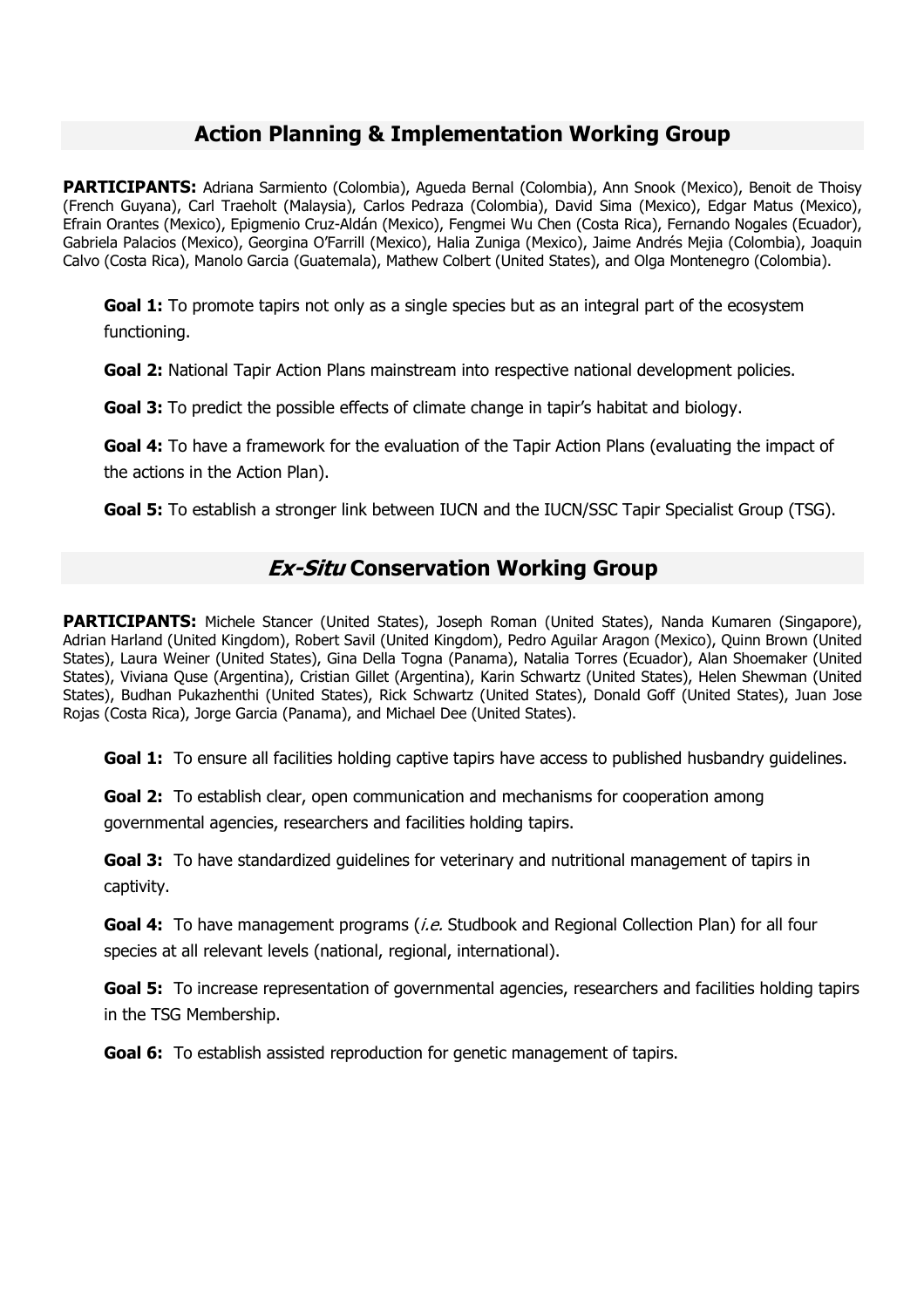## Action Planning & Implementation Working Group

**PARTICIPANTS:** Adriana Sarmiento (Colombia), Agueda Bernal (Colombia), Ann Snook (Mexico), Benoit de Thoisy (French Guyana), Carl Traeholt (Malaysia), Carlos Pedraza (Colombia), David Sima (Mexico), Edgar Matus (Mexico), Efrain Orantes (Mexico), Epigmenio Cruz-Aldán (Mexico), Fengmei Wu Chen (Costa Rica), Fernando Nogales (Ecuador), Gabriela Palacios (Mexico), Georgina O'Farrill (Mexico), Halia Zuniga (Mexico), Jaime Andrés Mejia (Colombia), Joaquin Calvo (Costa Rica), Manolo Garcia (Guatemala), Mathew Colbert (United States), and Olga Montenegro (Colombia).

**Goal 1:** To promote tapirs not only as a single species but as an integral part of the ecosystem functioning.

**Goal 2:** National Tapir Action Plans mainstream into respective national development policies.

**Goal 3:** To predict the possible effects of climate change in tapir's habitat and biology.

**Goal 4:** To have a framework for the evaluation of the Tapir Action Plans (evaluating the impact of the actions in the Action Plan).

**Goal 5:** To establish a stronger link between IUCN and the IUCN/SSC Tapir Specialist Group (TSG).

## *Ex-Situ* Conservation Working Group

**PARTICIPANTS:** Michele Stancer (United States), Joseph Roman (United States), Nanda Kumaren (Singapore), Adrian Harland (United Kingdom), Robert Savil (United Kingdom), Pedro Aguilar Aragon (Mexico), Quinn Brown (United States), Laura Weiner (United States), Gina Della Togna (Panama), Natalia Torres (Ecuador), Alan Shoemaker (United States), Viviana Quse (Argentina), Cristian Gillet (Argentina), Karin Schwartz (United States), Helen Shewman (United States), Budhan Pukazhenthi (United States), Rick Schwartz (United States), Donald Goff (United States), Juan Jose Rojas (Costa Rica), Jorge Garcia (Panama), and Michael Dee (United States).

**Goal 1:** To ensure all facilities holding captive tapirs have access to published husbandry guidelines.

**Goal 2:** To establish clear, open communication and mechanisms for cooperation among governmental agencies, researchers and facilities holding tapirs.

**Goal 3:** To have standardized guidelines for veterinary and nutritional management of tapirs in captivity.

**Goal 4:** To have management programs (*i.e.* Studbook and Regional Collection Plan) for all four species at all relevant levels (national, regional, international).

**Goal 5:** To increase representation of governmental agencies, researchers and facilities holding tapirs in the TSG Membership.

**Goal 6:** To establish assisted reproduction for genetic management of tapirs.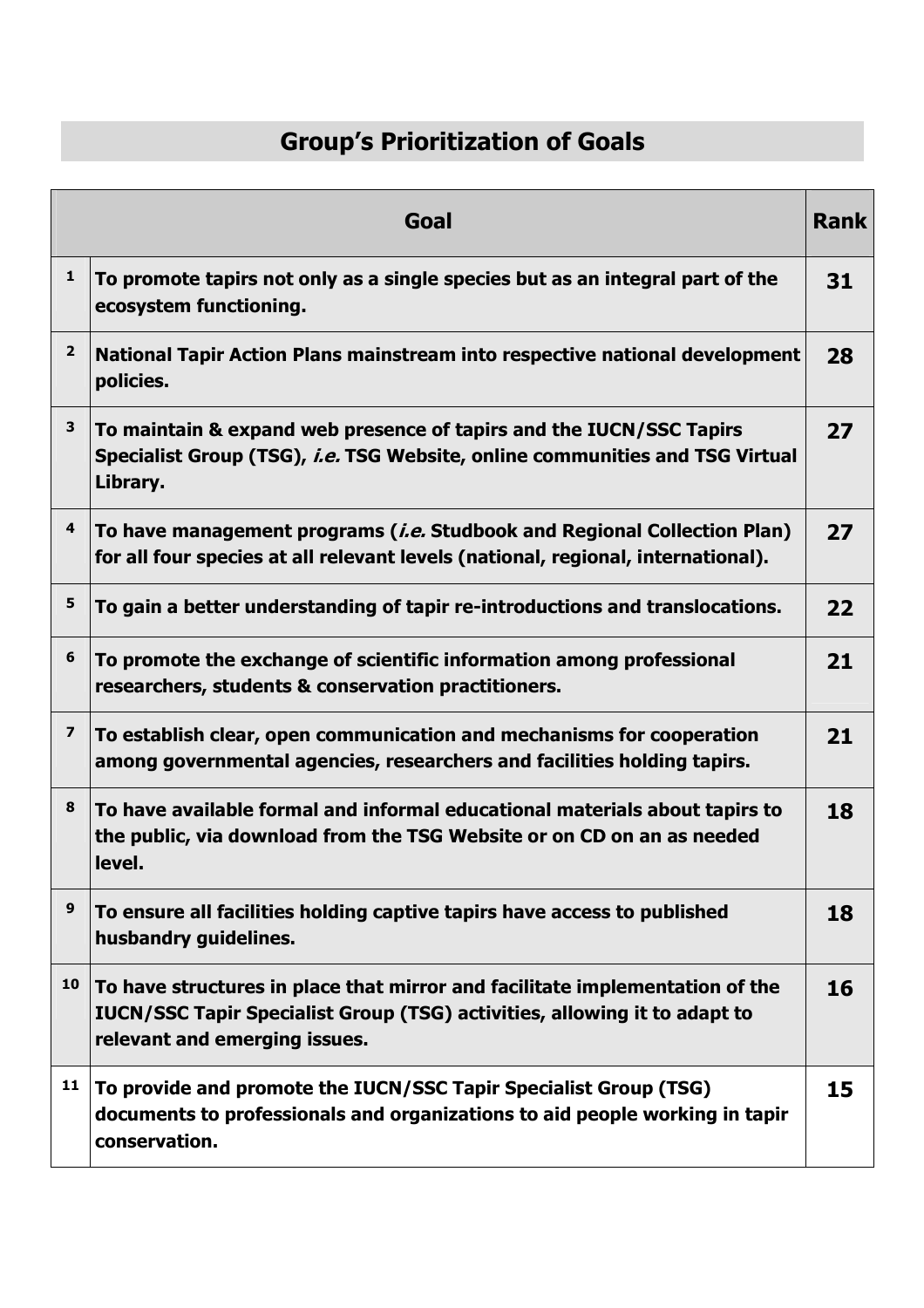## Group's Prioritization of Goals

| | Goal | Rank |
|---|---|---|
| 1 | **To promote tapirs not only as a single species but as an integral part of the ecosystem functioning.** | **31** |
| 2 | **National Tapir Action Plans mainstream into respective national development policies.** | **28** |
| 3 | **To maintain & expand web presence of tapirs and the IUCN/SSC Tapirs Specialist Group (TSG), *i.e.* TSG Website, online communities and TSG Virtual Library.** | **27** |
| 4 | **To have management programs (*i.e.* Studbook and Regional Collection Plan) for all four species at all relevant levels (national, regional, international).** | **27** |
| 5 | **To gain a better understanding of tapir re-introductions and translocations.** | **22** |
| 6 | **To promote the exchange of scientific information among professional researchers, students & conservation practitioners.** | **21** |
| 7 | **To establish clear, open communication and mechanisms for cooperation among governmental agencies, researchers and facilities holding tapirs.** | **21** |
| 8 | **To have available formal and informal educational materials about tapirs to the public, via download from the TSG Website or on CD on an as needed level.** | **18** |
| 9 | **To ensure all facilities holding captive tapirs have access to published husbandry guidelines.** | **18** |
| 10 | **To have structures in place that mirror and facilitate implementation of the IUCN/SSC Tapir Specialist Group (TSG) activities, allowing it to adapt to relevant and emerging issues.** | **16** |
| 11 | **To provide and promote the IUCN/SSC Tapir Specialist Group (TSG) documents to professionals and organizations to aid people working in tapir conservation.** | **15** |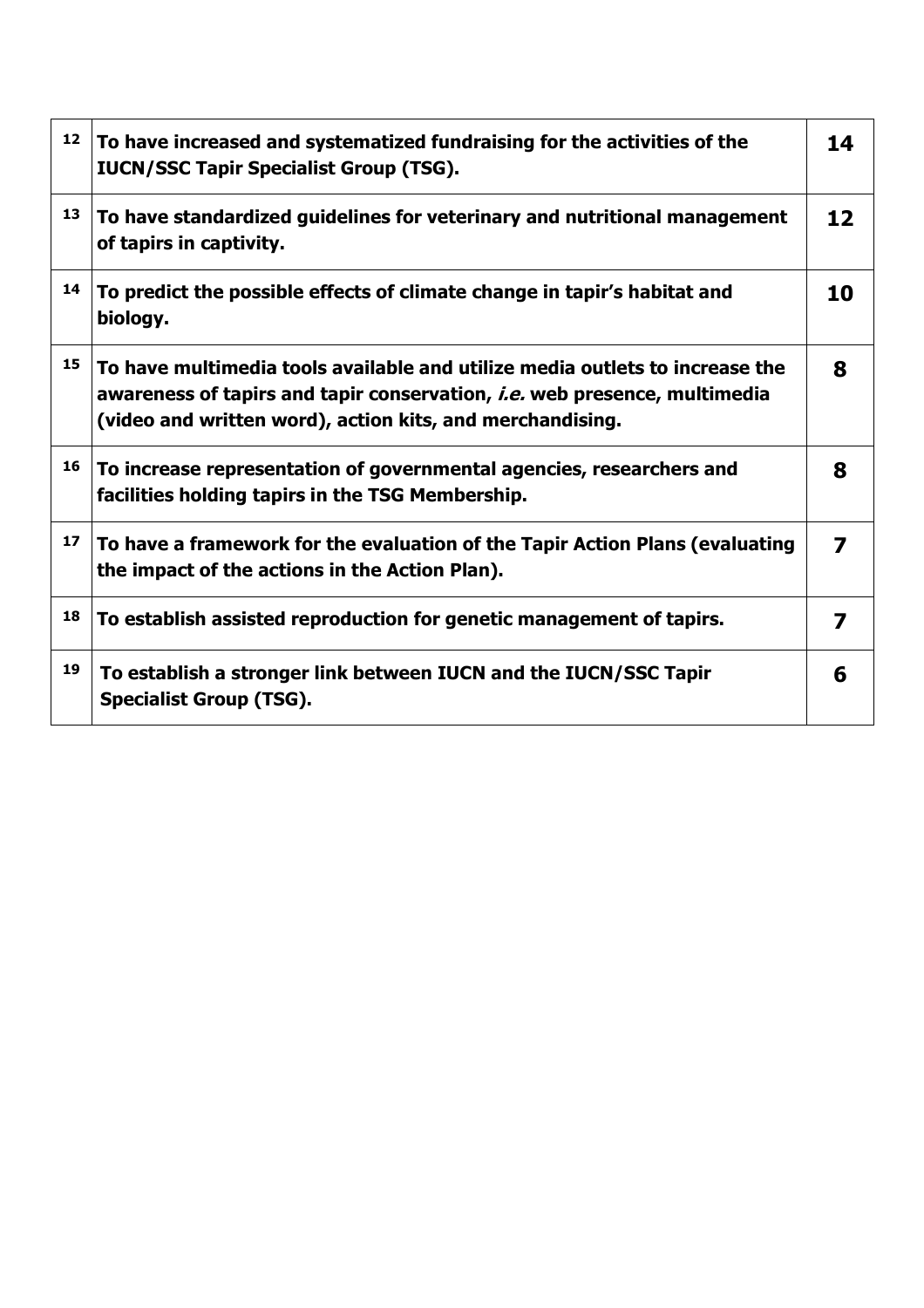| | | |
|---|---|---|
| 12 | **To have increased and systematized fundraising for the activities of the IUCN/SSC Tapir Specialist Group (TSG).** | **14** |
| 13 | **To have standardized guidelines for veterinary and nutritional management of tapirs in captivity.** | **12** |
| 14 | **To predict the possible effects of climate change in tapir's habitat and biology.** | **10** |
| 15 | **To have multimedia tools available and utilize media outlets to increase the awareness of tapirs and tapir conservation, *i.e.* web presence, multimedia (video and written word), action kits, and merchandising.** | **8** |
| 16 | **To increase representation of governmental agencies, researchers and facilities holding tapirs in the TSG Membership.** | **8** |
| 17 | **To have a framework for the evaluation of the Tapir Action Plans (evaluating the impact of the actions in the Action Plan).** | **7** |
| 18 | **To establish assisted reproduction for genetic management of tapirs.** | **7** |
| 19 | **To establish a stronger link between IUCN and the IUCN/SSC Tapir Specialist Group (TSG).** | **6** |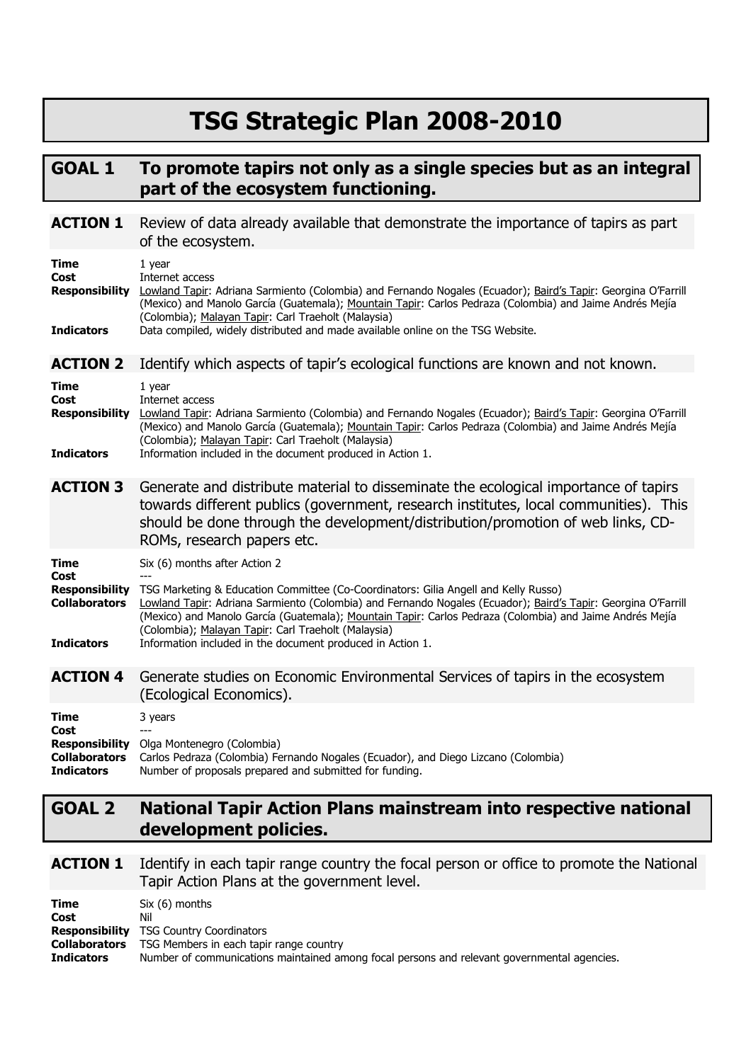# TSG Strategic Plan 2008-2010

## GOAL 1 To promote tapirs not only as a single species but as an integral part of the ecosystem functioning.

### ACTION 1 Review of data already available that demonstrate the importance of tapirs as part of the ecosystem.

**Time** 1 year
**Cost** Internet access
**Responsibility** Lowland Tapir: Adriana Sarmiento (Colombia) and Fernando Nogales (Ecuador); Baird's Tapir: Georgina O'Farrill (Mexico) and Manolo García (Guatemala); Mountain Tapir: Carlos Pedraza (Colombia) and Jaime Andrés Mejía (Colombia); Malayan Tapir: Carl Traeholt (Malaysia)
**Indicators** Data compiled, widely distributed and made available online on the TSG Website.

### ACTION 2 Identify which aspects of tapir's ecological functions are known and not known.

**Time** 1 year
**Cost** Internet access
**Responsibility** Lowland Tapir: Adriana Sarmiento (Colombia) and Fernando Nogales (Ecuador); Baird's Tapir: Georgina O'Farrill (Mexico) and Manolo García (Guatemala); Mountain Tapir: Carlos Pedraza (Colombia) and Jaime Andrés Mejía (Colombia); Malayan Tapir: Carl Traeholt (Malaysia)
**Indicators** Information included in the document produced in Action 1.

### ACTION 3 Generate and distribute material to disseminate the ecological importance of tapirs towards different publics (government, research institutes, local communities). This should be done through the development/distribution/promotion of web links, CD-ROMs, research papers etc.

**Time** Six (6) months after Action 2
**Cost** ---
**Responsibility** TSG Marketing & Education Committee (Co-Coordinators: Gilia Angell and Kelly Russo)
**Collaborators** Lowland Tapir: Adriana Sarmiento (Colombia) and Fernando Nogales (Ecuador); Baird's Tapir: Georgina O'Farrill (Mexico) and Manolo García (Guatemala); Mountain Tapir: Carlos Pedraza (Colombia) and Jaime Andrés Mejía (Colombia); Malayan Tapir: Carl Traeholt (Malaysia)
**Indicators** Information included in the document produced in Action 1.

### ACTION 4 Generate studies on Economic Environmental Services of tapirs in the ecosystem (Ecological Economics).

**Time** 3 years
**Cost** ---
**Responsibility** Olga Montenegro (Colombia)
**Collaborators** Carlos Pedraza (Colombia) Fernando Nogales (Ecuador), and Diego Lizcano (Colombia)
**Indicators** Number of proposals prepared and submitted for funding.

## GOAL 2 National Tapir Action Plans mainstream into respective national development policies.

### ACTION 1 Identify in each tapir range country the focal person or office to promote the National Tapir Action Plans at the government level.

**Time** Six (6) months
**Cost** Nil
**Responsibility** TSG Country Coordinators
**Collaborators** TSG Members in each tapir range country
**Indicators** Number of communications maintained among focal persons and relevant governmental agencies.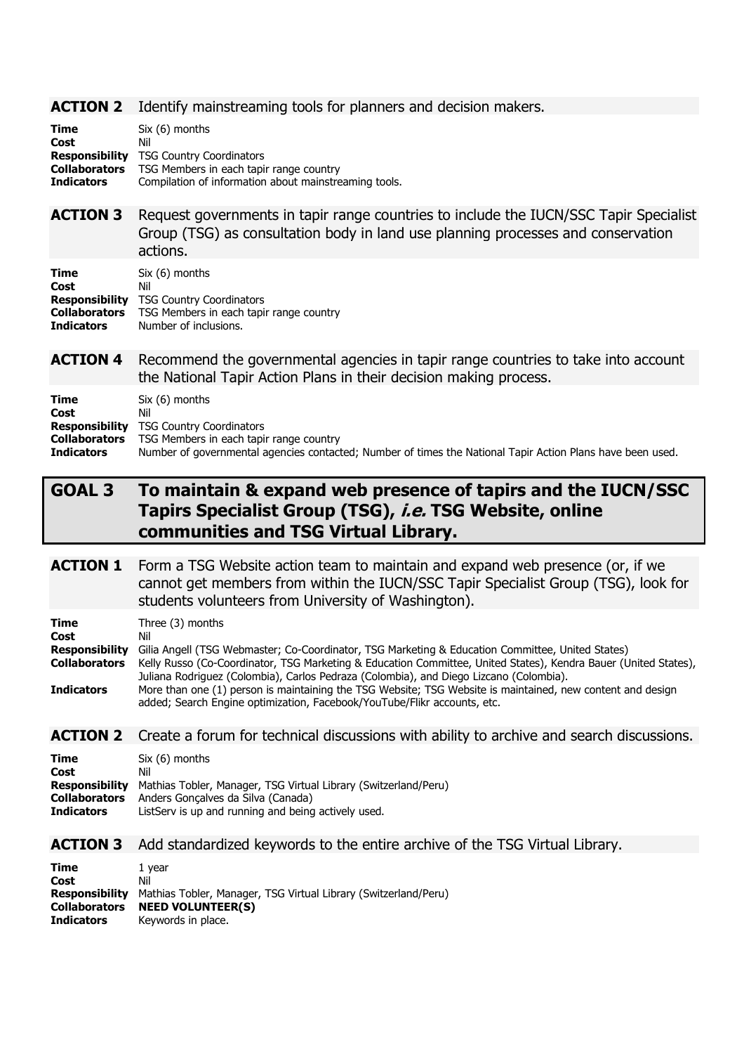### ACTION 2 Identify mainstreaming tools for planners and decision makers.

**Time** Six (6) months
**Cost** Nil
**Responsibility** TSG Country Coordinators
**Collaborators** TSG Members in each tapir range country
**Indicators** Compilation of information about mainstreaming tools.

### ACTION 3 Request governments in tapir range countries to include the IUCN/SSC Tapir Specialist Group (TSG) as consultation body in land use planning processes and conservation actions.

**Time** Six (6) months
**Cost** Nil
**Responsibility** TSG Country Coordinators
**Collaborators** TSG Members in each tapir range country
**Indicators** Number of inclusions.

### ACTION 4 Recommend the governmental agencies in tapir range countries to take into account the National Tapir Action Plans in their decision making process.

**Time** Six (6) months
**Cost** Nil
**Responsibility** TSG Country Coordinators
**Collaborators** TSG Members in each tapir range country
**Indicators** Number of governmental agencies contacted; Number of times the National Tapir Action Plans have been used.

## GOAL 3 To maintain & expand web presence of tapirs and the IUCN/SSC Tapirs Specialist Group (TSG), *i.e.* TSG Website, online communities and TSG Virtual Library.

### ACTION 1 Form a TSG Website action team to maintain and expand web presence (or, if we cannot get members from within the IUCN/SSC Tapir Specialist Group (TSG), look for students volunteers from University of Washington).

**Time** Three (3) months
**Cost** Nil
**Responsibility** Gilia Angell (TSG Webmaster; Co-Coordinator, TSG Marketing & Education Committee, United States)
**Collaborators** Kelly Russo (Co-Coordinator, TSG Marketing & Education Committee, United States), Kendra Bauer (United States), Juliana Rodriguez (Colombia), Carlos Pedraza (Colombia), and Diego Lizcano (Colombia).
**Indicators** More than one (1) person is maintaining the TSG Website; TSG Website is maintained, new content and design added; Search Engine optimization, Facebook/YouTube/Flikr accounts, etc.

### ACTION 2 Create a forum for technical discussions with ability to archive and search discussions.

**Time** Six (6) months
**Cost** Nil
**Responsibility** Mathias Tobler, Manager, TSG Virtual Library (Switzerland/Peru)
**Collaborators** Anders Gonçalves da Silva (Canada)
**Indicators** ListServ is up and running and being actively used.

### ACTION 3 Add standardized keywords to the entire archive of the TSG Virtual Library.

**Time** 1 year
**Cost** Nil
**Responsibility** Mathias Tobler, Manager, TSG Virtual Library (Switzerland/Peru)
**Collaborators** **NEED VOLUNTEER(S)**
**Indicators** Keywords in place.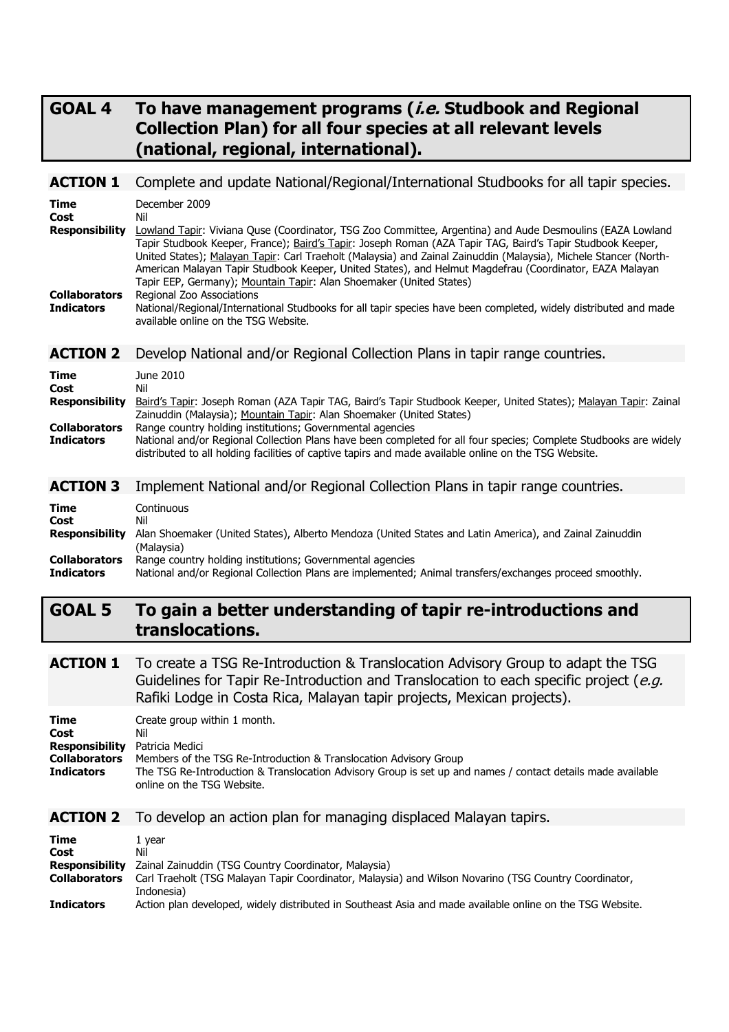## GOAL 4 To have management programs (*i.e.* Studbook and Regional Collection Plan) for all four species at all relevant levels (national, regional, international).

### ACTION 1 Complete and update National/Regional/International Studbooks for all tapir species.

**Time** December 2009

**Cost** Nil

**Responsibility** Lowland Tapir: Viviana Quse (Coordinator, TSG Zoo Committee, Argentina) and Aude Desmoulins (EAZA Lowland Tapir Studbook Keeper, France); Baird's Tapir: Joseph Roman (AZA Tapir TAG, Baird's Tapir Studbook Keeper, United States); Malayan Tapir: Carl Traeholt (Malaysia) and Zainal Zainuddin (Malaysia), Michele Stancer (North-American Malayan Tapir Studbook Keeper, United States), and Helmut Magdefrau (Coordinator, EAZA Malayan Tapir EEP, Germany); Mountain Tapir: Alan Shoemaker (United States)

**Collaborators** Regional Zoo Associations

**Indicators** National/Regional/International Studbooks for all tapir species have been completed, widely distributed and made available online on the TSG Website.

### ACTION 2 Develop National and/or Regional Collection Plans in tapir range countries.

**Time** June 2010

**Cost** Nil

**Responsibility** Baird's Tapir: Joseph Roman (AZA Tapir TAG, Baird's Tapir Studbook Keeper, United States); Malayan Tapir: Zainal Zainuddin (Malaysia); Mountain Tapir: Alan Shoemaker (United States)

**Collaborators** Range country holding institutions; Governmental agencies

**Indicators** National and/or Regional Collection Plans have been completed for all four species; Complete Studbooks are widely distributed to all holding facilities of captive tapirs and made available online on the TSG Website.

### ACTION 3 Implement National and/or Regional Collection Plans in tapir range countries.

**Time** Continuous

**Cost** Nil

**Responsibility** Alan Shoemaker (United States), Alberto Mendoza (United States and Latin America), and Zainal Zainuddin (Malaysia)

**Collaborators** Range country holding institutions; Governmental agencies

**Indicators** National and/or Regional Collection Plans are implemented; Animal transfers/exchanges proceed smoothly.

## GOAL 5 To gain a better understanding of tapir re-introductions and translocations.

### ACTION 1 To create a TSG Re-Introduction & Translocation Advisory Group to adapt the TSG Guidelines for Tapir Re-Introduction and Translocation to each specific project (*e.g.* Rafiki Lodge in Costa Rica, Malayan tapir projects, Mexican projects).

**Time** Create group within 1 month.

**Cost** Nil

**Responsibility** Patricia Medici

**Collaborators** Members of the TSG Re-Introduction & Translocation Advisory Group

**Indicators** The TSG Re-Introduction & Translocation Advisory Group is set up and names / contact details made available online on the TSG Website.

### ACTION 2 To develop an action plan for managing displaced Malayan tapirs.

**Time** 1 year

**Cost** Nil

**Responsibility** Zainal Zainuddin (TSG Country Coordinator, Malaysia)

**Collaborators** Carl Traeholt (TSG Malayan Tapir Coordinator, Malaysia) and Wilson Novarino (TSG Country Coordinator, Indonesia)

**Indicators** Action plan developed, widely distributed in Southeast Asia and made available online on the TSG Website.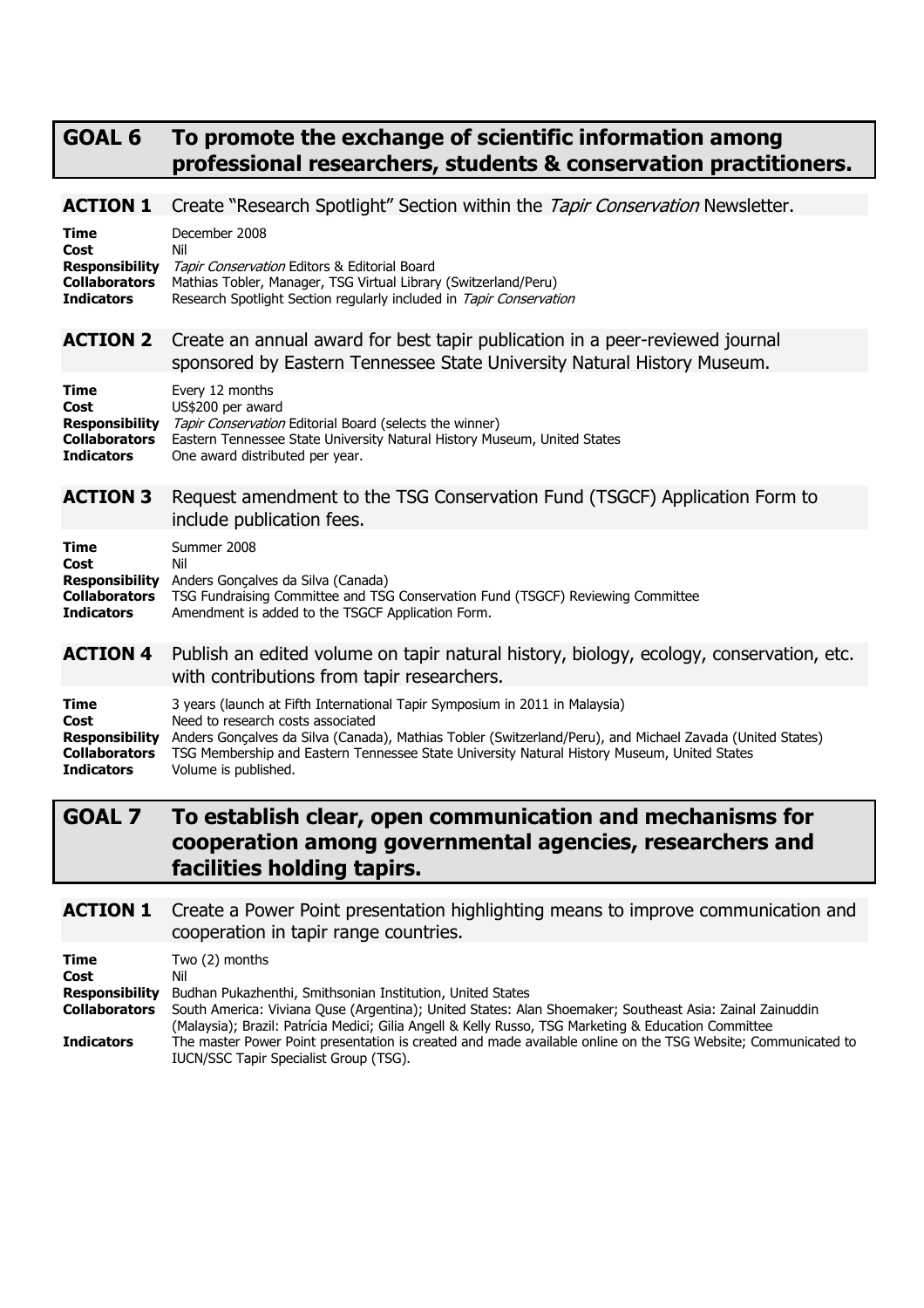## GOAL 6 To promote the exchange of scientific information among professional researchers, students & conservation practitioners.

### ACTION 1 Create "Research Spotlight" Section within the *Tapir Conservation* Newsletter.

**Time** December 2008
**Cost** Nil
**Responsibility** *Tapir Conservation* Editors & Editorial Board
**Collaborators** Mathias Tobler, Manager, TSG Virtual Library (Switzerland/Peru)
**Indicators** Research Spotlight Section regularly included in *Tapir Conservation*

### ACTION 2 Create an annual award for best tapir publication in a peer-reviewed journal sponsored by Eastern Tennessee State University Natural History Museum.

**Time** Every 12 months
**Cost** US$200 per award
**Responsibility** *Tapir Conservation* Editorial Board (selects the winner)
**Collaborators** Eastern Tennessee State University Natural History Museum, United States
**Indicators** One award distributed per year.

### ACTION 3 Request amendment to the TSG Conservation Fund (TSGCF) Application Form to include publication fees.

**Time** Summer 2008
**Cost** Nil
**Responsibility** Anders Gonçalves da Silva (Canada)
**Collaborators** TSG Fundraising Committee and TSG Conservation Fund (TSGCF) Reviewing Committee
**Indicators** Amendment is added to the TSGCF Application Form.

### ACTION 4 Publish an edited volume on tapir natural history, biology, ecology, conservation, etc. with contributions from tapir researchers.

**Time** 3 years (launch at Fifth International Tapir Symposium in 2011 in Malaysia)
**Cost** Need to research costs associated
**Responsibility** Anders Gonçalves da Silva (Canada), Mathias Tobler (Switzerland/Peru), and Michael Zavada (United States)
**Collaborators** TSG Membership and Eastern Tennessee State University Natural History Museum, United States
**Indicators** Volume is published.

## GOAL 7 To establish clear, open communication and mechanisms for cooperation among governmental agencies, researchers and facilities holding tapirs.

### ACTION 1 Create a Power Point presentation highlighting means to improve communication and cooperation in tapir range countries.

**Time** Two (2) months
**Cost** Nil
**Responsibility** Budhan Pukazhenthi, Smithsonian Institution, United States
**Collaborators** South America: Viviana Quse (Argentina); United States: Alan Shoemaker; Southeast Asia: Zainal Zainuddin (Malaysia); Brazil: Patrícia Medici; Gilia Angell & Kelly Russo, TSG Marketing & Education Committee
**Indicators** The master Power Point presentation is created and made available online on the TSG Website; Communicated to IUCN/SSC Tapir Specialist Group (TSG).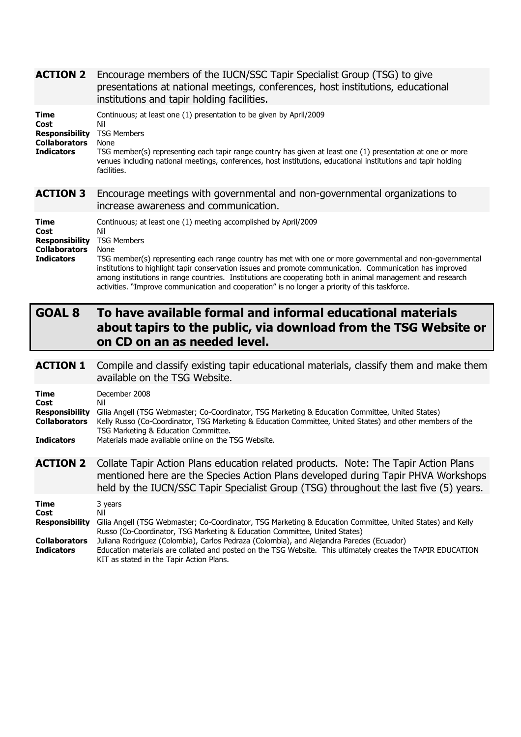**ACTION 2** Encourage members of the IUCN/SSC Tapir Specialist Group (TSG) to give presentations at national meetings, conferences, host institutions, educational institutions and tapir holding facilities.

**Time** Continuous; at least one (1) presentation to be given by April/2009
**Cost** Nil
**Responsibility** TSG Members
**Collaborators** None
**Indicators** TSG member(s) representing each tapir range country has given at least one (1) presentation at one or more venues including national meetings, conferences, host institutions, educational institutions and tapir holding facilities.

**ACTION 3** Encourage meetings with governmental and non-governmental organizations to increase awareness and communication.

**Time** Continuous; at least one (1) meeting accomplished by April/2009
**Cost** Nil
**Responsibility** TSG Members
**Collaborators** None
**Indicators** TSG member(s) representing each range country has met with one or more governmental and non-governmental institutions to highlight tapir conservation issues and promote communication. Communication has improved among institutions in range countries. Institutions are cooperating both in animal management and research activities. "Improve communication and cooperation" is no longer a priority of this taskforce.

## GOAL 8 To have available formal and informal educational materials about tapirs to the public, via download from the TSG Website or on CD on an as needed level.

**ACTION 1** Compile and classify existing tapir educational materials, classify them and make them available on the TSG Website.

**Time** December 2008
**Cost** Nil
**Responsibility** Gilia Angell (TSG Webmaster; Co-Coordinator, TSG Marketing & Education Committee, United States)
**Collaborators** Kelly Russo (Co-Coordinator, TSG Marketing & Education Committee, United States) and other members of the TSG Marketing & Education Committee.
**Indicators** Materials made available online on the TSG Website.

**ACTION 2** Collate Tapir Action Plans education related products. Note: The Tapir Action Plans mentioned here are the Species Action Plans developed during Tapir PHVA Workshops held by the IUCN/SSC Tapir Specialist Group (TSG) throughout the last five (5) years.

**Time** 3 years
**Cost** Nil
**Responsibility** Gilia Angell (TSG Webmaster; Co-Coordinator, TSG Marketing & Education Committee, United States) and Kelly Russo (Co-Coordinator, TSG Marketing & Education Committee, United States)
**Collaborators** Juliana Rodriguez (Colombia), Carlos Pedraza (Colombia), and Alejandra Paredes (Ecuador)
**Indicators** Education materials are collated and posted on the TSG Website. This ultimately creates the TAPIR EDUCATION KIT as stated in the Tapir Action Plans.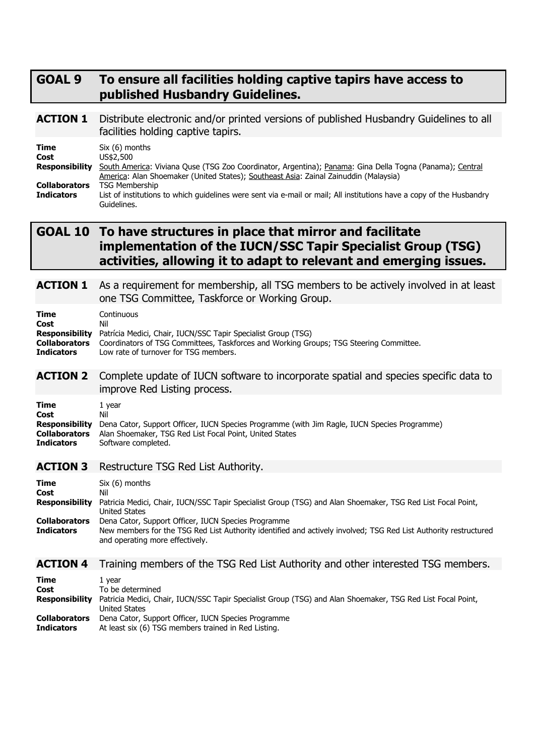## GOAL 9 To ensure all facilities holding captive tapirs have access to published Husbandry Guidelines.

### ACTION 1 Distribute electronic and/or printed versions of published Husbandry Guidelines to all facilities holding captive tapirs.

**Time** Six (6) months
**Cost** US$2,500
**Responsibility** South America: Viviana Quse (TSG Zoo Coordinator, Argentina); Panama: Gina Della Togna (Panama); Central America: Alan Shoemaker (United States); Southeast Asia: Zainal Zainuddin (Malaysia)
**Collaborators** TSG Membership
**Indicators** List of institutions to which guidelines were sent via e-mail or mail; All institutions have a copy of the Husbandry Guidelines.

## GOAL 10 To have structures in place that mirror and facilitate implementation of the IUCN/SSC Tapir Specialist Group (TSG) activities, allowing it to adapt to relevant and emerging issues.

### ACTION 1 As a requirement for membership, all TSG members to be actively involved in at least one TSG Committee, Taskforce or Working Group.

**Time** Continuous
**Cost** Nil
**Responsibility** Patrícia Medici, Chair, IUCN/SSC Tapir Specialist Group (TSG)
**Collaborators** Coordinators of TSG Committees, Taskforces and Working Groups; TSG Steering Committee.
**Indicators** Low rate of turnover for TSG members.

### ACTION 2 Complete update of IUCN software to incorporate spatial and species specific data to improve Red Listing process.

**Time** 1 year
**Cost** Nil
**Responsibility** Dena Cator, Support Officer, IUCN Species Programme (with Jim Ragle, IUCN Species Programme)
**Collaborators** Alan Shoemaker, TSG Red List Focal Point, United States
**Indicators** Software completed.

### ACTION 3 Restructure TSG Red List Authority.

**Time** Six (6) months
**Cost** Nil
**Responsibility** Patricia Medici, Chair, IUCN/SSC Tapir Specialist Group (TSG) and Alan Shoemaker, TSG Red List Focal Point, United States
**Collaborators** Dena Cator, Support Officer, IUCN Species Programme
**Indicators** New members for the TSG Red List Authority identified and actively involved; TSG Red List Authority restructured and operating more effectively.

### ACTION 4 Training members of the TSG Red List Authority and other interested TSG members.

**Time** 1 year
**Cost** To be determined
**Responsibility** Patricia Medici, Chair, IUCN/SSC Tapir Specialist Group (TSG) and Alan Shoemaker, TSG Red List Focal Point, United States
**Collaborators** Dena Cator, Support Officer, IUCN Species Programme
**Indicators** At least six (6) TSG members trained in Red Listing.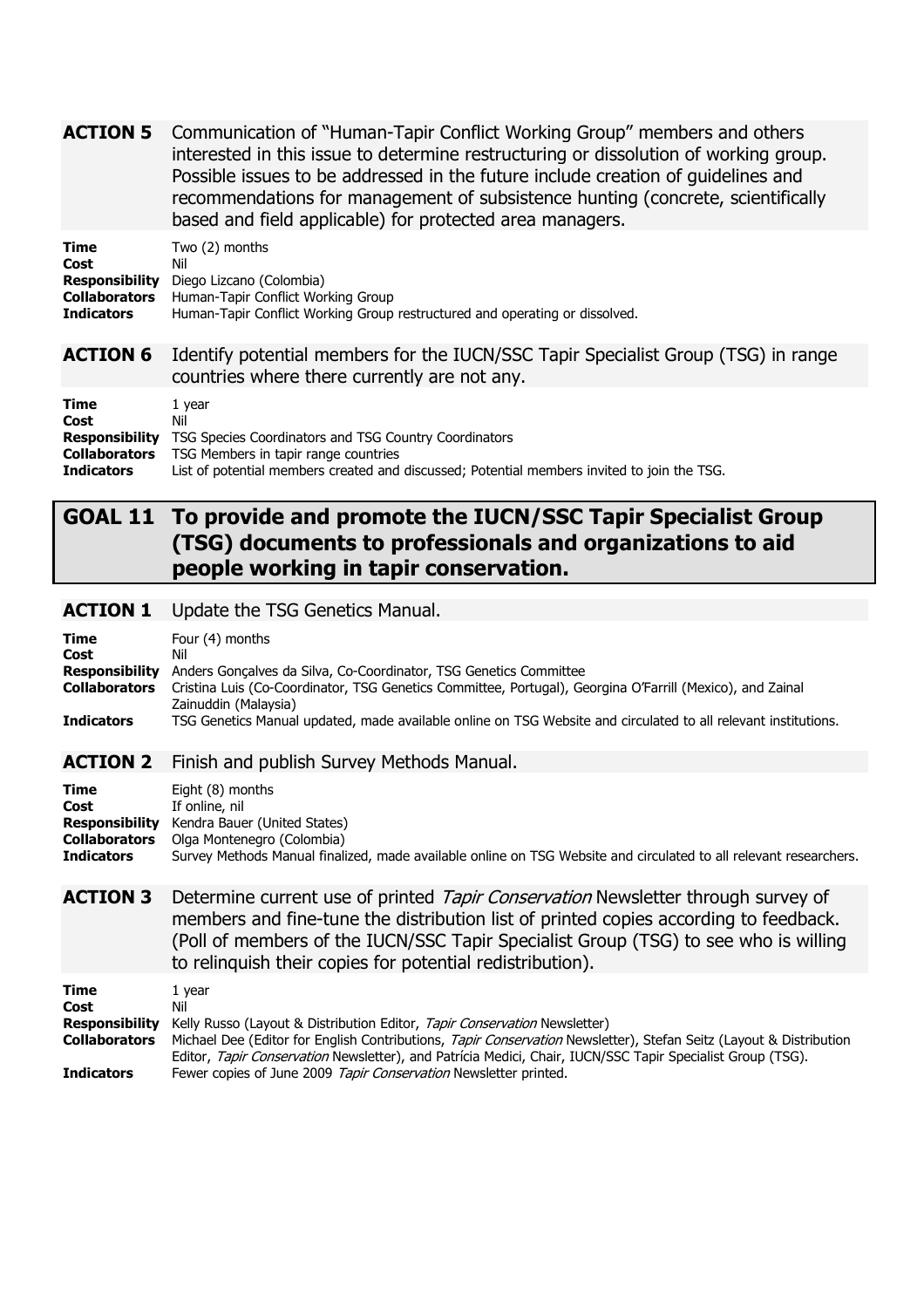**ACTION 5** Communication of "Human-Tapir Conflict Working Group" members and others interested in this issue to determine restructuring or dissolution of working group. Possible issues to be addressed in the future include creation of guidelines and recommendations for management of subsistence hunting (concrete, scientifically based and field applicable) for protected area managers.

**Time** Two (2) months
**Cost** Nil
**Responsibility** Diego Lizcano (Colombia)
**Collaborators** Human-Tapir Conflict Working Group
**Indicators** Human-Tapir Conflict Working Group restructured and operating or dissolved.

**ACTION 6** Identify potential members for the IUCN/SSC Tapir Specialist Group (TSG) in range countries where there currently are not any.

**Time** 1 year
**Cost** Nil
**Responsibility** TSG Species Coordinators and TSG Country Coordinators
**Collaborators** TSG Members in tapir range countries
**Indicators** List of potential members created and discussed; Potential members invited to join the TSG.

## GOAL 11 To provide and promote the IUCN/SSC Tapir Specialist Group (TSG) documents to professionals and organizations to aid people working in tapir conservation.

**ACTION 1** Update the TSG Genetics Manual.

**Time** Four (4) months
**Cost** Nil
**Responsibility** Anders Gonçalves da Silva, Co-Coordinator, TSG Genetics Committee
**Collaborators** Cristina Luis (Co-Coordinator, TSG Genetics Committee, Portugal), Georgina O'Farrill (Mexico), and Zainal Zainuddin (Malaysia)
**Indicators** TSG Genetics Manual updated, made available online on TSG Website and circulated to all relevant institutions.

**ACTION 2** Finish and publish Survey Methods Manual.

**Time** Eight (8) months
**Cost** If online, nil
**Responsibility** Kendra Bauer (United States)
**Collaborators** Olga Montenegro (Colombia)
**Indicators** Survey Methods Manual finalized, made available online on TSG Website and circulated to all relevant researchers.

**ACTION 3** Determine current use of printed *Tapir Conservation* Newsletter through survey of members and fine-tune the distribution list of printed copies according to feedback. (Poll of members of the IUCN/SSC Tapir Specialist Group (TSG) to see who is willing to relinquish their copies for potential redistribution).

**Time** 1 year
**Cost** Nil
**Responsibility** Kelly Russo (Layout & Distribution Editor, *Tapir Conservation* Newsletter)
**Collaborators** Michael Dee (Editor for English Contributions, *Tapir Conservation* Newsletter), Stefan Seitz (Layout & Distribution Editor, *Tapir Conservation* Newsletter), and Patrícia Medici, Chair, IUCN/SSC Tapir Specialist Group (TSG).
**Indicators** Fewer copies of June 2009 *Tapir Conservation* Newsletter printed.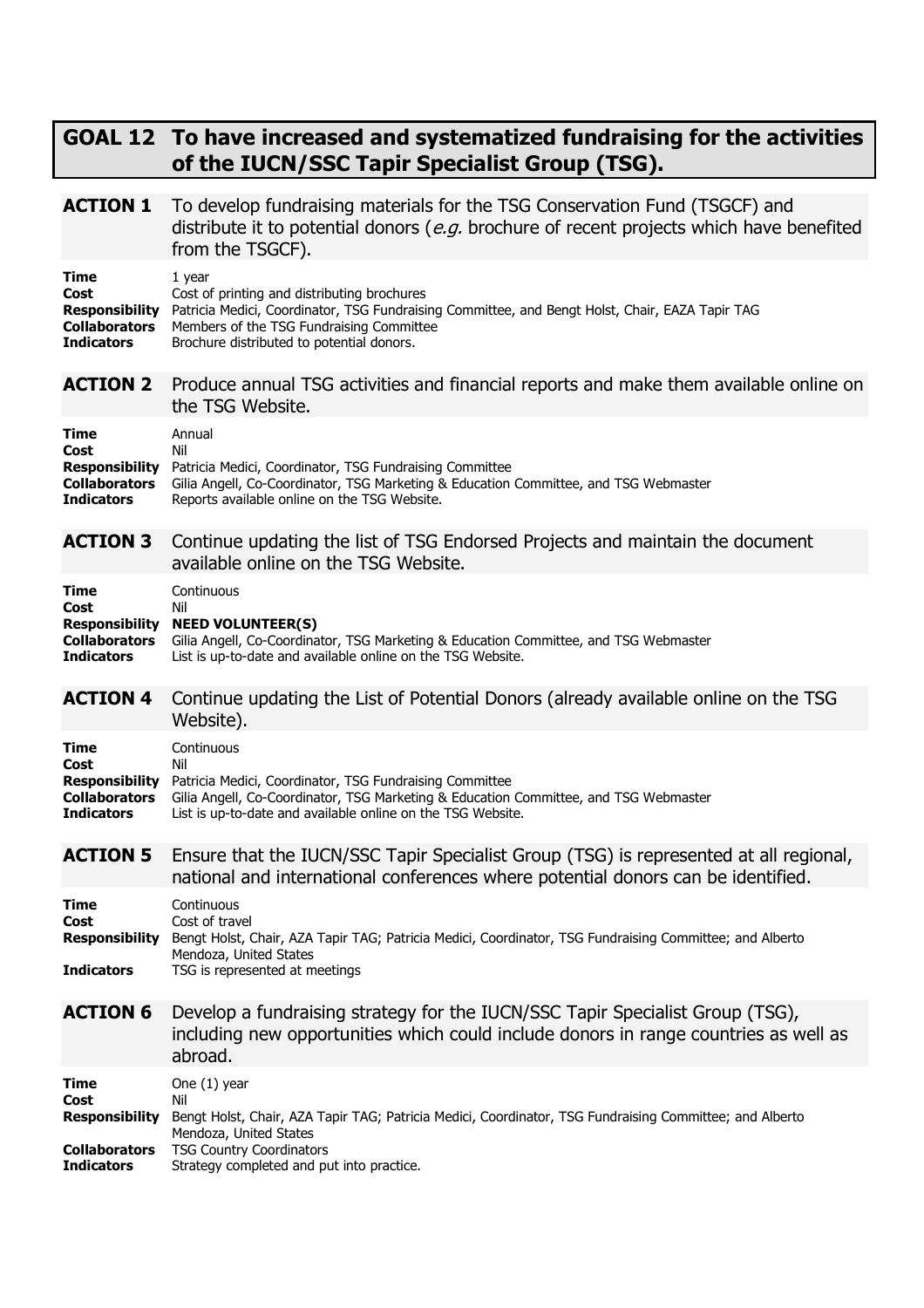## GOAL 12 To have increased and systematized fundraising for the activities of the IUCN/SSC Tapir Specialist Group (TSG).

### ACTION 1 To develop fundraising materials for the TSG Conservation Fund (TSGCF) and distribute it to potential donors (*e.g.* brochure of recent projects which have benefited from the TSGCF).

**Time** 1 year
**Cost** Cost of printing and distributing brochures
**Responsibility** Patricia Medici, Coordinator, TSG Fundraising Committee, and Bengt Holst, Chair, EAZA Tapir TAG
**Collaborators** Members of the TSG Fundraising Committee
**Indicators** Brochure distributed to potential donors.

### ACTION 2 Produce annual TSG activities and financial reports and make them available online on the TSG Website.

**Time** Annual
**Cost** Nil
**Responsibility** Patricia Medici, Coordinator, TSG Fundraising Committee
**Collaborators** Gilia Angell, Co-Coordinator, TSG Marketing & Education Committee, and TSG Webmaster
**Indicators** Reports available online on the TSG Website.

### ACTION 3 Continue updating the list of TSG Endorsed Projects and maintain the document available online on the TSG Website.

**Time** Continuous
**Cost** Nil
**Responsibility** **NEED VOLUNTEER(S)**
**Collaborators** Gilia Angell, Co-Coordinator, TSG Marketing & Education Committee, and TSG Webmaster
**Indicators** List is up-to-date and available online on the TSG Website.

### ACTION 4 Continue updating the List of Potential Donors (already available online on the TSG Website).

**Time** Continuous
**Cost** Nil
**Responsibility** Patricia Medici, Coordinator, TSG Fundraising Committee
**Collaborators** Gilia Angell, Co-Coordinator, TSG Marketing & Education Committee, and TSG Webmaster
**Indicators** List is up-to-date and available online on the TSG Website.

### ACTION 5 Ensure that the IUCN/SSC Tapir Specialist Group (TSG) is represented at all regional, national and international conferences where potential donors can be identified.

**Time** Continuous
**Cost** Cost of travel
**Responsibility** Bengt Holst, Chair, AZA Tapir TAG; Patricia Medici, Coordinator, TSG Fundraising Committee; and Alberto Mendoza, United States
**Indicators** TSG is represented at meetings

### ACTION 6 Develop a fundraising strategy for the IUCN/SSC Tapir Specialist Group (TSG), including new opportunities which could include donors in range countries as well as abroad.

**Time** One (1) year
**Cost** Nil
**Responsibility** Bengt Holst, Chair, AZA Tapir TAG; Patricia Medici, Coordinator, TSG Fundraising Committee; and Alberto Mendoza, United States
**Collaborators** TSG Country Coordinators
**Indicators** Strategy completed and put into practice.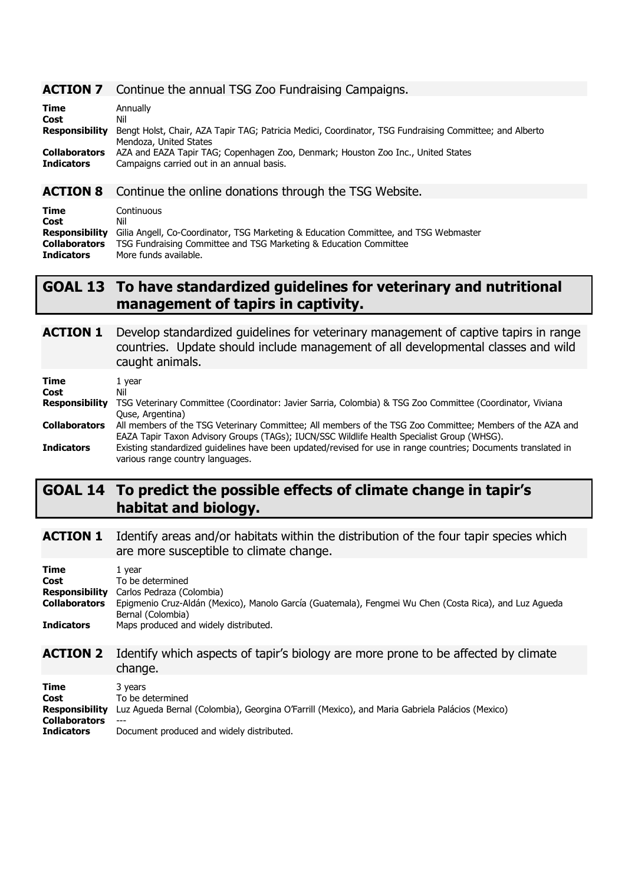### ACTION 7 Continue the annual TSG Zoo Fundraising Campaigns.

**Time** Annually
**Cost** Nil
**Responsibility** Bengt Holst, Chair, AZA Tapir TAG; Patricia Medici, Coordinator, TSG Fundraising Committee; and Alberto Mendoza, United States
**Collaborators** AZA and EAZA Tapir TAG; Copenhagen Zoo, Denmark; Houston Zoo Inc., United States
**Indicators** Campaigns carried out in an annual basis.

### ACTION 8 Continue the online donations through the TSG Website.

**Time** Continuous
**Cost** Nil
**Responsibility** Gilia Angell, Co-Coordinator, TSG Marketing & Education Committee, and TSG Webmaster
**Collaborators** TSG Fundraising Committee and TSG Marketing & Education Committee
**Indicators** More funds available.

## GOAL 13 To have standardized guidelines for veterinary and nutritional management of tapirs in captivity.

### ACTION 1 Develop standardized guidelines for veterinary management of captive tapirs in range countries. Update should include management of all developmental classes and wild caught animals.

**Time** 1 year
**Cost** Nil
**Responsibility** TSG Veterinary Committee (Coordinator: Javier Sarria, Colombia) & TSG Zoo Committee (Coordinator, Viviana Quse, Argentina)
**Collaborators** All members of the TSG Veterinary Committee; All members of the TSG Zoo Committee; Members of the AZA and EAZA Tapir Taxon Advisory Groups (TAGs); IUCN/SSC Wildlife Health Specialist Group (WHSG).
**Indicators** Existing standardized guidelines have been updated/revised for use in range countries; Documents translated in various range country languages.

## GOAL 14 To predict the possible effects of climate change in tapir's habitat and biology.

### ACTION 1 Identify areas and/or habitats within the distribution of the four tapir species which are more susceptible to climate change.

**Time** 1 year
**Cost** To be determined
**Responsibility** Carlos Pedraza (Colombia)
**Collaborators** Epigmenio Cruz-Aldán (Mexico), Manolo García (Guatemala), Fengmei Wu Chen (Costa Rica), and Luz Agueda Bernal (Colombia)
**Indicators** Maps produced and widely distributed.

### ACTION 2 Identify which aspects of tapir's biology are more prone to be affected by climate change.

**Time** 3 years
**Cost** To be determined
**Responsibility** Luz Agueda Bernal (Colombia), Georgina O'Farrill (Mexico), and Maria Gabriela Palácios (Mexico)
**Collaborators** ---
**Indicators** Document produced and widely distributed.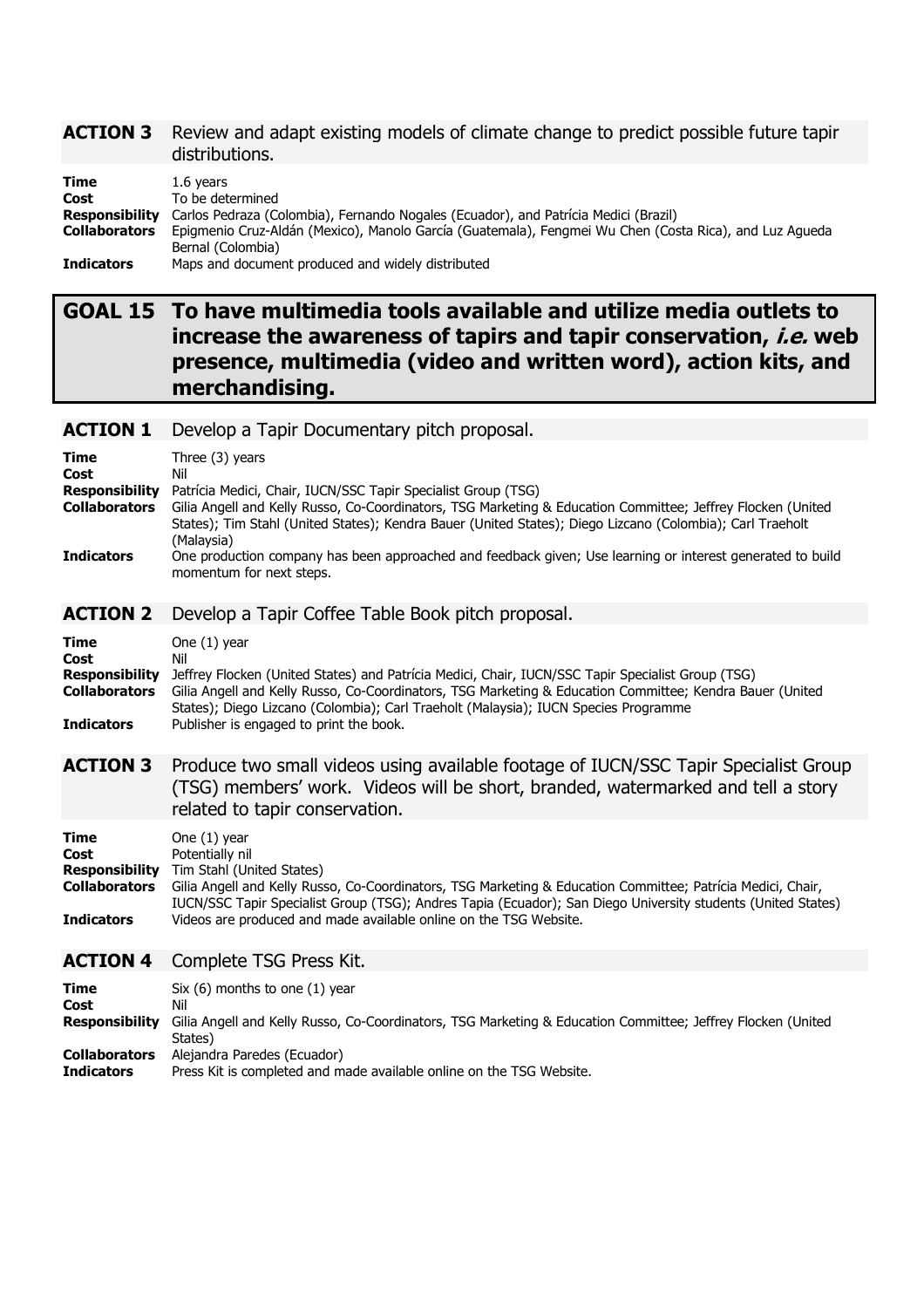**ACTION 3** Review and adapt existing models of climate change to predict possible future tapir distributions.

**Time** 1.6 years
**Cost** To be determined
**Responsibility** Carlos Pedraza (Colombia), Fernando Nogales (Ecuador), and Patrícia Medici (Brazil)
**Collaborators** Epigmenio Cruz-Aldán (Mexico), Manolo García (Guatemala), Fengmei Wu Chen (Costa Rica), and Luz Agueda Bernal (Colombia)
**Indicators** Maps and document produced and widely distributed

## GOAL 15 To have multimedia tools available and utilize media outlets to increase the awareness of tapirs and tapir conservation, *i.e.* web presence, multimedia (video and written word), action kits, and merchandising.

**ACTION 1** Develop a Tapir Documentary pitch proposal.

**Time** Three (3) years
**Cost** Nil
**Responsibility** Patrícia Medici, Chair, IUCN/SSC Tapir Specialist Group (TSG)
**Collaborators** Gilia Angell and Kelly Russo, Co-Coordinators, TSG Marketing & Education Committee; Jeffrey Flocken (United States); Tim Stahl (United States); Kendra Bauer (United States); Diego Lizcano (Colombia); Carl Traeholt (Malaysia)
**Indicators** One production company has been approached and feedback given; Use learning or interest generated to build momentum for next steps.

**ACTION 2** Develop a Tapir Coffee Table Book pitch proposal.

**Time** One (1) year
**Cost** Nil
**Responsibility** Jeffrey Flocken (United States) and Patrícia Medici, Chair, IUCN/SSC Tapir Specialist Group (TSG)
**Collaborators** Gilia Angell and Kelly Russo, Co-Coordinators, TSG Marketing & Education Committee; Kendra Bauer (United States); Diego Lizcano (Colombia); Carl Traeholt (Malaysia); IUCN Species Programme
**Indicators** Publisher is engaged to print the book.

**ACTION 3** Produce two small videos using available footage of IUCN/SSC Tapir Specialist Group (TSG) members' work. Videos will be short, branded, watermarked and tell a story related to tapir conservation.

**Time** One (1) year
**Cost** Potentially nil
**Responsibility** Tim Stahl (United States)
**Collaborators** Gilia Angell and Kelly Russo, Co-Coordinators, TSG Marketing & Education Committee; Patrícia Medici, Chair, IUCN/SSC Tapir Specialist Group (TSG); Andres Tapia (Ecuador); San Diego University students (United States)
**Indicators** Videos are produced and made available online on the TSG Website.

**ACTION 4** Complete TSG Press Kit.

**Time** Six (6) months to one (1) year
**Cost** Nil
**Responsibility** Gilia Angell and Kelly Russo, Co-Coordinators, TSG Marketing & Education Committee; Jeffrey Flocken (United States)
**Collaborators** Alejandra Paredes (Ecuador)
**Indicators** Press Kit is completed and made available online on the TSG Website.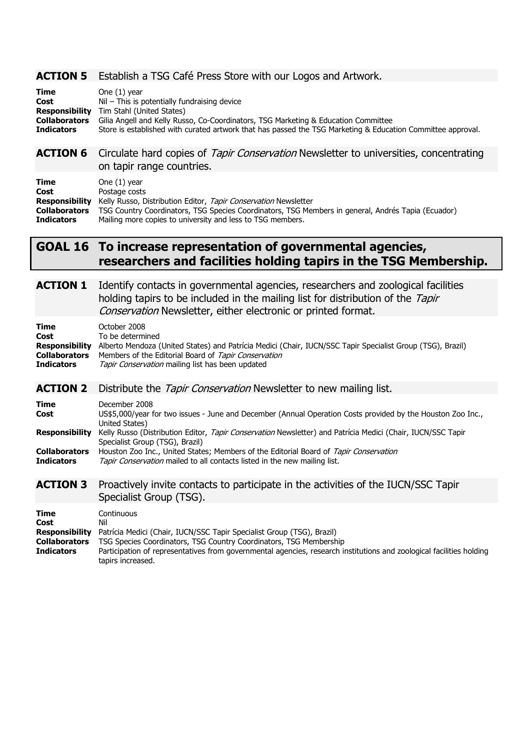### ACTION 5 Establish a TSG Café Press Store with our Logos and Artwork.

**Time** One (1) year
**Cost** Nil – This is potentially fundraising device
**Responsibility** Tim Stahl (United States)
**Collaborators** Gilia Angell and Kelly Russo, Co-Coordinators, TSG Marketing & Education Committee
**Indicators** Store is established with curated artwork that has passed the TSG Marketing & Education Committee approval.

### ACTION 6 Circulate hard copies of *Tapir Conservation* Newsletter to universities, concentrating on tapir range countries.

**Time** One (1) year
**Cost** Postage costs
**Responsibility** Kelly Russo, Distribution Editor, *Tapir Conservation* Newsletter
**Collaborators** TSG Country Coordinators, TSG Species Coordinators, TSG Members in general, Andrés Tapia (Ecuador)
**Indicators** Mailing more copies to university and less to TSG members.

## GOAL 16 To increase representation of governmental agencies, researchers and facilities holding tapirs in the TSG Membership.

### ACTION 1 Identify contacts in governmental agencies, researchers and zoological facilities holding tapirs to be included in the mailing list for distribution of the *Tapir Conservation* Newsletter, either electronic or printed format.

**Time** October 2008
**Cost** To be determined
**Responsibility** Alberto Mendoza (United States) and Patrícia Medici (Chair, IUCN/SSC Tapir Specialist Group (TSG), Brazil)
**Collaborators** Members of the Editorial Board of *Tapir Conservation*
**Indicators** *Tapir Conservation* mailing list has been updated

### ACTION 2 Distribute the *Tapir Conservation* Newsletter to new mailing list.

**Time** December 2008
**Cost** US$5,000/year for two issues - June and December (Annual Operation Costs provided by the Houston Zoo Inc., United States)
**Responsibility** Kelly Russo (Distribution Editor, *Tapir Conservation* Newsletter) and Patrícia Medici (Chair, IUCN/SSC Tapir Specialist Group (TSG), Brazil)
**Collaborators** Houston Zoo Inc., United States; Members of the Editorial Board of *Tapir Conservation*
**Indicators** *Tapir Conservation* mailed to all contacts listed in the new mailing list.

### ACTION 3 Proactively invite contacts to participate in the activities of the IUCN/SSC Tapir Specialist Group (TSG).

**Time** Continuous
**Cost** Nil
**Responsibility** Patrícia Medici (Chair, IUCN/SSC Tapir Specialist Group (TSG), Brazil)
**Collaborators** TSG Species Coordinators, TSG Country Coordinators, TSG Membership
**Indicators** Participation of representatives from governmental agencies, research institutions and zoological facilities holding tapirs increased.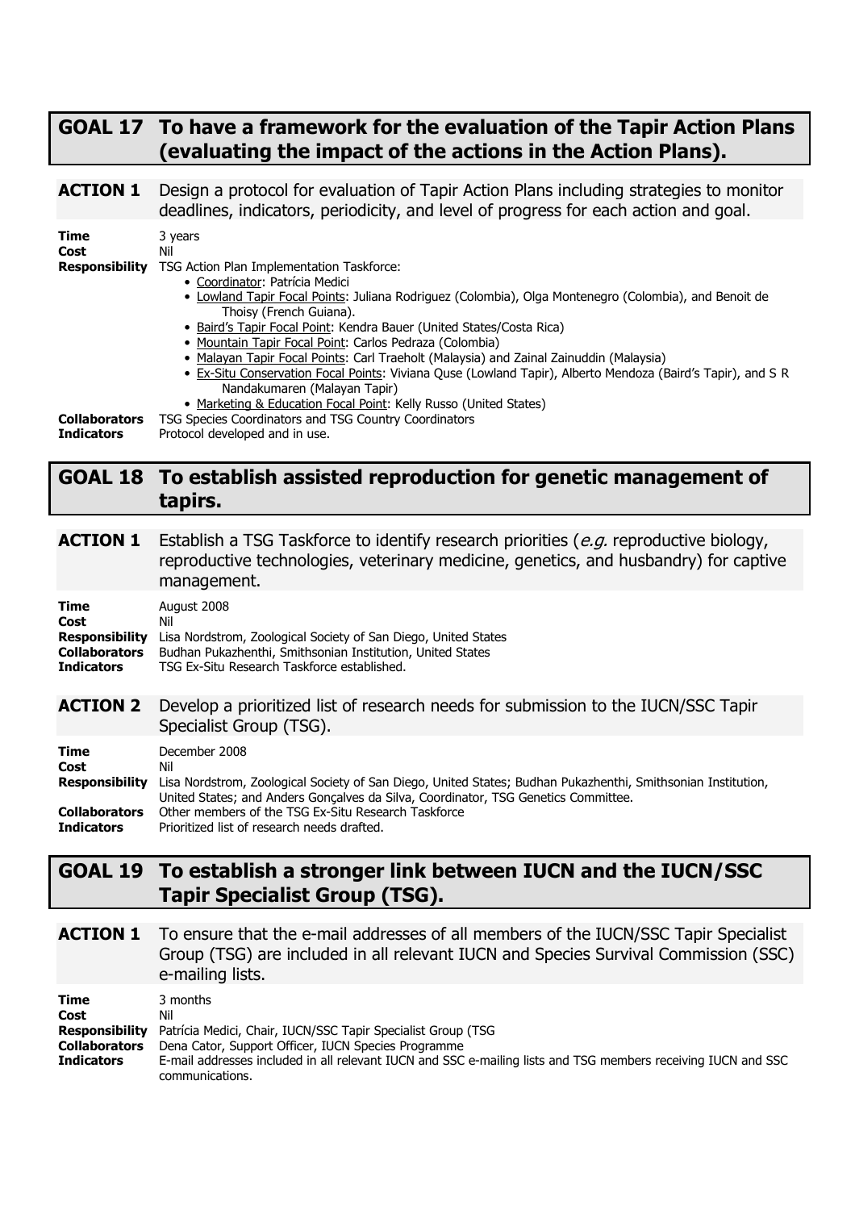## GOAL 17 To have a framework for the evaluation of the Tapir Action Plans (evaluating the impact of the actions in the Action Plans).

### ACTION 1 Design a protocol for evaluation of Tapir Action Plans including strategies to monitor deadlines, indicators, periodicity, and level of progress for each action and goal.

**Time** 3 years
**Cost** Nil
**Responsibility** TSG Action Plan Implementation Taskforce:

- Coordinator: Patrícia Medici
- Lowland Tapir Focal Points: Juliana Rodriguez (Colombia), Olga Montenegro (Colombia), and Benoit de Thoisy (French Guiana).
- Baird's Tapir Focal Point: Kendra Bauer (United States/Costa Rica)
- Mountain Tapir Focal Point: Carlos Pedraza (Colombia)
- Malayan Tapir Focal Points: Carl Traeholt (Malaysia) and Zainal Zainuddin (Malaysia)
- Ex-Situ Conservation Focal Points: Viviana Quse (Lowland Tapir), Alberto Mendoza (Baird's Tapir), and S R Nandakumaren (Malayan Tapir)
- Marketing & Education Focal Point: Kelly Russo (United States)

**Collaborators** TSG Species Coordinators and TSG Country Coordinators
**Indicators** Protocol developed and in use.

## GOAL 18 To establish assisted reproduction for genetic management of tapirs.

### ACTION 1 Establish a TSG Taskforce to identify research priorities (*e.g.* reproductive biology, reproductive technologies, veterinary medicine, genetics, and husbandry) for captive management.

**Time** August 2008
**Cost** Nil
**Responsibility** Lisa Nordstrom, Zoological Society of San Diego, United States
**Collaborators** Budhan Pukazhenthi, Smithsonian Institution, United States
**Indicators** TSG Ex-Situ Research Taskforce established.

### ACTION 2 Develop a prioritized list of research needs for submission to the IUCN/SSC Tapir Specialist Group (TSG).

**Time** December 2008
**Cost** Nil
**Responsibility** Lisa Nordstrom, Zoological Society of San Diego, United States; Budhan Pukazhenthi, Smithsonian Institution, United States; and Anders Gonçalves da Silva, Coordinator, TSG Genetics Committee.
**Collaborators** Other members of the TSG Ex-Situ Research Taskforce
**Indicators** Prioritized list of research needs drafted.

## GOAL 19 To establish a stronger link between IUCN and the IUCN/SSC Tapir Specialist Group (TSG).

### ACTION 1 To ensure that the e-mail addresses of all members of the IUCN/SSC Tapir Specialist Group (TSG) are included in all relevant IUCN and Species Survival Commission (SSC) e-mailing lists.

**Time** 3 months
**Cost** Nil
**Responsibility** Patrícia Medici, Chair, IUCN/SSC Tapir Specialist Group (TSG
**Collaborators** Dena Cator, Support Officer, IUCN Species Programme
**Indicators** E-mail addresses included in all relevant IUCN and SSC e-mailing lists and TSG members receiving IUCN and SSC communications.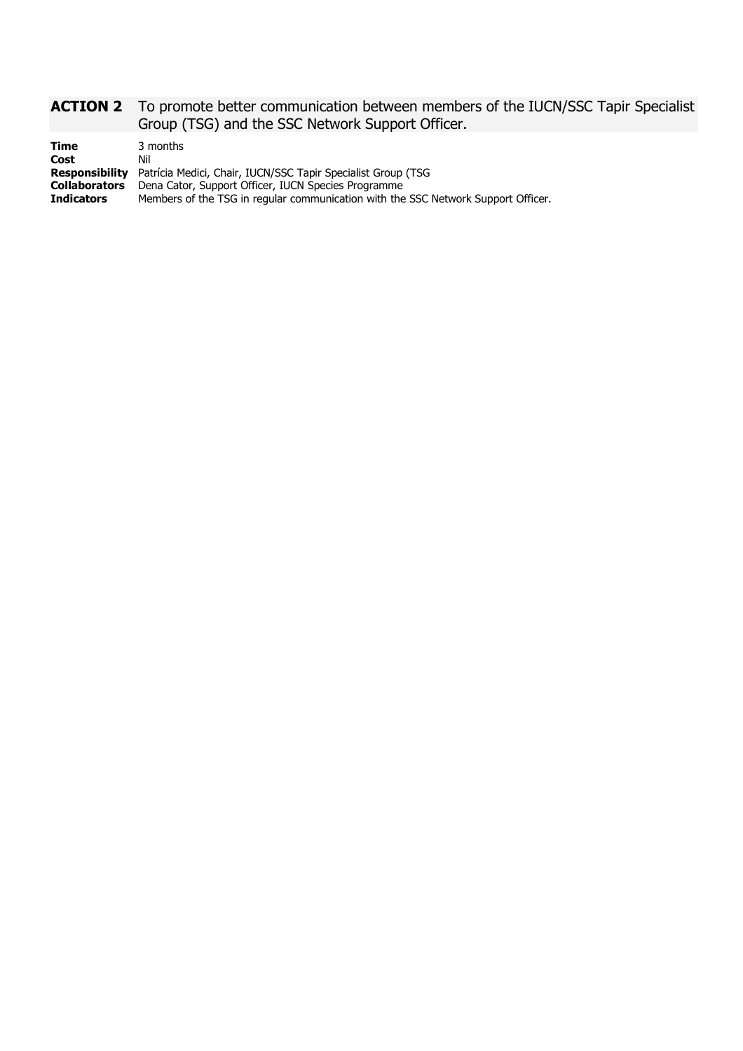**ACTION 2** To promote better communication between members of the IUCN/SSC Tapir Specialist Group (TSG) and the SSC Network Support Officer.

**Time** 3 months
**Cost** Nil
**Responsibility** Patrícia Medici, Chair, IUCN/SSC Tapir Specialist Group (TSG
**Collaborators** Dena Cator, Support Officer, IUCN Species Programme
**Indicators** Members of the TSG in regular communication with the SSC Network Support Officer.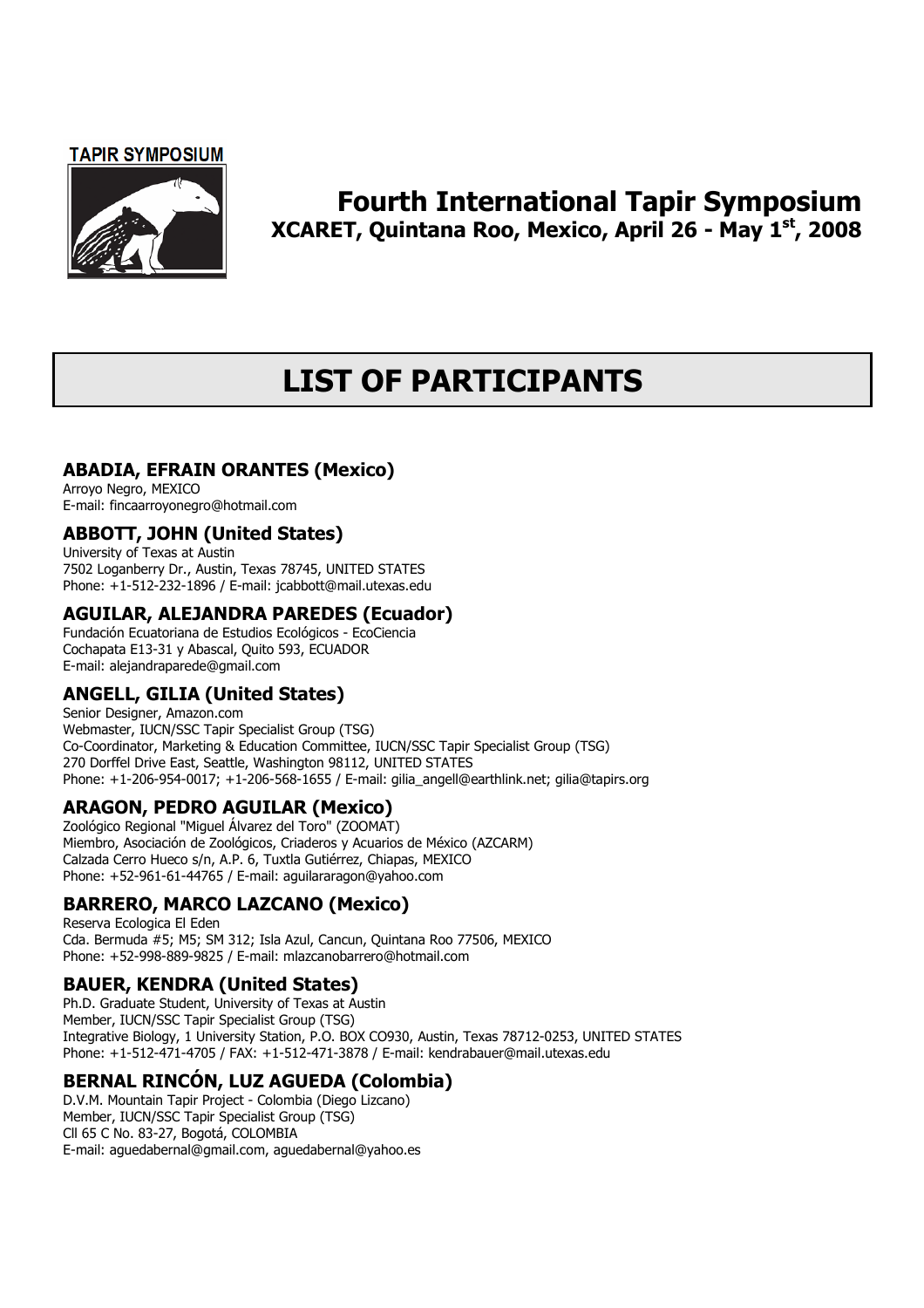TAPIR SYMPOSIUM

# Fourth International Tapir Symposium

**XCARET, Quintana Roo, Mexico, April 26 - May 1st, 2008**

# LIST OF PARTICIPANTS

### ABADIA, EFRAIN ORANTES (Mexico)

Arroyo Negro, MEXICO
E-mail: fincaarroyonegro@hotmail.com

### ABBOTT, JOHN (United States)

University of Texas at Austin
7502 Loganberry Dr., Austin, Texas 78745, UNITED STATES
Phone: +1-512-232-1896 / E-mail: jcabbott@mail.utexas.edu

### AGUILAR, ALEJANDRA PAREDES (Ecuador)

Fundación Ecuatoriana de Estudios Ecológicos - EcoCiencia
Cochapata E13-31 y Abascal, Quito 593, ECUADOR
E-mail: alejandraparede@gmail.com

### ANGELL, GILIA (United States)

Senior Designer, Amazon.com
Webmaster, IUCN/SSC Tapir Specialist Group (TSG)
Co-Coordinator, Marketing & Education Committee, IUCN/SSC Tapir Specialist Group (TSG)
270 Dorffel Drive East, Seattle, Washington 98112, UNITED STATES
Phone: +1-206-954-0017; +1-206-568-1655 / E-mail: gilia_angell@earthlink.net; gilia@tapirs.org

### ARAGON, PEDRO AGUILAR (Mexico)

Zoológico Regional "Miguel Álvarez del Toro" (ZOOMAT)
Miembro, Asociación de Zoológicos, Criaderos y Acuarios de México (AZCARM)
Calzada Cerro Hueco s/n, A.P. 6, Tuxtla Gutiérrez, Chiapas, MEXICO
Phone: +52-961-61-44765 / E-mail: aguilararagon@yahoo.com

### BARRERO, MARCO LAZCANO (Mexico)

Reserva Ecologica El Eden
Cda. Bermuda #5; M5; SM 312; Isla Azul, Cancun, Quintana Roo 77506, MEXICO
Phone: +52-998-889-9825 / E-mail: mlazcanobarrero@hotmail.com

### BAUER, KENDRA (United States)

Ph.D. Graduate Student, University of Texas at Austin
Member, IUCN/SSC Tapir Specialist Group (TSG)
Integrative Biology, 1 University Station, P.O. BOX CO930, Austin, Texas 78712-0253, UNITED STATES
Phone: +1-512-471-4705 / FAX: +1-512-471-3878 / E-mail: kendrabauer@mail.utexas.edu

### BERNAL RINCÓN, LUZ AGUEDA (Colombia)

D.V.M. Mountain Tapir Project - Colombia (Diego Lizcano)
Member, IUCN/SSC Tapir Specialist Group (TSG)
Cll 65 C No. 83-27, Bogotá, COLOMBIA
E-mail: aguedabernal@gmail.com, aguedabernal@yahoo.es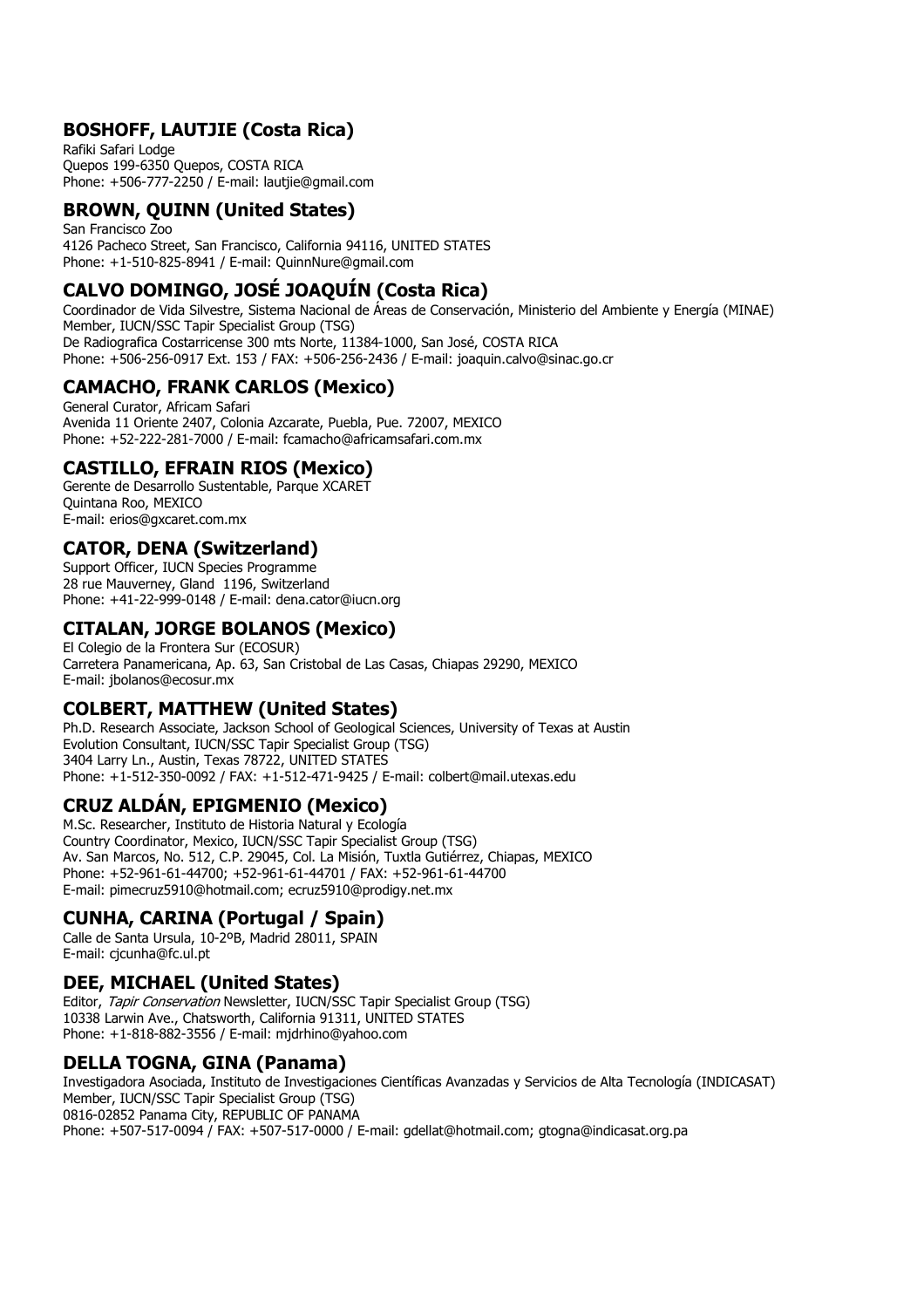## BOSHOFF, LAUTJIE (Costa Rica)

Rafiki Safari Lodge
Quepos 199-6350 Quepos, COSTA RICA
Phone: +506-777-2250 / E-mail: lautjie@gmail.com

## BROWN, QUINN (United States)

San Francisco Zoo
4126 Pacheco Street, San Francisco, California 94116, UNITED STATES
Phone: +1-510-825-8941 / E-mail: QuinnNure@gmail.com

## CALVO DOMINGO, JOSÉ JOAQUÍN (Costa Rica)

Coordinador de Vida Silvestre, Sistema Nacional de Áreas de Conservación, Ministerio del Ambiente y Energía (MINAE)
Member, IUCN/SSC Tapir Specialist Group (TSG)
De Radiografica Costarricense 300 mts Norte, 11384-1000, San José, COSTA RICA
Phone: +506-256-0917 Ext. 153 / FAX: +506-256-2436 / E-mail: joaquin.calvo@sinac.go.cr

## CAMACHO, FRANK CARLOS (Mexico)

General Curator, Africam Safari
Avenida 11 Oriente 2407, Colonia Azcarate, Puebla, Pue. 72007, MEXICO
Phone: +52-222-281-7000 / E-mail: fcamacho@africamsafari.com.mx

## CASTILLO, EFRAIN RIOS (Mexico)

Gerente de Desarrollo Sustentable, Parque XCARET
Quintana Roo, MEXICO
E-mail: erios@gxcaret.com.mx

## CATOR, DENA (Switzerland)

Support Officer, IUCN Species Programme
28 rue Mauverney, Gland 1196, Switzerland
Phone: +41-22-999-0148 / E-mail: dena.cator@iucn.org

## CITALAN, JORGE BOLANOS (Mexico)

El Colegio de la Frontera Sur (ECOSUR)
Carretera Panamericana, Ap. 63, San Cristobal de Las Casas, Chiapas 29290, MEXICO
E-mail: jbolanos@ecosur.mx

## COLBERT, MATTHEW (United States)

Ph.D. Research Associate, Jackson School of Geological Sciences, University of Texas at Austin
Evolution Consultant, IUCN/SSC Tapir Specialist Group (TSG)
3404 Larry Ln., Austin, Texas 78722, UNITED STATES
Phone: +1-512-350-0092 / FAX: +1-512-471-9425 / E-mail: colbert@mail.utexas.edu

## CRUZ ALDÁN, EPIGMENIO (Mexico)

M.Sc. Researcher, Instituto de Historia Natural y Ecología
Country Coordinator, Mexico, IUCN/SSC Tapir Specialist Group (TSG)
Av. San Marcos, No. 512, C.P. 29045, Col. La Misión, Tuxtla Gutiérrez, Chiapas, MEXICO
Phone: +52-961-61-44700; +52-961-61-44701 / FAX: +52-961-61-44700
E-mail: pimecruz5910@hotmail.com; ecruz5910@prodigy.net.mx

## CUNHA, CARINA (Portugal / Spain)

Calle de Santa Ursula, 10-2ºB, Madrid 28011, SPAIN
E-mail: cjcunha@fc.ul.pt

## DEE, MICHAEL (United States)

Editor, *Tapir Conservation* Newsletter, IUCN/SSC Tapir Specialist Group (TSG)
10338 Larwin Ave., Chatsworth, California 91311, UNITED STATES
Phone: +1-818-882-3556 / E-mail: mjdrhino@yahoo.com

## DELLA TOGNA, GINA (Panama)

Investigadora Asociada, Instituto de Investigaciones Científicas Avanzadas y Servicios de Alta Tecnología (INDICASAT)
Member, IUCN/SSC Tapir Specialist Group (TSG)
0816-02852 Panama City, REPUBLIC OF PANAMA
Phone: +507-517-0094 / FAX: +507-517-0000 / E-mail: gdellat@hotmail.com; gtogna@indicasat.org.pa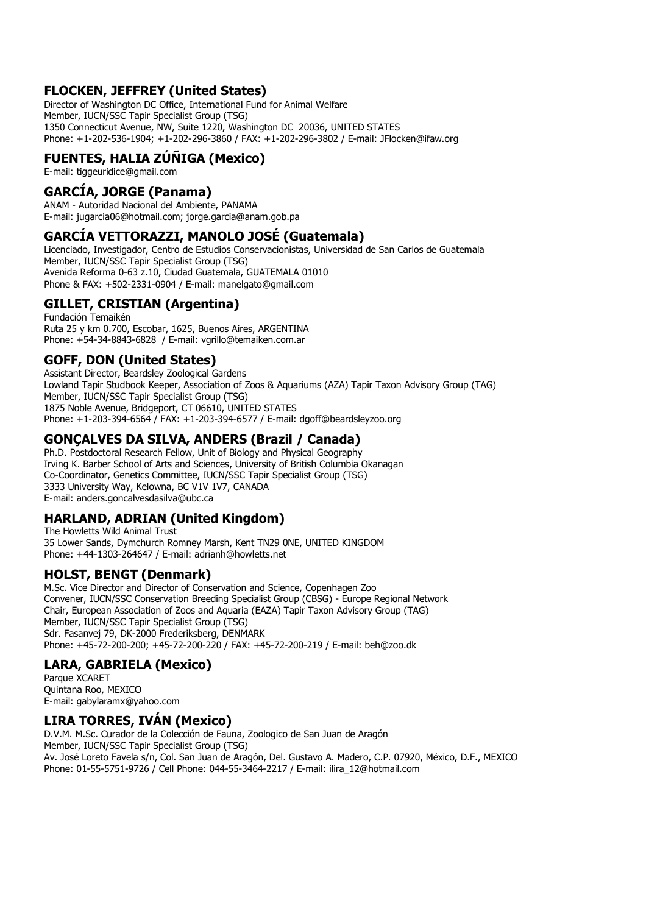## FLOCKEN, JEFFREY (United States)

Director of Washington DC Office, International Fund for Animal Welfare
Member, IUCN/SSC Tapir Specialist Group (TSG)
1350 Connecticut Avenue, NW, Suite 1220, Washington DC 20036, UNITED STATES
Phone: +1-202-536-1904; +1-202-296-3860 / FAX: +1-202-296-3802 / E-mail: JFlocken@ifaw.org

## FUENTES, HALIA ZÚÑIGA (Mexico)

E-mail: tiggeuridice@gmail.com

## GARCÍA, JORGE (Panama)

ANAM - Autoridad Nacional del Ambiente, PANAMA
E-mail: jugarcia06@hotmail.com; jorge.garcia@anam.gob.pa

## GARCÍA VETTORAZZI, MANOLO JOSÉ (Guatemala)

Licenciado, Investigador, Centro de Estudios Conservacionistas, Universidad de San Carlos de Guatemala
Member, IUCN/SSC Tapir Specialist Group (TSG)
Avenida Reforma 0-63 z.10, Ciudad Guatemala, GUATEMALA 01010
Phone & FAX: +502-2331-0904 / E-mail: manelgato@gmail.com

## GILLET, CRISTIAN (Argentina)

Fundación Temaikén
Ruta 25 y km 0.700, Escobar, 1625, Buenos Aires, ARGENTINA
Phone: +54-34-8843-6828 / E-mail: vgrillo@temaiken.com.ar

## GOFF, DON (United States)

Assistant Director, Beardsley Zoological Gardens
Lowland Tapir Studbook Keeper, Association of Zoos & Aquariums (AZA) Tapir Taxon Advisory Group (TAG)
Member, IUCN/SSC Tapir Specialist Group (TSG)
1875 Noble Avenue, Bridgeport, CT 06610, UNITED STATES
Phone: +1-203-394-6564 / FAX: +1-203-394-6577 / E-mail: dgoff@beardsleyzoo.org

## GONÇALVES DA SILVA, ANDERS (Brazil / Canada)

Ph.D. Postdoctoral Research Fellow, Unit of Biology and Physical Geography
Irving K. Barber School of Arts and Sciences, University of British Columbia Okanagan
Co-Coordinator, Genetics Committee, IUCN/SSC Tapir Specialist Group (TSG)
3333 University Way, Kelowna, BC V1V 1V7, CANADA
E-mail: anders.goncalvesdasilva@ubc.ca

## HARLAND, ADRIAN (United Kingdom)

The Howletts Wild Animal Trust
35 Lower Sands, Dymchurch Romney Marsh, Kent TN29 0NE, UNITED KINGDOM
Phone: +44-1303-264647 / E-mail: adrianh@howletts.net

## HOLST, BENGT (Denmark)

M.Sc. Vice Director and Director of Conservation and Science, Copenhagen Zoo
Convener, IUCN/SSC Conservation Breeding Specialist Group (CBSG) - Europe Regional Network
Chair, European Association of Zoos and Aquaria (EAZA) Tapir Taxon Advisory Group (TAG)
Member, IUCN/SSC Tapir Specialist Group (TSG)
Sdr. Fasanvej 79, DK-2000 Frederiksberg, DENMARK
Phone: +45-72-200-200; +45-72-200-220 / FAX: +45-72-200-219 / E-mail: beh@zoo.dk

## LARA, GABRIELA (Mexico)

Parque XCARET
Quintana Roo, MEXICO
E-mail: gabylaramx@yahoo.com

## LIRA TORRES, IVÁN (Mexico)

D.V.M. M.Sc. Curador de la Colección de Fauna, Zoologico de San Juan de Aragón
Member, IUCN/SSC Tapir Specialist Group (TSG)
Av. José Loreto Favela s/n, Col. San Juan de Aragón, Del. Gustavo A. Madero, C.P. 07920, México, D.F., MEXICO
Phone: 01-55-5751-9726 / Cell Phone: 044-55-3464-2217 / E-mail: ilira_12@hotmail.com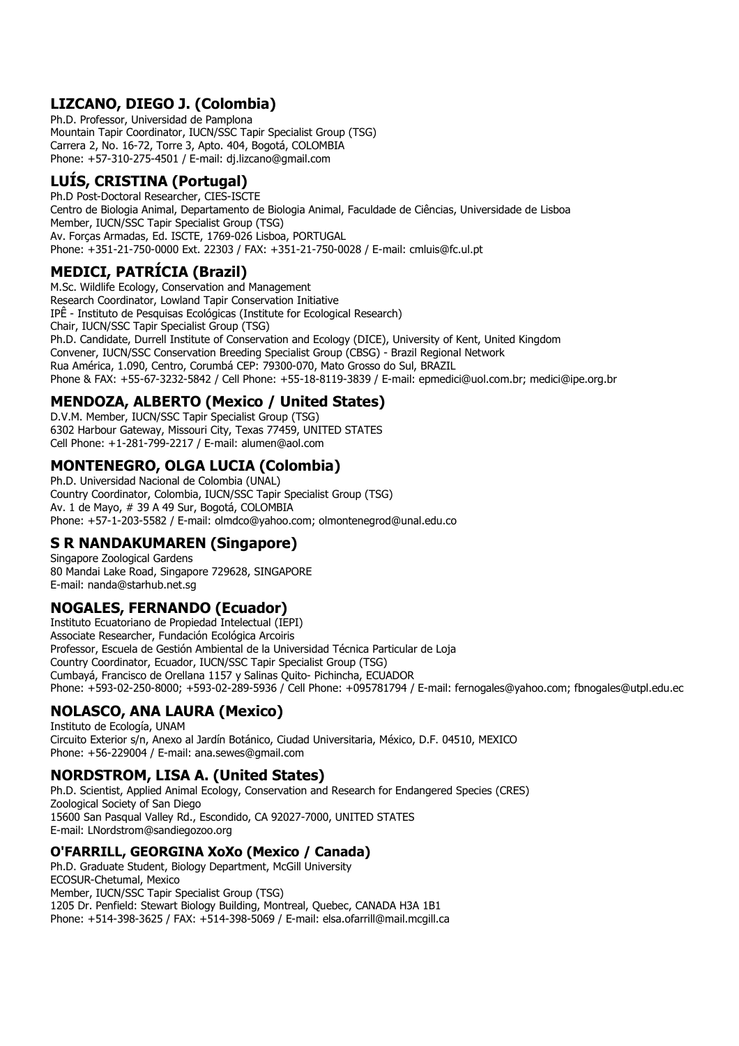## LIZCANO, DIEGO J. (Colombia)

Ph.D. Professor, Universidad de Pamplona
Mountain Tapir Coordinator, IUCN/SSC Tapir Specialist Group (TSG)
Carrera 2, No. 16-72, Torre 3, Apto. 404, Bogotá, COLOMBIA
Phone: +57-310-275-4501 / E-mail: dj.lizcano@gmail.com

## LUÍS, CRISTINA (Portugal)

Ph.D Post-Doctoral Researcher, CIES-ISCTE
Centro de Biologia Animal, Departamento de Biologia Animal, Faculdade de Ciências, Universidade de Lisboa
Member, IUCN/SSC Tapir Specialist Group (TSG)
Av. Forças Armadas, Ed. ISCTE, 1769-026 Lisboa, PORTUGAL
Phone: +351-21-750-0000 Ext. 22303 / FAX: +351-21-750-0028 / E-mail: cmluis@fc.ul.pt

## MEDICI, PATRÍCIA (Brazil)

M.Sc. Wildlife Ecology, Conservation and Management
Research Coordinator, Lowland Tapir Conservation Initiative
IPÊ - Instituto de Pesquisas Ecológicas (Institute for Ecological Research)
Chair, IUCN/SSC Tapir Specialist Group (TSG)
Ph.D. Candidate, Durrell Institute of Conservation and Ecology (DICE), University of Kent, United Kingdom
Convener, IUCN/SSC Conservation Breeding Specialist Group (CBSG) - Brazil Regional Network
Rua América, 1.090, Centro, Corumbá CEP: 79300-070, Mato Grosso do Sul, BRAZIL
Phone & FAX: +55-67-3232-5842 / Cell Phone: +55-18-8119-3839 / E-mail: epmedici@uol.com.br; medici@ipe.org.br

## MENDOZA, ALBERTO (Mexico / United States)

D.V.M. Member, IUCN/SSC Tapir Specialist Group (TSG)
6302 Harbour Gateway, Missouri City, Texas 77459, UNITED STATES
Cell Phone: +1-281-799-2217 / E-mail: alumen@aol.com

## MONTENEGRO, OLGA LUCIA (Colombia)

Ph.D. Universidad Nacional de Colombia (UNAL)
Country Coordinator, Colombia, IUCN/SSC Tapir Specialist Group (TSG)
Av. 1 de Mayo, # 39 A 49 Sur, Bogotá, COLOMBIA
Phone: +57-1-203-5582 / E-mail: olmdco@yahoo.com; olmontenegrod@unal.edu.co

## S R NANDAKUMAREN (Singapore)

Singapore Zoological Gardens
80 Mandai Lake Road, Singapore 729628, SINGAPORE
E-mail: nanda@starhub.net.sg

## NOGALES, FERNANDO (Ecuador)

Instituto Ecuatoriano de Propiedad Intelectual (IEPI)
Associate Researcher, Fundación Ecológica Arcoiris
Professor, Escuela de Gestión Ambiental de la Universidad Técnica Particular de Loja
Country Coordinator, Ecuador, IUCN/SSC Tapir Specialist Group (TSG)
Cumbayá, Francisco de Orellana 1157 y Salinas Quito- Pichincha, ECUADOR
Phone: +593-02-250-8000; +593-02-289-5936 / Cell Phone: +095781794 / E-mail: fernogales@yahoo.com; fbnogales@utpl.edu.ec

## NOLASCO, ANA LAURA (Mexico)

Instituto de Ecología, UNAM
Circuito Exterior s/n, Anexo al Jardín Botánico, Ciudad Universitaria, México, D.F. 04510, MEXICO
Phone: +56-229004 / E-mail: ana.sewes@gmail.com

## NORDSTROM, LISA A. (United States)

Ph.D. Scientist, Applied Animal Ecology, Conservation and Research for Endangered Species (CRES)
Zoological Society of San Diego
15600 San Pasqual Valley Rd., Escondido, CA 92027-7000, UNITED STATES
E-mail: LNordstrom@sandiegozoo.org

## O'FARRILL, GEORGINA XoXo (Mexico / Canada)

Ph.D. Graduate Student, Biology Department, McGill University
ECOSUR-Chetumal, Mexico
Member, IUCN/SSC Tapir Specialist Group (TSG)
1205 Dr. Penfield: Stewart Biology Building, Montreal, Quebec, CANADA H3A 1B1
Phone: +514-398-3625 / FAX: +514-398-5069 / E-mail: elsa.ofarrill@mail.mcgill.ca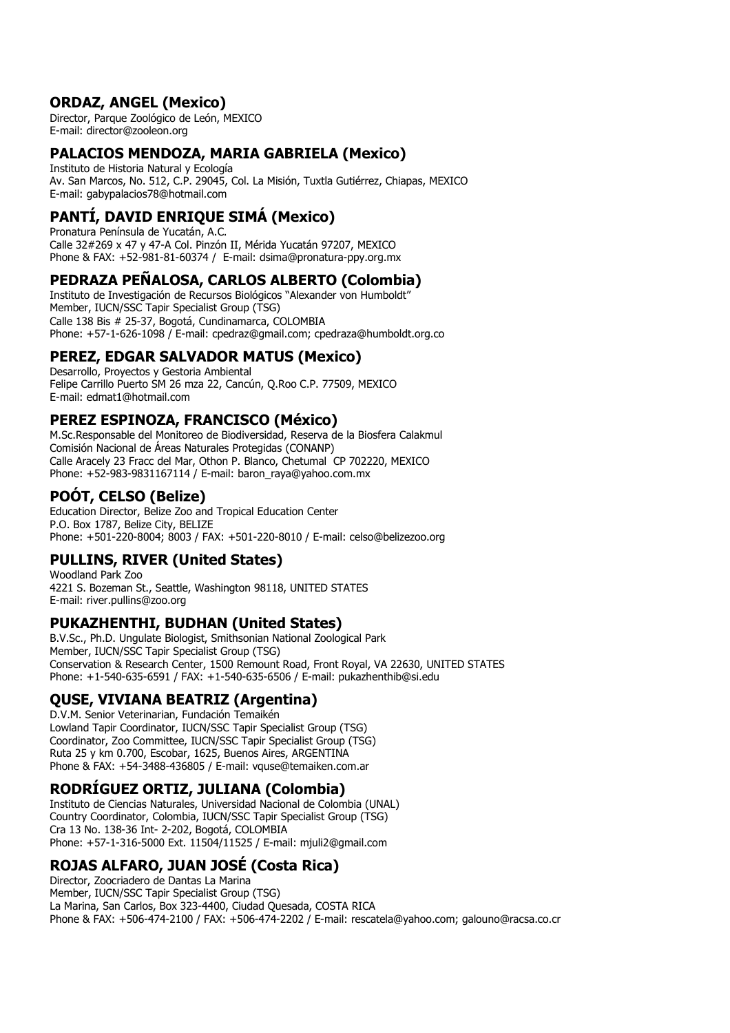### ORDAZ, ANGEL (Mexico)

Director, Parque Zoológico de León, MEXICO
E-mail: director@zooleon.org

### PALACIOS MENDOZA, MARIA GABRIELA (Mexico)

Instituto de Historia Natural y Ecología
Av. San Marcos, No. 512, C.P. 29045, Col. La Misión, Tuxtla Gutiérrez, Chiapas, MEXICO
E-mail: gabypalacios78@hotmail.com

### PANTÍ, DAVID ENRIQUE SIMÁ (Mexico)

Pronatura Península de Yucatán, A.C.
Calle 32#269 x 47 y 47-A Col. Pinzón II, Mérida Yucatán 97207, MEXICO
Phone & FAX: +52-981-81-60374 / E-mail: dsima@pronatura-ppy.org.mx

### PEDRAZA PEÑALOSA, CARLOS ALBERTO (Colombia)

Instituto de Investigación de Recursos Biológicos "Alexander von Humboldt"
Member, IUCN/SSC Tapir Specialist Group (TSG)
Calle 138 Bis # 25-37, Bogotá, Cundinamarca, COLOMBIA
Phone: +57-1-626-1098 / E-mail: cpedraz@gmail.com; cpedraza@humboldt.org.co

### PEREZ, EDGAR SALVADOR MATUS (Mexico)

Desarrollo, Proyectos y Gestoria Ambiental
Felipe Carrillo Puerto SM 26 mza 22, Cancún, Q.Roo C.P. 77509, MEXICO
E-mail: edmat1@hotmail.com

### PEREZ ESPINOZA, FRANCISCO (México)

M.Sc.Responsable del Monitoreo de Biodiversidad, Reserva de la Biosfera Calakmul
Comisión Nacional de Áreas Naturales Protegidas (CONANP)
Calle Aracely 23 Fracc del Mar, Othon P. Blanco, Chetumal CP 702220, MEXICO
Phone: +52-983-9831167114 / E-mail: baron_raya@yahoo.com.mx

### POÓT, CELSO (Belize)

Education Director, Belize Zoo and Tropical Education Center
P.O. Box 1787, Belize City, BELIZE
Phone: +501-220-8004; 8003 / FAX: +501-220-8010 / E-mail: celso@belizezoo.org

### PULLINS, RIVER (United States)

Woodland Park Zoo
4221 S. Bozeman St., Seattle, Washington 98118, UNITED STATES
E-mail: river.pullins@zoo.org

### PUKAZHENTHI, BUDHAN (United States)

B.V.Sc., Ph.D. Ungulate Biologist, Smithsonian National Zoological Park
Member, IUCN/SSC Tapir Specialist Group (TSG)
Conservation & Research Center, 1500 Remount Road, Front Royal, VA 22630, UNITED STATES
Phone: +1-540-635-6591 / FAX: +1-540-635-6506 / E-mail: pukazhenthib@si.edu

### QUSE, VIVIANA BEATRIZ (Argentina)

D.V.M. Senior Veterinarian, Fundación Temaikén
Lowland Tapir Coordinator, IUCN/SSC Tapir Specialist Group (TSG)
Coordinator, Zoo Committee, IUCN/SSC Tapir Specialist Group (TSG)
Ruta 25 y km 0.700, Escobar, 1625, Buenos Aires, ARGENTINA
Phone & FAX: +54-3488-436805 / E-mail: vquse@temaiken.com.ar

### RODRÍGUEZ ORTIZ, JULIANA (Colombia)

Instituto de Ciencias Naturales, Universidad Nacional de Colombia (UNAL)
Country Coordinator, Colombia, IUCN/SSC Tapir Specialist Group (TSG)
Cra 13 No. 138-36 Int- 2-202, Bogotá, COLOMBIA
Phone: +57-1-316-5000 Ext. 11504/11525 / E-mail: mjuli2@gmail.com

### ROJAS ALFARO, JUAN JOSÉ (Costa Rica)

Director, Zoocriadero de Dantas La Marina
Member, IUCN/SSC Tapir Specialist Group (TSG)
La Marina, San Carlos, Box 323-4400, Ciudad Quesada, COSTA RICA
Phone & FAX: +506-474-2100 / FAX: +506-474-2202 / E-mail: rescatela@yahoo.com; galouno@racsa.co.cr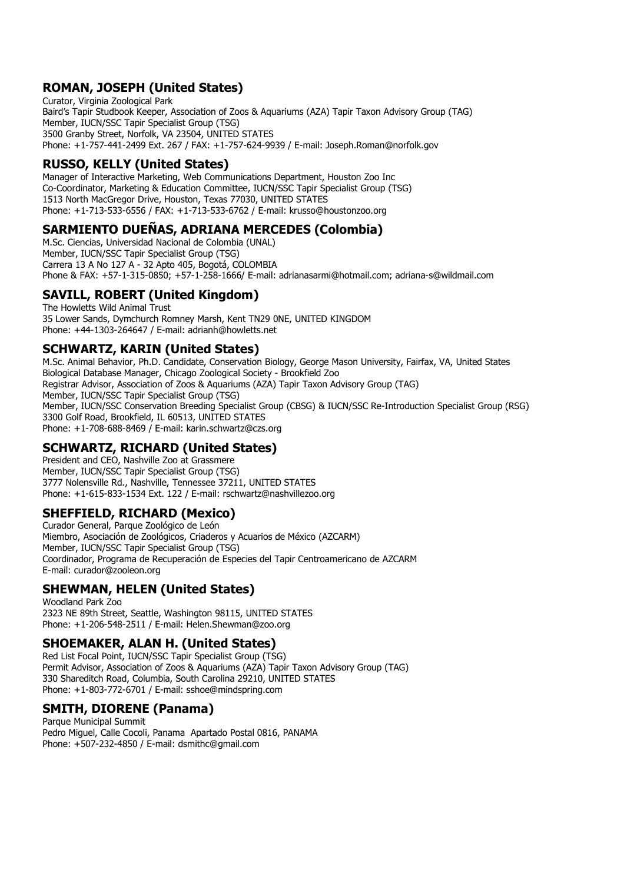## ROMAN, JOSEPH (United States)

Curator, Virginia Zoological Park
Baird's Tapir Studbook Keeper, Association of Zoos & Aquariums (AZA) Tapir Taxon Advisory Group (TAG)
Member, IUCN/SSC Tapir Specialist Group (TSG)
3500 Granby Street, Norfolk, VA 23504, UNITED STATES
Phone: +1-757-441-2499 Ext. 267 / FAX: +1-757-624-9939 / E-mail: Joseph.Roman@norfolk.gov

## RUSSO, KELLY (United States)

Manager of Interactive Marketing, Web Communications Department, Houston Zoo Inc
Co-Coordinator, Marketing & Education Committee, IUCN/SSC Tapir Specialist Group (TSG)
1513 North MacGregor Drive, Houston, Texas 77030, UNITED STATES
Phone: +1-713-533-6556 / FAX: +1-713-533-6762 / E-mail: krusso@houstonzoo.org

## SARMIENTO DUEÑAS, ADRIANA MERCEDES (Colombia)

M.Sc. Ciencias, Universidad Nacional de Colombia (UNAL)
Member, IUCN/SSC Tapir Specialist Group (TSG)
Carrera 13 A No 127 A - 32 Apto 405, Bogotá, COLOMBIA
Phone & FAX: +57-1-315-0850; +57-1-258-1666/ E-mail: adrianasarmi@hotmail.com; adriana-s@wildmail.com

## SAVILL, ROBERT (United Kingdom)

The Howletts Wild Animal Trust
35 Lower Sands, Dymchurch Romney Marsh, Kent TN29 0NE, UNITED KINGDOM
Phone: +44-1303-264647 / E-mail: adrianh@howletts.net

## SCHWARTZ, KARIN (United States)

M.Sc. Animal Behavior, Ph.D. Candidate, Conservation Biology, George Mason University, Fairfax, VA, United States
Biological Database Manager, Chicago Zoological Society - Brookfield Zoo
Registrar Advisor, Association of Zoos & Aquariums (AZA) Tapir Taxon Advisory Group (TAG)
Member, IUCN/SSC Tapir Specialist Group (TSG)
Member, IUCN/SSC Conservation Breeding Specialist Group (CBSG) & IUCN/SSC Re-Introduction Specialist Group (RSG)
3300 Golf Road, Brookfield, IL 60513, UNITED STATES
Phone: +1-708-688-8469 / E-mail: karin.schwartz@czs.org

## SCHWARTZ, RICHARD (United States)

President and CEO, Nashville Zoo at Grassmere
Member, IUCN/SSC Tapir Specialist Group (TSG)
3777 Nolensville Rd., Nashville, Tennessee 37211, UNITED STATES
Phone: +1-615-833-1534 Ext. 122 / E-mail: rschwartz@nashvillezoo.org

## SHEFFIELD, RICHARD (Mexico)

Curador General, Parque Zoológico de León
Miembro, Asociación de Zoológicos, Criaderos y Acuarios de México (AZCARM)
Member, IUCN/SSC Tapir Specialist Group (TSG)
Coordinador, Programa de Recuperación de Especies del Tapir Centroamericano de AZCARM
E-mail: curador@zooleon.org

## SHEWMAN, HELEN (United States)

Woodland Park Zoo
2323 NE 89th Street, Seattle, Washington 98115, UNITED STATES
Phone: +1-206-548-2511 / E-mail: Helen.Shewman@zoo.org

## SHOEMAKER, ALAN H. (United States)

Red List Focal Point, IUCN/SSC Tapir Specialist Group (TSG)
Permit Advisor, Association of Zoos & Aquariums (AZA) Tapir Taxon Advisory Group (TAG)
330 Shareditch Road, Columbia, South Carolina 29210, UNITED STATES
Phone: +1-803-772-6701 / E-mail: sshoe@mindspring.com

## SMITH, DIORENE (Panama)

Parque Municipal Summit
Pedro Miguel, Calle Cocoli, Panama Apartado Postal 0816, PANAMA
Phone: +507-232-4850 / E-mail: dsmithc@gmail.com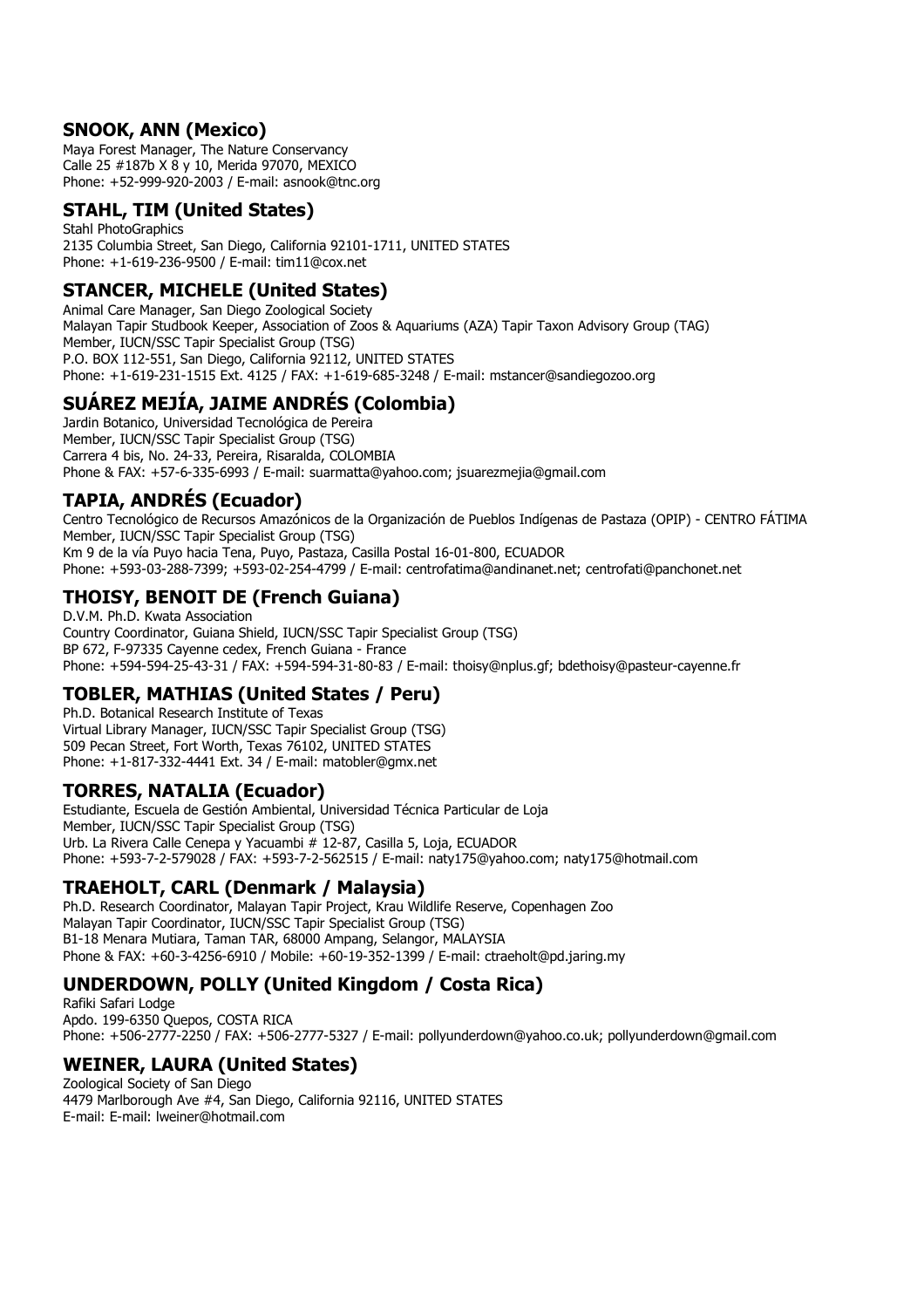## SNOOK, ANN (Mexico)

Maya Forest Manager, The Nature Conservancy
Calle 25 #187b X 8 y 10, Merida 97070, MEXICO
Phone: +52-999-920-2003 / E-mail: asnook@tnc.org

## STAHL, TIM (United States)

Stahl PhotoGraphics
2135 Columbia Street, San Diego, California 92101-1711, UNITED STATES
Phone: +1-619-236-9500 / E-mail: tim11@cox.net

## STANCER, MICHELE (United States)

Animal Care Manager, San Diego Zoological Society
Malayan Tapir Studbook Keeper, Association of Zoos & Aquariums (AZA) Tapir Taxon Advisory Group (TAG)
Member, IUCN/SSC Tapir Specialist Group (TSG)
P.O. BOX 112-551, San Diego, California 92112, UNITED STATES
Phone: +1-619-231-1515 Ext. 4125 / FAX: +1-619-685-3248 / E-mail: mstancer@sandiegozoo.org

## SUÁREZ MEJÍA, JAIME ANDRÉS (Colombia)

Jardin Botanico, Universidad Tecnológica de Pereira
Member, IUCN/SSC Tapir Specialist Group (TSG)
Carrera 4 bis, No. 24-33, Pereira, Risaralda, COLOMBIA
Phone & FAX: +57-6-335-6993 / E-mail: suarmatta@yahoo.com; jsuarezmejia@gmail.com

## TAPIA, ANDRÉS (Ecuador)

Centro Tecnológico de Recursos Amazónicos de la Organización de Pueblos Indígenas de Pastaza (OPIP) - CENTRO FÁTIMA
Member, IUCN/SSC Tapir Specialist Group (TSG)
Km 9 de la vía Puyo hacia Tena, Puyo, Pastaza, Casilla Postal 16-01-800, ECUADOR
Phone: +593-03-288-7399; +593-02-254-4799 / E-mail: centrofatima@andinanet.net; centrofati@panchonet.net

## THOISY, BENOIT DE (French Guiana)

D.V.M. Ph.D. Kwata Association
Country Coordinator, Guiana Shield, IUCN/SSC Tapir Specialist Group (TSG)
BP 672, F-97335 Cayenne cedex, French Guiana - France
Phone: +594-594-25-43-31 / FAX: +594-594-31-80-83 / E-mail: thoisy@nplus.gf; bdethoisy@pasteur-cayenne.fr

## TOBLER, MATHIAS (United States / Peru)

Ph.D. Botanical Research Institute of Texas
Virtual Library Manager, IUCN/SSC Tapir Specialist Group (TSG)
509 Pecan Street, Fort Worth, Texas 76102, UNITED STATES
Phone: +1-817-332-4441 Ext. 34 / E-mail: matobler@gmx.net

## TORRES, NATALIA (Ecuador)

Estudiante, Escuela de Gestión Ambiental, Universidad Técnica Particular de Loja
Member, IUCN/SSC Tapir Specialist Group (TSG)
Urb. La Rivera Calle Cenepa y Yacuambi # 12-87, Casilla 5, Loja, ECUADOR
Phone: +593-7-2-579028 / FAX: +593-7-2-562515 / E-mail: naty175@yahoo.com; naty175@hotmail.com

## TRAEHOLT, CARL (Denmark / Malaysia)

Ph.D. Research Coordinator, Malayan Tapir Project, Krau Wildlife Reserve, Copenhagen Zoo
Malayan Tapir Coordinator, IUCN/SSC Tapir Specialist Group (TSG)
B1-18 Menara Mutiara, Taman TAR, 68000 Ampang, Selangor, MALAYSIA
Phone & FAX: +60-3-4256-6910 / Mobile: +60-19-352-1399 / E-mail: ctraeholt@pd.jaring.my

## UNDERDOWN, POLLY (United Kingdom / Costa Rica)

Rafiki Safari Lodge
Apdo. 199-6350 Quepos, COSTA RICA
Phone: +506-2777-2250 / FAX: +506-2777-5327 / E-mail: pollyunderdown@yahoo.co.uk; pollyunderdown@gmail.com

## WEINER, LAURA (United States)

Zoological Society of San Diego
4479 Marlborough Ave #4, San Diego, California 92116, UNITED STATES
E-mail: E-mail: lweiner@hotmail.com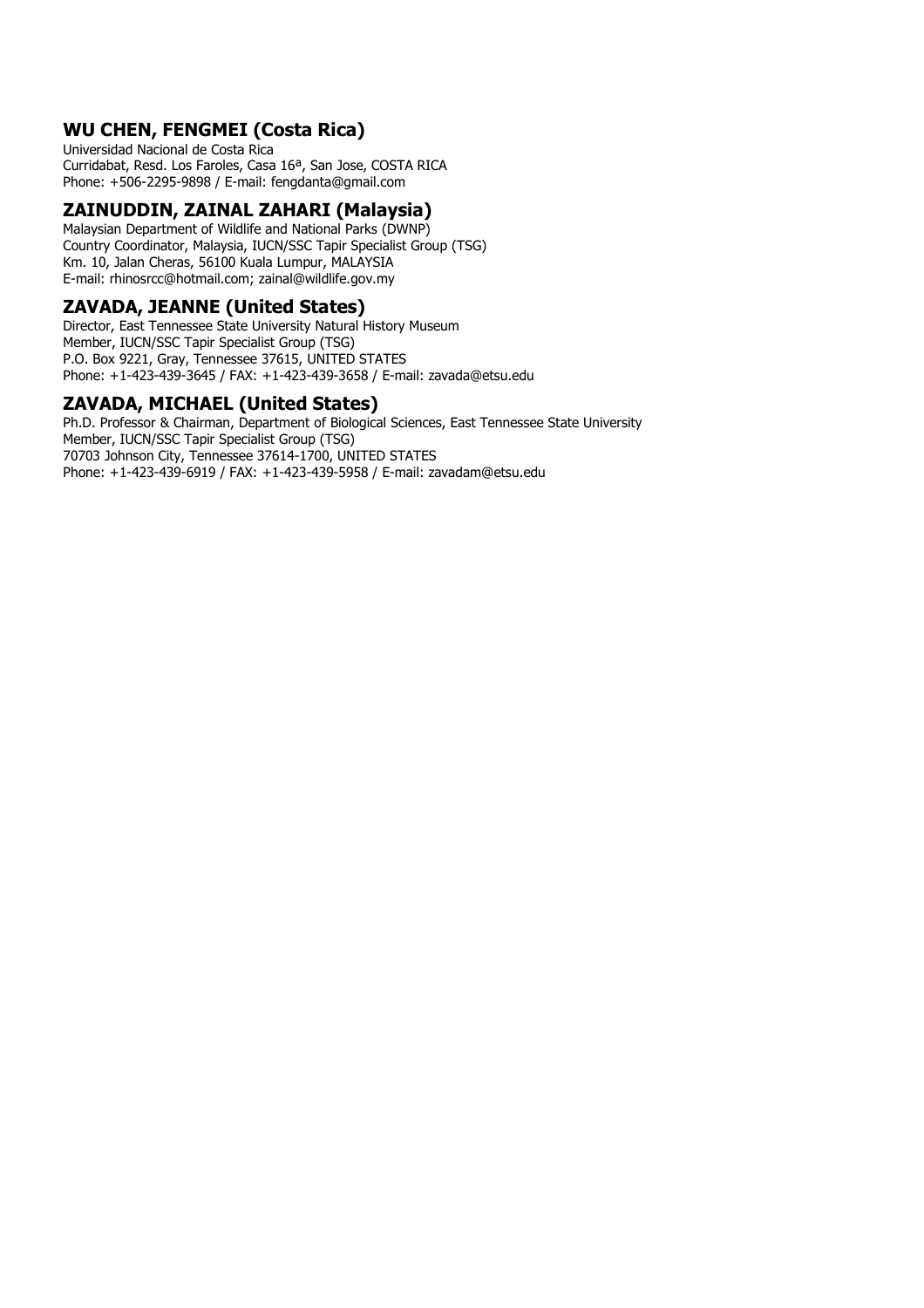## WU CHEN, FENGMEI (Costa Rica)

Universidad Nacional de Costa Rica
Curridabat, Resd. Los Faroles, Casa 16ª, San Jose, COSTA RICA
Phone: +506-2295-9898 / E-mail: fengdanta@gmail.com

## ZAINUDDIN, ZAINAL ZAHARI (Malaysia)

Malaysian Department of Wildlife and National Parks (DWNP)
Country Coordinator, Malaysia, IUCN/SSC Tapir Specialist Group (TSG)
Km. 10, Jalan Cheras, 56100 Kuala Lumpur, MALAYSIA
E-mail: rhinosrcc@hotmail.com; zainal@wildlife.gov.my

## ZAVADA, JEANNE (United States)

Director, East Tennessee State University Natural History Museum
Member, IUCN/SSC Tapir Specialist Group (TSG)
P.O. Box 9221, Gray, Tennessee 37615, UNITED STATES
Phone: +1-423-439-3645 / FAX: +1-423-439-3658 / E-mail: zavada@etsu.edu

## ZAVADA, MICHAEL (United States)

Ph.D. Professor & Chairman, Department of Biological Sciences, East Tennessee State University
Member, IUCN/SSC Tapir Specialist Group (TSG)
70703 Johnson City, Tennessee 37614-1700, UNITED STATES
Phone: +1-423-439-6919 / FAX: +1-423-439-5958 / E-mail: zavadam@etsu.edu